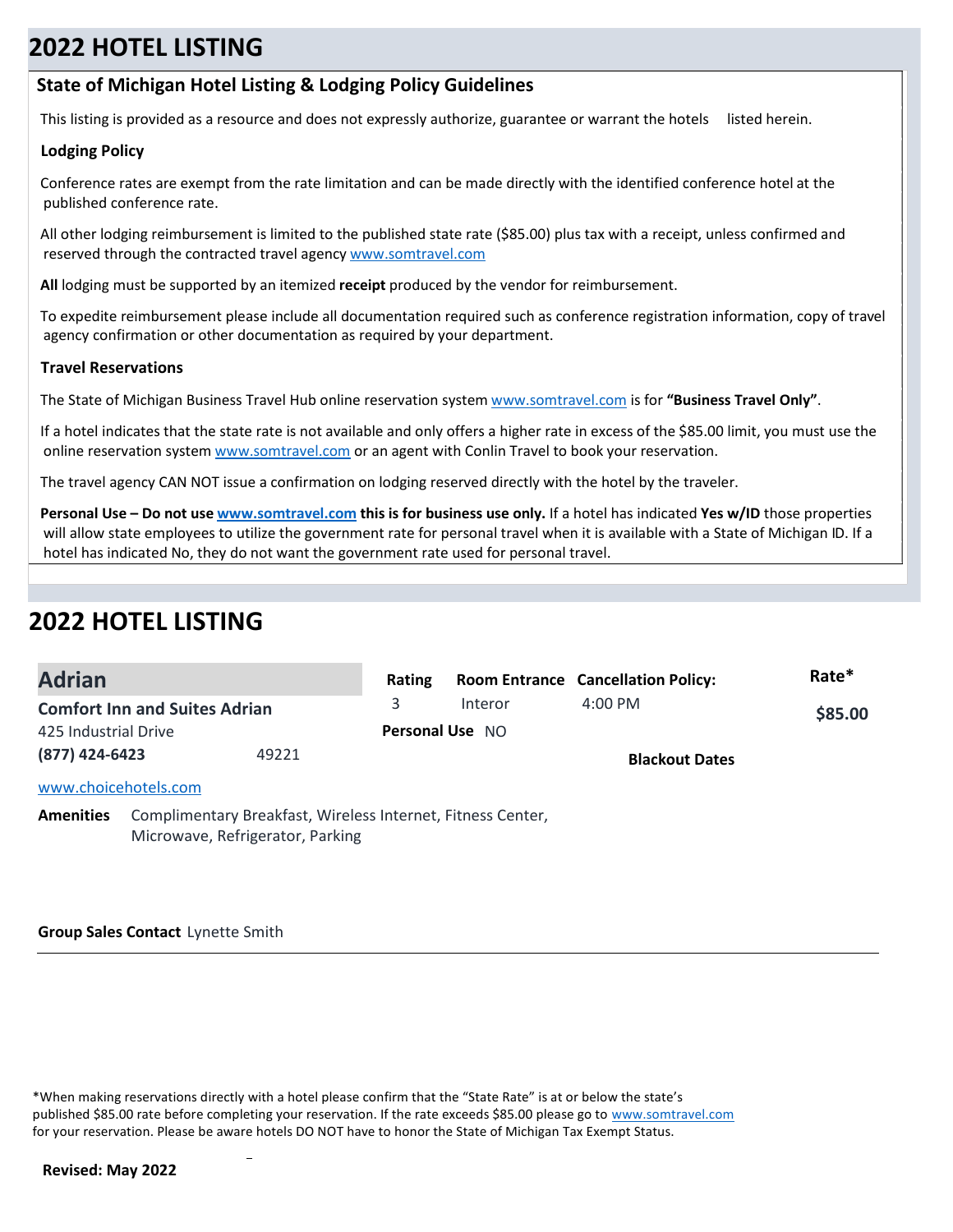# 2022 HOTEL LISTING

## State of Michigan Hotel Listing & Lodging Policy Guidelines

This listing is provided as a resource and does not expressly authorize, guarantee or warrant the hotels listed herein.

### Lodging Policy

Conference rates are exempt from the rate limitation and can be made directly with the identified conference hotel at the published conference rate.

All other lodging reimbursement is limited to the published state rate ($85.00) plus tax with a receipt, unless confirmed and reserved through the contracted travel agency www.somtravel.com

**All** lodging must be supported by an itemized **receipt** produced by the vendor for reimbursement.

To expedite reimbursement please include all documentation required such as conference registration information, copy of travel agency confirmation or other documentation as required by your department.

### Travel Reservations

The State of Michigan Business Travel Hub online reservation system www.somtravel.com is for **"Business Travel Only"**.

If a hotel indicates that the state rate is not available and only offers a higher rate in excess of the $85.00 limit, you must use the online reservation system www.somtravel.com or an agent with Conlin Travel to book your reservation.

The travel agency CAN NOT issue a confirmation on lodging reserved directly with the hotel by the traveler.

**Personal Use – Do not use www.somtravel.com this is for business use only.** If a hotel has indicated **Yes w/ID** those properties will allow state employees to utilize the government rate for personal travel when it is available with a State of Michigan ID. If a hotel has indicated No, they do not want the government rate used for personal travel.

# 2022 HOTEL LISTING

## Adrian

| | Rating | Room Entrance | Cancellation Policy: | Rate* |
|---|---|---|---|---|
| **Comfort Inn and Suites Adrian** | 3 | Interor | 4:00 PM | **$85.00** |
| 425 Industrial Drive | **Personal Use** NO | | | |
| **(877) 424-6423** 49221 | | | **Blackout Dates** | |

www.choicehotels.com

**Amenities** Complimentary Breakfast, Wireless Internet, Fitness Center, Microwave, Refrigerator, Parking

**Group Sales Contact** Lynette Smith

---

*When making reservations directly with a hotel please confirm that the "State Rate" is at or below the state's published $85.00 rate before completing your reservation. If the rate exceeds $85.00 please go to www.somtravel.com for your reservation. Please be aware hotels DO NOT have to honor the State of Michigan Tax Exempt Status.

**Revised: May 2022**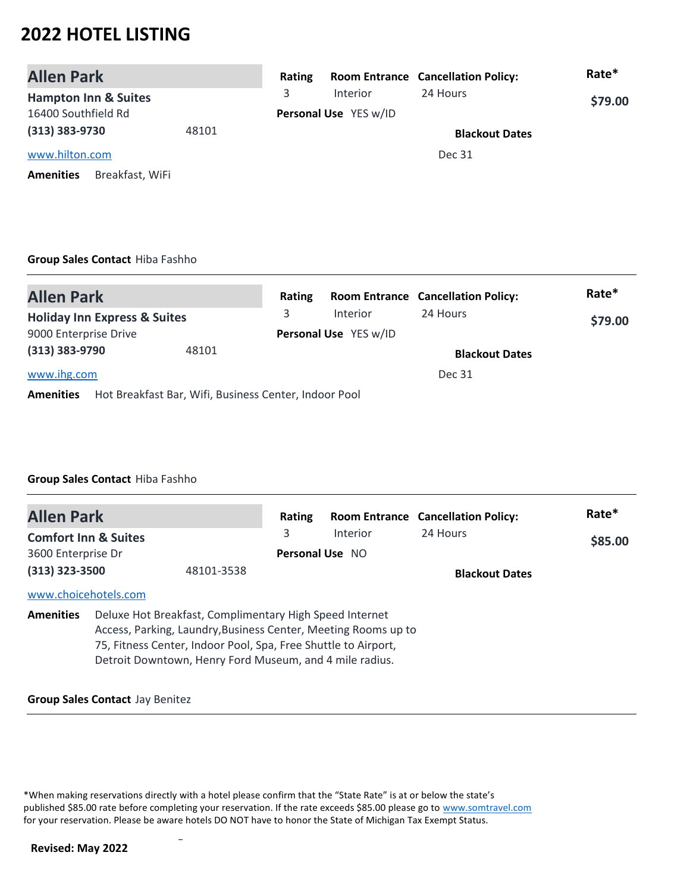# 2022 HOTEL LISTING

## Allen Park

**Hampton Inn & Suites**
16400 Southfield Rd
**(313) 383-9730** 48101
www.hilton.com

| Rating | Room Entrance | Cancellation Policy: | Rate* |
|---|---|---|---|
| 3 | Interior | 24 Hours | $79.00 |

**Personal Use** YES w/ID

**Blackout Dates**
Dec 31

**Amenities** Breakfast, WiFi

**Group Sales Contact** Hiba Fashho

---

## Allen Park

**Holiday Inn Express & Suites**
9000 Enterprise Drive
**(313) 383-9790** 48101
www.ihg.com

| Rating | Room Entrance | Cancellation Policy: | Rate* |
|---|---|---|---|
| 3 | Interior | 24 Hours | $79.00 |

**Personal Use** YES w/ID

**Blackout Dates**
Dec 31

**Amenities** Hot Breakfast Bar, Wifi, Business Center, Indoor Pool

**Group Sales Contact** Hiba Fashho

---

## Allen Park

**Comfort Inn & Suites**
3600 Enterprise Dr
**(313) 323-3500** 48101-3538
www.choicehotels.com

| Rating | Room Entrance | Cancellation Policy: | Rate* |
|---|---|---|---|
| 3 | Interior | 24 Hours | $85.00 |

**Personal Use** NO

**Blackout Dates**

**Amenities** Deluxe Hot Breakfast, Complimentary High Speed Internet Access, Parking, Laundry,Business Center, Meeting Rooms up to 75, Fitness Center, Indoor Pool, Spa, Free Shuttle to Airport, Detroit Downtown, Henry Ford Museum, and 4 mile radius.

**Group Sales Contact** Jay Benitez

---

*When making reservations directly with a hotel please confirm that the "State Rate" is at or below the state's published $85.00 rate before completing your reservation. If the rate exceeds $85.00 please go to www.somtravel.com for your reservation. Please be aware hotels DO NOT have to honor the State of Michigan Tax Exempt Status.

**Revised: May 2022**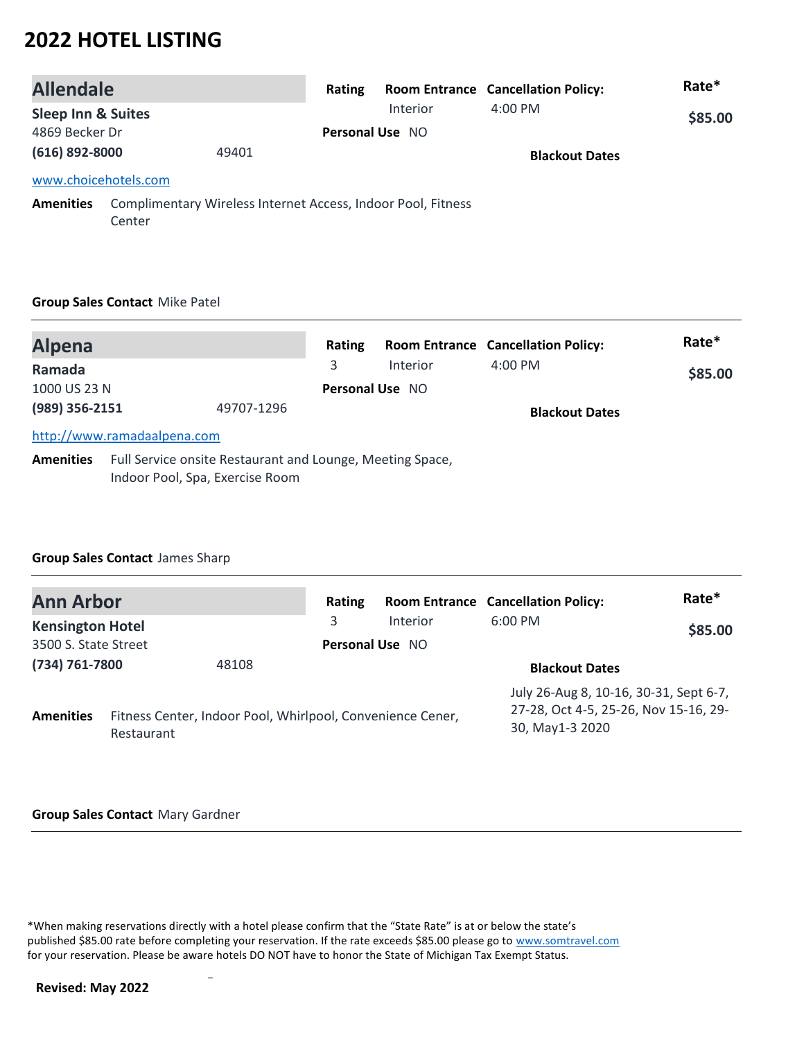# 2022 HOTEL LISTING

## Allendale

**Sleep Inn & Suites**
4869 Becker Dr
**(616) 892-8000** 49401
[www.choicehotels.com](www.choicehotels.com)

| Rating | Room Entrance | Cancellation Policy: | Rate* |
|---|---|---|---|
| | Interior | 4:00 PM | $85.00 |

**Personal Use** NO

**Blackout Dates**

**Amenities** Complimentary Wireless Internet Access, Indoor Pool, Fitness Center

**Group Sales Contact** Mike Patel

---

## Alpena

**Ramada**
1000 US 23 N
**(989) 356-2151** 49707-1296
[http://www.ramadaalpena.com](http://www.ramadaalpena.com)

| Rating | Room Entrance | Cancellation Policy: | Rate* |
|---|---|---|---|
| 3 | Interior | 4:00 PM | $85.00 |

**Personal Use** NO

**Blackout Dates**

**Amenities** Full Service onsite Restaurant and Lounge, Meeting Space, Indoor Pool, Spa, Exercise Room

**Group Sales Contact** James Sharp

---

## Ann Arbor

**Kensington Hotel**
3500 S. State Street
**(734) 761-7800** 48108

| Rating | Room Entrance | Cancellation Policy: | Rate* |
|---|---|---|---|
| 3 | Interior | 6:00 PM | $85.00 |

**Personal Use** NO

**Blackout Dates**
July 26-Aug 8, 10-16, 30-31, Sept 6-7, 27-28, Oct 4-5, 25-26, Nov 15-16, 29-30, May1-3 2020

**Amenities** Fitness Center, Indoor Pool, Whirlpool, Convenience Cener, Restaurant

**Group Sales Contact** Mary Gardner

---

*When making reservations directly with a hotel please confirm that the "State Rate" is at or below the state's published $85.00 rate before completing your reservation. If the rate exceeds $85.00 please go to [www.somtravel.com](www.somtravel.com) for your reservation. Please be aware hotels DO NOT have to honor the State of Michigan Tax Exempt Status.

**Revised: May 2022**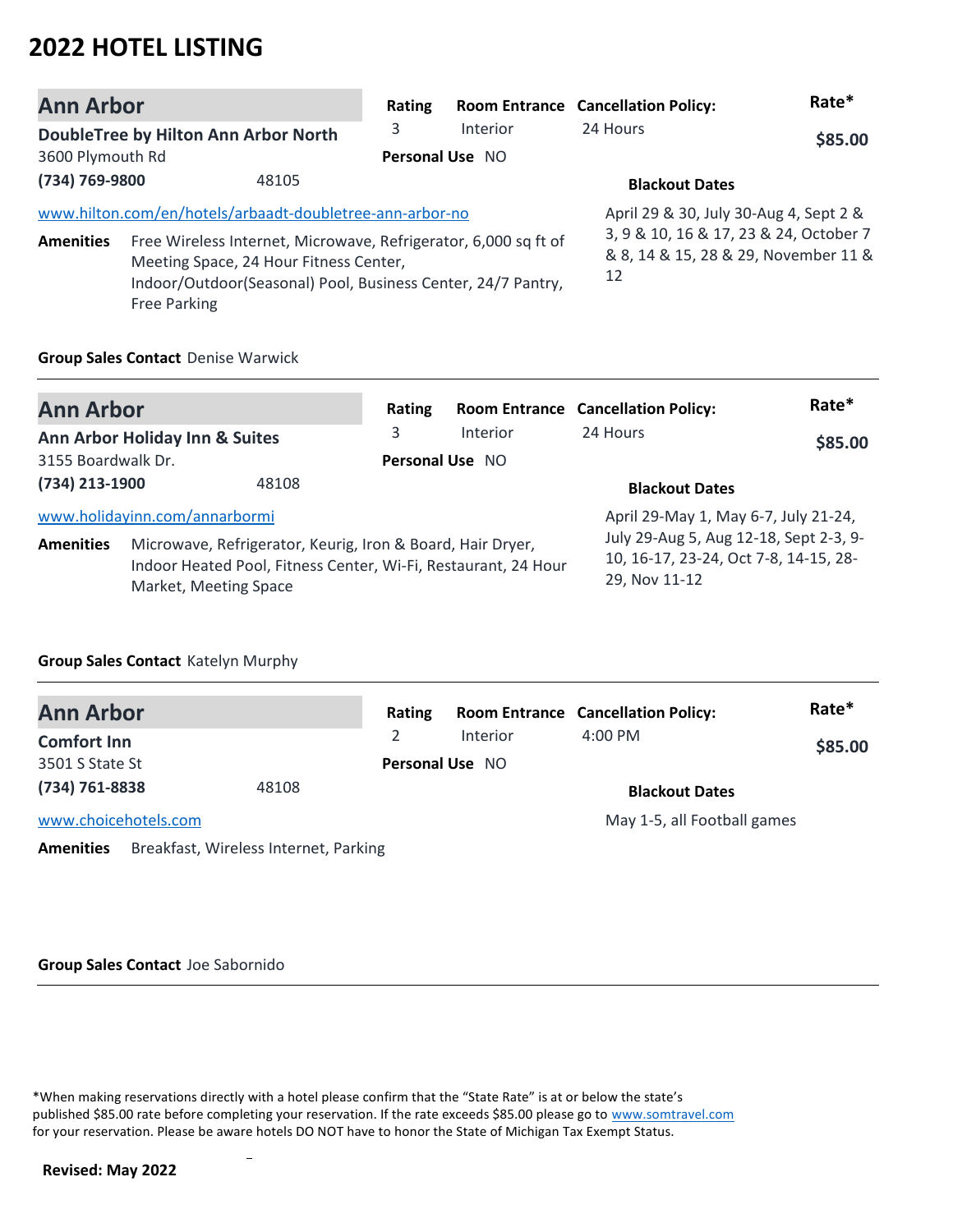# 2022 HOTEL LISTING

## Ann Arbor

**DoubleTree by Hilton Ann Arbor North**
3600 Plymouth Rd
**(734) 769-9800** 48105
www.hilton.com/en/hotels/arbaadt-doubletree-ann-arbor-no

| Rating | Room Entrance | Cancellation Policy: | Rate* |
|---|---|---|---|
| 3 | Interior | 24 Hours | **$85.00** |

**Personal Use** NO

**Blackout Dates**
April 29 & 30, July 30-Aug 4, Sept 2 & 3, 9 & 10, 16 & 17, 23 & 24, October 7 & 8, 14 & 15, 28 & 29, November 11 & 12

**Amenities** Free Wireless Internet, Microwave, Refrigerator, 6,000 sq ft of Meeting Space, 24 Hour Fitness Center, Indoor/Outdoor(Seasonal) Pool, Business Center, 24/7 Pantry, Free Parking

**Group Sales Contact** Denise Warwick

---

## Ann Arbor

**Ann Arbor Holiday Inn & Suites**
3155 Boardwalk Dr.
**(734) 213-1900** 48108
www.holidayinn.com/annarbormi

| Rating | Room Entrance | Cancellation Policy: | Rate* |
|---|---|---|---|
| 3 | Interior | 24 Hours | **$85.00** |

**Personal Use** NO

**Blackout Dates**
April 29-May 1, May 6-7, July 21-24, July 29-Aug 5, Aug 12-18, Sept 2-3, 9-10, 16-17, 23-24, Oct 7-8, 14-15, 28-29, Nov 11-12

**Amenities** Microwave, Refrigerator, Keurig, Iron & Board, Hair Dryer, Indoor Heated Pool, Fitness Center, Wi-Fi, Restaurant, 24 Hour Market, Meeting Space

**Group Sales Contact** Katelyn Murphy

---

## Ann Arbor

**Comfort Inn**
3501 S State St
**(734) 761-8838** 48108
www.choicehotels.com

| Rating | Room Entrance | Cancellation Policy: | Rate* |
|---|---|---|---|
| 2 | Interior | 4:00 PM | **$85.00** |

**Personal Use** NO

**Blackout Dates**
May 1-5, all Football games

**Amenities** Breakfast, Wireless Internet, Parking

**Group Sales Contact** Joe Sabornido

---

*When making reservations directly with a hotel please confirm that the "State Rate" is at or below the state's published $85.00 rate before completing your reservation. If the rate exceeds $85.00 please go to www.somtravel.com for your reservation. Please be aware hotels DO NOT have to honor the State of Michigan Tax Exempt Status.

**Revised: May 2022**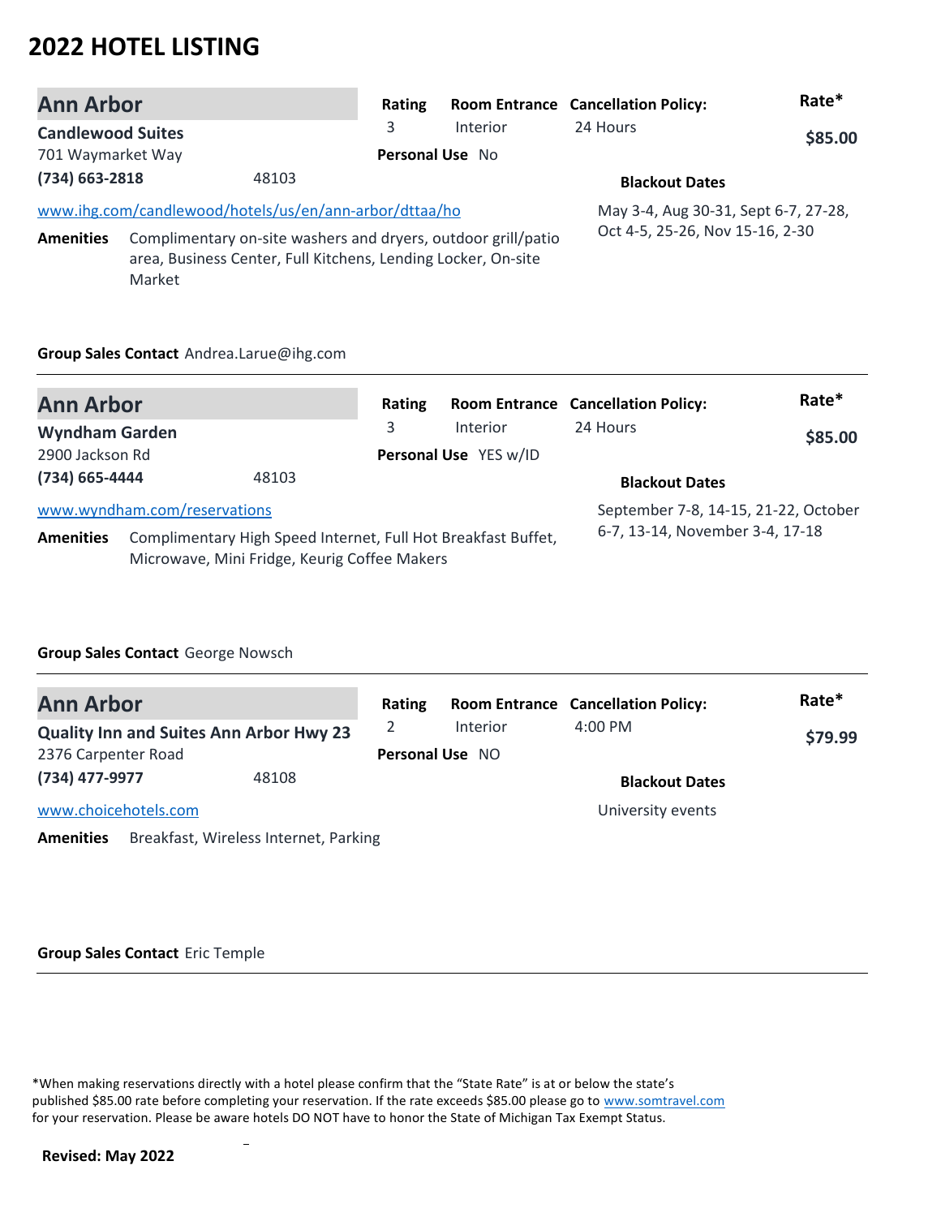# 2022 HOTEL LISTING

## Ann Arbor

**Candlewood Suites**
701 Waymarket Way
**(734) 663-2818** 48103

www.ihg.com/candlewood/hotels/us/en/ann-arbor/dttaa/ho

| Rating | Room Entrance | Cancellation Policy: | Rate* |
|---|---|---|---|
| 3 | Interior | 24 Hours | **$85.00** |

**Personal Use** No

**Blackout Dates**
May 3-4, Aug 30-31, Sept 6-7, 27-28, Oct 4-5, 25-26, Nov 15-16, 2-30

**Amenities** Complimentary on-site washers and dryers, outdoor grill/patio area, Business Center, Full Kitchens, Lending Locker, On-site Market

**Group Sales Contact** Andrea.Larue@ihg.com

---

## Ann Arbor

**Wyndham Garden**
2900 Jackson Rd
**(734) 665-4444** 48103

www.wyndham.com/reservations

| Rating | Room Entrance | Cancellation Policy: | Rate* |
|---|---|---|---|
| 3 | Interior | 24 Hours | **$85.00** |

**Personal Use** YES w/ID

**Blackout Dates**
September 7-8, 14-15, 21-22, October 6-7, 13-14, November 3-4, 17-18

**Amenities** Complimentary High Speed Internet, Full Hot Breakfast Buffet, Microwave, Mini Fridge, Keurig Coffee Makers

**Group Sales Contact** George Nowsch

---

## Ann Arbor

**Quality Inn and Suites Ann Arbor Hwy 23**
2376 Carpenter Road
**(734) 477-9977** 48108

www.choicehotels.com

| Rating | Room Entrance | Cancellation Policy: | Rate* |
|---|---|---|---|
| 2 | Interior | 4:00 PM | **$79.99** |

**Personal Use** NO

**Blackout Dates**
University events

**Amenities** Breakfast, Wireless Internet, Parking

**Group Sales Contact** Eric Temple

---

*When making reservations directly with a hotel please confirm that the "State Rate" is at or below the state's published $85.00 rate before completing your reservation. If the rate exceeds $85.00 please go to www.somtravel.com for your reservation. Please be aware hotels DO NOT have to honor the State of Michigan Tax Exempt Status.

**Revised: May 2022**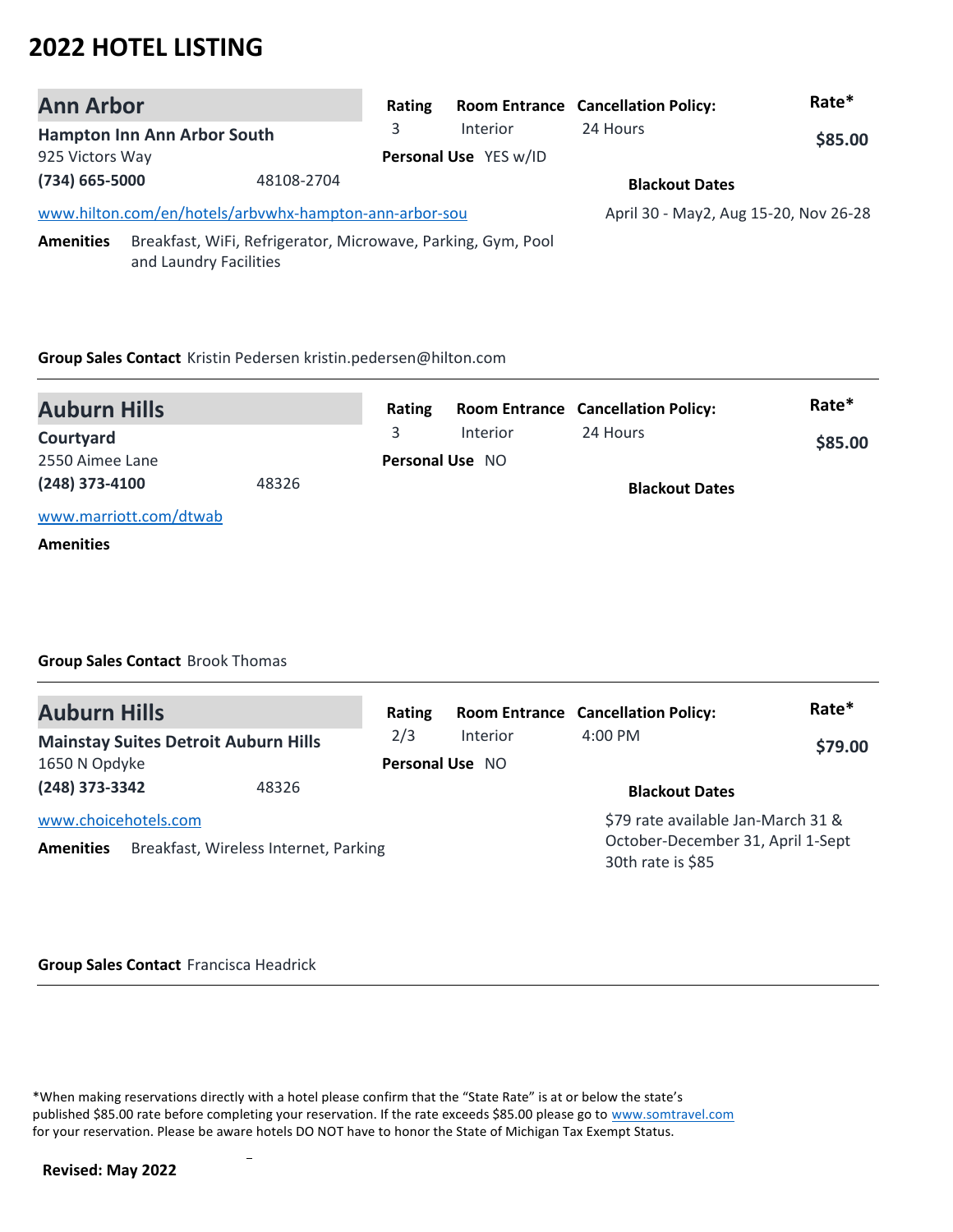# 2022 HOTEL LISTING

## Ann Arbor

**Hampton Inn Ann Arbor South**
925 Victors Way
**(734) 665-5000** 48108-2704
www.hilton.com/en/hotels/arbvwhx-hampton-ann-arbor-sou

| Rating | Room Entrance | Cancellation Policy: | Rate* |
|---|---|---|---|
| 3 | Interior | 24 Hours | **$85.00** |

**Personal Use** YES w/ID

**Blackout Dates**
April 30 - May2, Aug 15-20, Nov 26-28

**Amenities** Breakfast, WiFi, Refrigerator, Microwave, Parking, Gym, Pool and Laundry Facilities

**Group Sales Contact** Kristin Pedersen kristin.pedersen@hilton.com

---

## Auburn Hills

**Courtyard**
2550 Aimee Lane
**(248) 373-4100** 48326
www.marriott.com/dtwab

| Rating | Room Entrance | Cancellation Policy: | Rate* |
|---|---|---|---|
| 3 | Interior | 24 Hours | **$85.00** |

**Personal Use** NO

**Blackout Dates**

**Amenities**

**Group Sales Contact** Brook Thomas

---

## Auburn Hills

**Mainstay Suites Detroit Auburn Hills**
1650 N Opdyke
**(248) 373-3342** 48326
www.choicehotels.com

| Rating | Room Entrance | Cancellation Policy: | Rate* |
|---|---|---|---|
| 2/3 | Interior | 4:00 PM | **$79.00** |

**Personal Use** NO

**Blackout Dates**
$79 rate available Jan-March 31 & October-December 31, April 1-Sept 30th rate is $85

**Amenities** Breakfast, Wireless Internet, Parking

**Group Sales Contact** Francisca Headrick

---

*When making reservations directly with a hotel please confirm that the "State Rate" is at or below the state's published $85.00 rate before completing your reservation. If the rate exceeds $85.00 please go to www.somtravel.com for your reservation. Please be aware hotels DO NOT have to honor the State of Michigan Tax Exempt Status.

**Revised: May 2022**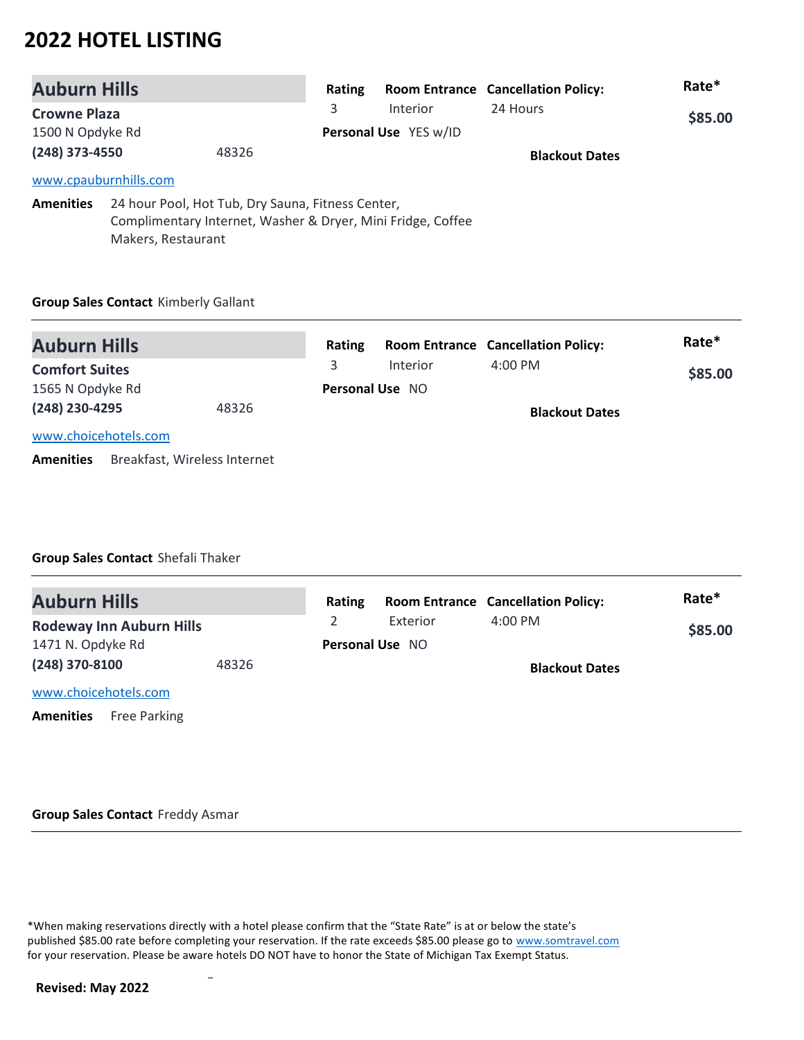# 2022 HOTEL LISTING

## Auburn Hills

**Crowne Plaza**
1500 N Opdyke Rd
**(248) 373-4550** 48326

www.cpauburnhills.com

| Rating | Room Entrance | Cancellation Policy: | Rate* |
|---|---|---|---|
| 3 | Interior | 24 Hours | **$85.00** |

**Personal Use** YES w/ID

**Blackout Dates**

**Amenities** 24 hour Pool, Hot Tub, Dry Sauna, Fitness Center, Complimentary Internet, Washer & Dryer, Mini Fridge, Coffee Makers, Restaurant

**Group Sales Contact** Kimberly Gallant

---

## Auburn Hills

**Comfort Suites**
1565 N Opdyke Rd
**(248) 230-4295** 48326

www.choicehotels.com

| Rating | Room Entrance | Cancellation Policy: | Rate* |
|---|---|---|---|
| 3 | Interior | 4:00 PM | **$85.00** |

**Personal Use** NO

**Blackout Dates**

**Amenities** Breakfast, Wireless Internet

**Group Sales Contact** Shefali Thaker

---

## Auburn Hills

**Rodeway Inn Auburn Hills**
1471 N. Opdyke Rd
**(248) 370-8100** 48326

www.choicehotels.com

| Rating | Room Entrance | Cancellation Policy: | Rate* |
|---|---|---|---|
| 2 | Exterior | 4:00 PM | **$85.00** |

**Personal Use** NO

**Blackout Dates**

**Amenities** Free Parking

**Group Sales Contact** Freddy Asmar

---

*When making reservations directly with a hotel please confirm that the "State Rate" is at or below the state's published $85.00 rate before completing your reservation. If the rate exceeds $85.00 please go to www.somtravel.com for your reservation. Please be aware hotels DO NOT have to honor the State of Michigan Tax Exempt Status.

**Revised: May 2022**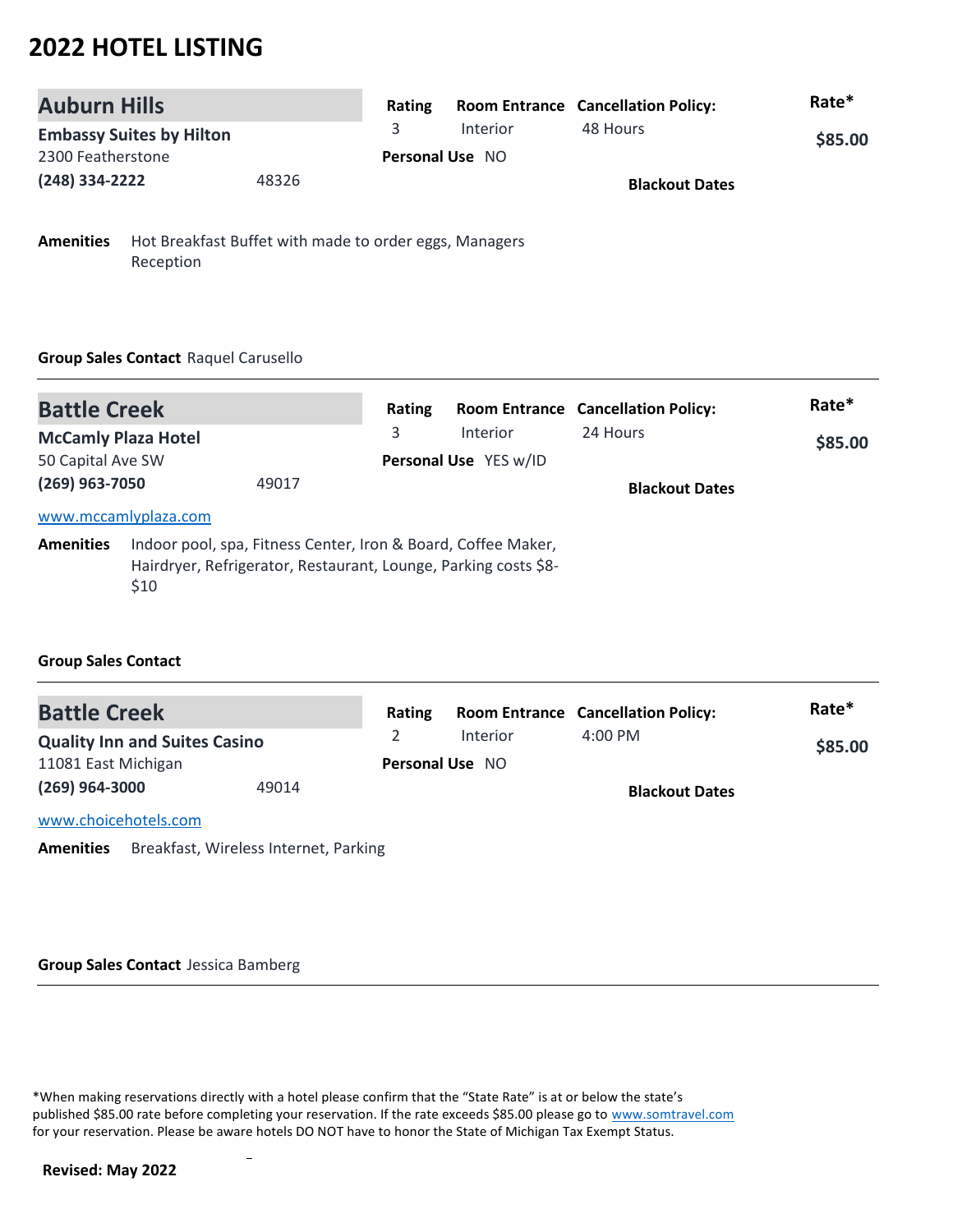# 2022 HOTEL LISTING

## Auburn Hills

**Embassy Suites by Hilton**
2300 Featherstone
**(248) 334-2222** 48326

| Rating | Room Entrance | Cancellation Policy: | Rate* |
|---|---|---|---|
| 3 | Interior | 48 Hours | $85.00 |

**Personal Use** NO

**Blackout Dates**

**Amenities** Hot Breakfast Buffet with made to order eggs, Managers Reception

**Group Sales Contact** Raquel Carusello

---

## Battle Creek

**McCamly Plaza Hotel**
50 Capital Ave SW
**(269) 963-7050** 49017

| Rating | Room Entrance | Cancellation Policy: | Rate* |
|---|---|---|---|
| 3 | Interior | 24 Hours | $85.00 |

**Personal Use** YES w/ID

**Blackout Dates**

www.mccamlyplaza.com

**Amenities** Indoor pool, spa, Fitness Center, Iron & Board, Coffee Maker, Hairdryer, Refrigerator, Restaurant, Lounge, Parking costs $8-$10

**Group Sales Contact**

---

## Battle Creek

**Quality Inn and Suites Casino**
11081 East Michigan
**(269) 964-3000** 49014

| Rating | Room Entrance | Cancellation Policy: | Rate* |
|---|---|---|---|
| 2 | Interior | 4:00 PM | $85.00 |

**Personal Use** NO

**Blackout Dates**

www.choicehotels.com

**Amenities** Breakfast, Wireless Internet, Parking

**Group Sales Contact** Jessica Bamberg

---

*When making reservations directly with a hotel please confirm that the "State Rate" is at or below the state's published $85.00 rate before completing your reservation. If the rate exceeds $85.00 please go to www.somtravel.com for your reservation. Please be aware hotels DO NOT have to honor the State of Michigan Tax Exempt Status.

**Revised: May 2022**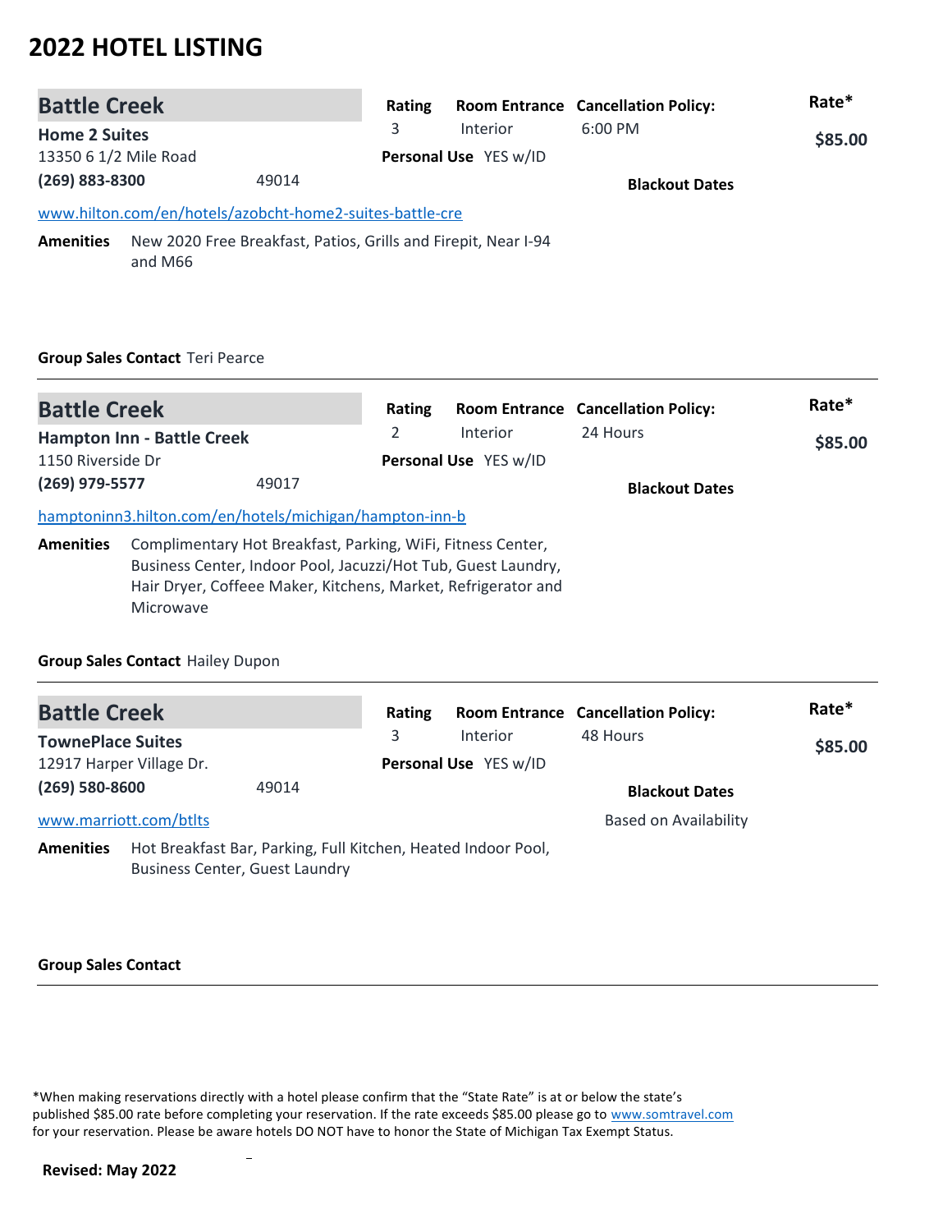# 2022 HOTEL LISTING

## Battle Creek

**Home 2 Suites**
13350 6 1/2 Mile Road
**(269) 883-8300** 49014

www.hilton.com/en/hotels/azobcht-home2-suites-battle-cre

| Rating | Room Entrance | Cancellation Policy: | Rate* |
|---|---|---|---|
| 3 | Interior | 6:00 PM | $85.00 |

**Personal Use** YES w/ID

**Blackout Dates**

**Amenities** New 2020 Free Breakfast, Patios, Grills and Firepit, Near I-94 and M66

**Group Sales Contact** Teri Pearce

---

## Battle Creek

**Hampton Inn - Battle Creek**
1150 Riverside Dr
**(269) 979-5577** 49017

hamptoninn3.hilton.com/en/hotels/michigan/hampton-inn-b

| Rating | Room Entrance | Cancellation Policy: | Rate* |
|---|---|---|---|
| 2 | Interior | 24 Hours | $85.00 |

**Personal Use** YES w/ID

**Blackout Dates**

**Amenities** Complimentary Hot Breakfast, Parking, WiFi, Fitness Center, Business Center, Indoor Pool, Jacuzzi/Hot Tub, Guest Laundry, Hair Dryer, Coffeee Maker, Kitchens, Market, Refrigerator and Microwave

**Group Sales Contact** Hailey Dupon

---

## Battle Creek

**TownePlace Suites**
12917 Harper Village Dr.
**(269) 580-8600** 49014

www.marriott.com/btlts

| Rating | Room Entrance | Cancellation Policy: | Rate* |
|---|---|---|---|
| 3 | Interior | 48 Hours | $85.00 |

**Personal Use** YES w/ID

**Blackout Dates**
Based on Availability

**Amenities** Hot Breakfast Bar, Parking, Full Kitchen, Heated Indoor Pool, Business Center, Guest Laundry

**Group Sales Contact**

---

*When making reservations directly with a hotel please confirm that the "State Rate" is at or below the state's published $85.00 rate before completing your reservation. If the rate exceeds $85.00 please go to www.somtravel.com for your reservation. Please be aware hotels DO NOT have to honor the State of Michigan Tax Exempt Status.

**Revised: May 2022**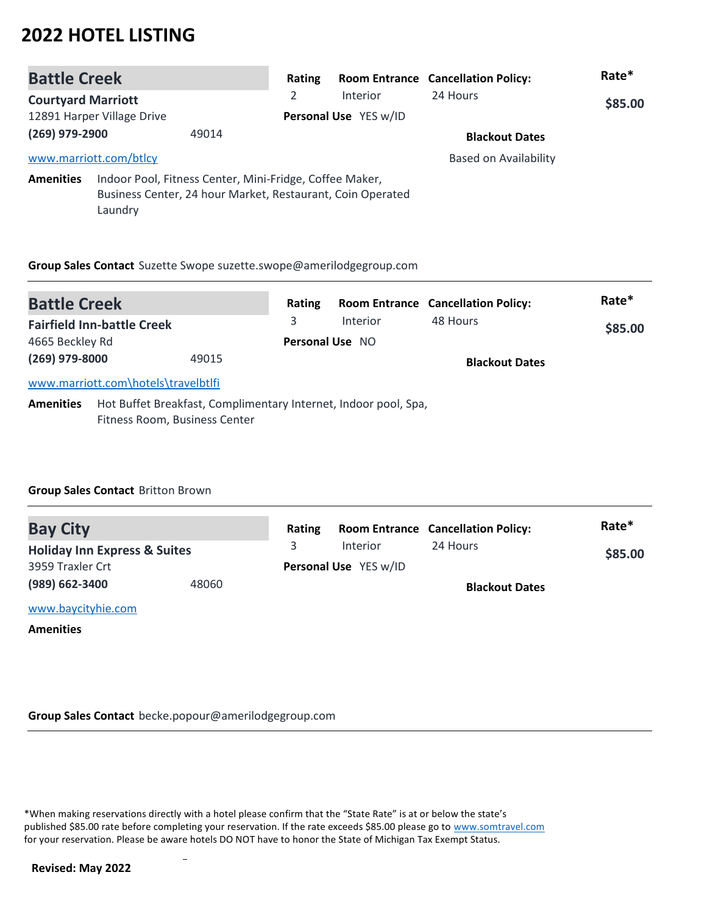# 2022 HOTEL LISTING

## Battle Creek

**Courtyard Marriott**
12891 Harper Village Drive
**(269) 979-2900** 49014
www.marriott.com/btlcy

| Rating | Room Entrance | Cancellation Policy: | Rate* |
|---|---|---|---|
| 2 | Interior | 24 Hours | **$85.00** |

**Personal Use** YES w/ID

**Blackout Dates**
Based on Availability

**Amenities** Indoor Pool, Fitness Center, Mini-Fridge, Coffee Maker, Business Center, 24 hour Market, Restaurant, Coin Operated Laundry

**Group Sales Contact** Suzette Swope suzette.swope@amerilodgegroup.com

---

## Battle Creek

**Fairfield Inn-battle Creek**
4665 Beckley Rd
**(269) 979-8000** 49015
www.marriott.com\hotels\travelbtlfi

| Rating | Room Entrance | Cancellation Policy: | Rate* |
|---|---|---|---|
| 3 | Interior | 48 Hours | **$85.00** |

**Personal Use** NO

**Blackout Dates**

**Amenities** Hot Buffet Breakfast, Complimentary Internet, Indoor pool, Spa, Fitness Room, Business Center

**Group Sales Contact** Britton Brown

---

## Bay City

**Holiday Inn Express & Suites**
3959 Traxler Crt
**(989) 662-3400** 48060
www.baycityhie.com

| Rating | Room Entrance | Cancellation Policy: | Rate* |
|---|---|---|---|
| 3 | Interior | 24 Hours | **$85.00** |

**Personal Use** YES w/ID

**Blackout Dates**

**Amenities**

**Group Sales Contact** becke.popour@amerilodgegroup.com

---

*When making reservations directly with a hotel please confirm that the "State Rate" is at or below the state's published $85.00 rate before completing your reservation. If the rate exceeds $85.00 please go to www.somtravel.com for your reservation. Please be aware hotels DO NOT have to honor the State of Michigan Tax Exempt Status.

**Revised: May 2022**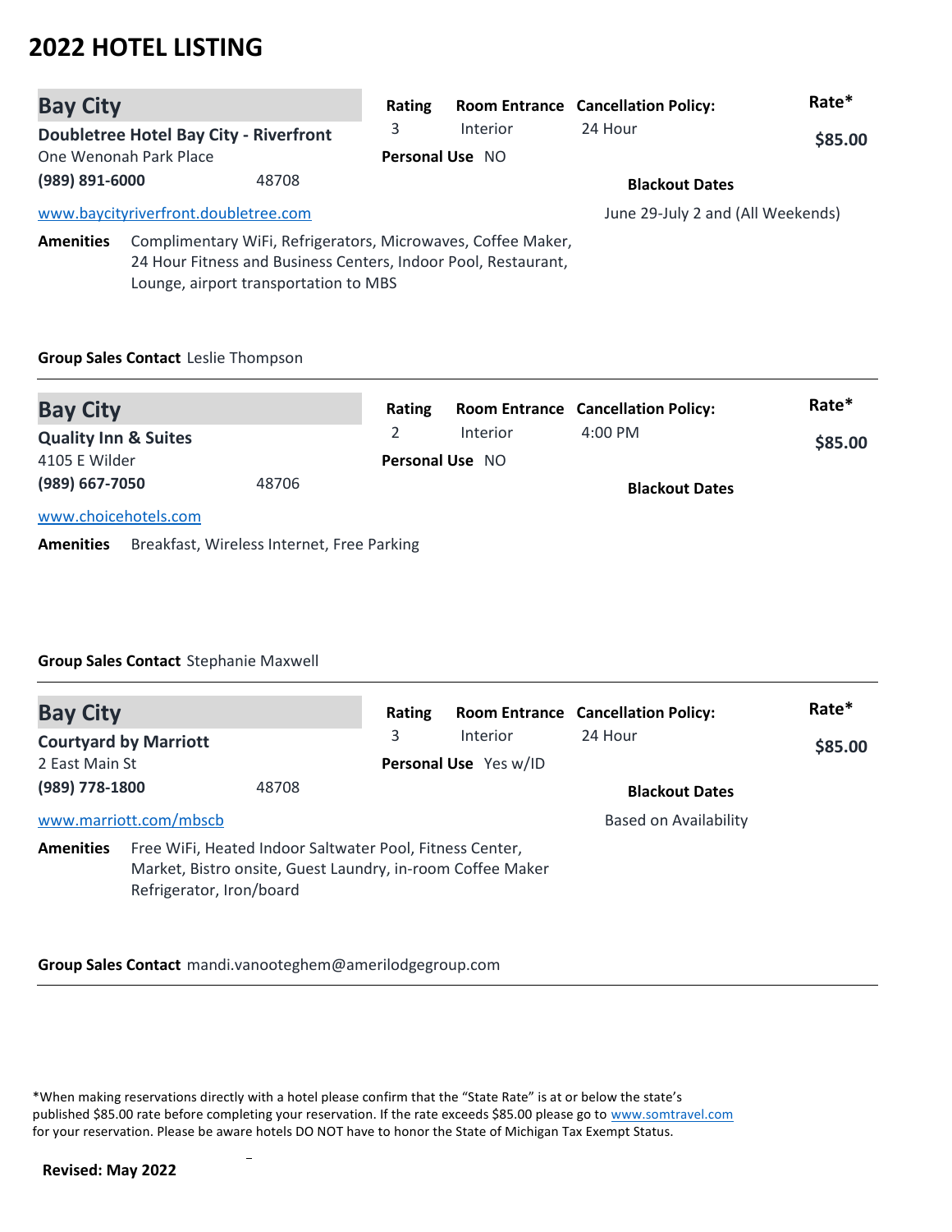# 2022 HOTEL LISTING

## Bay City

**Doubletree Hotel Bay City - Riverfront**
One Wenonah Park Place
**(989) 891-6000** 48708
www.baycityriverfront.doubletree.com

| Rating | Room Entrance | Cancellation Policy: | Rate* |
|---|---|---|---|
| 3 | Interior | 24 Hour | **$85.00** |

**Personal Use** NO

**Blackout Dates**
June 29-July 2 and (All Weekends)

**Amenities** Complimentary WiFi, Refrigerators, Microwaves, Coffee Maker, 24 Hour Fitness and Business Centers, Indoor Pool, Restaurant, Lounge, airport transportation to MBS

**Group Sales Contact** Leslie Thompson

---

## Bay City

**Quality Inn & Suites**
4105 E Wilder
**(989) 667-7050** 48706
www.choicehotels.com

| Rating | Room Entrance | Cancellation Policy: | Rate* |
|---|---|---|---|
| 2 | Interior | 4:00 PM | **$85.00** |

**Personal Use** NO

**Blackout Dates**

**Amenities** Breakfast, Wireless Internet, Free Parking

**Group Sales Contact** Stephanie Maxwell

---

## Bay City

**Courtyard by Marriott**
2 East Main St
**(989) 778-1800** 48708
www.marriott.com/mbscb

| Rating | Room Entrance | Cancellation Policy: | Rate* |
|---|---|---|---|
| 3 | Interior | 24 Hour | **$85.00** |

**Personal Use** Yes w/ID

**Blackout Dates**
Based on Availability

**Amenities** Free WiFi, Heated Indoor Saltwater Pool, Fitness Center, Market, Bistro onsite, Guest Laundry, in-room Coffee Maker Refrigerator, Iron/board

**Group Sales Contact** mandi.vanooteghem@amerilodgegroup.com

---

*When making reservations directly with a hotel please confirm that the "State Rate" is at or below the state's published $85.00 rate before completing your reservation. If the rate exceeds $85.00 please go to www.somtravel.com for your reservation. Please be aware hotels DO NOT have to honor the State of Michigan Tax Exempt Status.

**Revised: May 2022**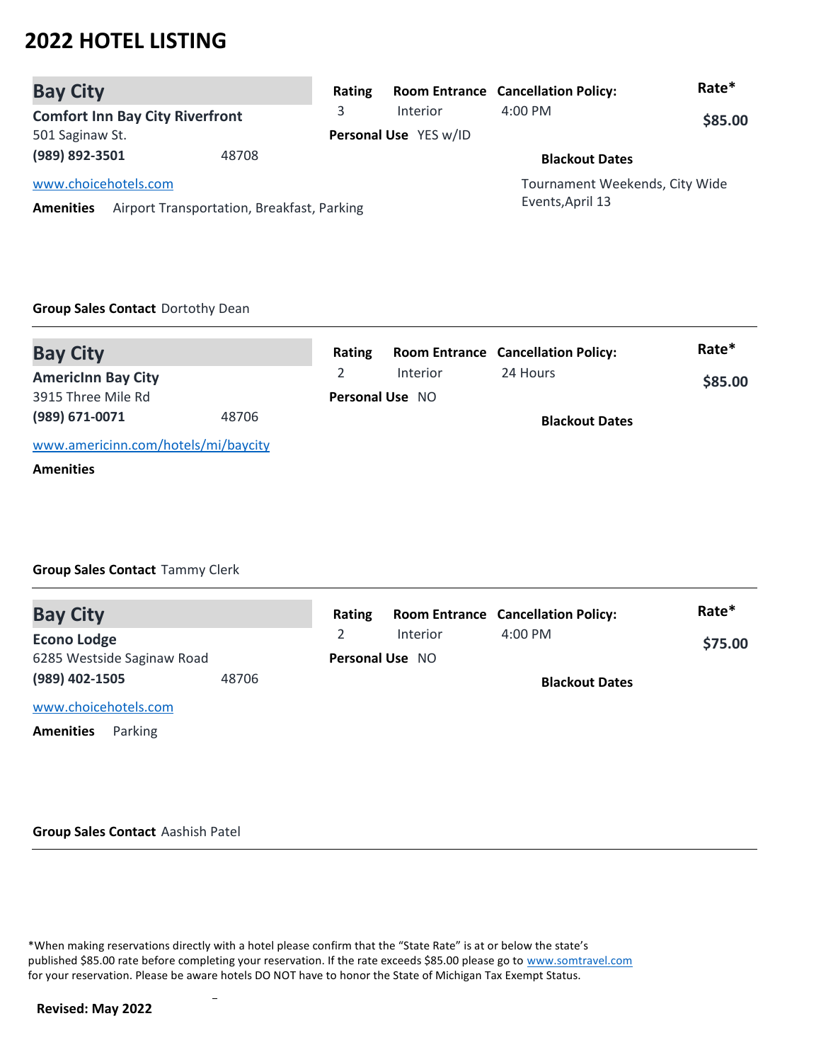# 2022 HOTEL LISTING

## Bay City

**Comfort Inn Bay City Riverfront**
501 Saginaw St.
**(989) 892-3501** 48708
www.choicehotels.com

**Amenities** Airport Transportation, Breakfast, Parking

| Rating | Room Entrance | Cancellation Policy: | Rate* |
|---|---|---|---|
| 3 | Interior | 4:00 PM | $85.00 |

**Personal Use** YES w/ID

**Blackout Dates**
Tournament Weekends, City Wide Events,April 13

**Group Sales Contact** Dortothy Dean

---

## Bay City

**AmericInn Bay City**
3915 Three Mile Rd
**(989) 671-0071** 48706
www.americinn.com/hotels/mi/baycity

**Amenities**

| Rating | Room Entrance | Cancellation Policy: | Rate* |
|---|---|---|---|
| 2 | Interior | 24 Hours | $85.00 |

**Personal Use** NO

**Blackout Dates**

**Group Sales Contact** Tammy Clerk

---

## Bay City

**Econo Lodge**
6285 Westside Saginaw Road
**(989) 402-1505** 48706
www.choicehotels.com

**Amenities** Parking

| Rating | Room Entrance | Cancellation Policy: | Rate* |
|---|---|---|---|
| 2 | Interior | 4:00 PM | $75.00 |

**Personal Use** NO

**Blackout Dates**

**Group Sales Contact** Aashish Patel

---

*When making reservations directly with a hotel please confirm that the "State Rate" is at or below the state's published $85.00 rate before completing your reservation. If the rate exceeds $85.00 please go to www.somtravel.com for your reservation. Please be aware hotels DO NOT have to honor the State of Michigan Tax Exempt Status.

**Revised: May 2022**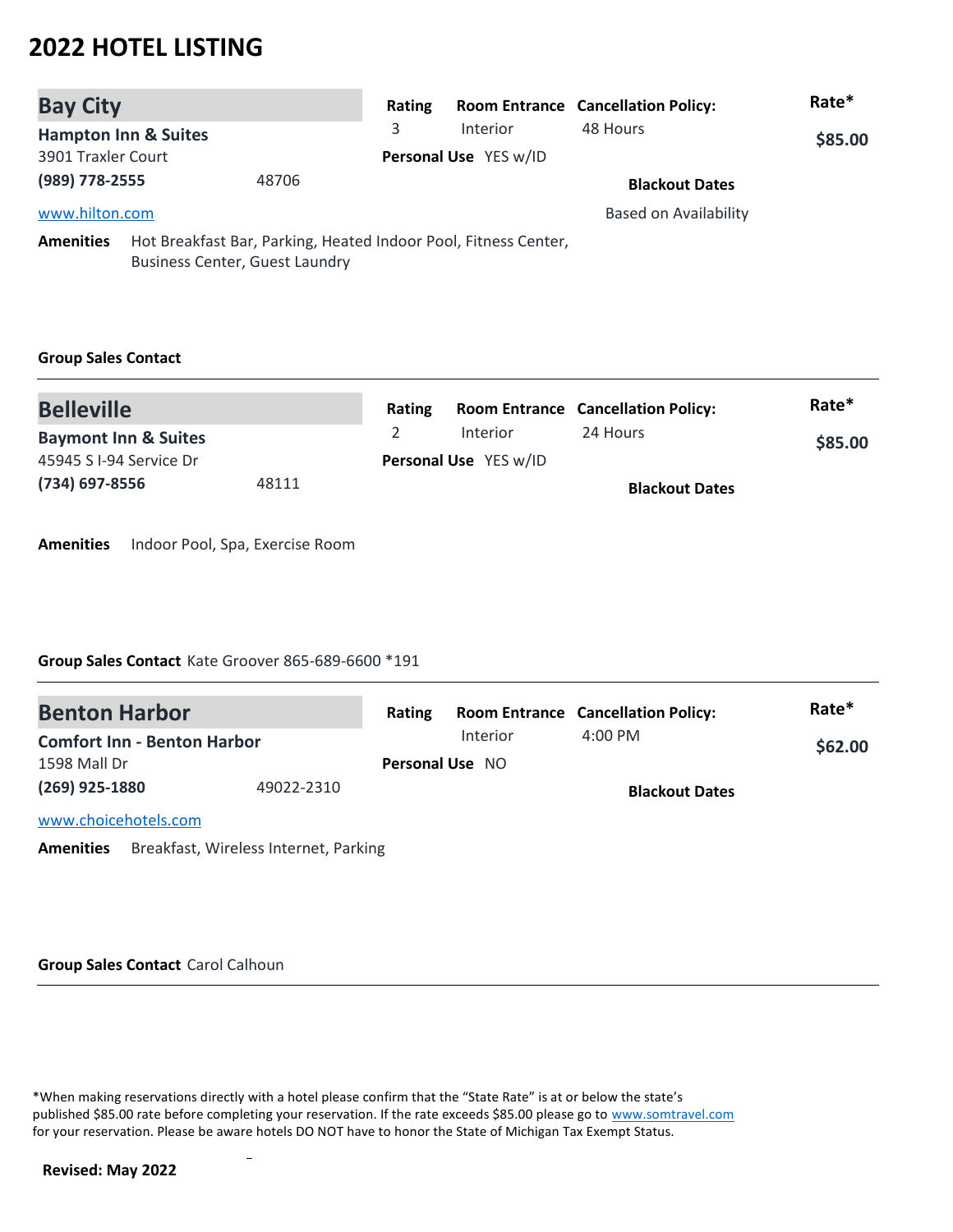# 2022 HOTEL LISTING

## Bay City

**Hampton Inn & Suites**
3901 Traxler Court
**(989) 778-2555** 48706
www.hilton.com

| Rating | Room Entrance | Cancellation Policy: | Rate* |
|---|---|---|---|
| 3 | Interior | 48 Hours | **$85.00** |

**Personal Use** YES w/ID

**Blackout Dates**
Based on Availability

**Amenities** Hot Breakfast Bar, Parking, Heated Indoor Pool, Fitness Center, Business Center, Guest Laundry

**Group Sales Contact**

---

## Belleville

**Baymont Inn & Suites**
45945 S I-94 Service Dr
**(734) 697-8556** 48111

| Rating | Room Entrance | Cancellation Policy: | Rate* |
|---|---|---|---|
| 2 | Interior | 24 Hours | **$85.00** |

**Personal Use** YES w/ID

**Blackout Dates**

**Amenities** Indoor Pool, Spa, Exercise Room

**Group Sales Contact** Kate Groover 865-689-6600 *191

---

## Benton Harbor

**Comfort Inn - Benton Harbor**
1598 Mall Dr
**(269) 925-1880** 49022-2310
www.choicehotels.com

| Rating | Room Entrance | Cancellation Policy: | Rate* |
|---|---|---|---|
| | Interior | 4:00 PM | **$62.00** |

**Personal Use** NO

**Blackout Dates**

**Amenities** Breakfast, Wireless Internet, Parking

**Group Sales Contact** Carol Calhoun

---

*When making reservations directly with a hotel please confirm that the "State Rate" is at or below the state's published $85.00 rate before completing your reservation. If the rate exceeds $85.00 please go to www.somtravel.com for your reservation. Please be aware hotels DO NOT have to honor the State of Michigan Tax Exempt Status.

**Revised: May 2022**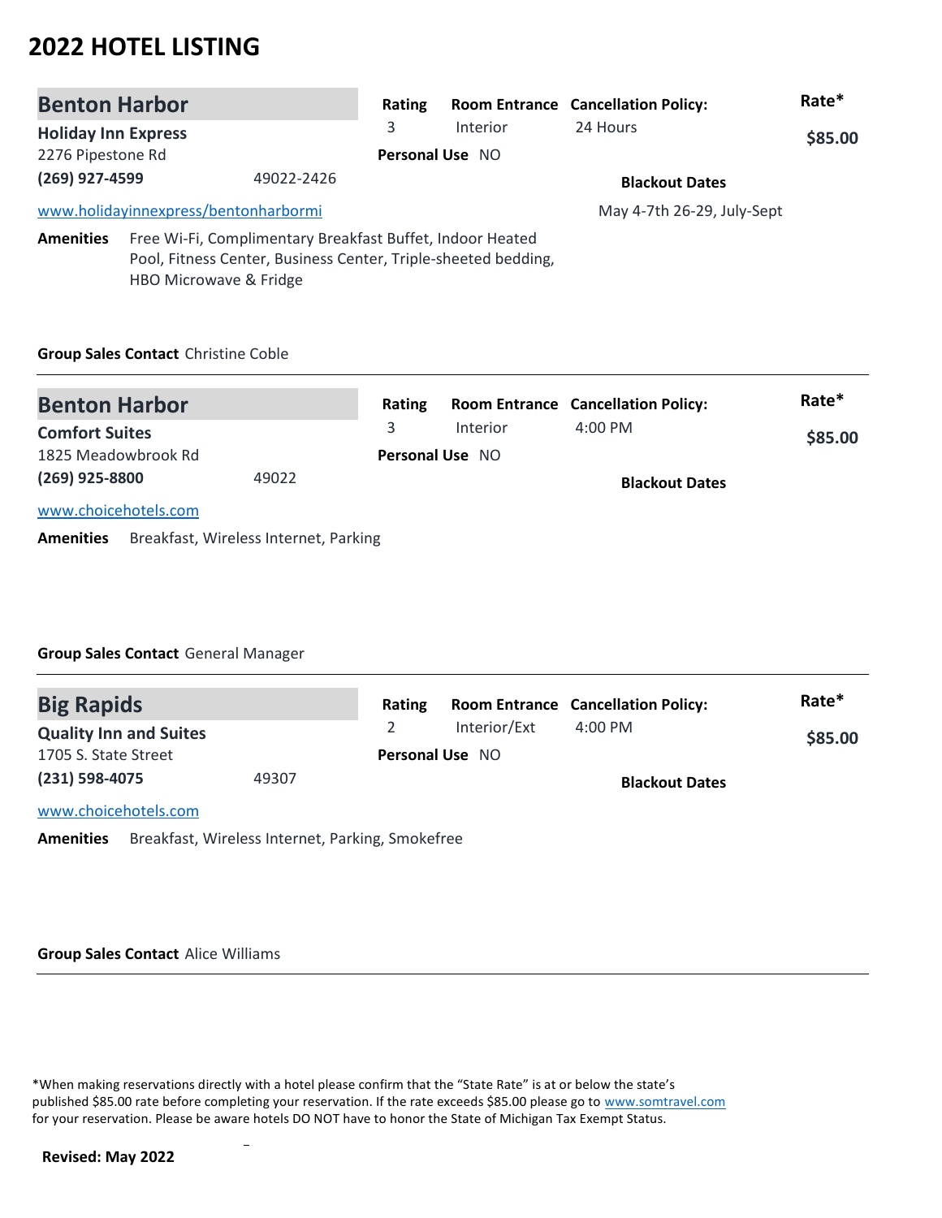# 2022 HOTEL LISTING

## Benton Harbor

**Holiday Inn Express**
2276 Pipestone Rd
**(269) 927-4599** 49022-2426
www.holidayinnexpress/bentonharbormi

| Rating | Room Entrance | Cancellation Policy: | Rate* |
|---|---|---|---|
| 3 | Interior | 24 Hours | $85.00 |

**Personal Use** NO

**Blackout Dates**
May 4-7th 26-29, July-Sept

**Amenities** Free Wi-Fi, Complimentary Breakfast Buffet, Indoor Heated Pool, Fitness Center, Business Center, Triple-sheeted bedding, HBO Microwave & Fridge

**Group Sales Contact** Christine Coble

---

## Benton Harbor

**Comfort Suites**
1825 Meadowbrook Rd
**(269) 925-8800** 49022
www.choicehotels.com

| Rating | Room Entrance | Cancellation Policy: | Rate* |
|---|---|---|---|
| 3 | Interior | 4:00 PM | $85.00 |

**Personal Use** NO

**Blackout Dates**

**Amenities** Breakfast, Wireless Internet, Parking

**Group Sales Contact** General Manager

---

## Big Rapids

**Quality Inn and Suites**
1705 S. State Street
**(231) 598-4075** 49307
www.choicehotels.com

| Rating | Room Entrance | Cancellation Policy: | Rate* |
|---|---|---|---|
| 2 | Interior/Ext | 4:00 PM | $85.00 |

**Personal Use** NO

**Blackout Dates**

**Amenities** Breakfast, Wireless Internet, Parking, Smokefree

**Group Sales Contact** Alice Williams

---

*When making reservations directly with a hotel please confirm that the "State Rate" is at or below the state's published $85.00 rate before completing your reservation. If the rate exceeds $85.00 please go to www.somtravel.com for your reservation. Please be aware hotels DO NOT have to honor the State of Michigan Tax Exempt Status.

**Revised: May 2022**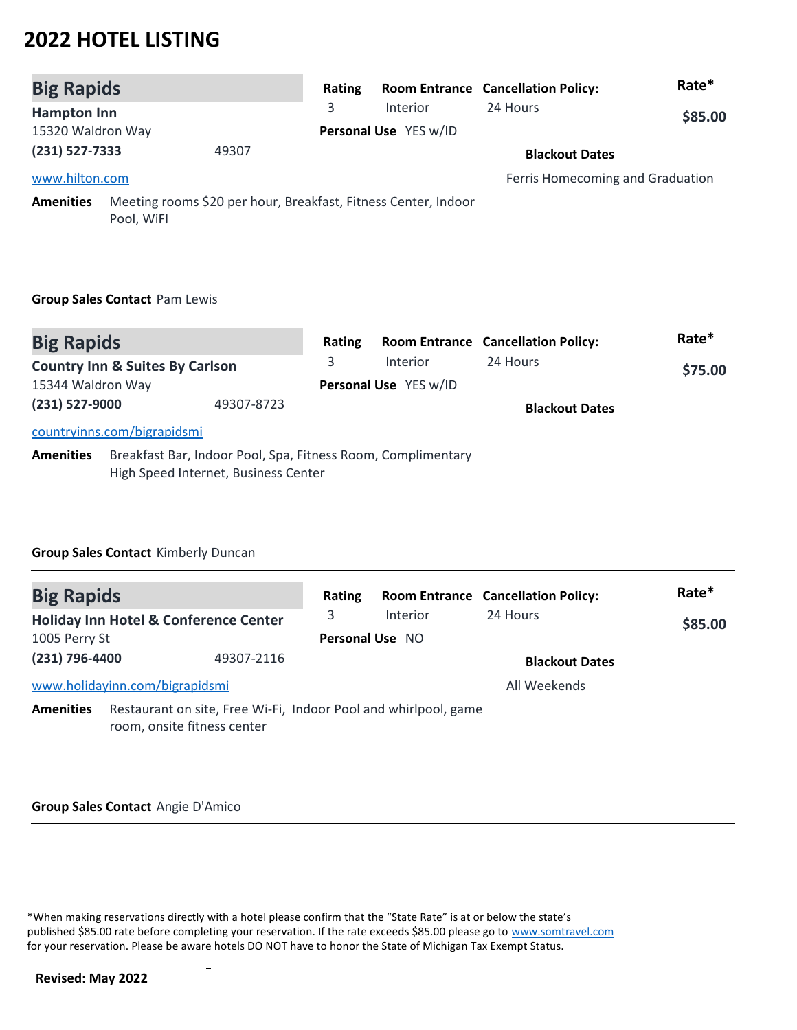# 2022 HOTEL LISTING

## Big Rapids

**Hampton Inn**
15320 Waldron Way
**(231) 527-7333** 49307
www.hilton.com

| Rating | Room Entrance | Cancellation Policy: | Rate* |
|---|---|---|---|
| 3 | Interior | 24 Hours | $85.00 |

**Personal Use** YES w/ID

**Blackout Dates**
Ferris Homecoming and Graduation

**Amenities** Meeting rooms $20 per hour, Breakfast, Fitness Center, Indoor Pool, WiFI

**Group Sales Contact** Pam Lewis

---

## Big Rapids

**Country Inn & Suites By Carlson**
15344 Waldron Way
**(231) 527-9000** 49307-8723
countryinns.com/bigrapidsmi

| Rating | Room Entrance | Cancellation Policy: | Rate* |
|---|---|---|---|
| 3 | Interior | 24 Hours | $75.00 |

**Personal Use** YES w/ID

**Blackout Dates**

**Amenities** Breakfast Bar, Indoor Pool, Spa, Fitness Room, Complimentary High Speed Internet, Business Center

**Group Sales Contact** Kimberly Duncan

---

## Big Rapids

**Holiday Inn Hotel & Conference Center**
1005 Perry St
**(231) 796-4400** 49307-2116
www.holidayinn.com/bigrapidsmi

| Rating | Room Entrance | Cancellation Policy: | Rate* |
|---|---|---|---|
| 3 | Interior | 24 Hours | $85.00 |

**Personal Use** NO

**Blackout Dates**
All Weekends

**Amenities** Restaurant on site, Free Wi-Fi, Indoor Pool and whirlpool, game room, onsite fitness center

**Group Sales Contact** Angie D'Amico

---

*When making reservations directly with a hotel please confirm that the "State Rate" is at or below the state's published $85.00 rate before completing your reservation. If the rate exceeds $85.00 please go to www.somtravel.com for your reservation. Please be aware hotels DO NOT have to honor the State of Michigan Tax Exempt Status.

**Revised: May 2022**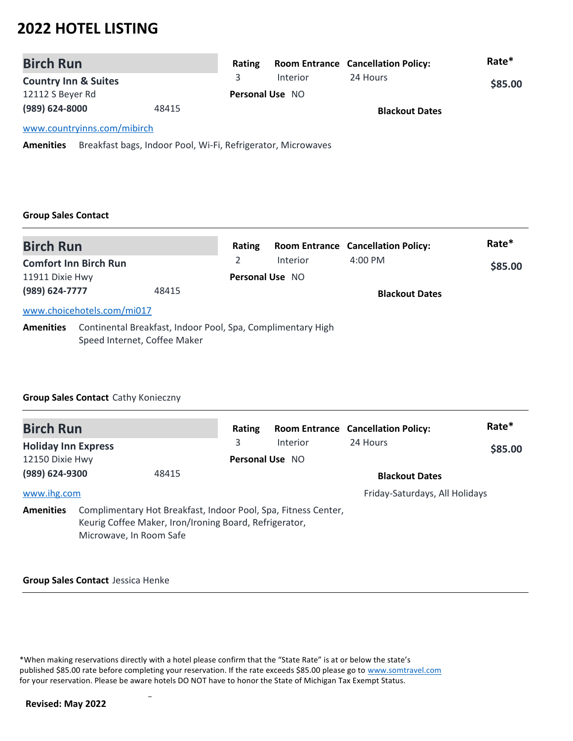# 2022 HOTEL LISTING

## Birch Run

**Country Inn & Suites**
12112 S Beyer Rd
**(989) 624-8000** 48415
www.countryinns.com/mibirch

| Rating | Room Entrance | Cancellation Policy: | Rate* |
|---|---|---|---|
| 3 | Interior | 24 Hours | $85.00 |

**Personal Use** NO

**Blackout Dates**

**Amenities** Breakfast bags, Indoor Pool, Wi-Fi, Refrigerator, Microwaves

**Group Sales Contact**

---

## Birch Run

**Comfort Inn Birch Run**
11911 Dixie Hwy
**(989) 624-7777** 48415
www.choicehotels.com/mi017

| Rating | Room Entrance | Cancellation Policy: | Rate* |
|---|---|---|---|
| 2 | Interior | 4:00 PM | $85.00 |

**Personal Use** NO

**Blackout Dates**

**Amenities** Continental Breakfast, Indoor Pool, Spa, Complimentary High Speed Internet, Coffee Maker

**Group Sales Contact** Cathy Konieczny

---

## Birch Run

**Holiday Inn Express**
12150 Dixie Hwy
**(989) 624-9300** 48415
www.ihg.com

| Rating | Room Entrance | Cancellation Policy: | Rate* |
|---|---|---|---|
| 3 | Interior | 24 Hours | $85.00 |

**Personal Use** NO

**Blackout Dates**
Friday-Saturdays, All Holidays

**Amenities** Complimentary Hot Breakfast, Indoor Pool, Spa, Fitness Center, Keurig Coffee Maker, Iron/Ironing Board, Refrigerator, Microwave, In Room Safe

**Group Sales Contact** Jessica Henke

---

*When making reservations directly with a hotel please confirm that the "State Rate" is at or below the state's published $85.00 rate before completing your reservation. If the rate exceeds $85.00 please go to www.somtravel.com for your reservation. Please be aware hotels DO NOT have to honor the State of Michigan Tax Exempt Status.

**Revised: May 2022**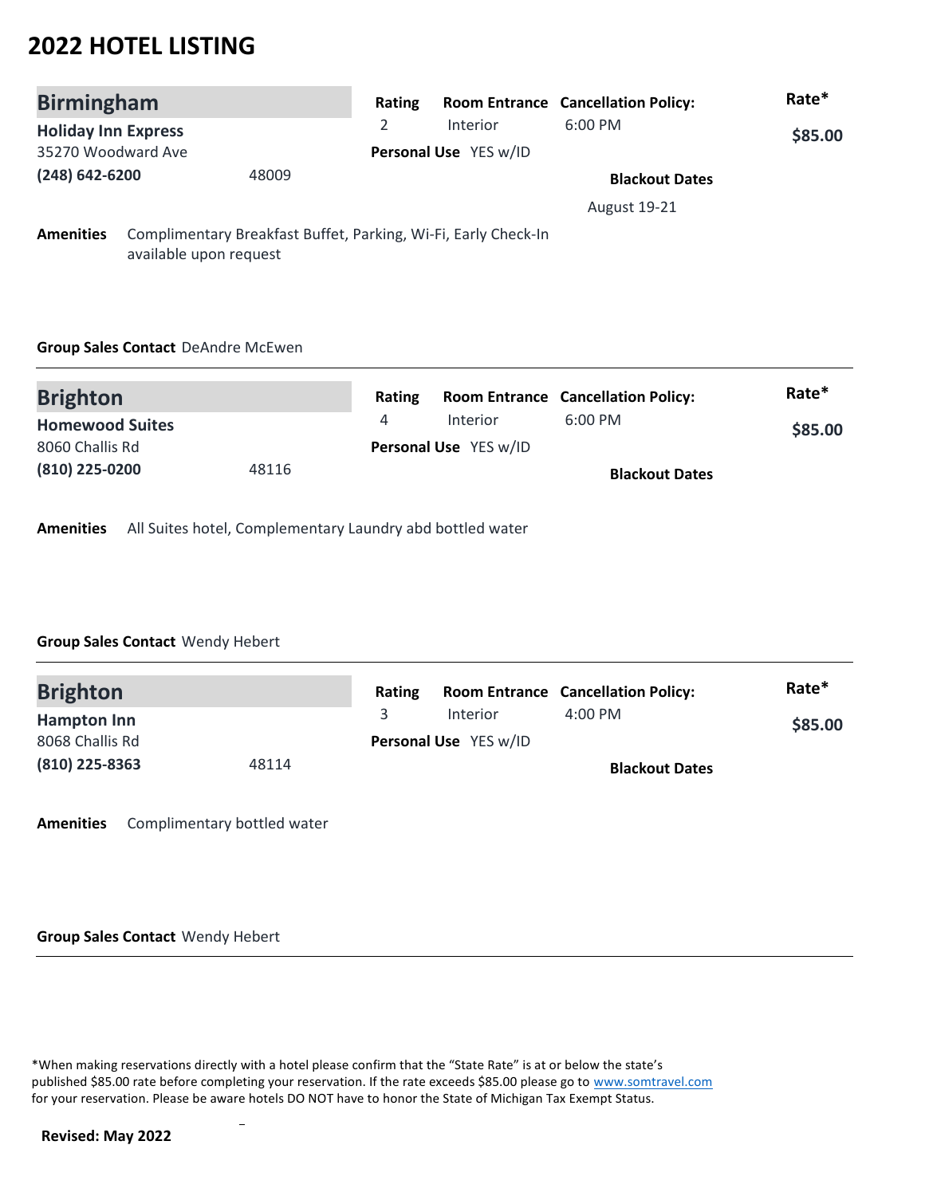# 2022 HOTEL LISTING

## Birmingham

**Holiday Inn Express**
35270 Woodward Ave
**(248) 642-6200** 48009

| Rating | Room Entrance | Cancellation Policy: | Rate* |
|---|---|---|---|
| 2 | Interior | 6:00 PM | $85.00 |

**Personal Use** YES w/ID

**Blackout Dates**
August 19-21

**Amenities** Complimentary Breakfast Buffet, Parking, Wi-Fi, Early Check-In available upon request

**Group Sales Contact** DeAndre McEwen

---

## Brighton

**Homewood Suites**
8060 Challis Rd
**(810) 225-0200** 48116

| Rating | Room Entrance | Cancellation Policy: | Rate* |
|---|---|---|---|
| 4 | Interior | 6:00 PM | $85.00 |

**Personal Use** YES w/ID

**Blackout Dates**

**Amenities** All Suites hotel, Complementary Laundry abd bottled water

**Group Sales Contact** Wendy Hebert

---

## Brighton

**Hampton Inn**
8068 Challis Rd
**(810) 225-8363** 48114

| Rating | Room Entrance | Cancellation Policy: | Rate* |
|---|---|---|---|
| 3 | Interior | 4:00 PM | $85.00 |

**Personal Use** YES w/ID

**Blackout Dates**

**Amenities** Complimentary bottled water

**Group Sales Contact** Wendy Hebert

---

*When making reservations directly with a hotel please confirm that the "State Rate" is at or below the state's published $85.00 rate before completing your reservation. If the rate exceeds $85.00 please go to www.somtravel.com for your reservation. Please be aware hotels DO NOT have to honor the State of Michigan Tax Exempt Status.

**Revised: May 2022**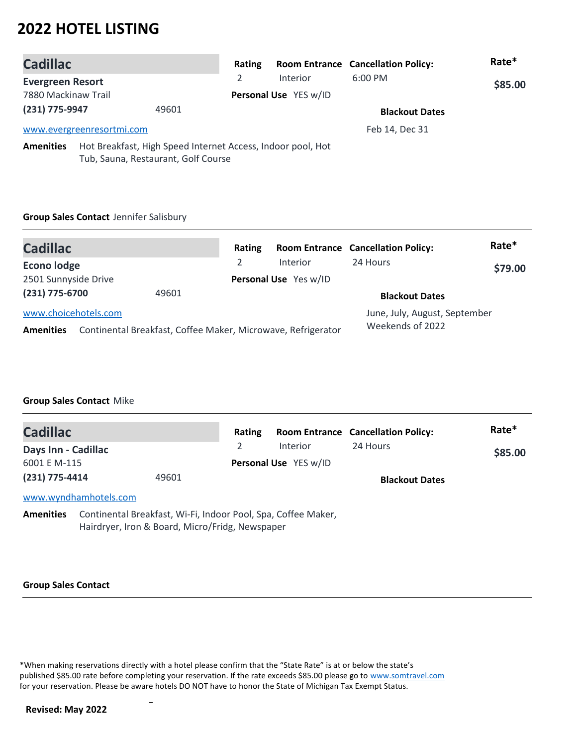# 2022 HOTEL LISTING

## Cadillac

**Evergreen Resort**
7880 Mackinaw Trail
**(231) 775-9947** 49601
www.evergreenresortmi.com

**Rating** 2
**Room Entrance** Interior
**Personal Use** YES w/ID
**Cancellation Policy:** 6:00 PM
**Rate*** **$85.00**

**Blackout Dates**
Feb 14, Dec 31

**Amenities** Hot Breakfast, High Speed Internet Access, Indoor pool, Hot Tub, Sauna, Restaurant, Golf Course

**Group Sales Contact** Jennifer Salisbury

---

## Cadillac

**Econo lodge**
2501 Sunnyside Drive
**(231) 775-6700** 49601
www.choicehotels.com

**Rating** 2
**Room Entrance** Interior
**Personal Use** Yes w/ID
**Cancellation Policy:** 24 Hours
**Rate*** **$79.00**

**Blackout Dates**
June, July, August, September Weekends of 2022

**Amenities** Continental Breakfast, Coffee Maker, Microwave, Refrigerator

**Group Sales Contact** Mike

---

## Cadillac

**Days Inn - Cadillac**
6001 E M-115
**(231) 775-4414** 49601
www.wyndhamhotels.com

**Rating** 2
**Room Entrance** Interior
**Personal Use** YES w/ID
**Cancellation Policy:** 24 Hours
**Rate*** **$85.00**

**Blackout Dates**

**Amenities** Continental Breakfast, Wi-Fi, Indoor Pool, Spa, Coffee Maker, Hairdryer, Iron & Board, Micro/Fridg, Newspaper

**Group Sales Contact**

---

*When making reservations directly with a hotel please confirm that the "State Rate" is at or below the state's published $85.00 rate before completing your reservation. If the rate exceeds $85.00 please go to www.somtravel.com for your reservation. Please be aware hotels DO NOT have to honor the State of Michigan Tax Exempt Status.

**Revised: May 2022**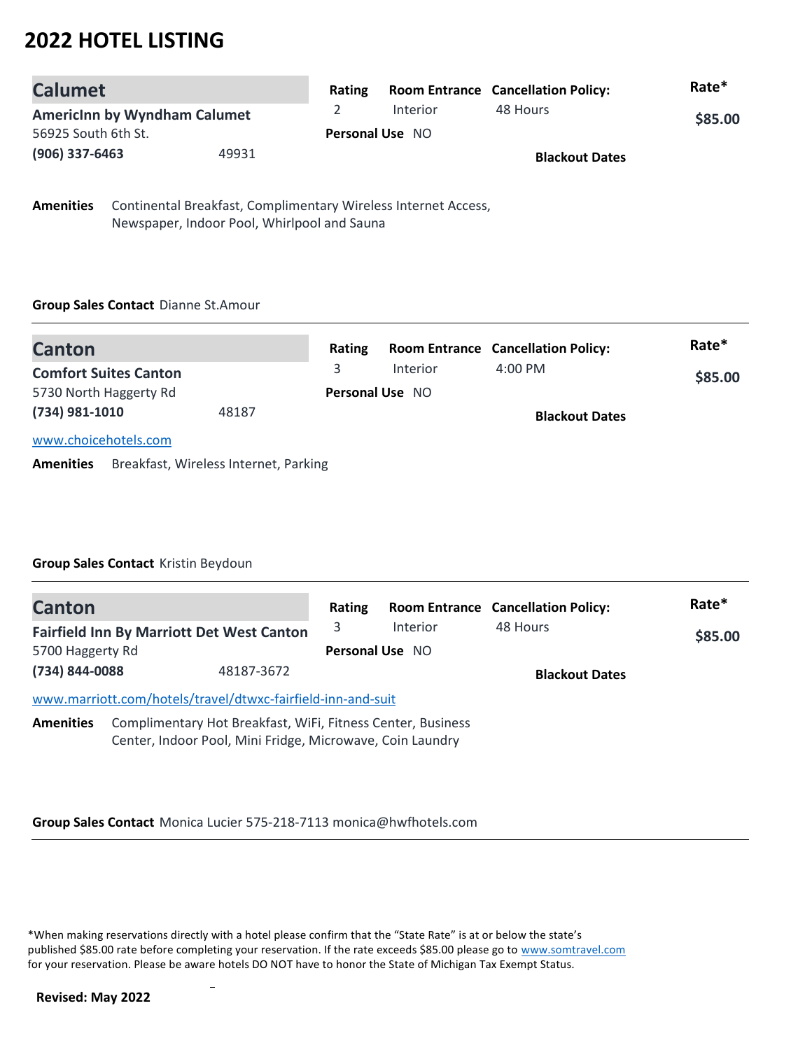# 2022 HOTEL LISTING

## Calumet

**AmericInn by Wyndham Calumet**
56925 South 6th St.
**(906) 337-6463** 49931

| Rating | Room Entrance | Cancellation Policy: | Rate* |
|---|---|---|---|
| 2 | Interior | 48 Hours | $85.00 |

**Personal Use** NO

**Blackout Dates**

**Amenities** Continental Breakfast, Complimentary Wireless Internet Access, Newspaper, Indoor Pool, Whirlpool and Sauna

**Group Sales Contact** Dianne St.Amour

---

## Canton

**Comfort Suites Canton**
5730 North Haggerty Rd
**(734) 981-1010** 48187

| Rating | Room Entrance | Cancellation Policy: | Rate* |
|---|---|---|---|
| 3 | Interior | 4:00 PM | $85.00 |

**Personal Use** NO

**Blackout Dates**

www.choicehotels.com

**Amenities** Breakfast, Wireless Internet, Parking

**Group Sales Contact** Kristin Beydoun

---

## Canton

**Fairfield Inn By Marriott Det West Canton**
5700 Haggery Rd
**(734) 844-0088** 48187-3672

| Rating | Room Entrance | Cancellation Policy: | Rate* |
|---|---|---|---|
| 3 | Interior | 48 Hours | $85.00 |

**Personal Use** NO

**Blackout Dates**

www.marriott.com/hotels/travel/dtwxc-fairfield-inn-and-suit

**Amenities** Complimentary Hot Breakfast, WiFi, Fitness Center, Business Center, Indoor Pool, Mini Fridge, Microwave, Coin Laundry

**Group Sales Contact** Monica Lucier 575-218-7113 monica@hwfhotels.com

---

*When making reservations directly with a hotel please confirm that the "State Rate" is at or below the state's published $85.00 rate before completing your reservation. If the rate exceeds $85.00 please go to www.somtravel.com for your reservation. Please be aware hotels DO NOT have to honor the State of Michigan Tax Exempt Status.

**Revised: May 2022**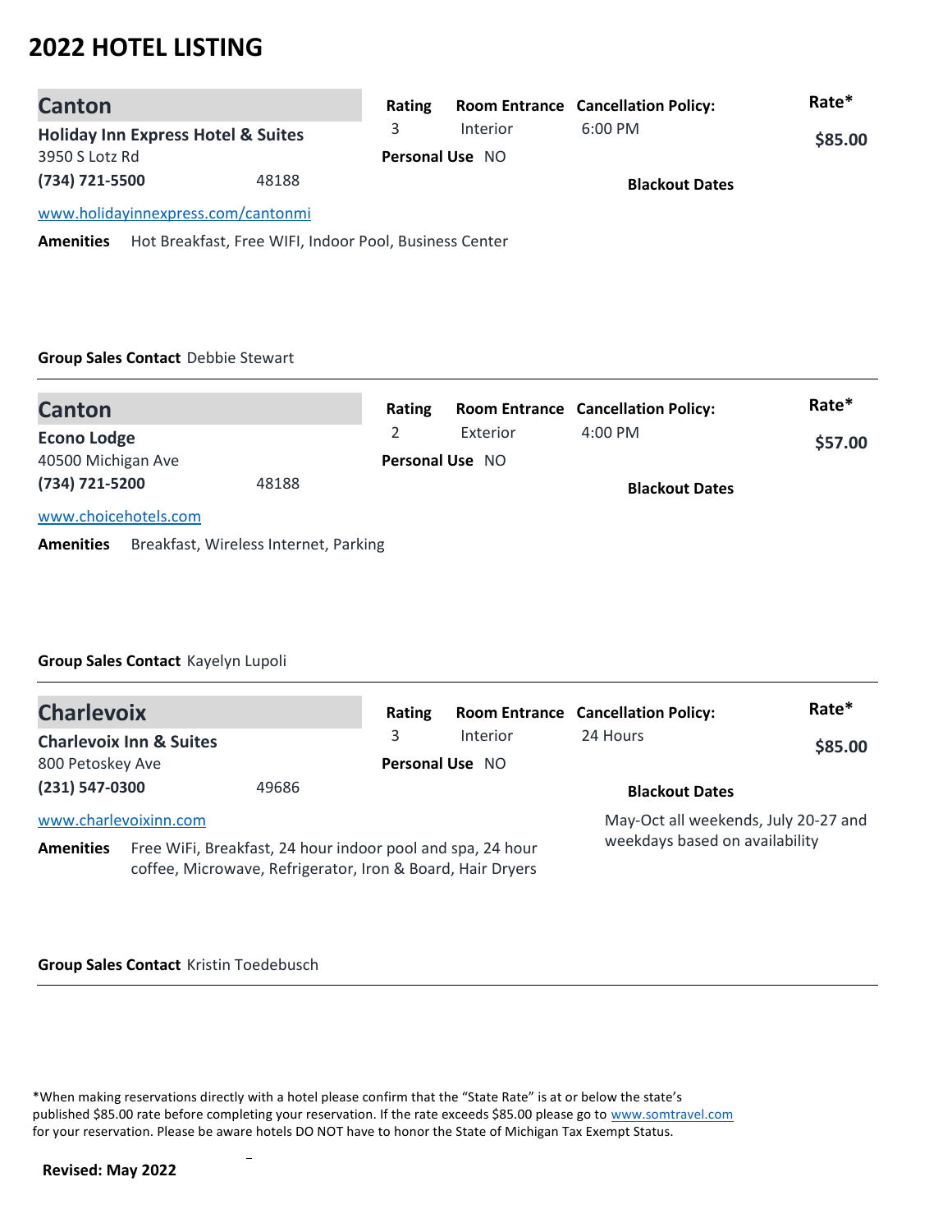# 2022 HOTEL LISTING

## Canton

**Holiday Inn Express Hotel & Suites**
3950 S Lotz Rd
**(734) 721-5500** 48188
[www.holidayinnexpress.com/cantonmi](www.holidayinnexpress.com/cantonmi)

| Rating | Room Entrance | Cancellation Policy: | Rate* |
|---|---|---|---|
| 3 | Interior | 6:00 PM | **$85.00** |

**Personal Use** NO

**Blackout Dates**

**Amenities** Hot Breakfast, Free WIFI, Indoor Pool, Business Center

**Group Sales Contact** Debbie Stewart

---

## Canton

**Econo Lodge**
40500 Michigan Ave
**(734) 721-5200** 48188
[www.choicehotels.com](www.choicehotels.com)

| Rating | Room Entrance | Cancellation Policy: | Rate* |
|---|---|---|---|
| 2 | Exterior | 4:00 PM | **$57.00** |

**Personal Use** NO

**Blackout Dates**

**Amenities** Breakfast, Wireless Internet, Parking

**Group Sales Contact** Kayelyn Lupoli

---

## Charlevoix

**Charlevoix Inn & Suites**
800 Petoskey Ave
**(231) 547-0300** 49686
[www.charlevoixinn.com](www.charlevoixinn.com)

| Rating | Room Entrance | Cancellation Policy: | Rate* |
|---|---|---|---|
| 3 | Interior | 24 Hours | **$85.00** |

**Personal Use** NO

**Blackout Dates**
May-Oct all weekends, July 20-27 and weekdays based on availability

**Amenities** Free WiFi, Breakfast, 24 hour indoor pool and spa, 24 hour coffee, Microwave, Refrigerator, Iron & Board, Hair Dryers

**Group Sales Contact** Kristin Toedebusch

---

*When making reservations directly with a hotel please confirm that the "State Rate" is at or below the state's published $85.00 rate before completing your reservation. If the rate exceeds $85.00 please go to [www.somtravel.com](www.somtravel.com) for your reservation. Please be aware hotels DO NOT have to honor the State of Michigan Tax Exempt Status.

**Revised: May 2022**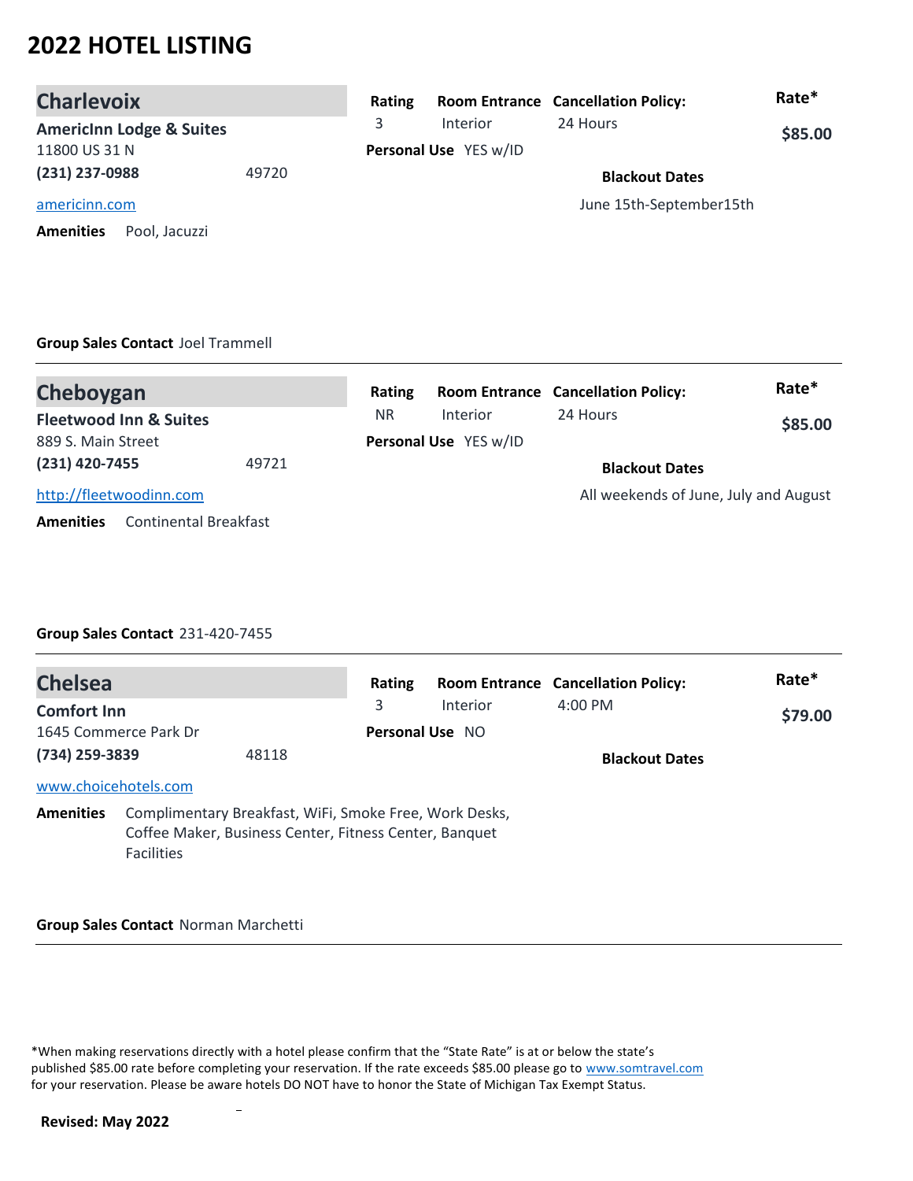# 2022 HOTEL LISTING

## Charlevoix

**AmericInn Lodge & Suites**
11800 US 31 N
**(231) 237-0988** 49720

americinn.com

**Amenities** Pool, Jacuzzi

| Rating | Room Entrance | Cancellation Policy: | Rate* |
|---|---|---|---|
| 3 | Interior | 24 Hours | **$85.00** |

**Personal Use** YES w/ID

**Blackout Dates**
June 15th-September15th

**Group Sales Contact** Joel Trammell

---

## Cheboygan

**Fleetwood Inn & Suites**
889 S. Main Street
**(231) 420-7455** 49721

http://fleetwoodinn.com

**Amenities** Continental Breakfast

| Rating | Room Entrance | Cancellation Policy: | Rate* |
|---|---|---|---|
| NR | Interior | 24 Hours | **$85.00** |

**Personal Use** YES w/ID

**Blackout Dates**
All weekends of June, July and August

**Group Sales Contact** 231-420-7455

---

## Chelsea

**Comfort Inn**
1645 Commerce Park Dr
**(734) 259-3839** 48118

www.choicehotels.com

**Amenities** Complimentary Breakfast, WiFi, Smoke Free, Work Desks, Coffee Maker, Business Center, Fitness Center, Banquet Facilities

| Rating | Room Entrance | Cancellation Policy: | Rate* |
|---|---|---|---|
| 3 | Interior | 4:00 PM | **$79.00** |

**Personal Use** NO

**Blackout Dates**

**Group Sales Contact** Norman Marchetti

---

*When making reservations directly with a hotel please confirm that the "State Rate" is at or below the state's published $85.00 rate before completing your reservation. If the rate exceeds $85.00 please go to www.somtravel.com for your reservation. Please be aware hotels DO NOT have to honor the State of Michigan Tax Exempt Status.

**Revised: May 2022**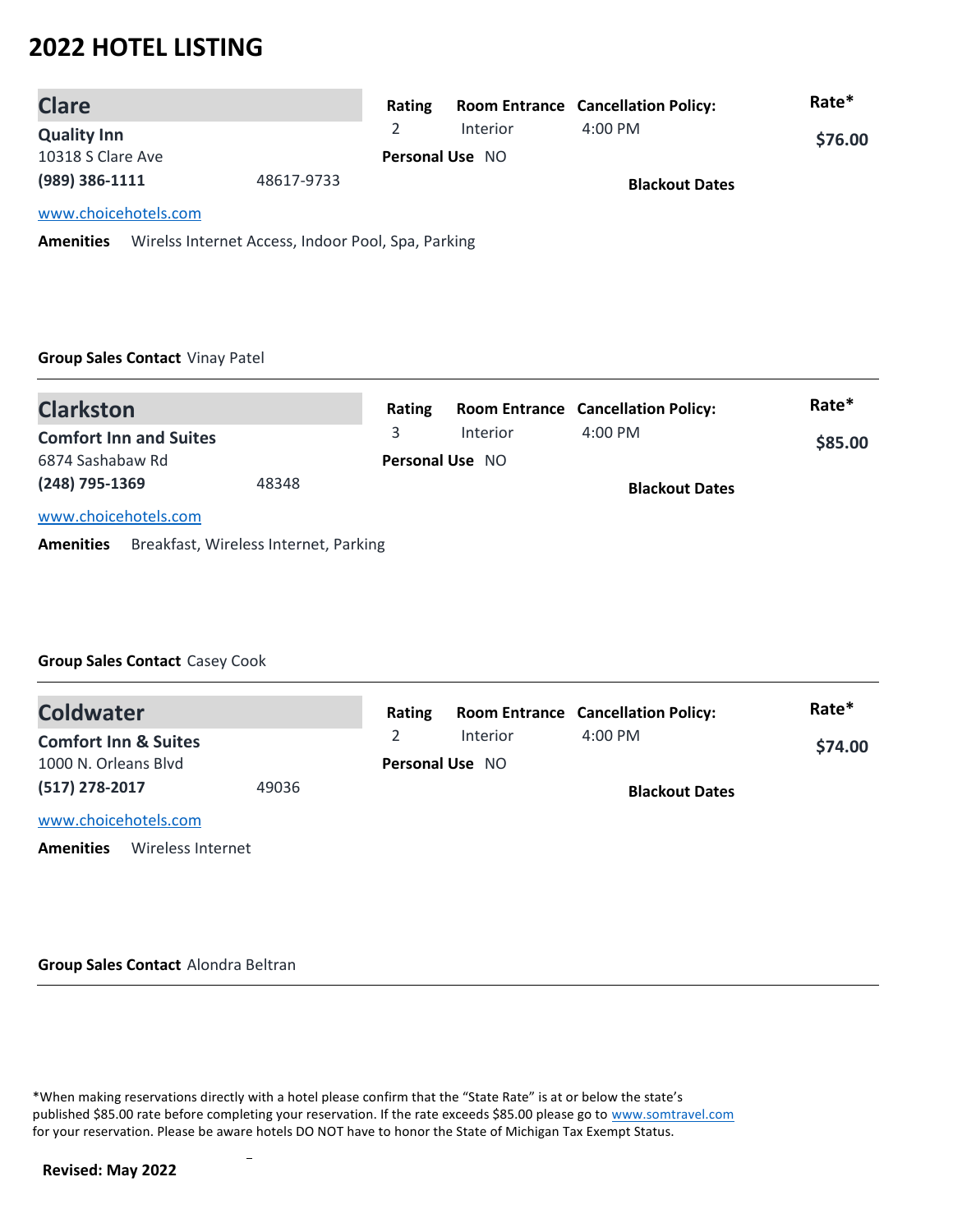# 2022 HOTEL LISTING

## Clare

**Quality Inn**
10318 S Clare Ave
**(989) 386-1111** 48617-9733
www.choicehotels.com

| Rating | Room Entrance | Cancellation Policy: | Rate* |
|---|---|---|---|
| 2 | Interior | 4:00 PM | **$76.00** |

**Personal Use** NO

**Blackout Dates**

**Amenities** Wirelss Internet Access, Indoor Pool, Spa, Parking

**Group Sales Contact** Vinay Patel

---

## Clarkston

**Comfort Inn and Suites**
6874 Sashabaw Rd
**(248) 795-1369** 48348
www.choicehotels.com

| Rating | Room Entrance | Cancellation Policy: | Rate* |
|---|---|---|---|
| 3 | Interior | 4:00 PM | **$85.00** |

**Personal Use** NO

**Blackout Dates**

**Amenities** Breakfast, Wireless Internet, Parking

**Group Sales Contact** Casey Cook

---

## Coldwater

**Comfort Inn & Suites**
1000 N. Orleans Blvd
**(517) 278-2017** 49036
www.choicehotels.com

| Rating | Room Entrance | Cancellation Policy: | Rate* |
|---|---|---|---|
| 2 | Interior | 4:00 PM | **$74.00** |

**Personal Use** NO

**Blackout Dates**

**Amenities** Wireless Internet

**Group Sales Contact** Alondra Beltran

---

*When making reservations directly with a hotel please confirm that the "State Rate" is at or below the state's published $85.00 rate before completing your reservation. If the rate exceeds $85.00 please go to www.somtravel.com for your reservation. Please be aware hotels DO NOT have to honor the State of Michigan Tax Exempt Status.

**Revised: May 2022**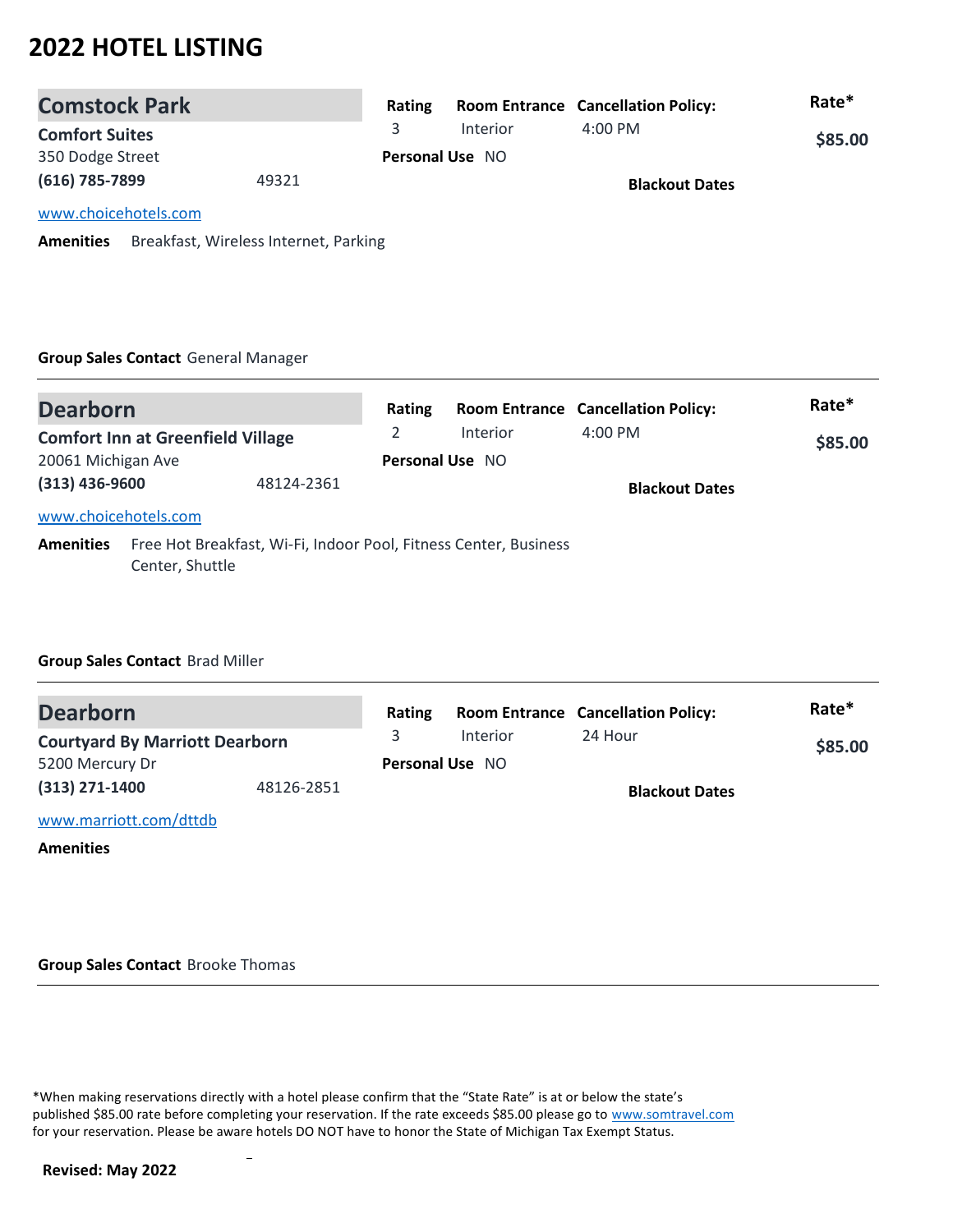# 2022 HOTEL LISTING

## Comstock Park

**Comfort Suites**
350 Dodge Street
**(616) 785-7899** 49321

www.choicehotels.com

| Rating | Room Entrance | Cancellation Policy: | Rate* |
|---|---|---|---|
| 3 | Interior | 4:00 PM | $85.00 |

**Personal Use** NO

**Blackout Dates**

**Amenities** Breakfast, Wireless Internet, Parking

**Group Sales Contact** General Manager

---

## Dearborn

**Comfort Inn at Greenfield Village**
20061 Michigan Ave
**(313) 436-9600** 48124-2361

www.choicehotels.com

| Rating | Room Entrance | Cancellation Policy: | Rate* |
|---|---|---|---|
| 2 | Interior | 4:00 PM | $85.00 |

**Personal Use** NO

**Blackout Dates**

**Amenities** Free Hot Breakfast, Wi-Fi, Indoor Pool, Fitness Center, Business Center, Shuttle

**Group Sales Contact** Brad Miller

---

## Dearborn

**Courtyard By Marriott Dearborn**
5200 Mercury Dr
**(313) 271-1400** 48126-2851

www.marriott.com/dttdb

| Rating | Room Entrance | Cancellation Policy: | Rate* |
|---|---|---|---|
| 3 | Interior | 24 Hour | $85.00 |

**Personal Use** NO

**Blackout Dates**

**Amenities**

**Group Sales Contact** Brooke Thomas

---

*When making reservations directly with a hotel please confirm that the "State Rate" is at or below the state's published $85.00 rate before completing your reservation. If the rate exceeds $85.00 please go to www.somtravel.com for your reservation. Please be aware hotels DO NOT have to honor the State of Michigan Tax Exempt Status.

**Revised: May 2022**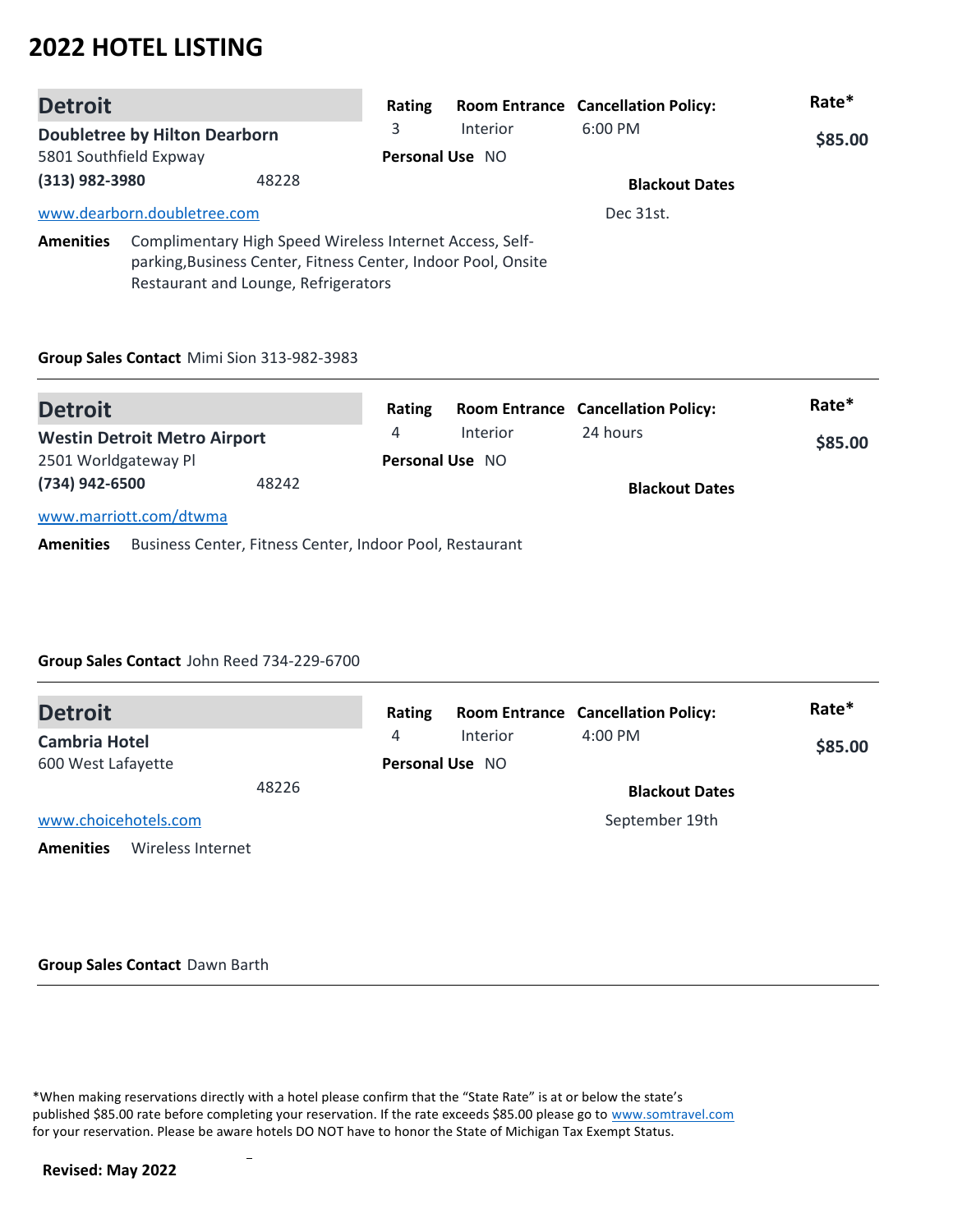# 2022 HOTEL LISTING

## Detroit

**Doubletree by Hilton Dearborn**
5801 Southfield Expway
**(313) 982-3980** 48228
www.dearborn.doubletree.com

| Rating | Room Entrance | Cancellation Policy: | Rate* |
|---|---|---|---|
| 3 | Interior | 6:00 PM | $85.00 |

**Personal Use** NO

**Blackout Dates**
Dec 31st.

**Amenities** Complimentary High Speed Wireless Internet Access, Self-parking,Business Center, Fitness Center, Indoor Pool, Onsite Restaurant and Lounge, Refrigerators

**Group Sales Contact** Mimi Sion 313-982-3983

---

## Detroit

**Westin Detroit Metro Airport**
2501 Worldgateway Pl
**(734) 942-6500** 48242
www.marriott.com/dtwma

| Rating | Room Entrance | Cancellation Policy: | Rate* |
|---|---|---|---|
| 4 | Interior | 24 hours | $85.00 |

**Personal Use** NO

**Blackout Dates**

**Amenities** Business Center, Fitness Center, Indoor Pool, Restaurant

**Group Sales Contact** John Reed 734-229-6700

---

## Detroit

**Cambria Hotel**
600 West Lafayette
48226
www.choicehotels.com

| Rating | Room Entrance | Cancellation Policy: | Rate* |
|---|---|---|---|
| 4 | Interior | 4:00 PM | $85.00 |

**Personal Use** NO

**Blackout Dates**
September 19th

**Amenities** Wireless Internet

**Group Sales Contact** Dawn Barth

---

*When making reservations directly with a hotel please confirm that the "State Rate" is at or below the state's published $85.00 rate before completing your reservation. If the rate exceeds $85.00 please go to www.somtravel.com for your reservation. Please be aware hotels DO NOT have to honor the State of Michigan Tax Exempt Status.

**Revised: May 2022**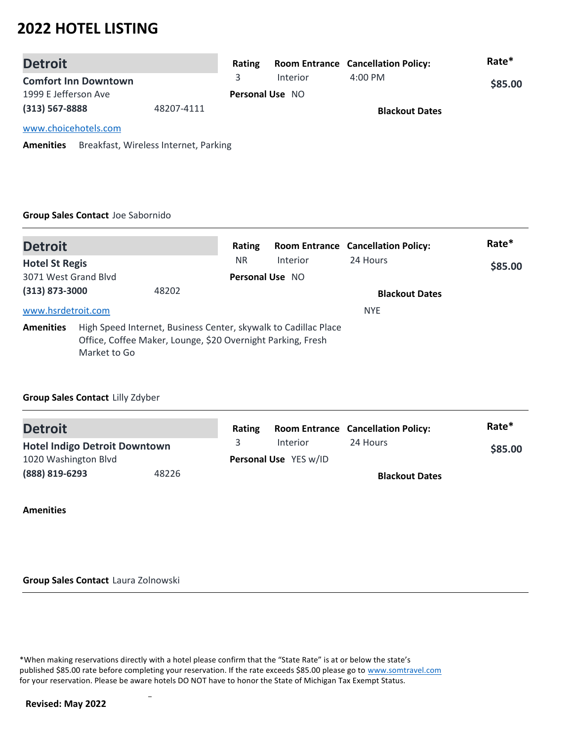# 2022 HOTEL LISTING

## Detroit

**Comfort Inn Downtown**
1999 E Jefferson Ave
**(313) 567-8888** 48207-4111
www.choicehotels.com

| Rating | Room Entrance | Cancellation Policy: | Rate* |
|---|---|---|---|
| 3 | Interior | 4:00 PM | $85.00 |

**Personal Use** NO

**Blackout Dates**

**Amenities** Breakfast, Wireless Internet, Parking

**Group Sales Contact** Joe Sabornido

---

## Detroit

**Hotel St Regis**
3071 West Grand Blvd
**(313) 873-3000** 48202
www.hsrdetroit.com

| Rating | Room Entrance | Cancellation Policy: | Rate* |
|---|---|---|---|
| NR | Interior | 24 Hours | $85.00 |

**Personal Use** NO

**Blackout Dates**
NYE

**Amenities** High Speed Internet, Business Center, skywalk to Cadillac Place Office, Coffee Maker, Lounge, $20 Overnight Parking, Fresh Market to Go

**Group Sales Contact** Lilly Zdyber

---

## Detroit

**Hotel Indigo Detroit Downtown**
1020 Washington Blvd
**(888) 819-6293** 48226

| Rating | Room Entrance | Cancellation Policy: | Rate* |
|---|---|---|---|
| 3 | Interior | 24 Hours | $85.00 |

**Personal Use** YES w/ID

**Blackout Dates**

**Amenities**

**Group Sales Contact** Laura Zolnowski

---

*When making reservations directly with a hotel please confirm that the "State Rate" is at or below the state's published $85.00 rate before completing your reservation. If the rate exceeds $85.00 please go to www.somtravel.com for your reservation. Please be aware hotels DO NOT have to honor the State of Michigan Tax Exempt Status.

**Revised: May 2022**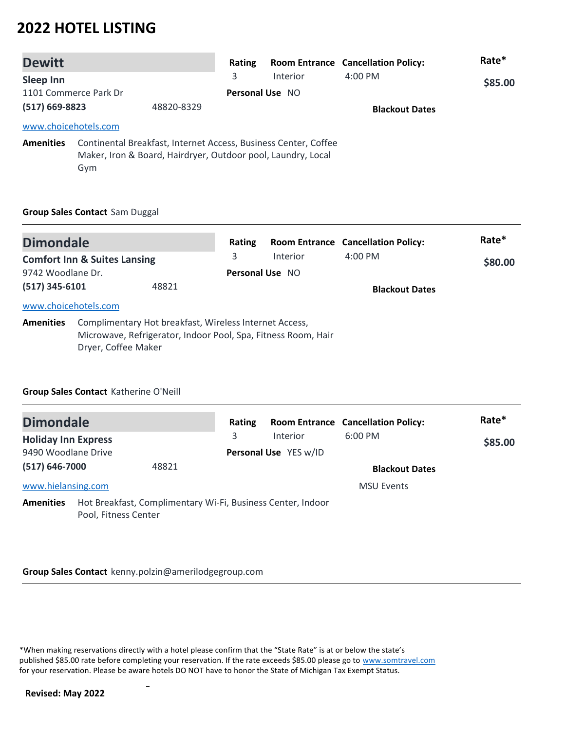# 2022 HOTEL LISTING

## Dewitt

**Sleep Inn**
1101 Commerce Park Dr
**(517) 669-8823** 48820-8329

www.choicehotels.com

| Rating | Room Entrance | Cancellation Policy: | Rate* |
|---|---|---|---|
| 3 | Interior | 4:00 PM | $85.00 |

**Personal Use** NO

**Blackout Dates**

**Amenities** Continental Breakfast, Internet Access, Business Center, Coffee Maker, Iron & Board, Hairdryer, Outdoor pool, Laundry, Local Gym

**Group Sales Contact** Sam Duggal

---

## Dimondale

**Comfort Inn & Suites Lansing**
9742 Woodlane Dr.
**(517) 345-6101** 48821

www.choicehotels.com

| Rating | Room Entrance | Cancellation Policy: | Rate* |
|---|---|---|---|
| 3 | Interior | 4:00 PM | $80.00 |

**Personal Use** NO

**Blackout Dates**

**Amenities** Complimentary Hot breakfast, Wireless Internet Access, Microwave, Refrigerator, Indoor Pool, Spa, Fitness Room, Hair Dryer, Coffee Maker

**Group Sales Contact** Katherine O'Neill

---

## Dimondale

**Holiday Inn Express**
9490 Woodlane Drive
**(517) 646-7000** 48821

www.hielansing.com

| Rating | Room Entrance | Cancellation Policy: | Rate* |
|---|---|---|---|
| 3 | Interior | 6:00 PM | $85.00 |

**Personal Use** YES w/ID

**Blackout Dates**
MSU Events

**Amenities** Hot Breakfast, Complimentary Wi-Fi, Business Center, Indoor Pool, Fitness Center

**Group Sales Contact** kenny.polzin@amerilodgegroup.com

---

*When making reservations directly with a hotel please confirm that the "State Rate" is at or below the state's published $85.00 rate before completing your reservation. If the rate exceeds $85.00 please go to www.somtravel.com for your reservation. Please be aware hotels DO NOT have to honor the State of Michigan Tax Exempt Status.

**Revised: May 2022**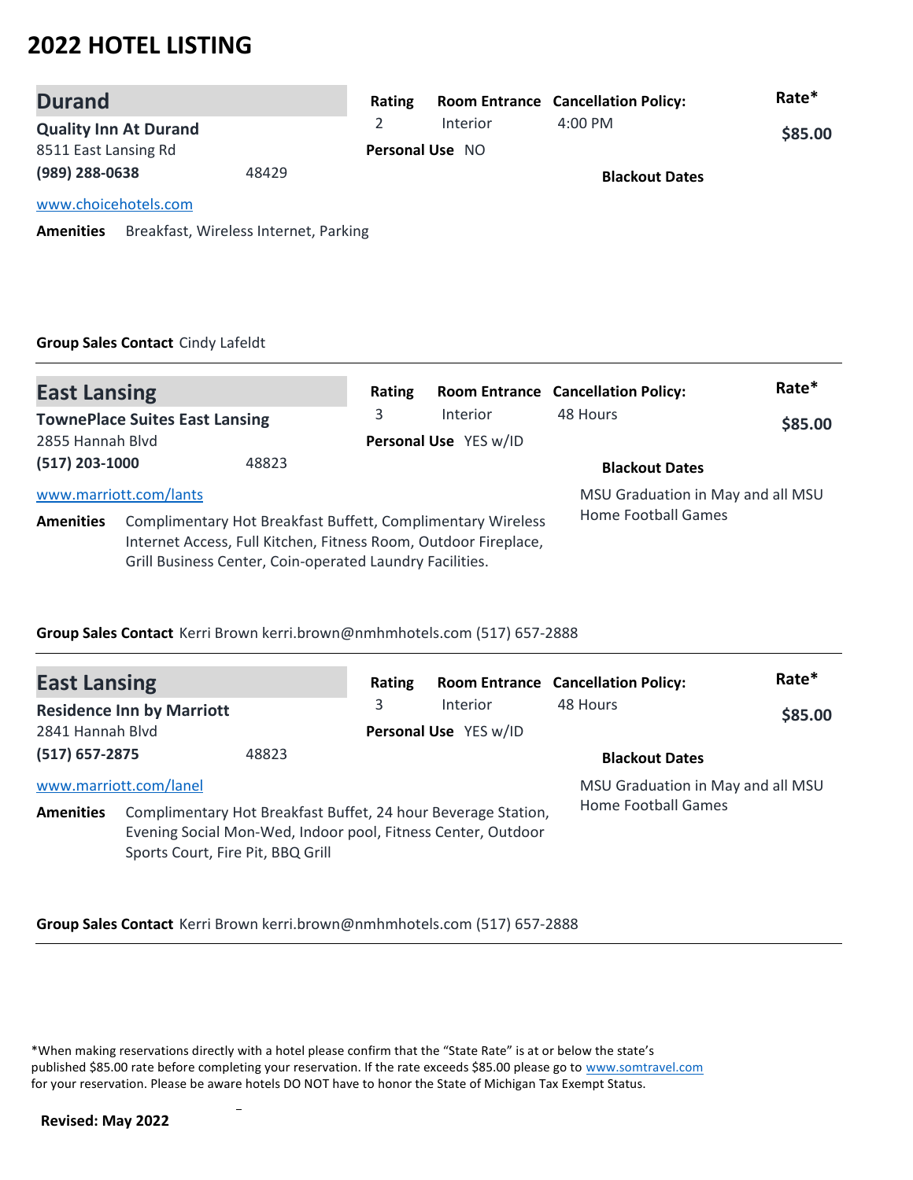# 2022 HOTEL LISTING

## Durand

**Quality Inn At Durand**
8511 East Lansing Rd
**(989) 288-0638** 48429

www.choicehotels.com

| Rating | Room Entrance | Cancellation Policy: | Rate* |
|---|---|---|---|
| 2 | Interior | 4:00 PM | **$85.00** |

**Personal Use** NO

**Blackout Dates**

**Amenities** Breakfast, Wireless Internet, Parking

**Group Sales Contact** Cindy Lafeldt

---

## East Lansing

**TownePlace Suites East Lansing**
2855 Hannah Blvd
**(517) 203-1000** 48823

www.marriott.com/lants

| Rating | Room Entrance | Cancellation Policy: | Rate* |
|---|---|---|---|
| 3 | Interior | 48 Hours | **$85.00** |

**Personal Use** YES w/ID

**Blackout Dates**
MSU Graduation in May and all MSU Home Football Games

**Amenities** Complimentary Hot Breakfast Buffett, Complimentary Wireless Internet Access, Full Kitchen, Fitness Room, Outdoor Fireplace, Grill Business Center, Coin-operated Laundry Facilities.

**Group Sales Contact** Kerri Brown kerri.brown@nmhmhotels.com (517) 657-2888

---

## East Lansing

**Residence Inn by Marriott**
2841 Hannah Blvd
**(517) 657-2875** 48823

www.marriott.com/lanel

| Rating | Room Entrance | Cancellation Policy: | Rate* |
|---|---|---|---|
| 3 | Interior | 48 Hours | **$85.00** |

**Personal Use** YES w/ID

**Blackout Dates**
MSU Graduation in May and all MSU Home Football Games

**Amenities** Complimentary Hot Breakfast Buffet, 24 hour Beverage Station, Evening Social Mon-Wed, Indoor pool, Fitness Center, Outdoor Sports Court, Fire Pit, BBQ Grill

**Group Sales Contact** Kerri Brown kerri.brown@nmhmhotels.com (517) 657-2888

---

*When making reservations directly with a hotel please confirm that the "State Rate" is at or below the state's published $85.00 rate before completing your reservation. If the rate exceeds $85.00 please go to www.somtravel.com for your reservation. Please be aware hotels DO NOT have to honor the State of Michigan Tax Exempt Status.

**Revised: May 2022**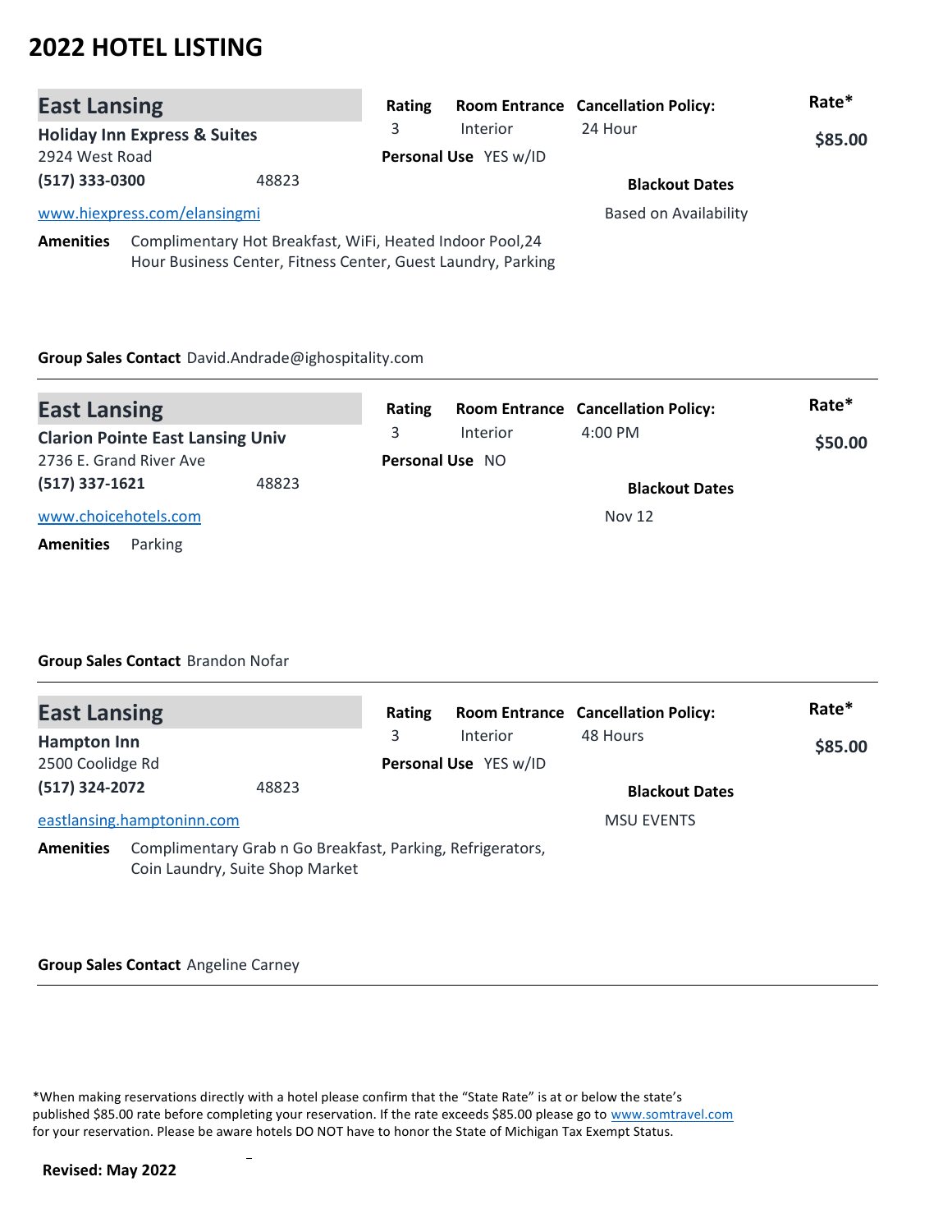# 2022 HOTEL LISTING

## East Lansing

**Holiday Inn Express & Suites**
2924 West Road
**(517) 333-0300** 48823
www.hiexpress.com/elansingmi

| Rating | Room Entrance | Cancellation Policy: | Rate* |
|---|---|---|---|
| 3 | Interior | 24 Hour | **$85.00** |

**Personal Use** YES w/ID

**Blackout Dates**
Based on Availability

**Amenities** Complimentary Hot Breakfast, WiFi, Heated Indoor Pool,24 Hour Business Center, Fitness Center, Guest Laundry, Parking

**Group Sales Contact** David.Andrade@ighospitality.com

---

## East Lansing

**Clarion Pointe East Lansing Univ**
2736 E. Grand River Ave
**(517) 337-1621** 48823
www.choicehotels.com

| Rating | Room Entrance | Cancellation Policy: | Rate* |
|---|---|---|---|
| 3 | Interior | 4:00 PM | **$50.00** |

**Personal Use** NO

**Blackout Dates**
Nov 12

**Amenities** Parking

**Group Sales Contact** Brandon Nofar

---

## East Lansing

**Hampton Inn**
2500 Coolidge Rd
**(517) 324-2072** 48823
eastlansing.hamptoninn.com

| Rating | Room Entrance | Cancellation Policy: | Rate* |
|---|---|---|---|
| 3 | Interior | 48 Hours | **$85.00** |

**Personal Use** YES w/ID

**Blackout Dates**
MSU EVENTS

**Amenities** Complimentary Grab n Go Breakfast, Parking, Refrigerators, Coin Laundry, Suite Shop Market

**Group Sales Contact** Angeline Carney

---

*When making reservations directly with a hotel please confirm that the "State Rate" is at or below the state's published $85.00 rate before completing your reservation. If the rate exceeds $85.00 please go to www.somtravel.com for your reservation. Please be aware hotels DO NOT have to honor the State of Michigan Tax Exempt Status.

**Revised: May 2022**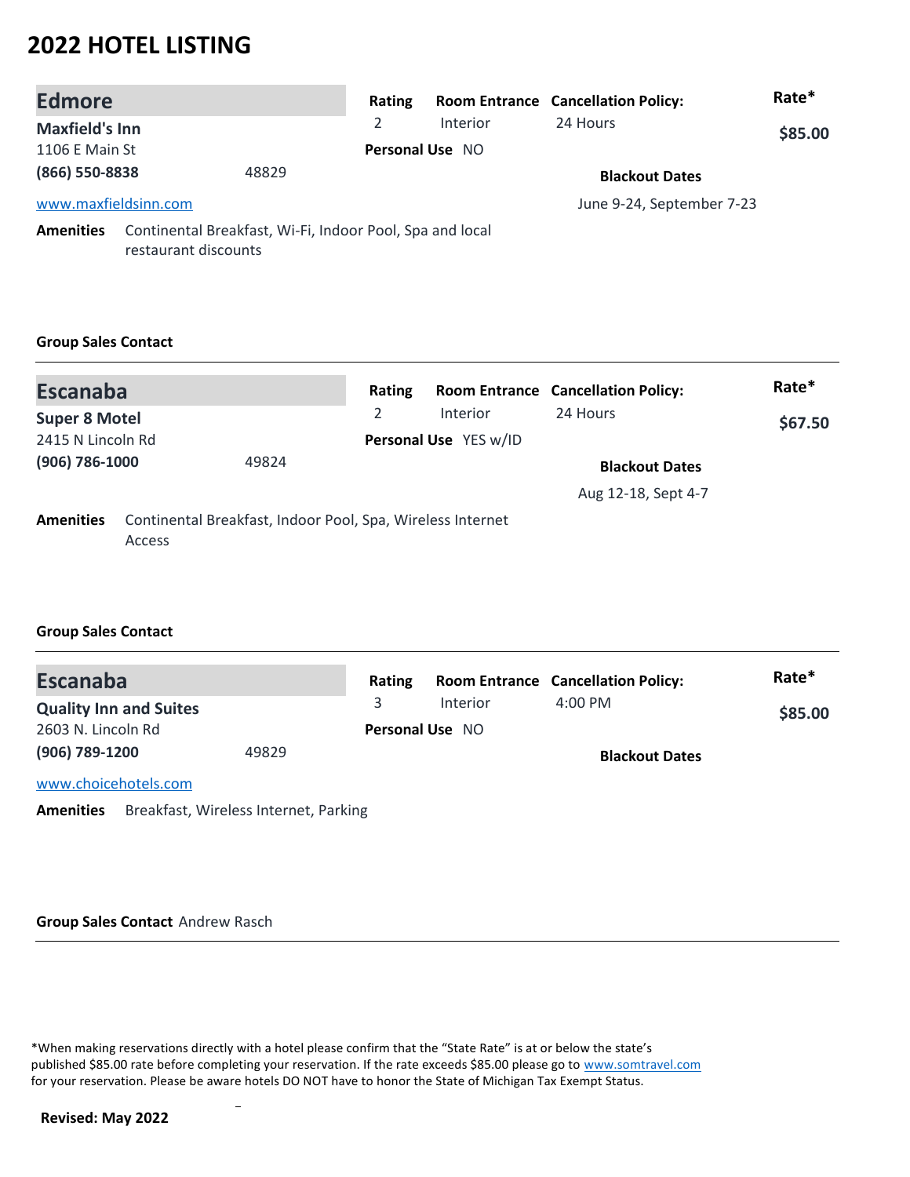# 2022 HOTEL LISTING

## Edmore

**Maxfield's Inn**
1106 E Main St
**(866) 550-8838** 48829
www.maxfieldsinn.com

| Rating | Room Entrance | Cancellation Policy: | Rate* |
|---|---|---|---|
| 2 | Interior | 24 Hours | $85.00 |

**Personal Use** NO

**Blackout Dates**
June 9-24, September 7-23

**Amenities** Continental Breakfast, Wi-Fi, Indoor Pool, Spa and local restaurant discounts

**Group Sales Contact**

---

## Escanaba

**Super 8 Motel**
2415 N Lincoln Rd
**(906) 786-1000** 49824

| Rating | Room Entrance | Cancellation Policy: | Rate* |
|---|---|---|---|
| 2 | Interior | 24 Hours | $67.50 |

**Personal Use** YES w/ID

**Blackout Dates**
Aug 12-18, Sept 4-7

**Amenities** Continental Breakfast, Indoor Pool, Spa, Wireless Internet Access

**Group Sales Contact**

---

## Escanaba

**Quality Inn and Suites**
2603 N. Lincoln Rd
**(906) 789-1200** 49829
www.choicehotels.com

| Rating | Room Entrance | Cancellation Policy: | Rate* |
|---|---|---|---|
| 3 | Interior | 4:00 PM | $85.00 |

**Personal Use** NO

**Blackout Dates**

**Amenities** Breakfast, Wireless Internet, Parking

**Group Sales Contact** Andrew Rasch

---

*When making reservations directly with a hotel please confirm that the "State Rate" is at or below the state's published $85.00 rate before completing your reservation. If the rate exceeds $85.00 please go to www.somtravel.com for your reservation. Please be aware hotels DO NOT have to honor the State of Michigan Tax Exempt Status.

**Revised: May 2022**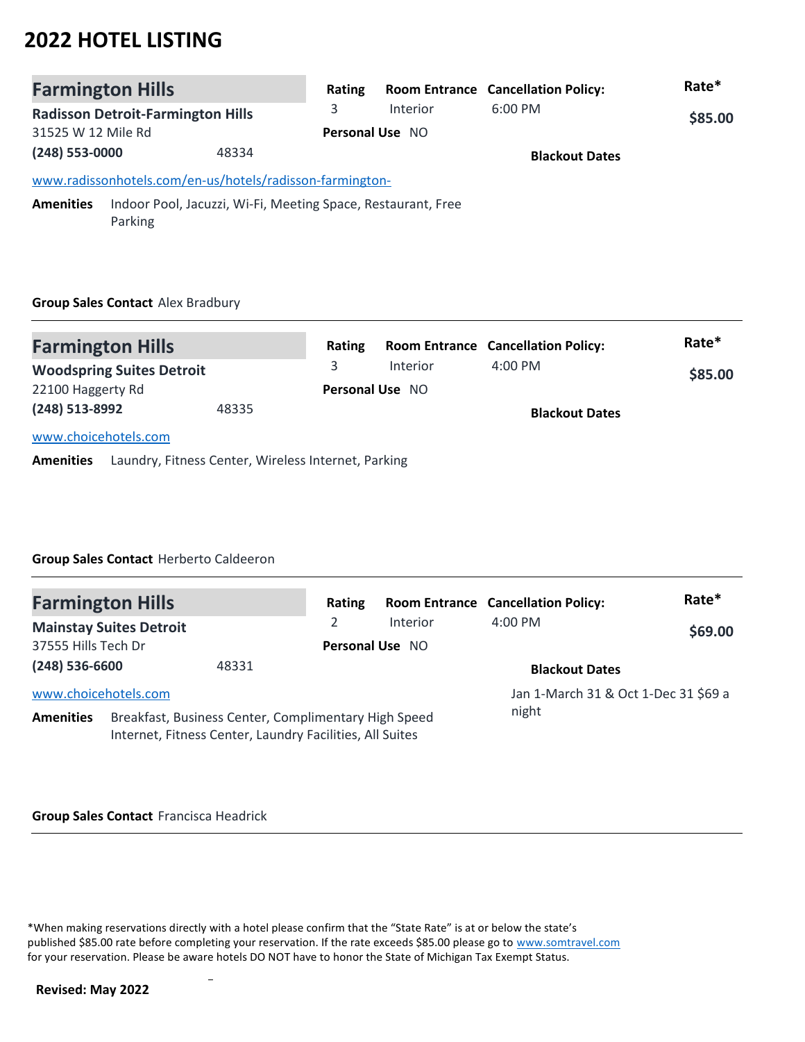# 2022 HOTEL LISTING

## Farmington Hills

**Radisson Detroit-Farmington Hills**
31525 W 12 Mile Rd
**(248) 553-0000** 48334

| Rating | Room Entrance | Cancellation Policy: | Rate* |
|---|---|---|---|
| 3 | Interior | 6:00 PM | **$85.00** |

**Personal Use** NO

**Blackout Dates**

www.radissonhotels.com/en-us/hotels/radisson-farmington-

**Amenities** Indoor Pool, Jacuzzi, Wi-Fi, Meeting Space, Restaurant, Free Parking

**Group Sales Contact** Alex Bradbury

---

## Farmington Hills

**Woodspring Suites Detroit**
22100 Haggerty Rd
**(248) 513-8992** 48335

| Rating | Room Entrance | Cancellation Policy: | Rate* |
|---|---|---|---|
| 3 | Interior | 4:00 PM | **$85.00** |

**Personal Use** NO

**Blackout Dates**

www.choicehotels.com

**Amenities** Laundry, Fitness Center, Wireless Internet, Parking

**Group Sales Contact** Herberto Caldeeron

---

## Farmington Hills

**Mainstay Suites Detroit**
37555 Hills Tech Dr
**(248) 536-6600** 48331

| Rating | Room Entrance | Cancellation Policy: | Rate* |
|---|---|---|---|
| 2 | Interior | 4:00 PM | **$69.00** |

**Personal Use** NO

**Blackout Dates**
Jan 1-March 31 & Oct 1-Dec 31 $69 a night

www.choicehotels.com

**Amenities** Breakfast, Business Center, Complimentary High Speed Internet, Fitness Center, Laundry Facilities, All Suites

**Group Sales Contact** Francisca Headrick

---

*When making reservations directly with a hotel please confirm that the "State Rate" is at or below the state's published $85.00 rate before completing your reservation. If the rate exceeds $85.00 please go to www.somtravel.com for your reservation. Please be aware hotels DO NOT have to honor the State of Michigan Tax Exempt Status.

**Revised: May 2022**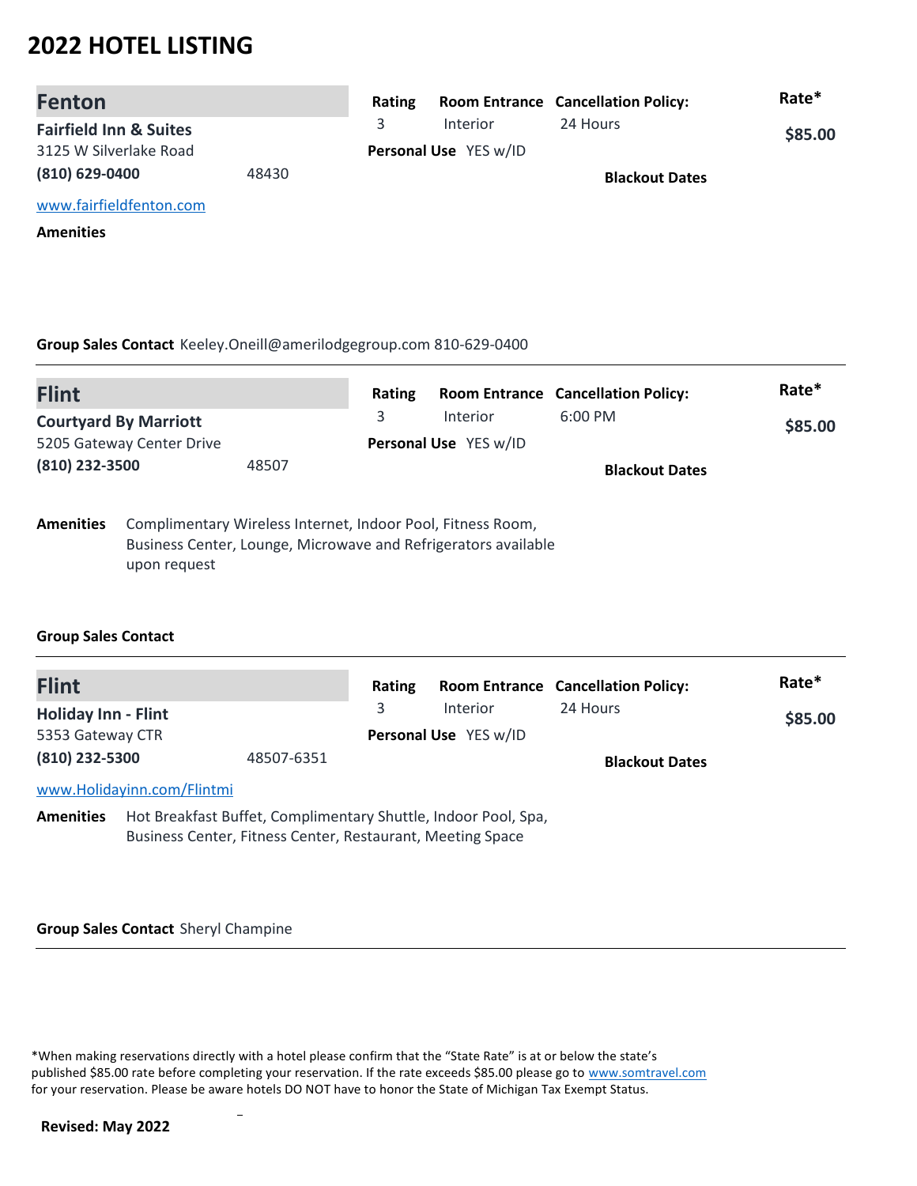# 2022 HOTEL LISTING

## Fenton

**Fairfield Inn & Suites**
3125 W Silverlake Road
**(810) 629-0400** 48430

www.fairfieldfenton.com

| Rating | Room Entrance | Cancellation Policy: | Rate* |
|---|---|---|---|
| 3 | Interior | 24 Hours | **$85.00** |

**Personal Use** YES w/ID

**Blackout Dates**

**Amenities**

**Group Sales Contact** Keeley.Oneill@amerilodgegroup.com 810-629-0400

---

## Flint

**Courtyard By Marriott**
5205 Gateway Center Drive
**(810) 232-3500** 48507

| Rating | Room Entrance | Cancellation Policy: | Rate* |
|---|---|---|---|
| 3 | Interior | 6:00 PM | **$85.00** |

**Personal Use** YES w/ID

**Blackout Dates**

**Amenities** Complimentary Wireless Internet, Indoor Pool, Fitness Room, Business Center, Lounge, Microwave and Refrigerators available upon request

**Group Sales Contact**

---

## Flint

**Holiday Inn - Flint**
5353 Gateway CTR
**(810) 232-5300** 48507-6351

www.Holidayinn.com/Flintmi

| Rating | Room Entrance | Cancellation Policy: | Rate* |
|---|---|---|---|
| 3 | Interior | 24 Hours | **$85.00** |

**Personal Use** YES w/ID

**Blackout Dates**

**Amenities** Hot Breakfast Buffet, Complimentary Shuttle, Indoor Pool, Spa, Business Center, Fitness Center, Restaurant, Meeting Space

**Group Sales Contact** Sheryl Champine

---

*When making reservations directly with a hotel please confirm that the "State Rate" is at or below the state's published $85.00 rate before completing your reservation. If the rate exceeds $85.00 please go to www.somtravel.com for your reservation. Please be aware hotels DO NOT have to honor the State of Michigan Tax Exempt Status.

**Revised: May 2022**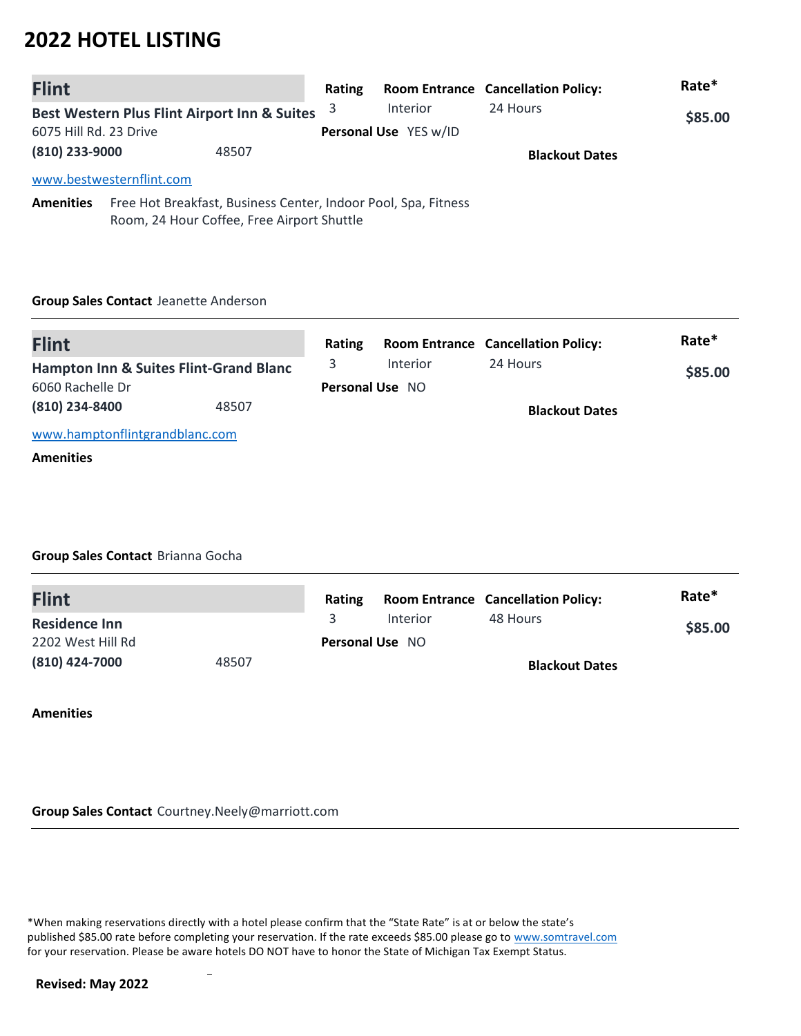# 2022 HOTEL LISTING

## Flint

**Best Western Plus Flint Airport Inn & Suites**
6075 Hill Rd. 23 Drive
**(810) 233-9000** 48507
www.bestwesternflint.com

| Rating | Room Entrance | Cancellation Policy: | Rate* |
|---|---|---|---|
| 3 | Interior | 24 Hours | $85.00 |

**Personal Use** YES w/ID

**Blackout Dates**

**Amenities** Free Hot Breakfast, Business Center, Indoor Pool, Spa, Fitness Room, 24 Hour Coffee, Free Airport Shuttle

**Group Sales Contact** Jeanette Anderson

---

## Flint

**Hampton Inn & Suites Flint-Grand Blanc**
6060 Rachelle Dr
**(810) 234-8400** 48507
www.hamptonflintgrandblanc.com

| Rating | Room Entrance | Cancellation Policy: | Rate* |
|---|---|---|---|
| 3 | Interior | 24 Hours | $85.00 |

**Personal Use** NO

**Blackout Dates**

**Amenities**

**Group Sales Contact** Brianna Gocha

---

## Flint

**Residence Inn**
2202 West Hill Rd
**(810) 424-7000** 48507

| Rating | Room Entrance | Cancellation Policy: | Rate* |
|---|---|---|---|
| 3 | Interior | 48 Hours | $85.00 |

**Personal Use** NO

**Blackout Dates**

**Amenities**

**Group Sales Contact** Courtney.Neely@marriott.com

---

*When making reservations directly with a hotel please confirm that the "State Rate" is at or below the state's published $85.00 rate before completing your reservation. If the rate exceeds $85.00 please go to www.somtravel.com for your reservation. Please be aware hotels DO NOT have to honor the State of Michigan Tax Exempt Status.

**Revised: May 2022**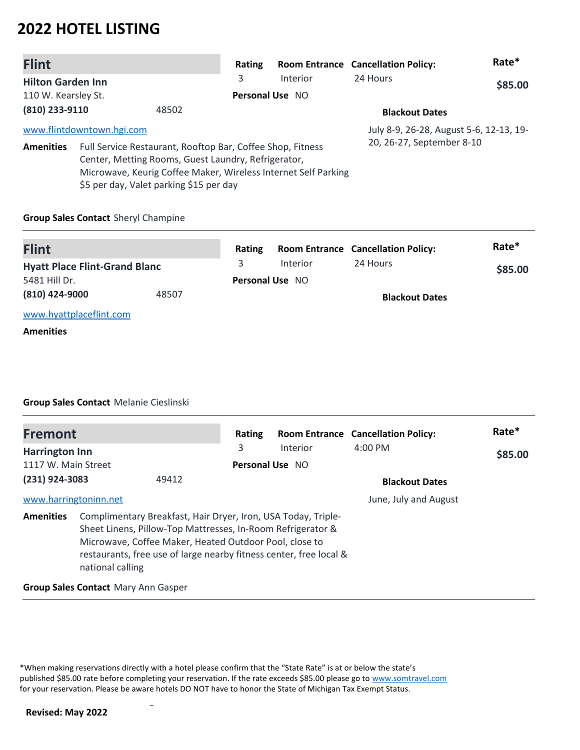# 2022 HOTEL LISTING

## Flint

**Hilton Garden Inn**
110 W. Kearsley St.
**(810) 233-9110** 48502
www.flintdowntown.hgi.com

| Rating | Room Entrance | Cancellation Policy: | Rate* |
|---|---|---|---|
| 3 | Interior | 24 Hours | **$85.00** |

**Personal Use** NO

**Blackout Dates**
July 8-9, 26-28, August 5-6, 12-13, 19-20, 26-27, September 8-10

**Amenities** Full Service Restaurant, Rooftop Bar, Coffee Shop, Fitness Center, Metting Rooms, Guest Laundry, Refrigerator, Microwave, Keurig Coffee Maker, Wireless Internet Self Parking $5 per day, Valet parking $15 per day

**Group Sales Contact** Sheryl Champine

---

## Flint

**Hyatt Place Flint-Grand Blanc**
5481 Hill Dr.
**(810) 424-9000** 48507
www.hyattplaceflint.com

| Rating | Room Entrance | Cancellation Policy: | Rate* |
|---|---|---|---|
| 3 | Interior | 24 Hours | **$85.00** |

**Personal Use** NO

**Blackout Dates**

**Amenities**

**Group Sales Contact** Melanie Cieslinski

---

## Fremont

**Harrington Inn**
1117 W. Main Street
**(231) 924-3083** 49412
www.harringtoninn.net

| Rating | Room Entrance | Cancellation Policy: | Rate* |
|---|---|---|---|
| 3 | Interior | 4:00 PM | **$85.00** |

**Personal Use** NO

**Blackout Dates**
June, July and August

**Amenities** Complimentary Breakfast, Hair Dryer, Iron, USA Today, Triple-Sheet Linens, Pillow-Top Mattresses, In-Room Refrigerator & Microwave, Coffee Maker, Heated Outdoor Pool, close to restaurants, free use of large nearby fitness center, free local & national calling

**Group Sales Contact** Mary Ann Gasper

---

*When making reservations directly with a hotel please confirm that the "State Rate" is at or below the state's published $85.00 rate before completing your reservation. If the rate exceeds $85.00 please go to www.somtravel.com for your reservation. Please be aware hotels DO NOT have to honor the State of Michigan Tax Exempt Status.

**Revised: May 2022**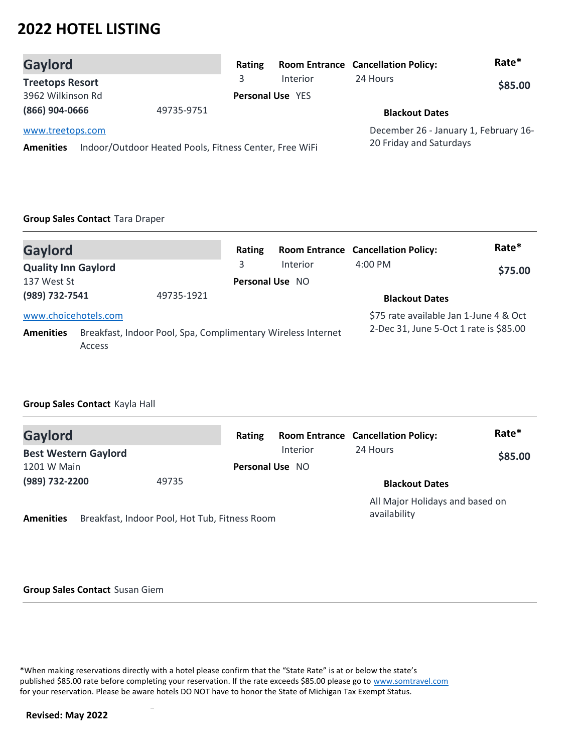# 2022 HOTEL LISTING

## Gaylord

**Treetops Resort**
3962 Wilkinson Rd
**(866) 904-0666** 49735-9751
www.treetops.com

| Rating | Room Entrance | Cancellation Policy: | Rate* |
|---|---|---|---|
| 3 | Interior | 24 Hours | $85.00 |

**Personal Use** YES

**Blackout Dates**
December 26 - January 1, February 16-20 Friday and Saturdays

**Amenities** Indoor/Outdoor Heated Pools, Fitness Center, Free WiFi

**Group Sales Contact** Tara Draper

---

## Gaylord

**Quality Inn Gaylord**
137 West St
**(989) 732-7541** 49735-1921
www.choicehotels.com

| Rating | Room Entrance | Cancellation Policy: | Rate* |
|---|---|---|---|
| 3 | Interior | 4:00 PM | $75.00 |

**Personal Use** NO

**Blackout Dates**
$75 rate available Jan 1-June 4 & Oct 2-Dec 31, June 5-Oct 1 rate is $85.00

**Amenities** Breakfast, Indoor Pool, Spa, Complimentary Wireless Internet Access

**Group Sales Contact** Kayla Hall

---

## Gaylord

**Best Western Gaylord**
1201 W Main
**(989) 732-2200** 49735

| Rating | Room Entrance | Cancellation Policy: | Rate* |
|---|---|---|---|
| | Interior | 24 Hours | $85.00 |

**Personal Use** NO

**Blackout Dates**
All Major Holidays and based on availability

**Amenities** Breakfast, Indoor Pool, Hot Tub, Fitness Room

**Group Sales Contact** Susan Giem

---

*When making reservations directly with a hotel please confirm that the "State Rate" is at or below the state's published $85.00 rate before completing your reservation. If the rate exceeds $85.00 please go to www.somtravel.com for your reservation. Please be aware hotels DO NOT have to honor the State of Michigan Tax Exempt Status.

**Revised: May 2022**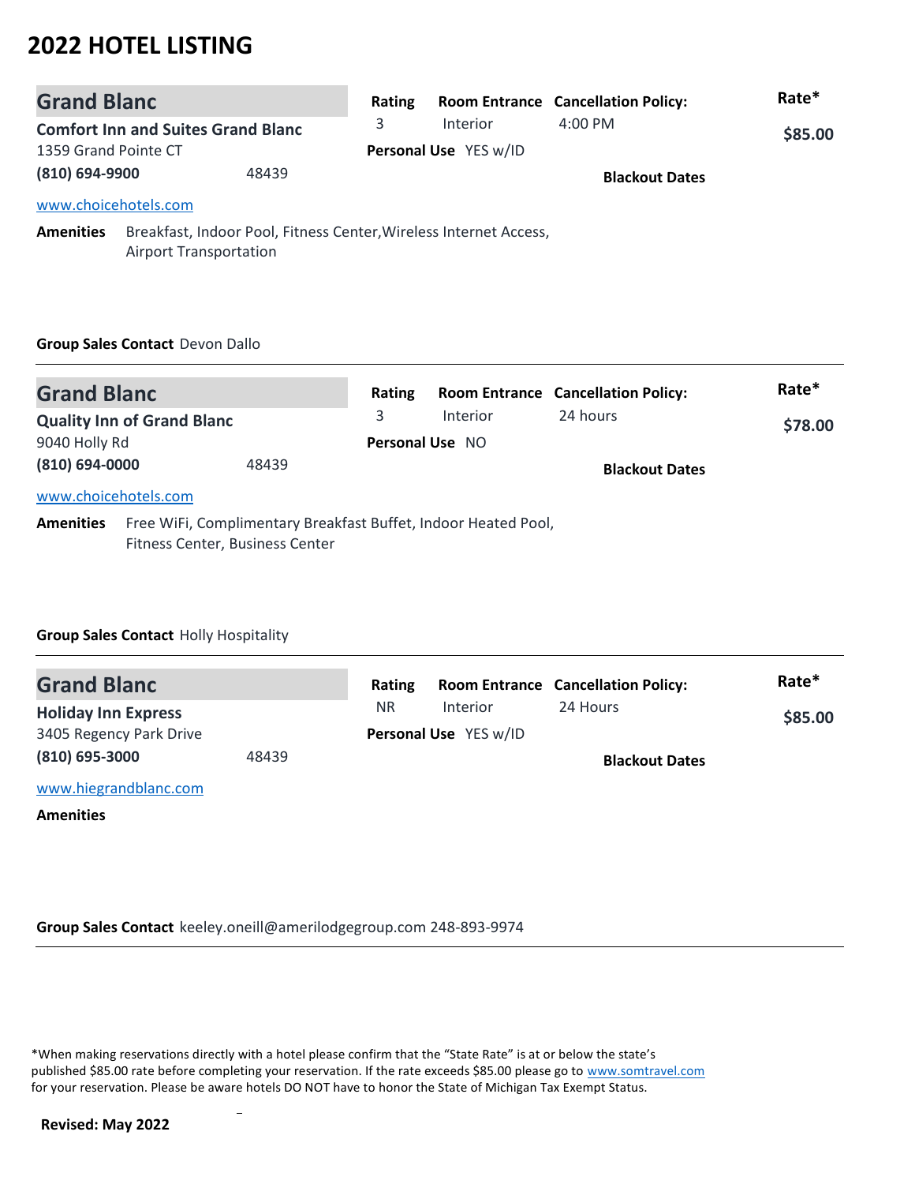# 2022 HOTEL LISTING

## Grand Blanc

**Comfort Inn and Suites Grand Blanc**
1359 Grand Pointe CT
**(810) 694-9900** 48439

www.choicehotels.com

| Rating | Room Entrance | Cancellation Policy: | Rate* |
|---|---|---|---|
| 3 | Interior | 4:00 PM | **$85.00** |

**Personal Use** YES w/ID

**Blackout Dates**

**Amenities** Breakfast, Indoor Pool, Fitness Center,Wireless Internet Access, Airport Transportation

**Group Sales Contact** Devon Dallo

---

## Grand Blanc

**Quality Inn of Grand Blanc**
9040 Holly Rd
**(810) 694-0000** 48439

www.choicehotels.com

| Rating | Room Entrance | Cancellation Policy: | Rate* |
|---|---|---|---|
| 3 | Interior | 24 hours | **$78.00** |

**Personal Use** NO

**Blackout Dates**

**Amenities** Free WiFi, Complimentary Breakfast Buffet, Indoor Heated Pool, Fitness Center, Business Center

**Group Sales Contact** Holly Hospitality

---

## Grand Blanc

**Holiday Inn Express**
3405 Regency Park Drive
**(810) 695-3000** 48439

www.hiegrandblanc.com

| Rating | Room Entrance | Cancellation Policy: | Rate* |
|---|---|---|---|
| NR | Interior | 24 Hours | **$85.00** |

**Personal Use** YES w/ID

**Blackout Dates**

**Amenities**

**Group Sales Contact** keeley.oneill@amerilodgegroup.com 248-893-9974

---

*When making reservations directly with a hotel please confirm that the "State Rate" is at or below the state's published $85.00 rate before completing your reservation. If the rate exceeds $85.00 please go to www.somtravel.com for your reservation. Please be aware hotels DO NOT have to honor the State of Michigan Tax Exempt Status.

**Revised: May 2022**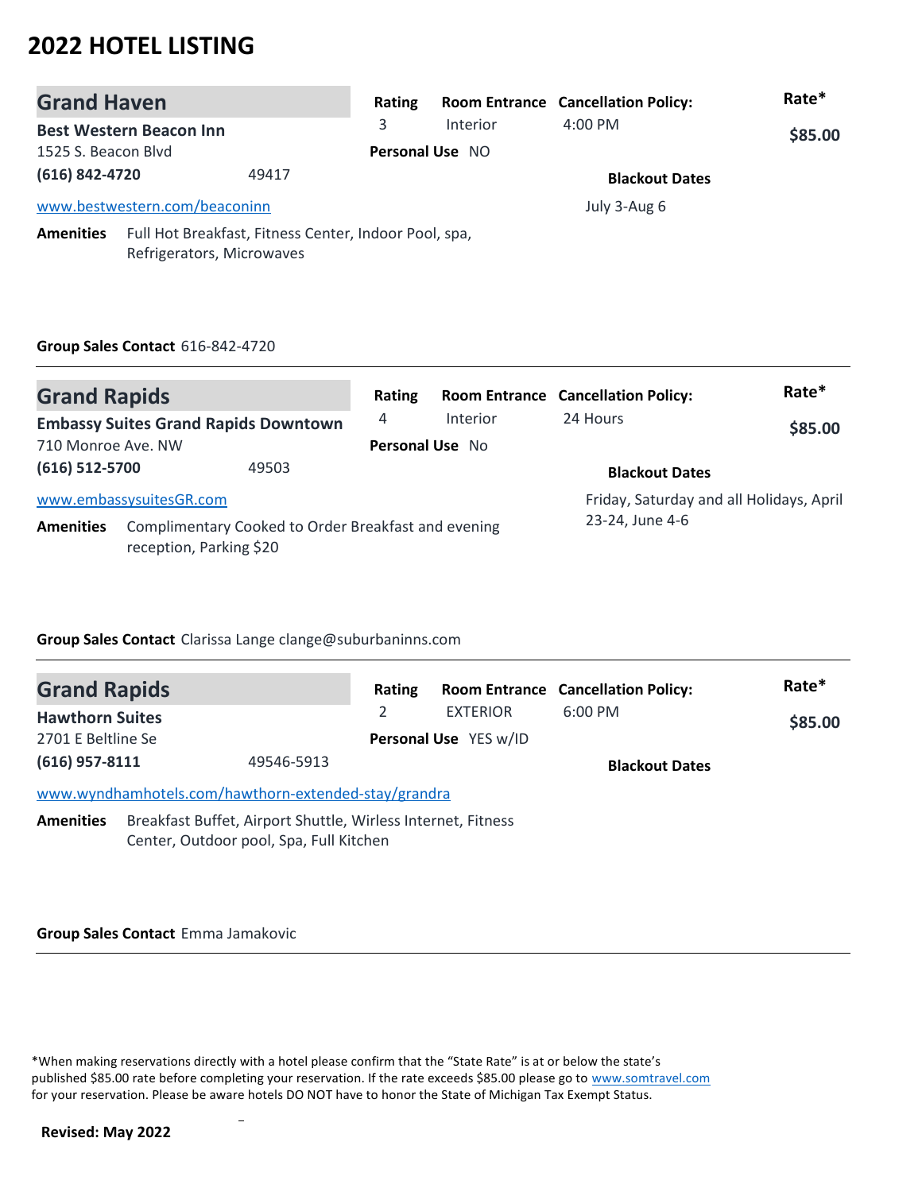# 2022 HOTEL LISTING

## Grand Haven

**Best Western Beacon Inn**
1525 S. Beacon Blvd
**(616) 842-4720** 49417
www.bestwestern.com/beaconinn

| Rating | Room Entrance | Cancellation Policy: | Rate* |
|---|---|---|---|
| 3 | Interior | 4:00 PM | $85.00 |

**Personal Use** NO

**Blackout Dates**
July 3-Aug 6

**Amenities** Full Hot Breakfast, Fitness Center, Indoor Pool, spa, Refrigerators, Microwaves

**Group Sales Contact** 616-842-4720

---

## Grand Rapids

**Embassy Suites Grand Rapids Downtown**
710 Monroe Ave. NW
**(616) 512-5700** 49503
www.embassysuitesGR.com

| Rating | Room Entrance | Cancellation Policy: | Rate* |
|---|---|---|---|
| 4 | Interior | 24 Hours | $85.00 |

**Personal Use** No

**Blackout Dates**
Friday, Saturday and all Holidays, April 23-24, June 4-6

**Amenities** Complimentary Cooked to Order Breakfast and evening reception, Parking $20

**Group Sales Contact** Clarissa Lange clange@suburbaninns.com

---

## Grand Rapids

**Hawthorn Suites**
2701 E Beltline Se
**(616) 957-8111** 49546-5913
www.wyndhamhotels.com/hawthorn-extended-stay/grandra

| Rating | Room Entrance | Cancellation Policy: | Rate* |
|---|---|---|---|
| 2 | EXTERIOR | 6:00 PM | $85.00 |

**Personal Use** YES w/ID

**Blackout Dates**

**Amenities** Breakfast Buffet, Airport Shuttle, Wirless Internet, Fitness Center, Outdoor pool, Spa, Full Kitchen

**Group Sales Contact** Emma Jamakovic

---

*When making reservations directly with a hotel please confirm that the "State Rate" is at or below the state's published $85.00 rate before completing your reservation. If the rate exceeds $85.00 please go to www.somtravel.com for your reservation. Please be aware hotels DO NOT have to honor the State of Michigan Tax Exempt Status.

**Revised: May 2022**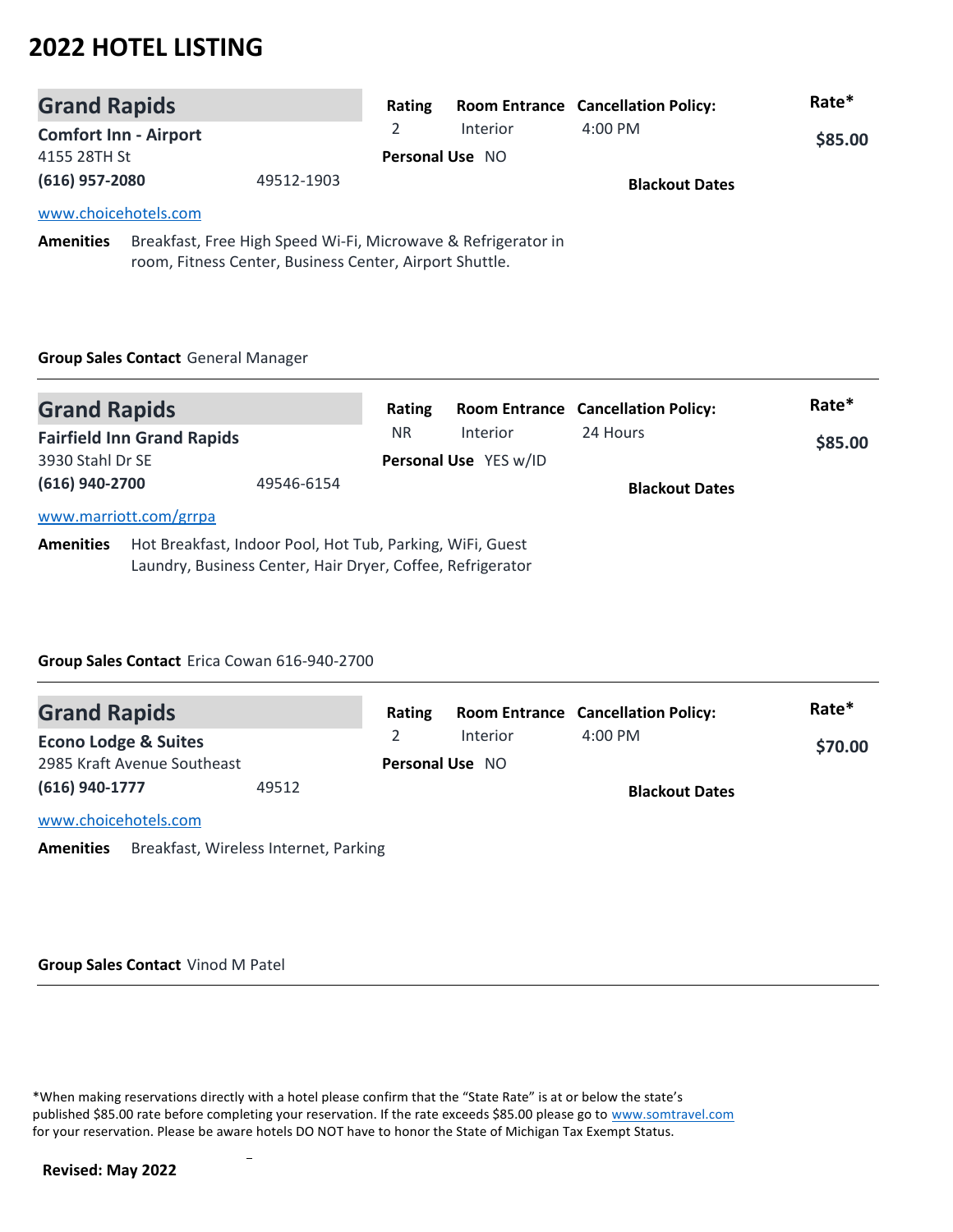# 2022 HOTEL LISTING

## Grand Rapids

**Comfort Inn - Airport**
4155 28TH St
**(616) 957-2080** 49512-1903
www.choicehotels.com

| Rating | Room Entrance | Cancellation Policy: | Rate* |
|---|---|---|---|
| 2 | Interior | 4:00 PM | **$85.00** |

**Personal Use** NO

**Blackout Dates**

**Amenities** Breakfast, Free High Speed Wi-Fi, Microwave & Refrigerator in room, Fitness Center, Business Center, Airport Shuttle.

**Group Sales Contact** General Manager

---

## Grand Rapids

**Fairfield Inn Grand Rapids**
3930 Stahl Dr SE
**(616) 940-2700** 49546-6154
www.marriott.com/grrpa

| Rating | Room Entrance | Cancellation Policy: | Rate* |
|---|---|---|---|
| NR | Interior | 24 Hours | **$85.00** |

**Personal Use** YES w/ID

**Blackout Dates**

**Amenities** Hot Breakfast, Indoor Pool, Hot Tub, Parking, WiFi, Guest Laundry, Business Center, Hair Dryer, Coffee, Refrigerator

**Group Sales Contact** Erica Cowan 616-940-2700

---

## Grand Rapids

**Econo Lodge & Suites**
2985 Kraft Avenue Southeast
**(616) 940-1777** 49512
www.choicehotels.com

| Rating | Room Entrance | Cancellation Policy: | Rate* |
|---|---|---|---|
| 2 | Interior | 4:00 PM | **$70.00** |

**Personal Use** NO

**Blackout Dates**

**Amenities** Breakfast, Wireless Internet, Parking

**Group Sales Contact** Vinod M Patel

---

*When making reservations directly with a hotel please confirm that the "State Rate" is at or below the state's published $85.00 rate before completing your reservation. If the rate exceeds $85.00 please go to www.somtravel.com for your reservation. Please be aware hotels DO NOT have to honor the State of Michigan Tax Exempt Status.

**Revised: May 2022**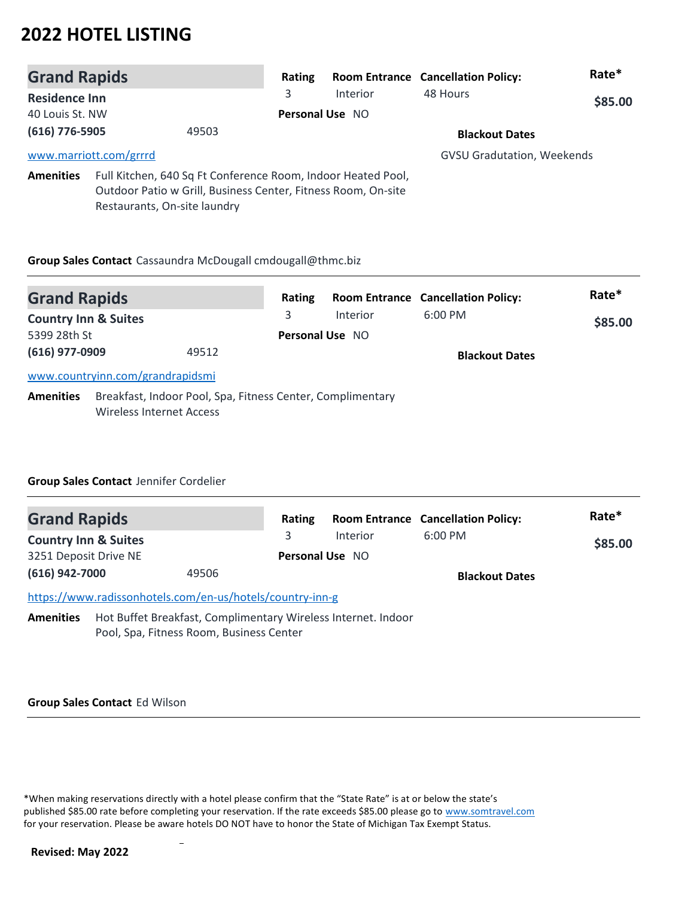# 2022 HOTEL LISTING

## Grand Rapids

**Residence Inn**
40 Louis St. NW
**(616) 776-5905** 49503
www.marriott.com/grrrd

| Rating | Room Entrance | Cancellation Policy: | Rate* |
|---|---|---|---|
| 3 | Interior | 48 Hours | **$85.00** |

**Personal Use** NO

**Blackout Dates**
GVSU Gradutation, Weekends

**Amenities** Full Kitchen, 640 Sq Ft Conference Room, Indoor Heated Pool, Outdoor Patio w Grill, Business Center, Fitness Room, On-site Restaurants, On-site laundry

**Group Sales Contact** Cassaundra McDougall cmdougall@thmc.biz

---

## Grand Rapids

**Country Inn & Suites**
5399 28th St
**(616) 977-0909** 49512
www.countryinn.com/grandrapidsmi

| Rating | Room Entrance | Cancellation Policy: | Rate* |
|---|---|---|---|
| 3 | Interior | 6:00 PM | **$85.00** |

**Personal Use** NO

**Blackout Dates**

**Amenities** Breakfast, Indoor Pool, Spa, Fitness Center, Complimentary Wireless Internet Access

**Group Sales Contact** Jennifer Cordelier

---

## Grand Rapids

**Country Inn & Suites**
3251 Deposit Drive NE
**(616) 942-7000** 49506
https://www.radissonhotels.com/en-us/hotels/country-inn-g

| Rating | Room Entrance | Cancellation Policy: | Rate* |
|---|---|---|---|
| 3 | Interior | 6:00 PM | **$85.00** |

**Personal Use** NO

**Blackout Dates**

**Amenities** Hot Buffet Breakfast, Complimentary Wireless Internet. Indoor Pool, Spa, Fitness Room, Business Center

**Group Sales Contact** Ed Wilson

---

*When making reservations directly with a hotel please confirm that the "State Rate" is at or below the state's published $85.00 rate before completing your reservation. If the rate exceeds $85.00 please go to www.somtravel.com for your reservation. Please be aware hotels DO NOT have to honor the State of Michigan Tax Exempt Status.

**Revised: May 2022**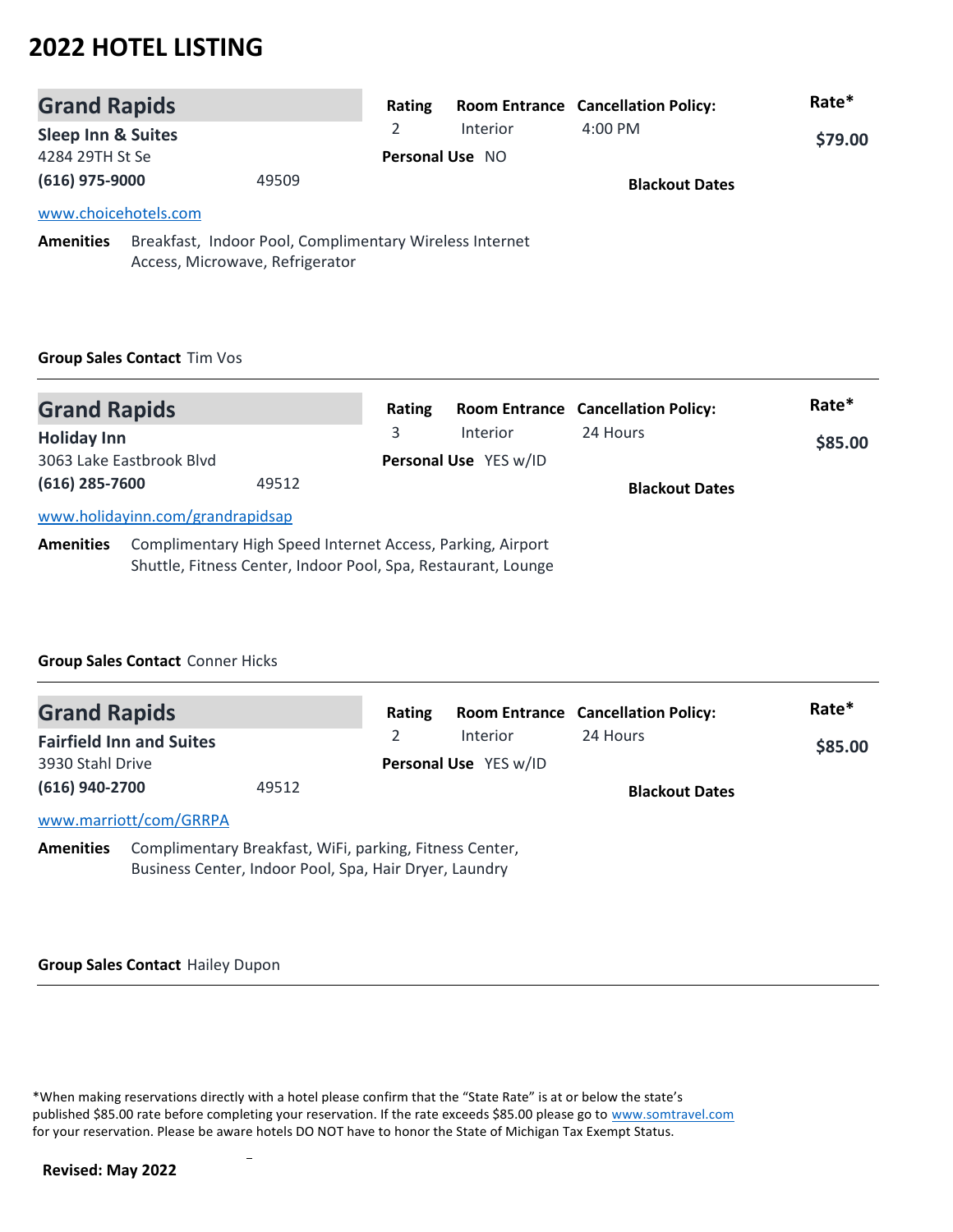# 2022 HOTEL LISTING

## Grand Rapids

**Sleep Inn & Suites**
4284 29TH St Se
**(616) 975-9000** 49509
www.choicehotels.com

| Rating | Room Entrance | Cancellation Policy: | Rate* |
|---|---|---|---|
| 2 | Interior | 4:00 PM | **$79.00** |

**Personal Use** NO

**Blackout Dates**

**Amenities** Breakfast, Indoor Pool, Complimentary Wireless Internet Access, Microwave, Refrigerator

**Group Sales Contact** Tim Vos

---

## Grand Rapids

**Holiday Inn**
3063 Lake Eastbrook Blvd
**(616) 285-7600** 49512
www.holidayinn.com/grandrapidsap

| Rating | Room Entrance | Cancellation Policy: | Rate* |
|---|---|---|---|
| 3 | Interior | 24 Hours | **$85.00** |

**Personal Use** YES w/ID

**Blackout Dates**

**Amenities** Complimentary High Speed Internet Access, Parking, Airport Shuttle, Fitness Center, Indoor Pool, Spa, Restaurant, Lounge

**Group Sales Contact** Conner Hicks

---

## Grand Rapids

**Fairfield Inn and Suites**
3930 Stahl Drive
**(616) 940-2700** 49512
www.marriott/com/GRRPA

| Rating | Room Entrance | Cancellation Policy: | Rate* |
|---|---|---|---|
| 2 | Interior | 24 Hours | **$85.00** |

**Personal Use** YES w/ID

**Blackout Dates**

**Amenities** Complimentary Breakfast, WiFi, parking, Fitness Center, Business Center, Indoor Pool, Spa, Hair Dryer, Laundry

**Group Sales Contact** Hailey Dupon

---

*When making reservations directly with a hotel please confirm that the "State Rate" is at or below the state's published $85.00 rate before completing your reservation. If the rate exceeds $85.00 please go to www.somtravel.com for your reservation. Please be aware hotels DO NOT have to honor the State of Michigan Tax Exempt Status.

**Revised: May 2022**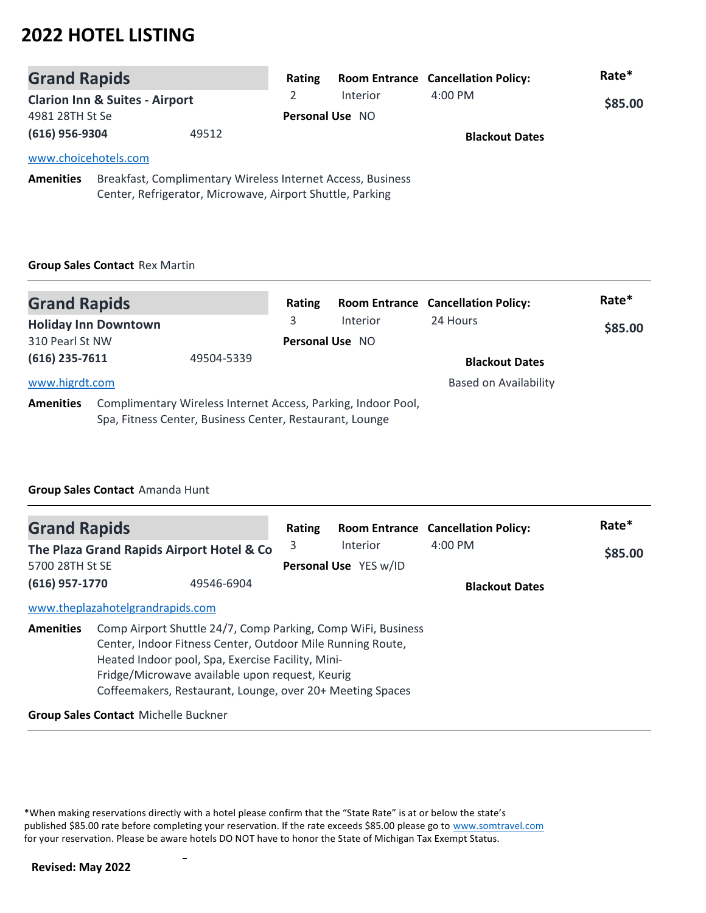# 2022 HOTEL LISTING

## Grand Rapids

**Clarion Inn & Suites - Airport**
4981 28TH St Se
**(616) 956-9304** 49512
www.choicehotels.com

| Rating | Room Entrance | Cancellation Policy: | Rate* |
|---|---|---|---|
| 2 | Interior | 4:00 PM | **$85.00** |

**Personal Use** NO

**Blackout Dates**

**Amenities** Breakfast, Complimentary Wireless Internet Access, Business Center, Refrigerator, Microwave, Airport Shuttle, Parking

**Group Sales Contact** Rex Martin

---

## Grand Rapids

**Holiday Inn Downtown**
310 Pearl St NW
**(616) 235-7611** 49504-5339
www.higrdt.com

| Rating | Room Entrance | Cancellation Policy: | Rate* |
|---|---|---|---|
| 3 | Interior | 24 Hours | **$85.00** |

**Personal Use** NO

**Blackout Dates**
Based on Availability

**Amenities** Complimentary Wireless Internet Access, Parking, Indoor Pool, Spa, Fitness Center, Business Center, Restaurant, Lounge

**Group Sales Contact** Amanda Hunt

---

## Grand Rapids

**The Plaza Grand Rapids Airport Hotel & Co**
5700 28TH St SE
**(616) 957-1770** 49546-6904
www.theplazahotelgrandrapids.com

| Rating | Room Entrance | Cancellation Policy: | Rate* |
|---|---|---|---|
| 3 | Interior | 4:00 PM | **$85.00** |

**Personal Use** YES w/ID

**Blackout Dates**

**Amenities** Comp Airport Shuttle 24/7, Comp Parking, Comp WiFi, Business Center, Indoor Fitness Center, Outdoor Mile Running Route, Heated Indoor pool, Spa, Exercise Facility, Mini-Fridge/Microwave available upon request, Keurig Coffeemakers, Restaurant, Lounge, over 20+ Meeting Spaces

**Group Sales Contact** Michelle Buckner

---

*When making reservations directly with a hotel please confirm that the "State Rate" is at or below the state's published $85.00 rate before completing your reservation. If the rate exceeds $85.00 please go to www.somtravel.com for your reservation. Please be aware hotels DO NOT have to honor the State of Michigan Tax Exempt Status.

**Revised: May 2022**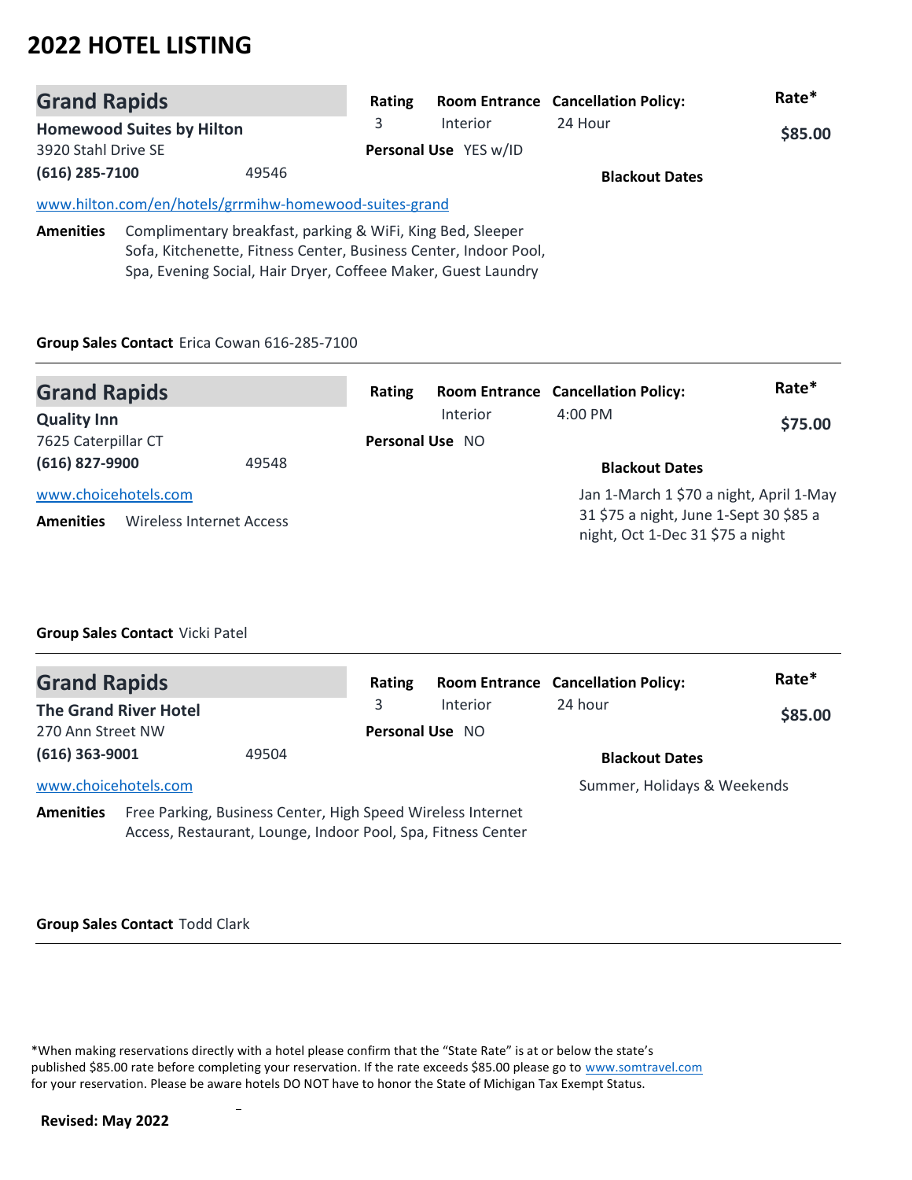# 2022 HOTEL LISTING

## Grand Rapids

**Homewood Suites by Hilton**
3920 Stahl Drive SE
**(616) 285-7100** 49546

www.hilton.com/en/hotels/grrmihw-homewood-suites-grand

| Rating | Room Entrance | Cancellation Policy: | Rate* |
|---|---|---|---|
| 3 | Interior | 24 Hour | $85.00 |

**Personal Use** YES w/ID

**Blackout Dates**

**Amenities** Complimentary breakfast, parking & WiFi, King Bed, Sleeper Sofa, Kitchenette, Fitness Center, Business Center, Indoor Pool, Spa, Evening Social, Hair Dryer, Coffeee Maker, Guest Laundry

**Group Sales Contact** Erica Cowan 616-285-7100

---

## Grand Rapids

**Quality Inn**
7625 Caterpillar CT
**(616) 827-9900** 49548

www.choicehotels.com

| Rating | Room Entrance | Cancellation Policy: | Rate* |
|---|---|---|---|
| | Interior | 4:00 PM | $75.00 |

**Personal Use** NO

**Blackout Dates**

Jan 1-March 1 $70 a night, April 1-May 31 $75 a night, June 1-Sept 30 $85 a night, Oct 1-Dec 31 $75 a night

**Amenities** Wireless Internet Access

**Group Sales Contact** Vicki Patel

---

## Grand Rapids

**The Grand River Hotel**
270 Ann Street NW
**(616) 363-9001** 49504

www.choicehotels.com

| Rating | Room Entrance | Cancellation Policy: | Rate* |
|---|---|---|---|
| 3 | Interior | 24 hour | $85.00 |

**Personal Use** NO

**Blackout Dates**

Summer, Holidays & Weekends

**Amenities** Free Parking, Business Center, High Speed Wireless Internet Access, Restaurant, Lounge, Indoor Pool, Spa, Fitness Center

**Group Sales Contact** Todd Clark

---

*When making reservations directly with a hotel please confirm that the "State Rate" is at or below the state's published $85.00 rate before completing your reservation. If the rate exceeds $85.00 please go to www.somtravel.com for your reservation. Please be aware hotels DO NOT have to honor the State of Michigan Tax Exempt Status.

**Revised: May 2022**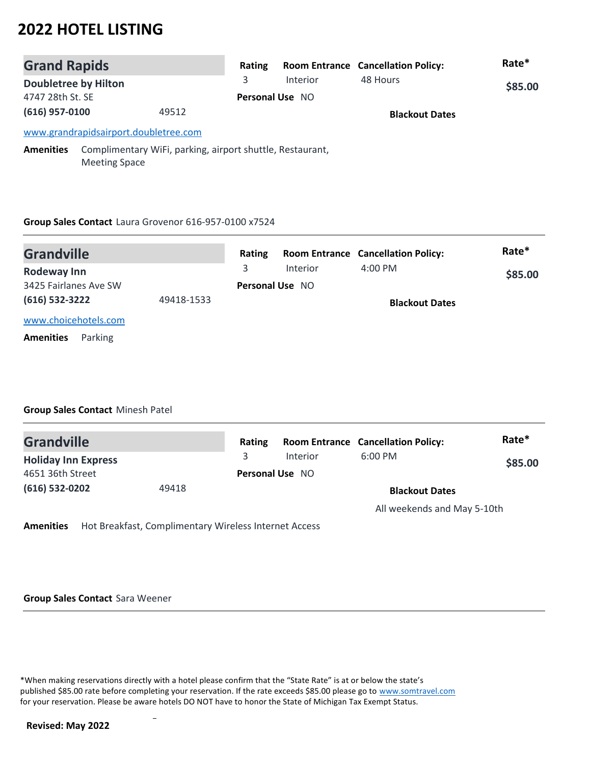# 2022 HOTEL LISTING

## Grand Rapids

**Doubletree by Hilton**
4747 28th St. SE
**(616) 957-0100** 49512

www.grandrapidsairport.doubletree.com

| Rating | Room Entrance | Cancellation Policy: | Rate* |
|---|---|---|---|
| 3 | Interior | 48 Hours | **$85.00** |

**Personal Use** NO

**Blackout Dates**

**Amenities** Complimentary WiFi, parking, airport shuttle, Restaurant, Meeting Space

**Group Sales Contact** Laura Grovenor 616-957-0100 x7524

---

## Grandville

**Rodeway Inn**
3425 Fairlanes Ave SW
**(616) 532-3222** 49418-1533

www.choicehotels.com

| Rating | Room Entrance | Cancellation Policy: | Rate* |
|---|---|---|---|
| 3 | Interior | 4:00 PM | **$85.00** |

**Personal Use** NO

**Blackout Dates**

**Amenities** Parking

**Group Sales Contact** Minesh Patel

---

## Grandville

**Holiday Inn Express**
4651 36th Street
**(616) 532-0202** 49418

| Rating | Room Entrance | Cancellation Policy: | Rate* |
|---|---|---|---|
| 3 | Interior | 6:00 PM | **$85.00** |

**Personal Use** NO

**Blackout Dates**

All weekends and May 5-10th

**Amenities** Hot Breakfast, Complimentary Wireless Internet Access

**Group Sales Contact** Sara Weener

---

*When making reservations directly with a hotel please confirm that the "State Rate" is at or below the state's published $85.00 rate before completing your reservation. If the rate exceeds $85.00 please go to www.somtravel.com for your reservation. Please be aware hotels DO NOT have to honor the State of Michigan Tax Exempt Status.

**Revised: May 2022**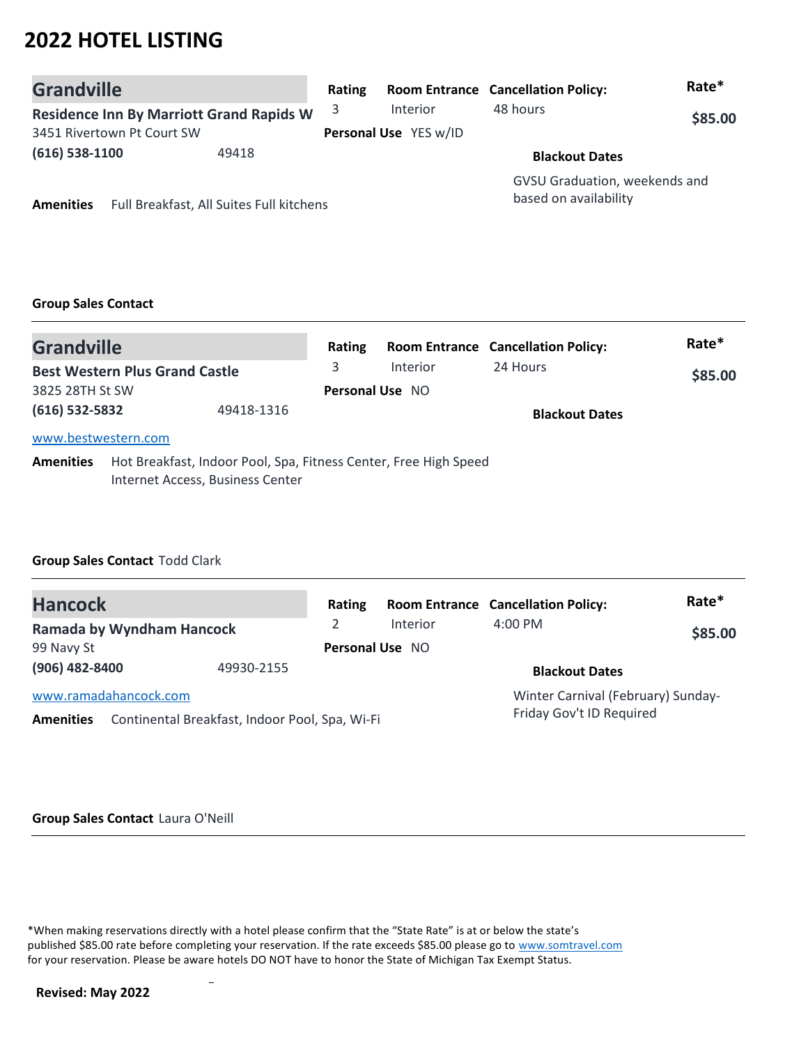# 2022 HOTEL LISTING

## Grandville

**Residence Inn By Marriott Grand Rapids W**
3451 Rivertown Pt Court SW
**(616) 538-1100** 49418

| Rating | Room Entrance | Cancellation Policy: | Rate* |
|---|---|---|---|
| 3 | Interior | 48 hours | **$85.00** |

**Personal Use** YES w/ID

**Blackout Dates**
GVSU Graduation, weekends and based on availability

**Amenities** Full Breakfast, All Suites Full kitchens

**Group Sales Contact**

---

## Grandville

**Best Western Plus Grand Castle**
3825 28TH St SW
**(616) 532-5832** 49418-1316
www.bestwestern.com

| Rating | Room Entrance | Cancellation Policy: | Rate* |
|---|---|---|---|
| 3 | Interior | 24 Hours | **$85.00** |

**Personal Use** NO

**Blackout Dates**

**Amenities** Hot Breakfast, Indoor Pool, Spa, Fitness Center, Free High Speed Internet Access, Business Center

**Group Sales Contact** Todd Clark

---

## Hancock

**Ramada by Wyndham Hancock**
99 Navy St
**(906) 482-8400** 49930-2155
www.ramadahancock.com

| Rating | Room Entrance | Cancellation Policy: | Rate* |
|---|---|---|---|
| 2 | Interior | 4:00 PM | **$85.00** |

**Personal Use** NO

**Blackout Dates**
Winter Carnival (February) Sunday-Friday Gov't ID Required

**Amenities** Continental Breakfast, Indoor Pool, Spa, Wi-Fi

**Group Sales Contact** Laura O'Neill

---

*When making reservations directly with a hotel please confirm that the "State Rate" is at or below the state's published $85.00 rate before completing your reservation. If the rate exceeds $85.00 please go to www.somtravel.com for your reservation. Please be aware hotels DO NOT have to honor the State of Michigan Tax Exempt Status.

**Revised: May 2022**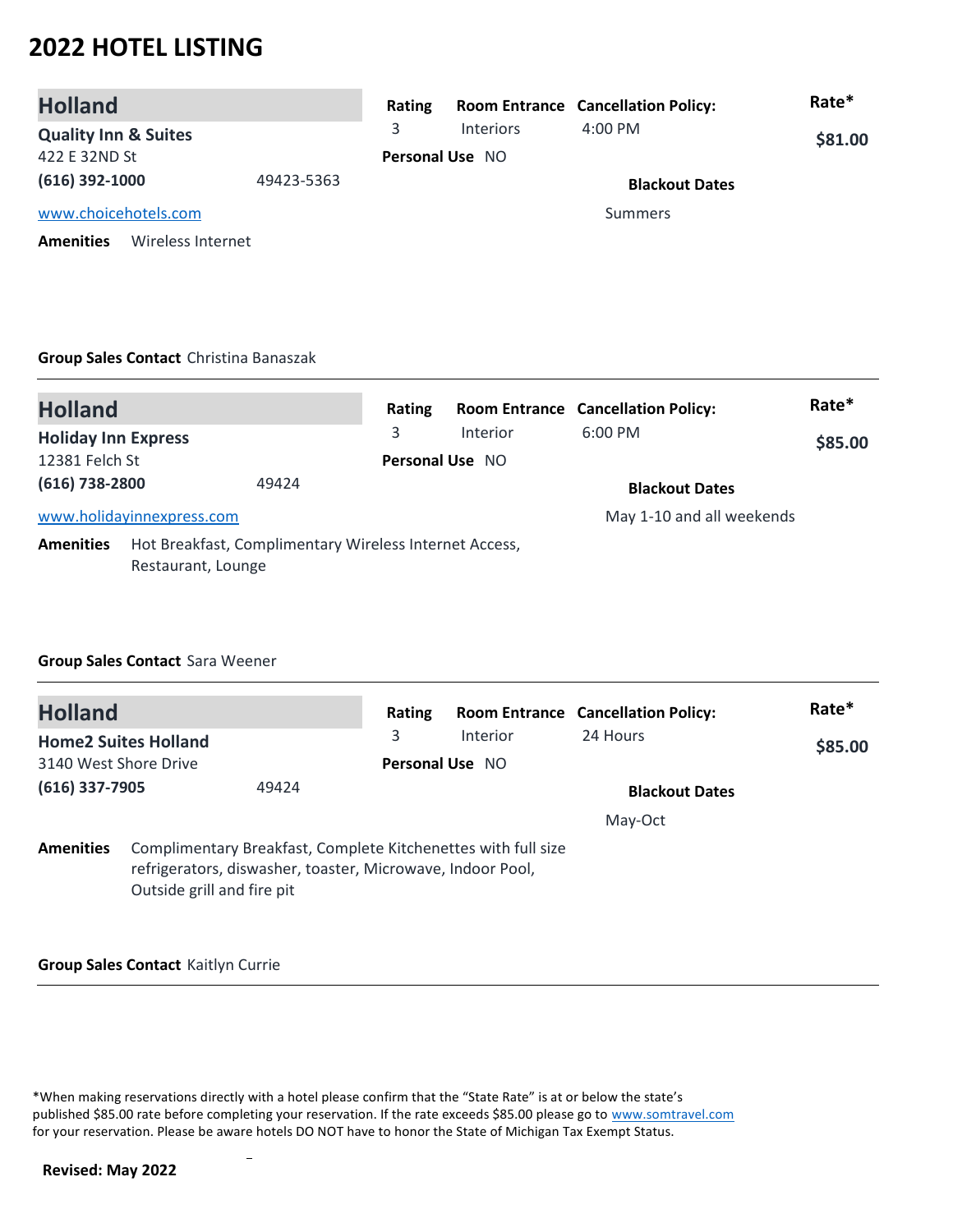# 2022 HOTEL LISTING

## Holland

**Quality Inn & Suites**
422 E 32ND St
**(616) 392-1000** 49423-5363
www.choicehotels.com

| Rating | Room Entrance | Cancellation Policy: | Rate* |
|---|---|---|---|
| 3 | Interiors | 4:00 PM | **$81.00** |

**Personal Use** NO

**Blackout Dates**
Summers

**Amenities** Wireless Internet

**Group Sales Contact** Christina Banaszak

---

## Holland

**Holiday Inn Express**
12381 Felch St
**(616) 738-2800** 49424
www.holidayinnexpress.com

| Rating | Room Entrance | Cancellation Policy: | Rate* |
|---|---|---|---|
| 3 | Interior | 6:00 PM | **$85.00** |

**Personal Use** NO

**Blackout Dates**
May 1-10 and all weekends

**Amenities** Hot Breakfast, Complimentary Wireless Internet Access, Restaurant, Lounge

**Group Sales Contact** Sara Weener

---

## Holland

**Home2 Suites Holland**
3140 West Shore Drive
**(616) 337-7905** 49424

| Rating | Room Entrance | Cancellation Policy: | Rate* |
|---|---|---|---|
| 3 | Interior | 24 Hours | **$85.00** |

**Personal Use** NO

**Blackout Dates**
May-Oct

**Amenities** Complimentary Breakfast, Complete Kitchenettes with full size refrigerators, diswasher, toaster, Microwave, Indoor Pool, Outside grill and fire pit

**Group Sales Contact** Kaitlyn Currie

---

*When making reservations directly with a hotel please confirm that the "State Rate" is at or below the state's published $85.00 rate before completing your reservation. If the rate exceeds $85.00 please go to www.somtravel.com for your reservation. Please be aware hotels DO NOT have to honor the State of Michigan Tax Exempt Status.

**Revised: May 2022**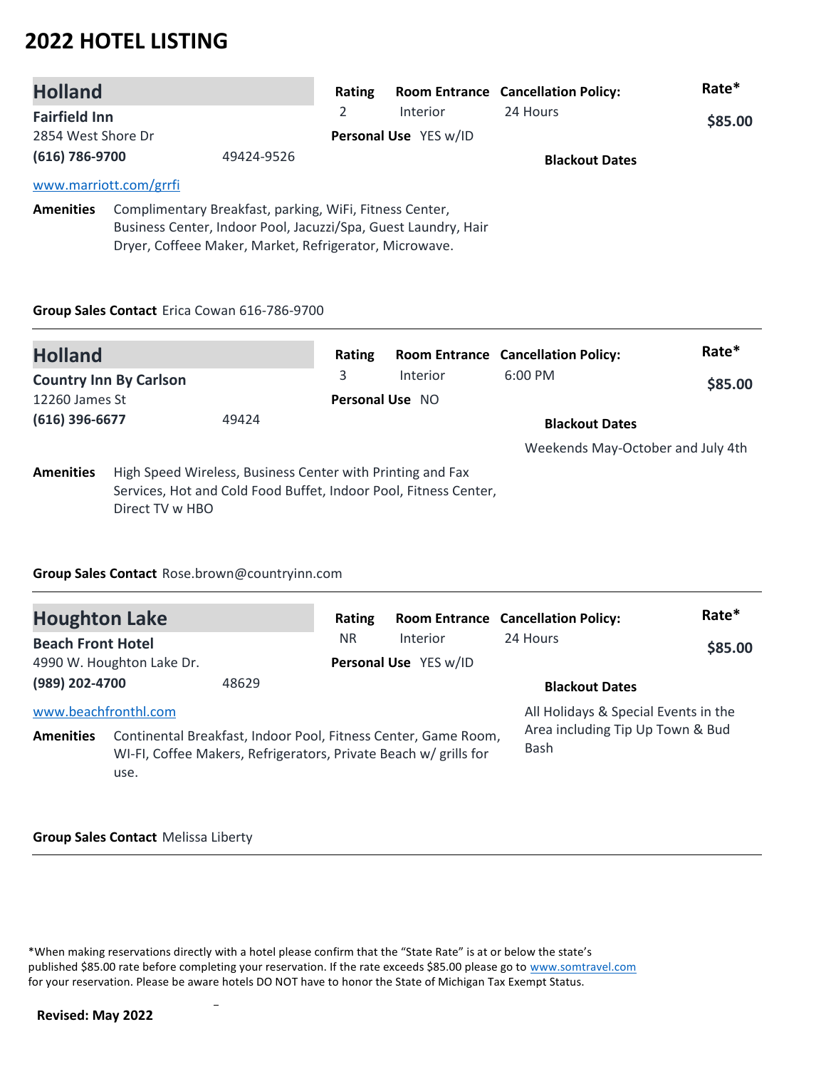# 2022 HOTEL LISTING

## Holland

**Fairfield Inn**
2854 West Shore Dr
**(616) 786-9700** 49424-9526
www.marriott.com/grrfi

| Rating | Room Entrance | Cancellation Policy: | Rate* |
|---|---|---|---|
| 2 | Interior | 24 Hours | $85.00 |

**Personal Use** YES w/ID

**Blackout Dates**

**Amenities** Complimentary Breakfast, parking, WiFi, Fitness Center, Business Center, Indoor Pool, Jacuzzi/Spa, Guest Laundry, Hair Dryer, Coffeee Maker, Market, Refrigerator, Microwave.

**Group Sales Contact** Erica Cowan 616-786-9700

---

## Holland

**Country Inn By Carlson**
12260 James St
**(616) 396-6677** 49424

| Rating | Room Entrance | Cancellation Policy: | Rate* |
|---|---|---|---|
| 3 | Interior | 6:00 PM | $85.00 |

**Personal Use** NO

**Blackout Dates**
Weekends May-October and July 4th

**Amenities** High Speed Wireless, Business Center with Printing and Fax Services, Hot and Cold Food Buffet, Indoor Pool, Fitness Center, Direct TV w HBO

**Group Sales Contact** Rose.brown@countryinn.com

---

## Houghton Lake

**Beach Front Hotel**
4990 W. Houghton Lake Dr.
**(989) 202-4700** 48629
www.beachfronthl.com

| Rating | Room Entrance | Cancellation Policy: | Rate* |
|---|---|---|---|
| NR | Interior | 24 Hours | $85.00 |

**Personal Use** YES w/ID

**Blackout Dates**
All Holidays & Special Events in the Area including Tip Up Town & Bud Bash

**Amenities** Continental Breakfast, Indoor Pool, Fitness Center, Game Room, WI-FI, Coffee Makers, Refrigerators, Private Beach w/ grills for use.

**Group Sales Contact** Melissa Liberty

---

*When making reservations directly with a hotel please confirm that the "State Rate" is at or below the state's published $85.00 rate before completing your reservation. If the rate exceeds $85.00 please go to www.somtravel.com for your reservation. Please be aware hotels DO NOT have to honor the State of Michigan Tax Exempt Status.

**Revised: May 2022**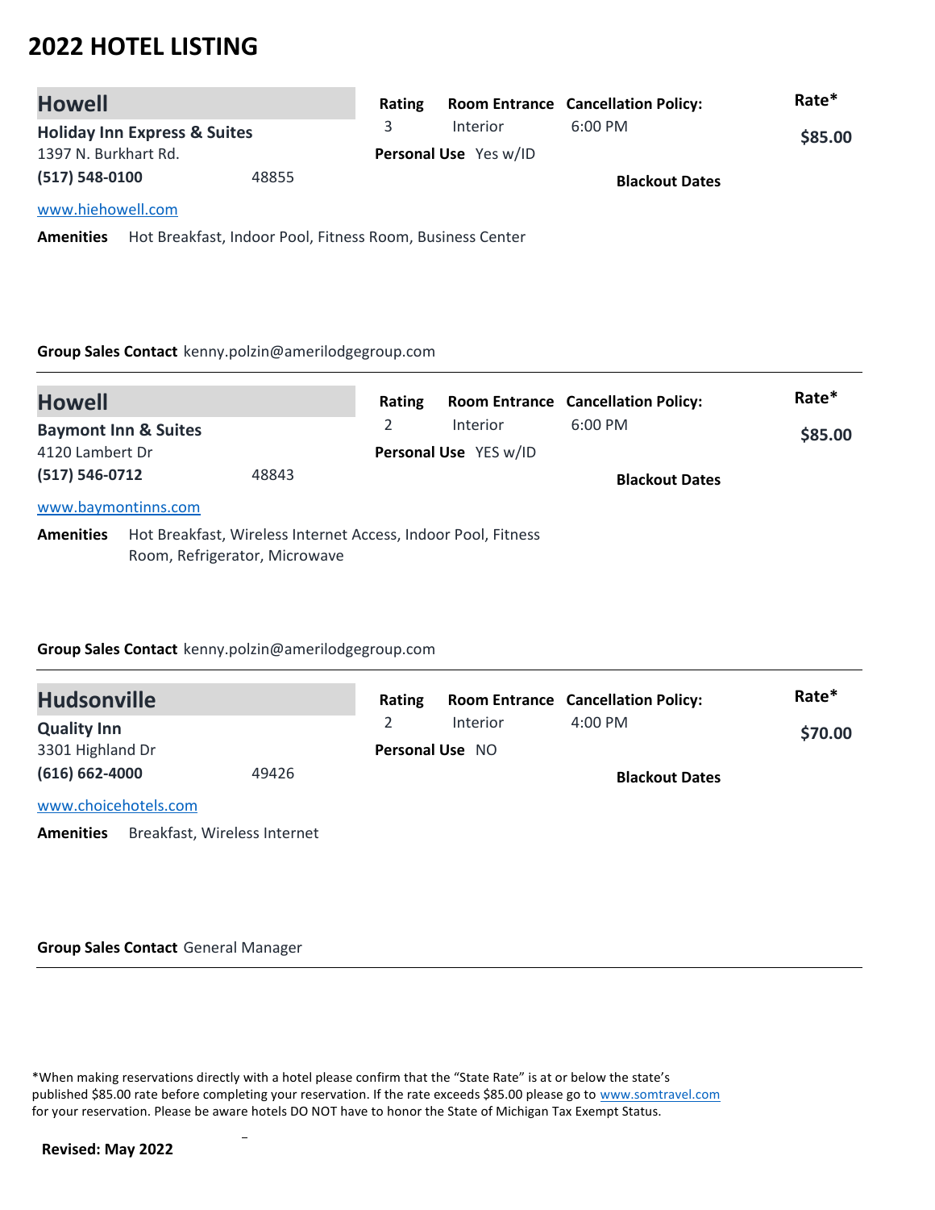# 2022 HOTEL LISTING

## Howell

**Holiday Inn Express & Suites**
1397 N. Burkhart Rd.
**(517) 548-0100** 48855

www.hiehowell.com

| Rating | Room Entrance | Cancellation Policy: | Rate* |
|---|---|---|---|
| 3 | Interior | 6:00 PM | **$85.00** |

**Personal Use** Yes w/ID

**Blackout Dates**

**Amenities** Hot Breakfast, Indoor Pool, Fitness Room, Business Center

**Group Sales Contact** kenny.polzin@amerilodgegroup.com

---

## Howell

**Baymont Inn & Suites**
4120 Lambert Dr
**(517) 546-0712** 48843

www.baymontinns.com

| Rating | Room Entrance | Cancellation Policy: | Rate* |
|---|---|---|---|
| 2 | Interior | 6:00 PM | **$85.00** |

**Personal Use** YES w/ID

**Blackout Dates**

**Amenities** Hot Breakfast, Wireless Internet Access, Indoor Pool, Fitness Room, Refrigerator, Microwave

**Group Sales Contact** kenny.polzin@amerilodgegroup.com

---

## Hudsonville

**Quality Inn**
3301 Highland Dr
**(616) 662-4000** 49426

www.choicehotels.com

| Rating | Room Entrance | Cancellation Policy: | Rate* |
|---|---|---|---|
| 2 | Interior | 4:00 PM | **$70.00** |

**Personal Use** NO

**Blackout Dates**

**Amenities** Breakfast, Wireless Internet

**Group Sales Contact** General Manager

---

*When making reservations directly with a hotel please confirm that the "State Rate" is at or below the state's published $85.00 rate before completing your reservation. If the rate exceeds $85.00 please go to www.somtravel.com for your reservation. Please be aware hotels DO NOT have to honor the State of Michigan Tax Exempt Status.

**Revised: May 2022**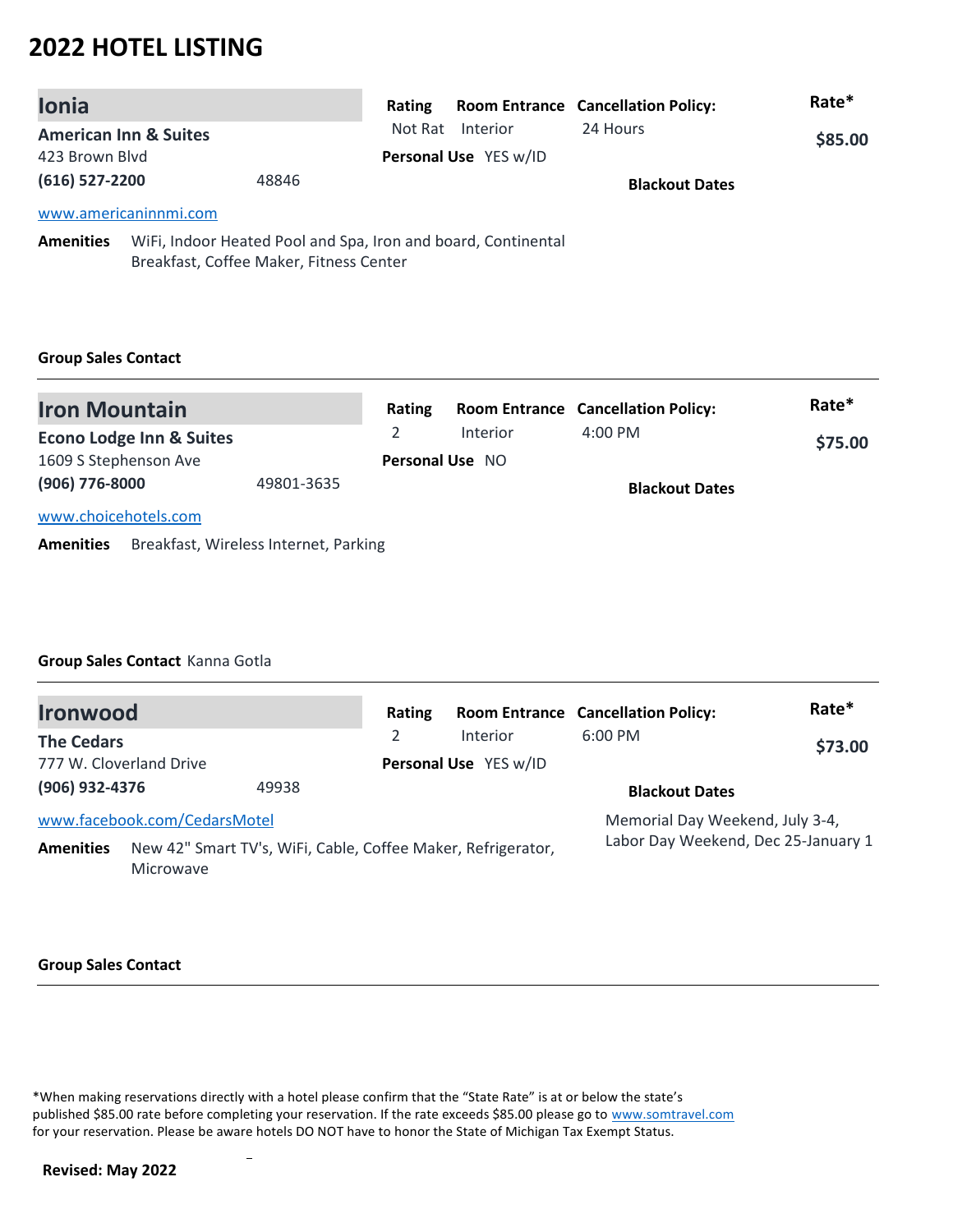# 2022 HOTEL LISTING

## Ionia

**American Inn & Suites**
423 Brown Blvd
**(616) 527-2200** 48846
www.americaninnmi.com

| Rating | Room Entrance | Cancellation Policy: | Rate* |
|---|---|---|---|
| Not Rat | Interior | 24 Hours | $85.00 |

**Personal Use** YES w/ID

**Blackout Dates**

**Amenities** WiFi, Indoor Heated Pool and Spa, Iron and board, Continental Breakfast, Coffee Maker, Fitness Center

**Group Sales Contact**

---

## Iron Mountain

**Econo Lodge Inn & Suites**
1609 S Stephenson Ave
**(906) 776-8000** 49801-3635
www.choicehotels.com

| Rating | Room Entrance | Cancellation Policy: | Rate* |
|---|---|---|---|
| 2 | Interior | 4:00 PM | $75.00 |

**Personal Use** NO

**Blackout Dates**

**Amenities** Breakfast, Wireless Internet, Parking

**Group Sales Contact** Kanna Gotla

---

## Ironwood

**The Cedars**
777 W. Cloverland Drive
**(906) 932-4376** 49938
www.facebook.com/CedarsMotel

| Rating | Room Entrance | Cancellation Policy: | Rate* |
|---|---|---|---|
| 2 | Interior | 6:00 PM | $73.00 |

**Personal Use** YES w/ID

**Blackout Dates**
Memorial Day Weekend, July 3-4, Labor Day Weekend, Dec 25-January 1

**Amenities** New 42" Smart TV's, WiFi, Cable, Coffee Maker, Refrigerator, Microwave

**Group Sales Contact**

---

*When making reservations directly with a hotel please confirm that the "State Rate" is at or below the state's published $85.00 rate before completing your reservation. If the rate exceeds $85.00 please go to www.somtravel.com for your reservation. Please be aware hotels DO NOT have to honor the State of Michigan Tax Exempt Status.

**Revised: May 2022**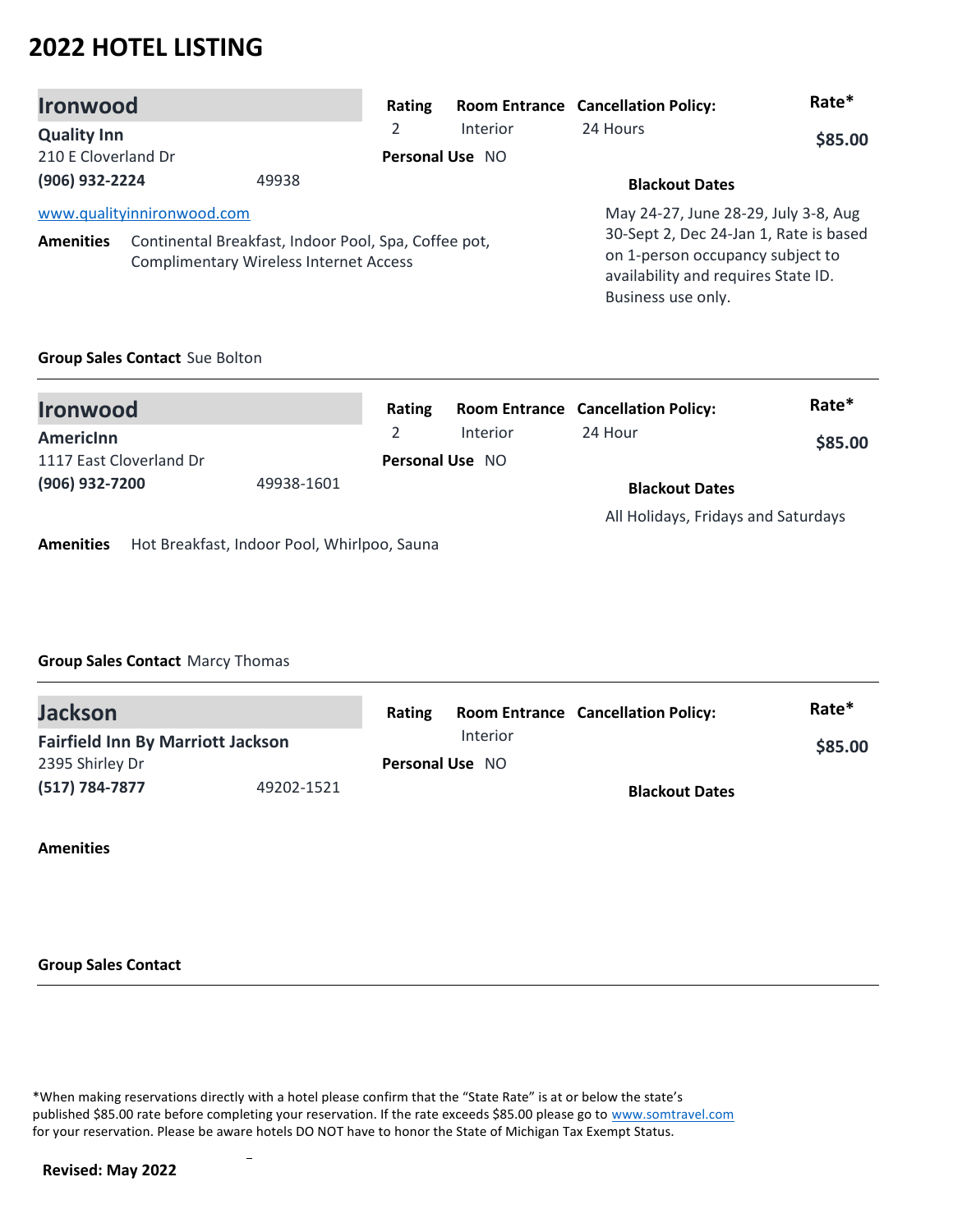# 2022 HOTEL LISTING

## Ironwood

**Quality Inn**
210 E Cloverland Dr
**(906) 932-2224** 49938
www.qualityinnironwood.com

| Rating | Room Entrance | Cancellation Policy: | Rate* |
|---|---|---|---|
| 2 | Interior | 24 Hours | **$85.00** |

**Personal Use** NO

**Blackout Dates**

May 24-27, June 28-29, July 3-8, Aug 30-Sept 2, Dec 24-Jan 1, Rate is based on 1-person occupancy subject to availability and requires State ID. Business use only.

**Amenities** Continental Breakfast, Indoor Pool, Spa, Coffee pot, Complimentary Wireless Internet Access

**Group Sales Contact** Sue Bolton

---

## Ironwood

**AmericInn**
1117 East Cloverland Dr
**(906) 932-7200** 49938-1601

| Rating | Room Entrance | Cancellation Policy: | Rate* |
|---|---|---|---|
| 2 | Interior | 24 Hour | **$85.00** |

**Personal Use** NO

**Blackout Dates**

All Holidays, Fridays and Saturdays

**Amenities** Hot Breakfast, Indoor Pool, Whirlpoo, Sauna

**Group Sales Contact** Marcy Thomas

---

## Jackson

**Fairfield Inn By Marriott Jackson**
2395 Shirley Dr
**(517) 784-7877** 49202-1521

| Rating | Room Entrance | Cancellation Policy: | Rate* |
|---|---|---|---|
| | Interior | | **$85.00** |

**Personal Use** NO

**Blackout Dates**

**Amenities**

**Group Sales Contact**

---

*When making reservations directly with a hotel please confirm that the "State Rate" is at or below the state's published $85.00 rate before completing your reservation. If the rate exceeds $85.00 please go to www.somtravel.com for your reservation. Please be aware hotels DO NOT have to honor the State of Michigan Tax Exempt Status.

**Revised: May 2022**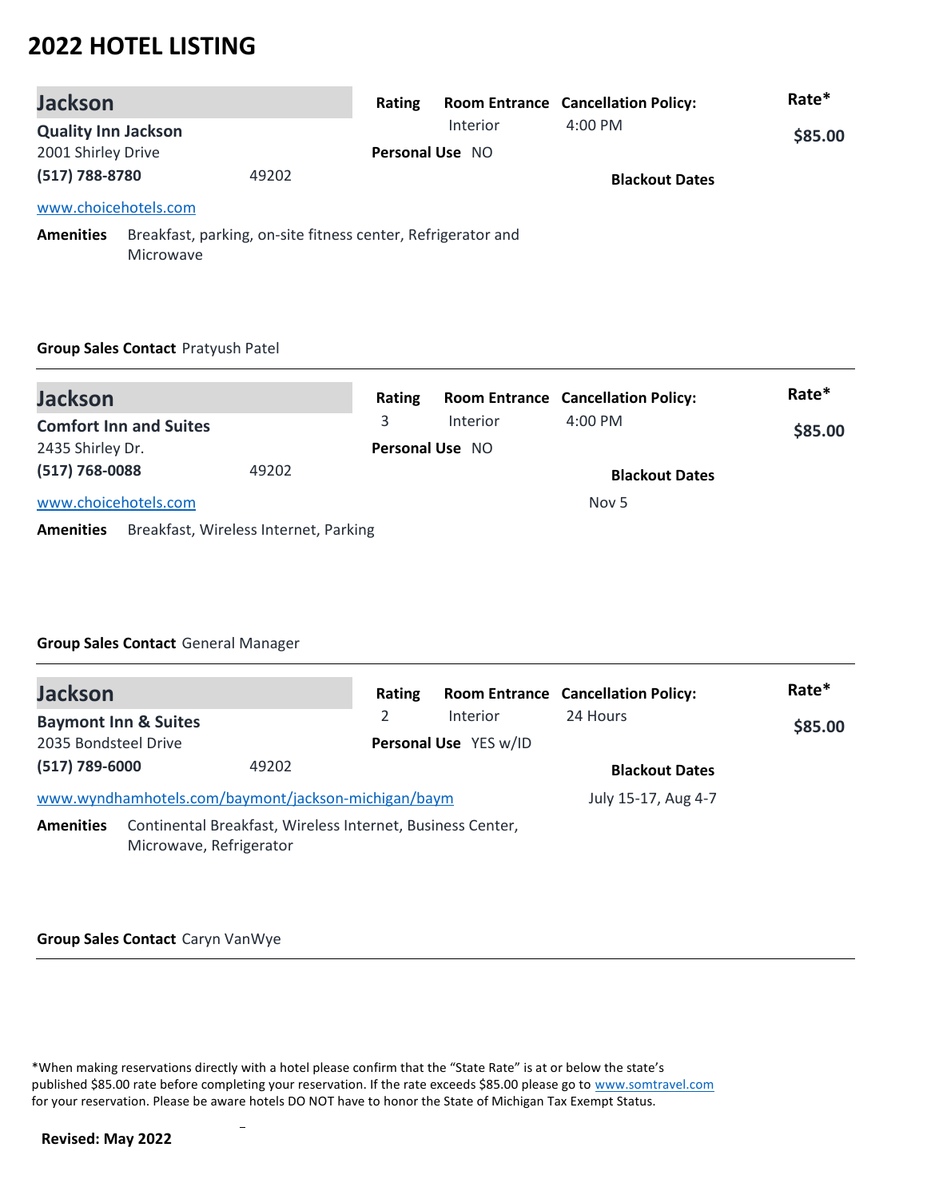# 2022 HOTEL LISTING

## Jackson

**Quality Inn Jackson**
2001 Shirley Drive
**(517) 788-8780** 49202
www.choicehotels.com

| Rating | Room Entrance | Cancellation Policy: | Rate* |
|---|---|---|---|
| | Interior | 4:00 PM | $85.00 |

**Personal Use** NO

**Blackout Dates**

**Amenities** Breakfast, parking, on-site fitness center, Refrigerator and Microwave

**Group Sales Contact** Pratyush Patel

---

## Jackson

**Comfort Inn and Suites**
2435 Shirley Dr.
**(517) 768-0088** 49202
www.choicehotels.com

| Rating | Room Entrance | Cancellation Policy: | Rate* |
|---|---|---|---|
| 3 | Interior | 4:00 PM | $85.00 |

**Personal Use** NO

**Blackout Dates**
Nov 5

**Amenities** Breakfast, Wireless Internet, Parking

**Group Sales Contact** General Manager

---

## Jackson

**Baymont Inn & Suites**
2035 Bondsteel Drive
**(517) 789-6000** 49202
www.wyndhamhotels.com/baymont/jackson-michigan/baym

| Rating | Room Entrance | Cancellation Policy: | Rate* |
|---|---|---|---|
| 2 | Interior | 24 Hours | $85.00 |

**Personal Use** YES w/ID

**Blackout Dates**
July 15-17, Aug 4-7

**Amenities** Continental Breakfast, Wireless Internet, Business Center, Microwave, Refrigerator

**Group Sales Contact** Caryn VanWye

---

*When making reservations directly with a hotel please confirm that the "State Rate" is at or below the state's published $85.00 rate before completing your reservation. If the rate exceeds $85.00 please go to www.somtravel.com for your reservation. Please be aware hotels DO NOT have to honor the State of Michigan Tax Exempt Status.

**Revised: May 2022**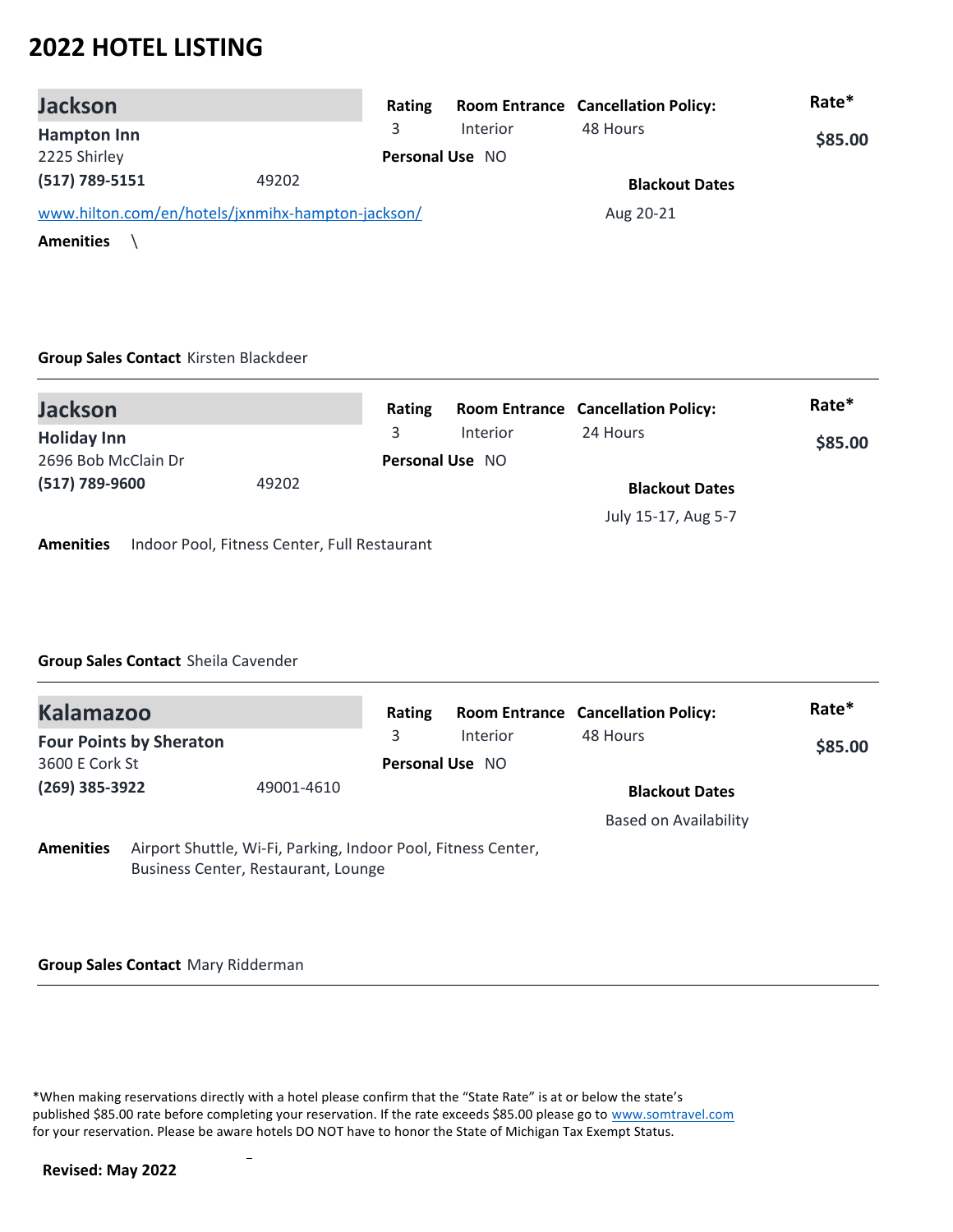# 2022 HOTEL LISTING

## Jackson

**Hampton Inn**
2225 Shirley
**(517) 789-5151** 49202

[www.hilton.com/en/hotels/jxnmihx-hampton-jackson/](www.hilton.com/en/hotels/jxnmihx-hampton-jackson/)

| Rating | Room Entrance | Cancellation Policy: | Rate* |
|---|---|---|---|
| 3 | Interior | 48 Hours | $85.00 |

**Personal Use** NO

**Blackout Dates**
Aug 20-21

**Amenities** \

**Group Sales Contact** Kirsten Blackdeer

---

## Jackson

**Holiday Inn**
2696 Bob McClain Dr
**(517) 789-9600** 49202

| Rating | Room Entrance | Cancellation Policy: | Rate* |
|---|---|---|---|
| 3 | Interior | 24 Hours | $85.00 |

**Personal Use** NO

**Blackout Dates**
July 15-17, Aug 5-7

**Amenities** Indoor Pool, Fitness Center, Full Restaurant

**Group Sales Contact** Sheila Cavender

---

## Kalamazoo

**Four Points by Sheraton**
3600 E Cork St
**(269) 385-3922** 49001-4610

| Rating | Room Entrance | Cancellation Policy: | Rate* |
|---|---|---|---|
| 3 | Interior | 48 Hours | $85.00 |

**Personal Use** NO

**Blackout Dates**
Based on Availability

**Amenities** Airport Shuttle, Wi-Fi, Parking, Indoor Pool, Fitness Center, Business Center, Restaurant, Lounge

**Group Sales Contact** Mary Ridderman

---

*When making reservations directly with a hotel please confirm that the "State Rate" is at or below the state's published $85.00 rate before completing your reservation. If the rate exceeds $85.00 please go to [www.somtravel.com](www.somtravel.com) for your reservation. Please be aware hotels DO NOT have to honor the State of Michigan Tax Exempt Status.

**Revised: May 2022**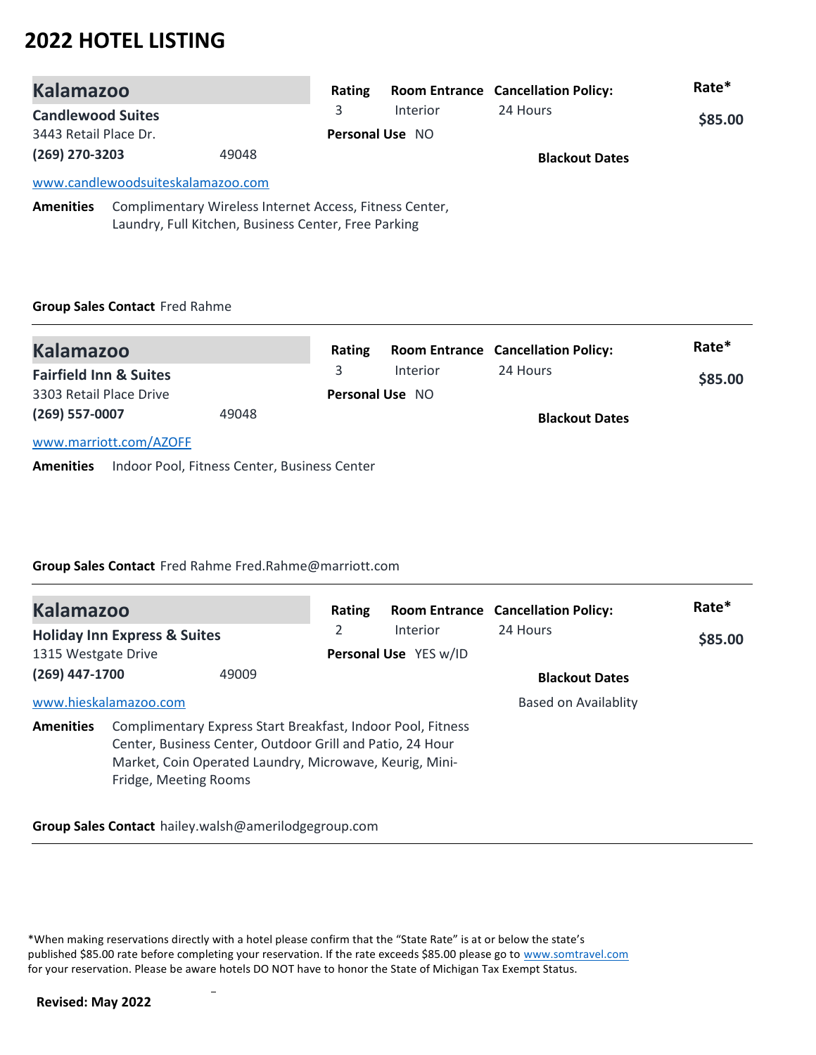# 2022 HOTEL LISTING

## Kalamazoo

**Candlewood Suites**
3443 Retail Place Dr.
**(269) 270-3203** 49048

www.candlewoodsuiteskalamazoo.com

| Rating | Room Entrance | Cancellation Policy: | Rate* |
|---|---|---|---|
| 3 | Interior | 24 Hours | **$85.00** |

**Personal Use** NO

**Blackout Dates**

**Amenities** Complimentary Wireless Internet Access, Fitness Center, Laundry, Full Kitchen, Business Center, Free Parking

**Group Sales Contact** Fred Rahme

---

## Kalamazoo

**Fairfield Inn & Suites**
3303 Retail Place Drive
**(269) 557-0007** 49048

www.marriott.com/AZOFF

| Rating | Room Entrance | Cancellation Policy: | Rate* |
|---|---|---|---|
| 3 | Interior | 24 Hours | **$85.00** |

**Personal Use** NO

**Blackout Dates**

**Amenities** Indoor Pool, Fitness Center, Business Center

**Group Sales Contact** Fred Rahme Fred.Rahme@marriott.com

---

## Kalamazoo

**Holiday Inn Express & Suites**
1315 Westgate Drive
**(269) 447-1700** 49009

www.hieskalamazoo.com

| Rating | Room Entrance | Cancellation Policy: | Rate* |
|---|---|---|---|
| 2 | Interior | 24 Hours | **$85.00** |

**Personal Use** YES w/ID

**Blackout Dates**
Based on Availablity

**Amenities** Complimentary Express Start Breakfast, Indoor Pool, Fitness Center, Business Center, Outdoor Grill and Patio, 24 Hour Market, Coin Operated Laundry, Microwave, Keurig, Mini-Fridge, Meeting Rooms

**Group Sales Contact** hailey.walsh@amerilodgegroup.com

---

*When making reservations directly with a hotel please confirm that the "State Rate" is at or below the state's published $85.00 rate before completing your reservation. If the rate exceeds $85.00 please go to www.somtravel.com for your reservation. Please be aware hotels DO NOT have to honor the State of Michigan Tax Exempt Status.

**Revised: May 2022**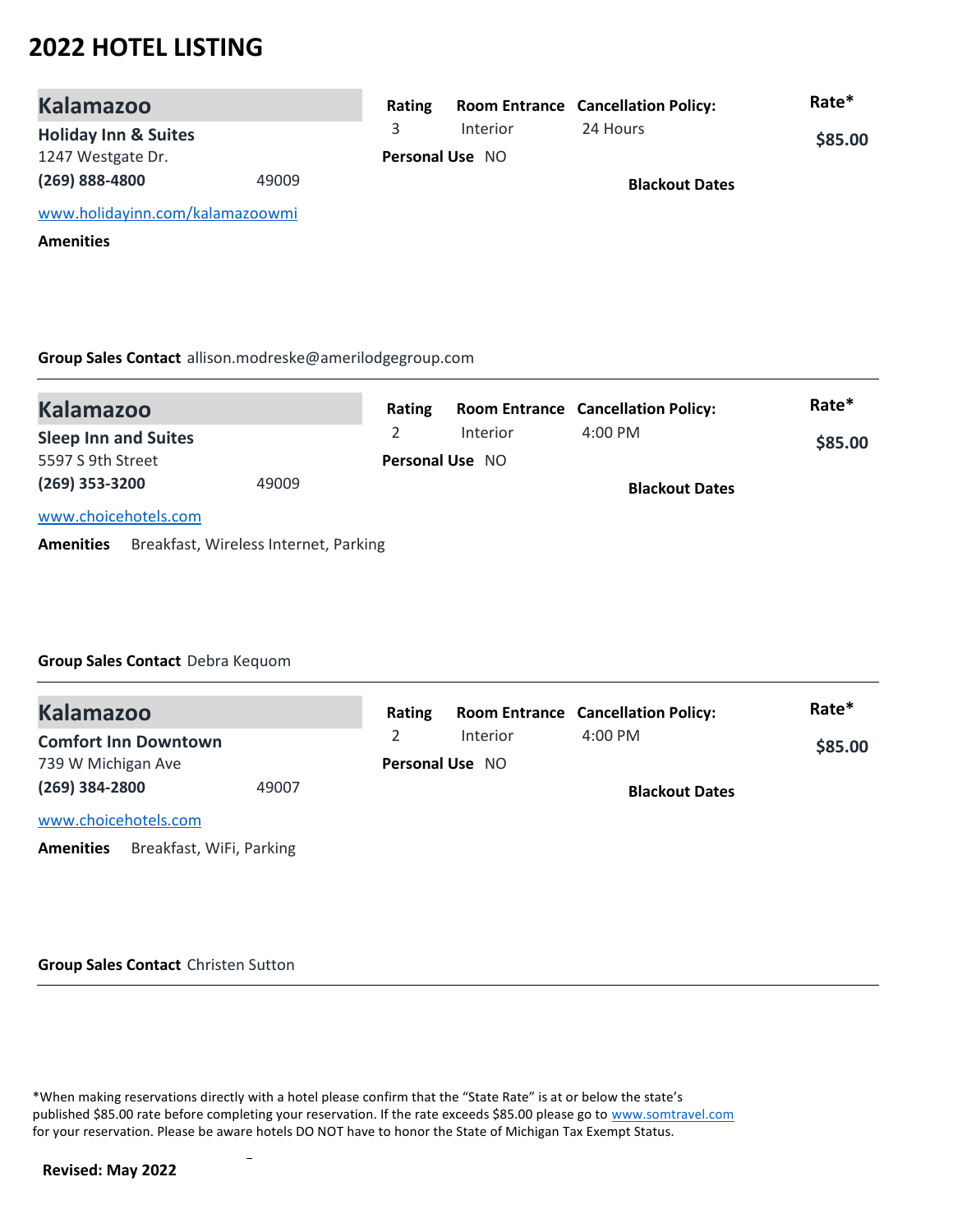# 2022 HOTEL LISTING

## Kalamazoo

**Holiday Inn & Suites**
1247 Westgate Dr.
**(269) 888-4800** 49009
www.holidayinn.com/kalamazoowmi

| Rating | Room Entrance | Cancellation Policy: | Rate* |
|---|---|---|---|
| 3 | Interior | 24 Hours | **$85.00** |

**Personal Use** NO

**Blackout Dates**

**Amenities**

**Group Sales Contact** allison.modreske@amerilodgegroup.com

---

## Kalamazoo

**Sleep Inn and Suites**
5597 S 9th Street
**(269) 353-3200** 49009
www.choicehotels.com

| Rating | Room Entrance | Cancellation Policy: | Rate* |
|---|---|---|---|
| 2 | Interior | 4:00 PM | **$85.00** |

**Personal Use** NO

**Blackout Dates**

**Amenities** Breakfast, Wireless Internet, Parking

**Group Sales Contact** Debra Kequom

---

## Kalamazoo

**Comfort Inn Downtown**
739 W Michigan Ave
**(269) 384-2800** 49007
www.choicehotels.com

| Rating | Room Entrance | Cancellation Policy: | Rate* |
|---|---|---|---|
| 2 | Interior | 4:00 PM | **$85.00** |

**Personal Use** NO

**Blackout Dates**

**Amenities** Breakfast, WiFi, Parking

**Group Sales Contact** Christen Sutton

---

*When making reservations directly with a hotel please confirm that the "State Rate" is at or below the state's published $85.00 rate before completing your reservation. If the rate exceeds $85.00 please go to www.somtravel.com for your reservation. Please be aware hotels DO NOT have to honor the State of Michigan Tax Exempt Status.

**Revised: May 2022**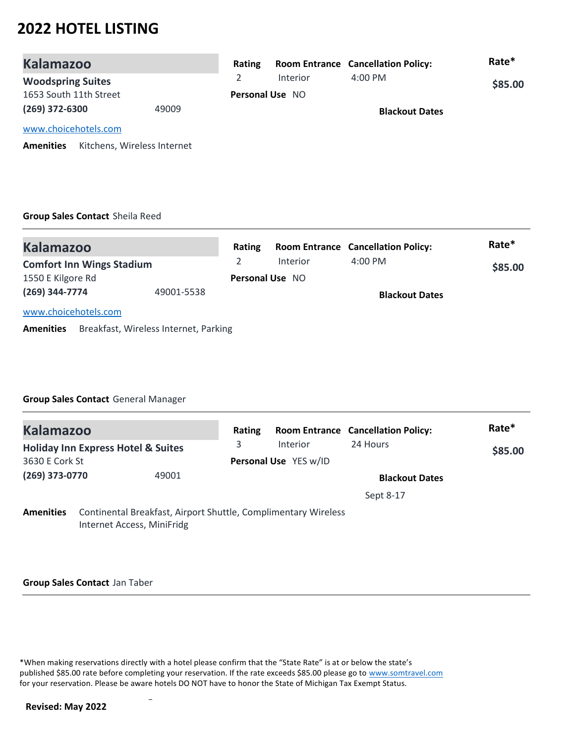# 2022 HOTEL LISTING

## Kalamazoo

**Woodspring Suites**
1653 South 11th Street
**(269) 372-6300** 49009

www.choicehotels.com

**Amenities** Kitchens, Wireless Internet

| Rating | Room Entrance | Cancellation Policy: | Rate* |
|---|---|---|---|
| 2 | Interior | 4:00 PM | $85.00 |

**Personal Use** NO

**Blackout Dates**

**Group Sales Contact** Sheila Reed

---

## Kalamazoo

**Comfort Inn Wings Stadium**
1550 E Kilgore Rd
**(269) 344-7774** 49001-5538

www.choicehotels.com

**Amenities** Breakfast, Wireless Internet, Parking

| Rating | Room Entrance | Cancellation Policy: | Rate* |
|---|---|---|---|
| 2 | Interior | 4:00 PM | $85.00 |

**Personal Use** NO

**Blackout Dates**

**Group Sales Contact** General Manager

---

## Kalamazoo

**Holiday Inn Express Hotel & Suites**
3630 E Cork St
**(269) 373-0770** 49001

**Amenities** Continental Breakfast, Airport Shuttle, Complimentary Wireless Internet Access, MiniFridg

| Rating | Room Entrance | Cancellation Policy: | Rate* |
|---|---|---|---|
| 3 | Interior | 24 Hours | $85.00 |

**Personal Use** YES w/ID

**Blackout Dates**

Sept 8-17

**Group Sales Contact** Jan Taber

---

*When making reservations directly with a hotel please confirm that the "State Rate" is at or below the state's published $85.00 rate before completing your reservation. If the rate exceeds $85.00 please go to www.somtravel.com for your reservation. Please be aware hotels DO NOT have to honor the State of Michigan Tax Exempt Status.

**Revised: May 2022**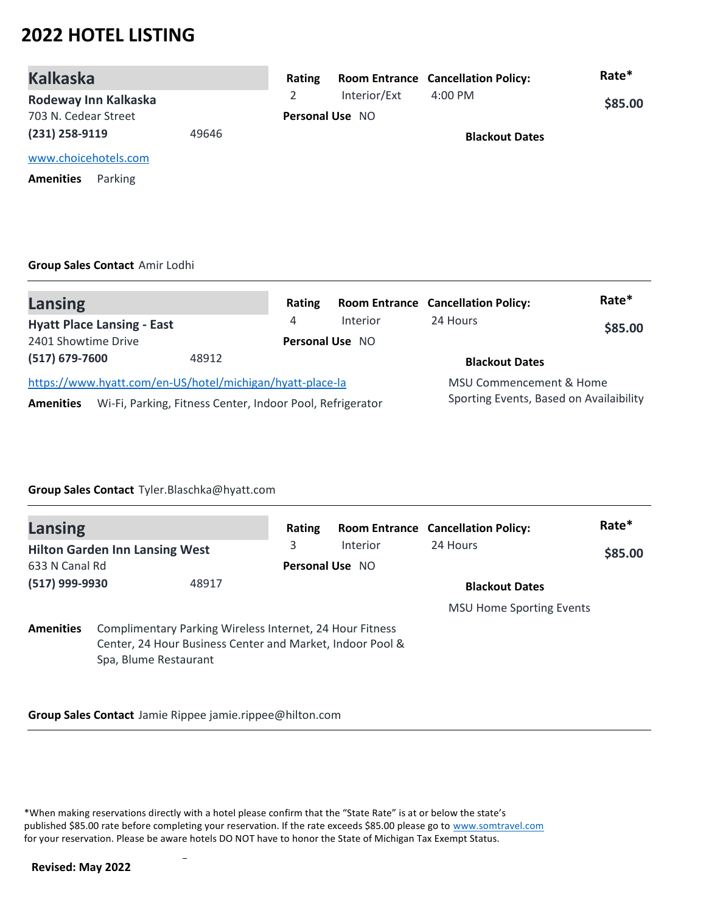# 2022 HOTEL LISTING

## Kalkaska

**Rodeway Inn Kalkaska**
703 N. Cedear Street
**(231) 258-9119** 49646
www.choicehotels.com

| Rating | Room Entrance | Cancellation Policy: | Rate* |
|---|---|---|---|
| 2 | Interior/Ext | 4:00 PM | $85.00 |

**Personal Use** NO

**Blackout Dates**

**Amenities** Parking

**Group Sales Contact** Amir Lodhi

---

## Lansing

**Hyatt Place Lansing - East**
2401 Showtime Drive
**(517) 679-7600** 48912
https://www.hyatt.com/en-US/hotel/michigan/hyatt-place-la

| Rating | Room Entrance | Cancellation Policy: | Rate* |
|---|---|---|---|
| 4 | Interior | 24 Hours | $85.00 |

**Personal Use** NO

**Blackout Dates**
MSU Commencement & Home Sporting Events, Based on Availaibility

**Amenities** Wi-Fi, Parking, Fitness Center, Indoor Pool, Refrigerator

**Group Sales Contact** Tyler.Blaschka@hyatt.com

---

## Lansing

**Hilton Garden Inn Lansing West**
633 N Canal Rd
**(517) 999-9930** 48917

| Rating | Room Entrance | Cancellation Policy: | Rate* |
|---|---|---|---|
| 3 | Interior | 24 Hours | $85.00 |

**Personal Use** NO

**Blackout Dates**
MSU Home Sporting Events

**Amenities** Complimentary Parking Wireless Internet, 24 Hour Fitness Center, 24 Hour Business Center and Market, Indoor Pool & Spa, Blume Restaurant

**Group Sales Contact** Jamie Rippee jamie.rippee@hilton.com

---

*When making reservations directly with a hotel please confirm that the "State Rate" is at or below the state's published $85.00 rate before completing your reservation. If the rate exceeds $85.00 please go to www.somtravel.com for your reservation. Please be aware hotels DO NOT have to honor the State of Michigan Tax Exempt Status.

**Revised: May 2022**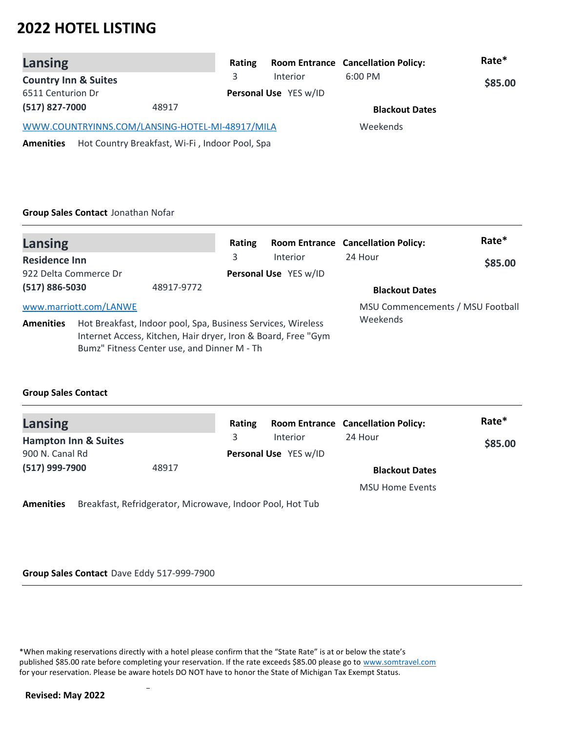# 2022 HOTEL LISTING

## Lansing

**Country Inn & Suites**
6511 Centurion Dr
**(517) 827-7000** 48917
WWW.COUNTRYINNS.COM/LANSING-HOTEL-MI-48917/MILA

| Rating | Room Entrance | Cancellation Policy: | Rate* |
|---|---|---|---|
| 3 | Interior | 6:00 PM | $85.00 |

**Personal Use** YES w/ID

**Blackout Dates**
Weekends

**Amenities** Hot Country Breakfast, Wi-Fi , Indoor Pool, Spa

**Group Sales Contact** Jonathan Nofar

---

## Lansing

**Residence Inn**
922 Delta Commerce Dr
**(517) 886-5030** 48917-9772
www.marriott.com/LANWE

| Rating | Room Entrance | Cancellation Policy: | Rate* |
|---|---|---|---|
| 3 | Interior | 24 Hour | $85.00 |

**Personal Use** YES w/ID

**Blackout Dates**
MSU Commencements / MSU Football Weekends

**Amenities** Hot Breakfast, Indoor pool, Spa, Business Services, Wireless Internet Access, Kitchen, Hair dryer, Iron & Board, Free "Gym Bumz" Fitness Center use, and Dinner M - Th

**Group Sales Contact**

---

## Lansing

**Hampton Inn & Suites**
900 N. Canal Rd
**(517) 999-7900** 48917

| Rating | Room Entrance | Cancellation Policy: | Rate* |
|---|---|---|---|
| 3 | Interior | 24 Hour | $85.00 |

**Personal Use** YES w/ID

**Blackout Dates**
MSU Home Events

**Amenities** Breakfast, Refridgerator, Microwave, Indoor Pool, Hot Tub

**Group Sales Contact** Dave Eddy 517-999-7900

---

*When making reservations directly with a hotel please confirm that the "State Rate" is at or below the state's published $85.00 rate before completing your reservation. If the rate exceeds $85.00 please go to www.somtravel.com for your reservation. Please be aware hotels DO NOT have to honor the State of Michigan Tax Exempt Status.

**Revised: May 2022**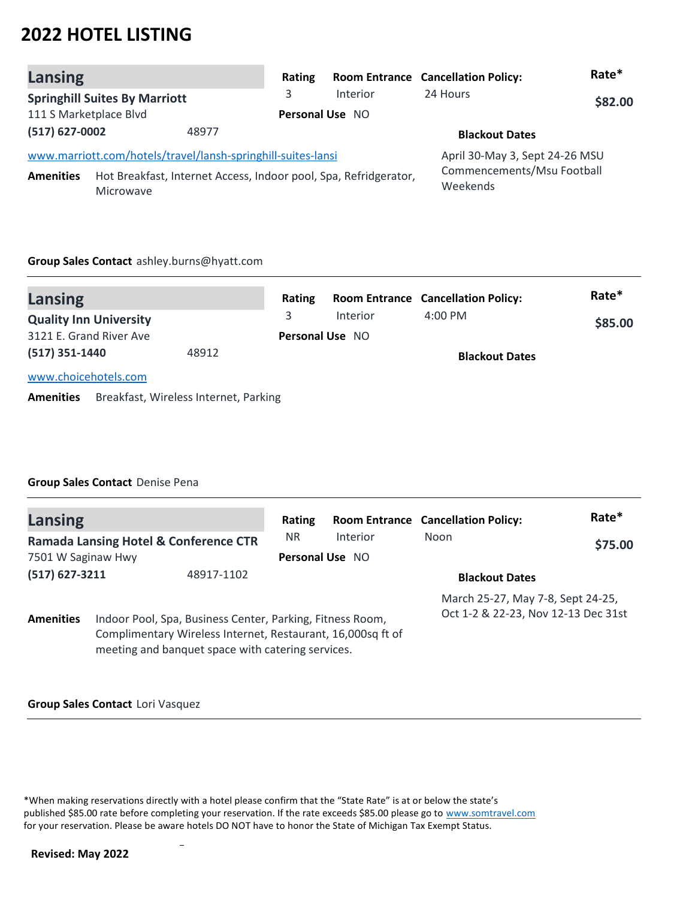# 2022 HOTEL LISTING

## Lansing

**Springhill Suites By Marriott**
111 S Marketplace Blvd
**(517) 627-0002** 48977

[www.marriott.com/hotels/travel/lansh-springhill-suites-lansi](www.marriott.com/hotels/travel/lansh-springhill-suites-lansi)

| Rating | Room Entrance | Cancellation Policy: | Rate* |
|---|---|---|---|
| 3 | Interior | 24 Hours | **$82.00** |

**Personal Use** NO

**Blackout Dates**
April 30-May 3, Sept 24-26 MSU Commencements/Msu Football Weekends

**Amenities** Hot Breakfast, Internet Access, Indoor pool, Spa, Refridgerator, Microwave

**Group Sales Contact** ashley.burns@hyatt.com

---

## Lansing

**Quality Inn University**
3121 E. Grand River Ave
**(517) 351-1440** 48912

[www.choicehotels.com](www.choicehotels.com)

| Rating | Room Entrance | Cancellation Policy: | Rate* |
|---|---|---|---|
| 3 | Interior | 4:00 PM | **$85.00** |

**Personal Use** NO

**Blackout Dates**

**Amenities** Breakfast, Wireless Internet, Parking

**Group Sales Contact** Denise Pena

---

## Lansing

**Ramada Lansing Hotel & Conference CTR**
7501 W Saginaw Hwy
**(517) 627-3211** 48917-1102

| Rating | Room Entrance | Cancellation Policy: | Rate* |
|---|---|---|---|
| NR | Interior | Noon | **$75.00** |

**Personal Use** NO

**Blackout Dates**
March 25-27, May 7-8, Sept 24-25, Oct 1-2 & 22-23, Nov 12-13 Dec 31st

**Amenities** Indoor Pool, Spa, Business Center, Parking, Fitness Room, Complimentary Wireless Internet, Restaurant, 16,000sq ft of meeting and banquet space with catering services.

**Group Sales Contact** Lori Vasquez

---

*When making reservations directly with a hotel please confirm that the "State Rate" is at or below the state's published $85.00 rate before completing your reservation. If the rate exceeds $85.00 please go to [www.somtravel.com](www.somtravel.com) for your reservation. Please be aware hotels DO NOT have to honor the State of Michigan Tax Exempt Status.

**Revised: May 2022**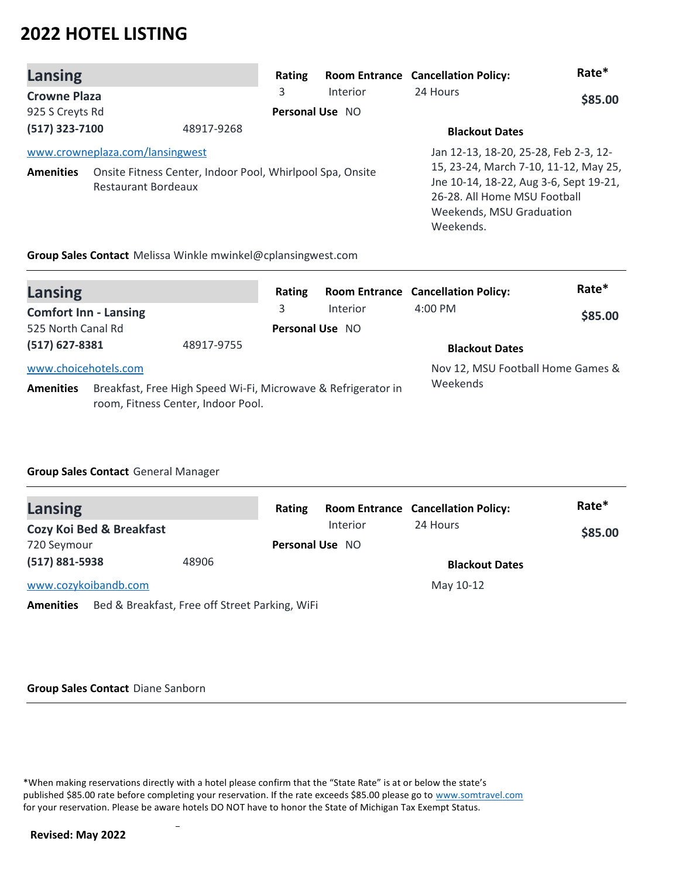# 2022 HOTEL LISTING

## Lansing

**Crowne Plaza**
925 S Creyts Rd
**(517) 323-7100** 48917-9268
www.crowneplaza.com/lansingwest

| Rating | Room Entrance | Cancellation Policy: | Rate* |
|---|---|---|---|
| 3 | Interior | 24 Hours | **$85.00** |

**Personal Use** NO

**Blackout Dates**
Jan 12-13, 18-20, 25-28, Feb 2-3, 12-15, 23-24, March 7-10, 11-12, May 25, Jne 10-14, 18-22, Aug 3-6, Sept 19-21, 26-28. All Home MSU Football Weekends, MSU Graduation Weekends.

**Amenities** Onsite Fitness Center, Indoor Pool, Whirlpool Spa, Onsite Restaurant Bordeaux

**Group Sales Contact** Melissa Winkle mwinkel@cplansingwest.com

---

## Lansing

**Comfort Inn - Lansing**
525 North Canal Rd
**(517) 627-8381** 48917-9755
www.choicehotels.com

| Rating | Room Entrance | Cancellation Policy: | Rate* |
|---|---|---|---|
| 3 | Interior | 4:00 PM | **$85.00** |

**Personal Use** NO

**Blackout Dates**
Nov 12, MSU Football Home Games & Weekends

**Amenities** Breakfast, Free High Speed Wi-Fi, Microwave & Refrigerator in room, Fitness Center, Indoor Pool.

**Group Sales Contact** General Manager

---

## Lansing

**Cozy Koi Bed & Breakfast**
720 Seymour
**(517) 881-5938** 48906
www.cozykoibandb.com

| Rating | Room Entrance | Cancellation Policy: | Rate* |
|---|---|---|---|
| | Interior | 24 Hours | **$85.00** |

**Personal Use** NO

**Blackout Dates**
May 10-12

**Amenities** Bed & Breakfast, Free off Street Parking, WiFi

**Group Sales Contact** Diane Sanborn

---

*When making reservations directly with a hotel please confirm that the "State Rate" is at or below the state's published $85.00 rate before completing your reservation. If the rate exceeds $85.00 please go to www.somtravel.com for your reservation. Please be aware hotels DO NOT have to honor the State of Michigan Tax Exempt Status.

**Revised: May 2022**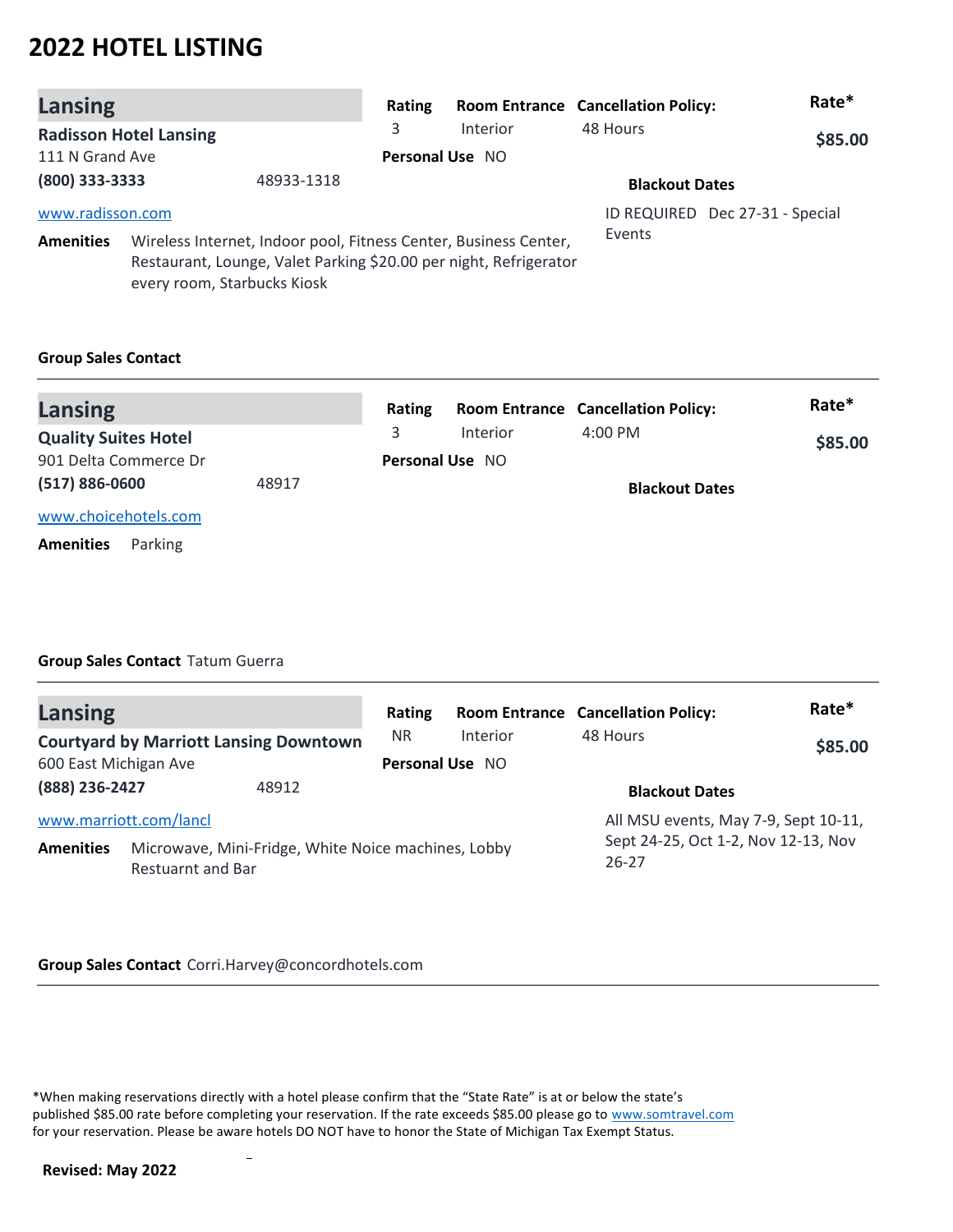# 2022 HOTEL LISTING

## Lansing

**Radisson Hotel Lansing**
111 N Grand Ave
**(800) 333-3333** 48933-1318
www.radisson.com

| Rating | Room Entrance | Cancellation Policy: | Rate* |
|---|---|---|---|
| 3 | Interior | 48 Hours | **$85.00** |

**Personal Use** NO

**Blackout Dates**

ID REQUIRED Dec 27-31 - Special Events

**Amenities** Wireless Internet, Indoor pool, Fitness Center, Business Center, Restaurant, Lounge, Valet Parking $20.00 per night, Refrigerator every room, Starbucks Kiosk

**Group Sales Contact**

---

## Lansing

**Quality Suites Hotel**
901 Delta Commerce Dr
**(517) 886-0600** 48917
www.choicehotels.com

| Rating | Room Entrance | Cancellation Policy: | Rate* |
|---|---|---|---|
| 3 | Interior | 4:00 PM | **$85.00** |

**Personal Use** NO

**Blackout Dates**

**Amenities** Parking

**Group Sales Contact** Tatum Guerra

---

## Lansing

**Courtyard by Marriott Lansing Downtown**
600 East Michigan Ave
**(888) 236-2427** 48912
www.marriott.com/lancl

| Rating | Room Entrance | Cancellation Policy: | Rate* |
|---|---|---|---|
| NR | Interior | 48 Hours | **$85.00** |

**Personal Use** NO

**Blackout Dates**

All MSU events, May 7-9, Sept 10-11, Sept 24-25, Oct 1-2, Nov 12-13, Nov 26-27

**Amenities** Microwave, Mini-Fridge, White Noice machines, Lobby Restuarnt and Bar

**Group Sales Contact** Corri.Harvey@concordhotels.com

---

*When making reservations directly with a hotel please confirm that the "State Rate" is at or below the state's published $85.00 rate before completing your reservation. If the rate exceeds $85.00 please go to www.somtravel.com for your reservation. Please be aware hotels DO NOT have to honor the State of Michigan Tax Exempt Status.

**Revised: May 2022**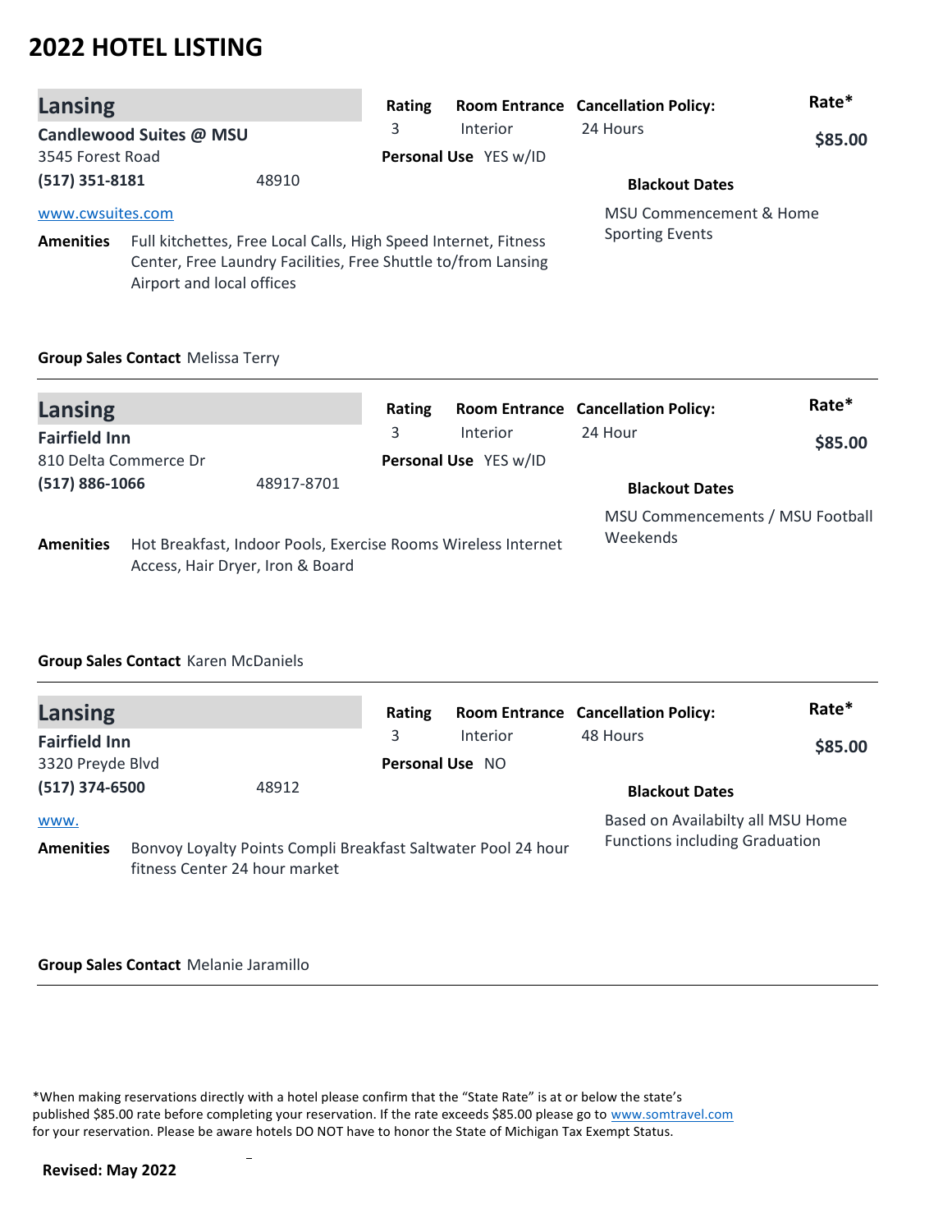# 2022 HOTEL LISTING

## Lansing

**Candlewood Suites @ MSU**
3545 Forest Road
**(517) 351-8181** 48910
www.cwsuites.com

**Rating** 3
**Room Entrance** Interior
**Cancellation Policy:** 24 Hours
**Rate*** **$85.00**
**Personal Use** YES w/ID

**Blackout Dates**
MSU Commencement & Home Sporting Events

**Amenities** Full kitchettes, Free Local Calls, High Speed Internet, Fitness Center, Free Laundry Facilities, Free Shuttle to/from Lansing Airport and local offices

**Group Sales Contact** Melissa Terry

---

## Lansing

**Fairfield Inn**
810 Delta Commerce Dr
**(517) 886-1066** 48917-8701

**Rating** 3
**Room Entrance** Interior
**Cancellation Policy:** 24 Hour
**Rate*** **$85.00**
**Personal Use** YES w/ID

**Blackout Dates**
MSU Commencements / MSU Football Weekends

**Amenities** Hot Breakfast, Indoor Pools, Exercise Rooms Wireless Internet Access, Hair Dryer, Iron & Board

**Group Sales Contact** Karen McDaniels

---

## Lansing

**Fairfield Inn**
3320 Preyde Blvd
**(517) 374-6500** 48912
www.

**Rating** 3
**Room Entrance** Interior
**Cancellation Policy:** 48 Hours
**Rate*** **$85.00**
**Personal Use** NO

**Blackout Dates**
Based on Availabilty all MSU Home Functions including Graduation

**Amenities** Bonvoy Loyalty Points Compli Breakfast Saltwater Pool 24 hour fitness Center 24 hour market

**Group Sales Contact** Melanie Jaramillo

---

*When making reservations directly with a hotel please confirm that the "State Rate" is at or below the state's published $85.00 rate before completing your reservation. If the rate exceeds $85.00 please go to www.somtravel.com for your reservation. Please be aware hotels DO NOT have to honor the State of Michigan Tax Exempt Status.

**Revised: May 2022**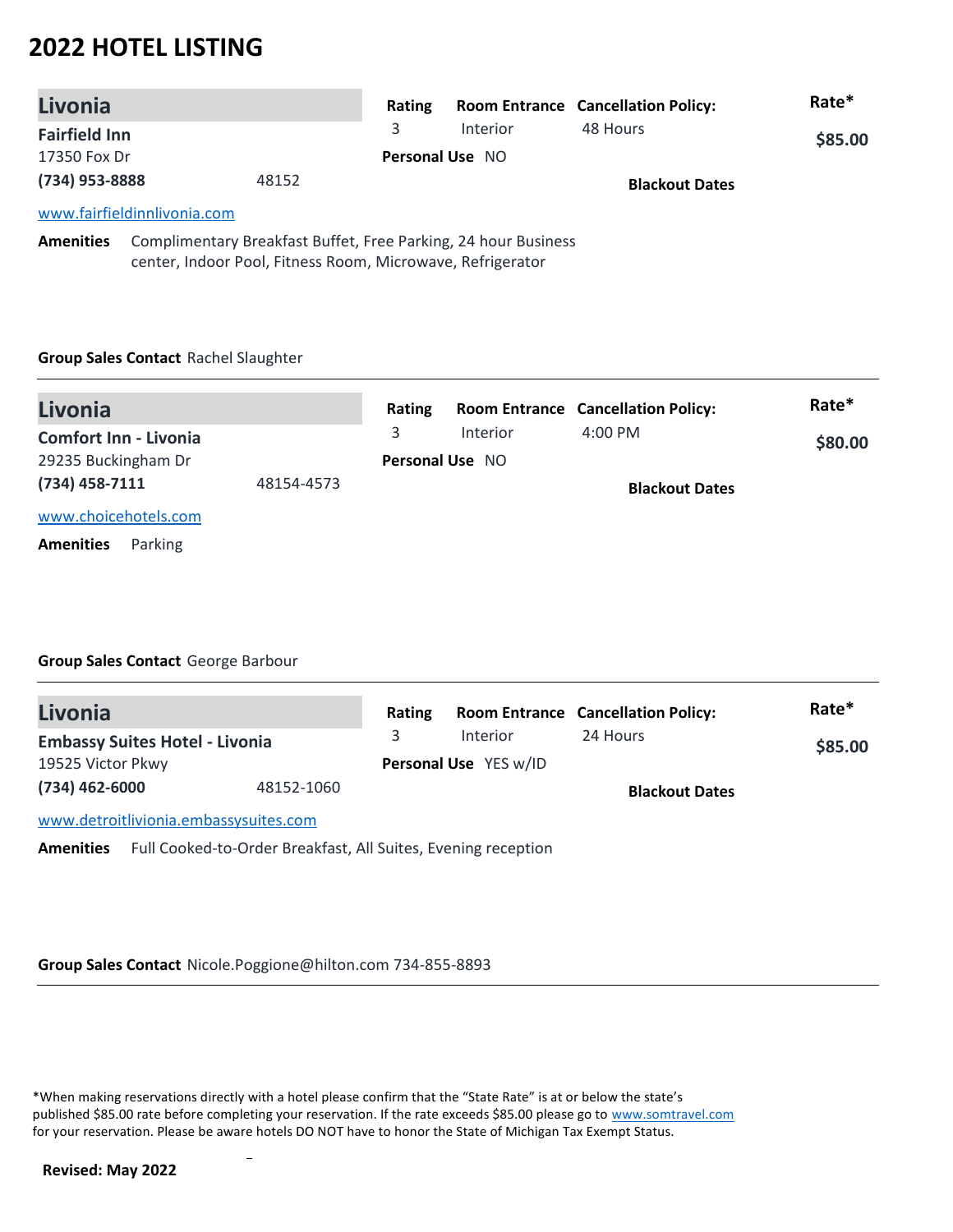# 2022 HOTEL LISTING

## Livonia

**Fairfield Inn**
17350 Fox Dr
**(734) 953-8888** 48152
www.fairfieldinnlivonia.com

| Rating | Room Entrance | Cancellation Policy: | Rate* |
|---|---|---|---|
| 3 | Interior | 48 Hours | $85.00 |

**Personal Use** NO

**Blackout Dates**

**Amenities** Complimentary Breakfast Buffet, Free Parking, 24 hour Business center, Indoor Pool, Fitness Room, Microwave, Refrigerator

**Group Sales Contact** Rachel Slaughter

---

## Livonia

**Comfort Inn - Livonia**
29235 Buckingham Dr
**(734) 458-7111** 48154-4573
www.choicehotels.com

| Rating | Room Entrance | Cancellation Policy: | Rate* |
|---|---|---|---|
| 3 | Interior | 4:00 PM | $80.00 |

**Personal Use** NO

**Blackout Dates**

**Amenities** Parking

**Group Sales Contact** George Barbour

---

## Livonia

**Embassy Suites Hotel - Livonia**
19525 Victor Pkwy
**(734) 462-6000** 48152-1060
www.detroitlivionia.embassysuites.com

| Rating | Room Entrance | Cancellation Policy: | Rate* |
|---|---|---|---|
| 3 | Interior | 24 Hours | $85.00 |

**Personal Use** YES w/ID

**Blackout Dates**

**Amenities** Full Cooked-to-Order Breakfast, All Suites, Evening reception

**Group Sales Contact** Nicole.Poggione@hilton.com 734-855-8893

---

*When making reservations directly with a hotel please confirm that the "State Rate" is at or below the state's published $85.00 rate before completing your reservation. If the rate exceeds $85.00 please go to www.somtravel.com for your reservation. Please be aware hotels DO NOT have to honor the State of Michigan Tax Exempt Status.

**Revised: May 2022**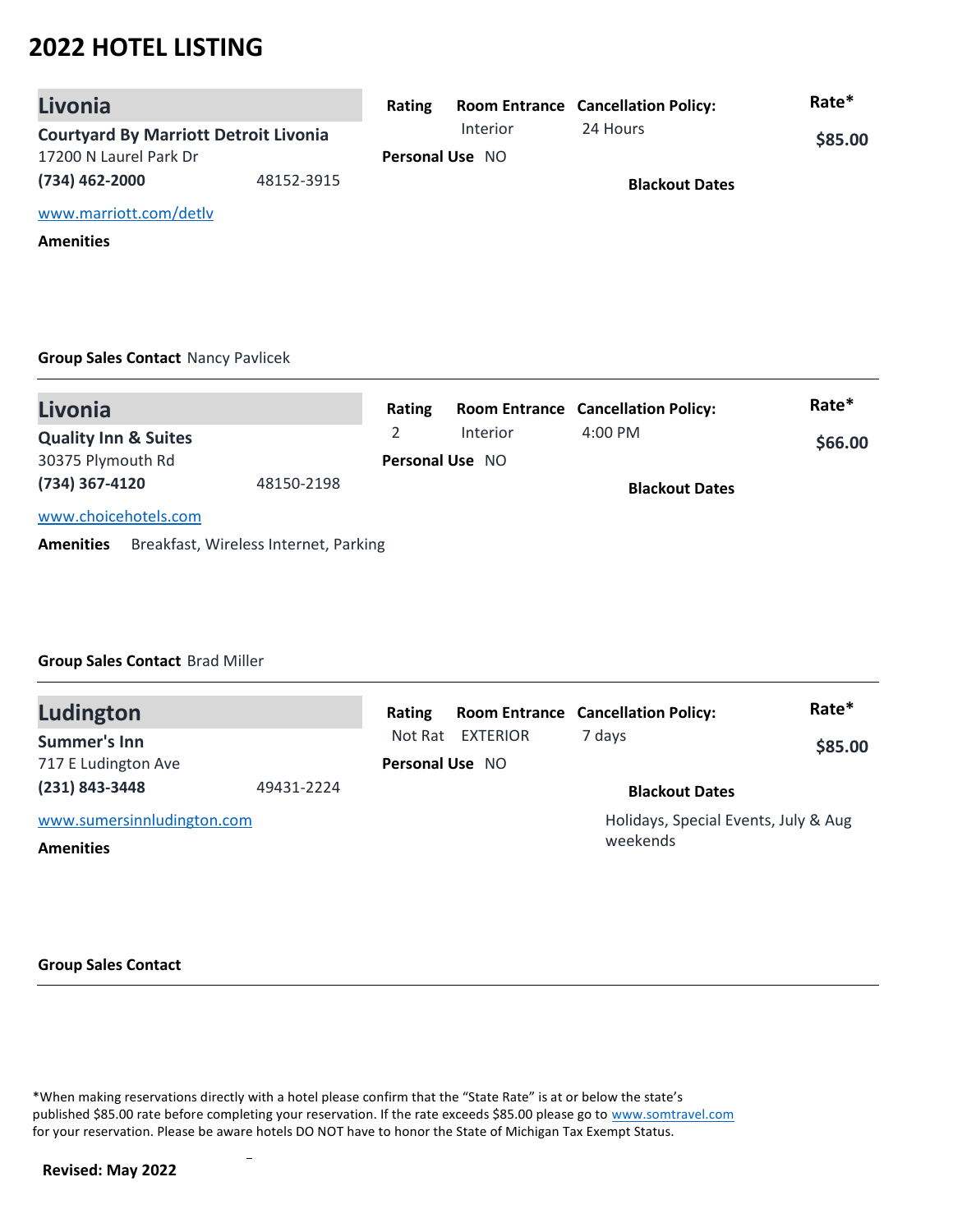# 2022 HOTEL LISTING

## Livonia

**Courtyard By Marriott Detroit Livonia**
17200 N Laurel Park Dr
**(734) 462-2000** 48152-3915
www.marriott.com/detlv

| Rating | Room Entrance | Cancellation Policy: | Rate* |
|---|---|---|---|
| | Interior | 24 Hours | $85.00 |

**Personal Use** NO

**Blackout Dates**

**Amenities**

**Group Sales Contact** Nancy Pavlicek

---

## Livonia

**Quality Inn & Suites**
30375 Plymouth Rd
**(734) 367-4120** 48150-2198
www.choicehotels.com

| Rating | Room Entrance | Cancellation Policy: | Rate* |
|---|---|---|---|
| 2 | Interior | 4:00 PM | $66.00 |

**Personal Use** NO

**Blackout Dates**

**Amenities** Breakfast, Wireless Internet, Parking

**Group Sales Contact** Brad Miller

---

## Ludington

**Summer's Inn**
717 E Ludington Ave
**(231) 843-3448** 49431-2224
www.sumersinnludington.com

| Rating | Room Entrance | Cancellation Policy: | Rate* |
|---|---|---|---|
| Not Rat | EXTERIOR | 7 days | $85.00 |

**Personal Use** NO

**Blackout Dates**
Holidays, Special Events, July & Aug weekends

**Amenities**

**Group Sales Contact**

---

*When making reservations directly with a hotel please confirm that the "State Rate" is at or below the state's published $85.00 rate before completing your reservation. If the rate exceeds $85.00 please go to www.somtravel.com for your reservation. Please be aware hotels DO NOT have to honor the State of Michigan Tax Exempt Status.

**Revised: May 2022**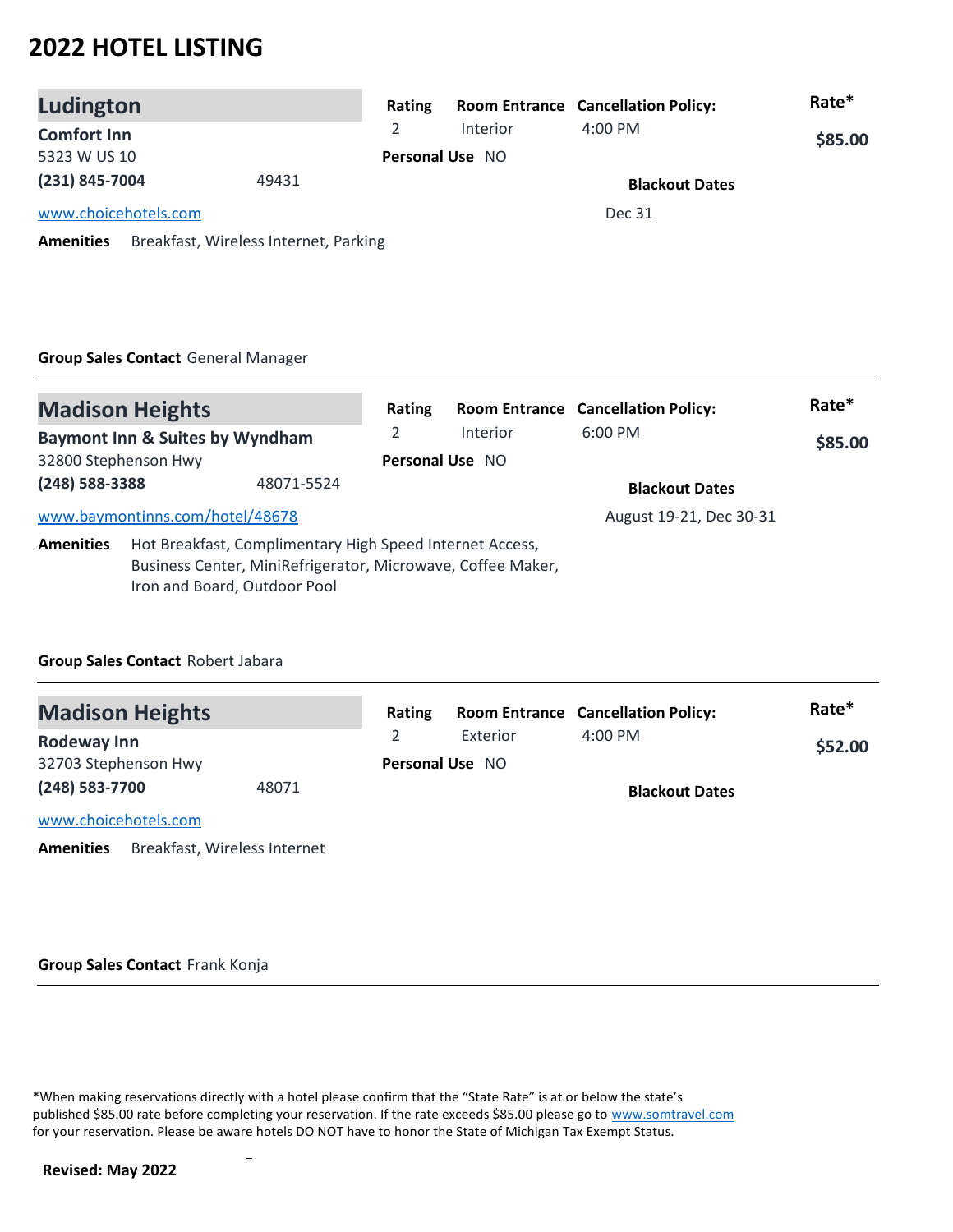# 2022 HOTEL LISTING

## Ludington

**Comfort Inn**
5323 W US 10
**(231) 845-7004** 49431
www.choicehotels.com

| Rating | Room Entrance | Cancellation Policy: | Rate* |
|---|---|---|---|
| 2 | Interior | 4:00 PM | **$85.00** |

**Personal Use** NO

**Blackout Dates**
Dec 31

**Amenities** Breakfast, Wireless Internet, Parking

**Group Sales Contact** General Manager

---

## Madison Heights

**Baymont Inn & Suites by Wyndham**
32800 Stephenson Hwy
**(248) 588-3388** 48071-5524
www.baymontinns.com/hotel/48678

| Rating | Room Entrance | Cancellation Policy: | Rate* |
|---|---|---|---|
| 2 | Interior | 6:00 PM | **$85.00** |

**Personal Use** NO

**Blackout Dates**
August 19-21, Dec 30-31

**Amenities** Hot Breakfast, Complimentary High Speed Internet Access, Business Center, MiniRefrigerator, Microwave, Coffee Maker, Iron and Board, Outdoor Pool

**Group Sales Contact** Robert Jabara

---

## Madison Heights

**Rodeway Inn**
32703 Stephenson Hwy
**(248) 583-7700** 48071
www.choicehotels.com

| Rating | Room Entrance | Cancellation Policy: | Rate* |
|---|---|---|---|
| 2 | Exterior | 4:00 PM | **$52.00** |

**Personal Use** NO

**Blackout Dates**

**Amenities** Breakfast, Wireless Internet

**Group Sales Contact** Frank Konja

---

*When making reservations directly with a hotel please confirm that the "State Rate" is at or below the state's published $85.00 rate before completing your reservation. If the rate exceeds $85.00 please go to www.somtravel.com for your reservation. Please be aware hotels DO NOT have to honor the State of Michigan Tax Exempt Status.

**Revised: May 2022**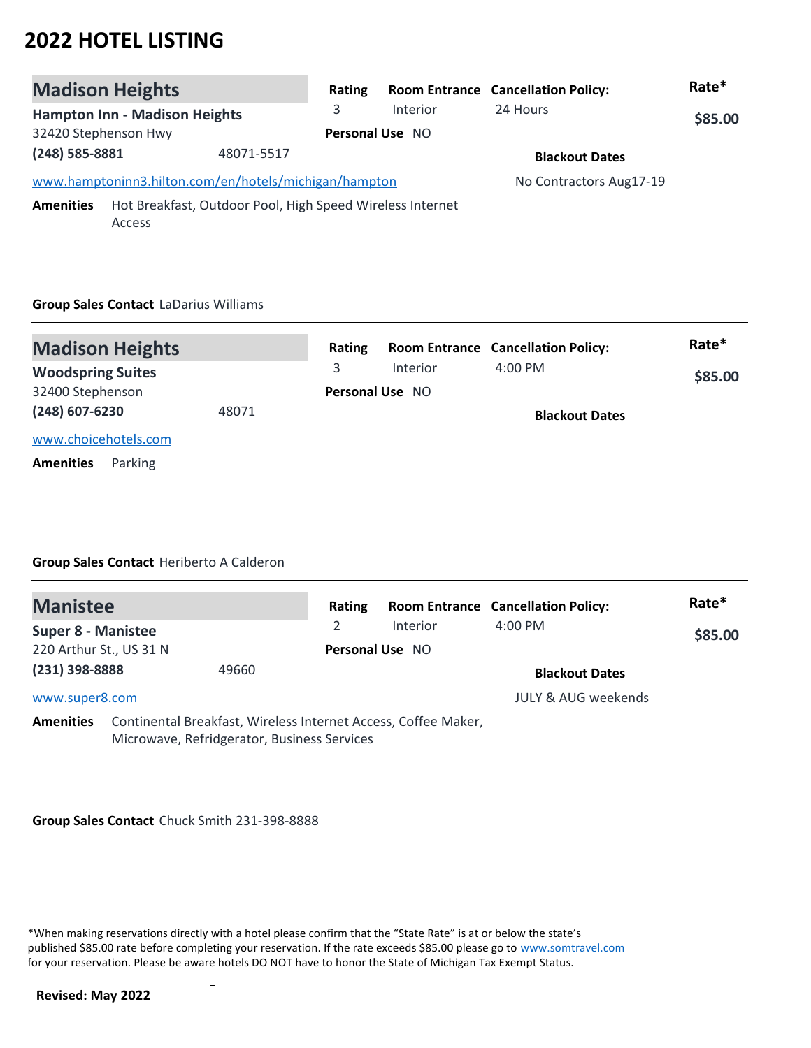# 2022 HOTEL LISTING

## Madison Heights

**Hampton Inn - Madison Heights**
32420 Stephenson Hwy
**(248) 585-8881** 48071-5517
www.hamptoninn3.hilton.com/en/hotels/michigan/hampton

| Rating | Room Entrance | Cancellation Policy: | Rate* |
|---|---|---|---|
| 3 | Interior | 24 Hours | **$85.00** |

**Personal Use** NO

**Blackout Dates**
No Contractors Aug17-19

**Amenities** Hot Breakfast, Outdoor Pool, High Speed Wireless Internet Access

**Group Sales Contact** LaDarius Williams

---

## Madison Heights

**Woodspring Suites**
32400 Stephenson
**(248) 607-6230** 48071
www.choicehotels.com

| Rating | Room Entrance | Cancellation Policy: | Rate* |
|---|---|---|---|
| 3 | Interior | 4:00 PM | **$85.00** |

**Personal Use** NO

**Blackout Dates**

**Amenities** Parking

**Group Sales Contact** Heriberto A Calderon

---

## Manistee

**Super 8 - Manistee**
220 Arthur St., US 31 N
**(231) 398-8888** 49660
www.super8.com

| Rating | Room Entrance | Cancellation Policy: | Rate* |
|---|---|---|---|
| 2 | Interior | 4:00 PM | **$85.00** |

**Personal Use** NO

**Blackout Dates**
JULY & AUG weekends

**Amenities** Continental Breakfast, Wireless Internet Access, Coffee Maker, Microwave, Refridgerator, Business Services

**Group Sales Contact** Chuck Smith 231-398-8888

---

*When making reservations directly with a hotel please confirm that the "State Rate" is at or below the state's published $85.00 rate before completing your reservation. If the rate exceeds $85.00 please go to www.somtravel.com for your reservation. Please be aware hotels DO NOT have to honor the State of Michigan Tax Exempt Status.

**Revised: May 2022**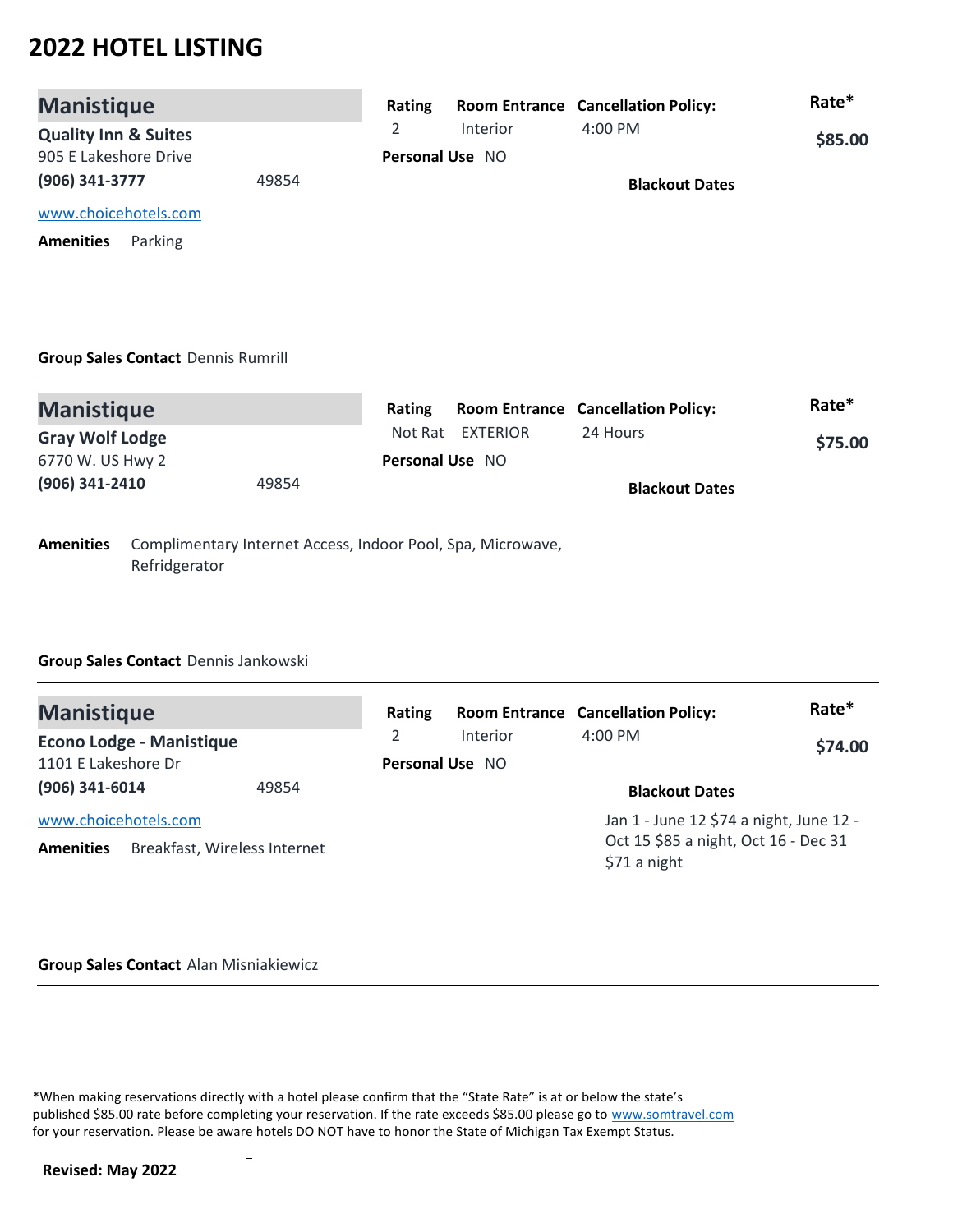# 2022 HOTEL LISTING

## Manistique

**Quality Inn & Suites**
905 E Lakeshore Drive
**(906) 341-3777** 49854

www.choicehotels.com

**Amenities** Parking

| Rating | Room Entrance | Cancellation Policy: | Rate* |
|---|---|---|---|
| 2 | Interior | 4:00 PM | **$85.00** |

**Personal Use** NO

**Blackout Dates**

**Group Sales Contact** Dennis Rumrill

---

## Manistique

**Gray Wolf Lodge**
6770 W. US Hwy 2
**(906) 341-2410** 49854

**Amenities** Complimentary Internet Access, Indoor Pool, Spa, Microwave, Refridgerator

| Rating | Room Entrance | Cancellation Policy: | Rate* |
|---|---|---|---|
| Not Rat | EXTERIOR | 24 Hours | **$75.00** |

**Personal Use** NO

**Blackout Dates**

**Group Sales Contact** Dennis Jankowski

---

## Manistique

**Econo Lodge - Manistique**
1101 E Lakeshore Dr
**(906) 341-6014** 49854

www.choicehotels.com

**Amenities** Breakfast, Wireless Internet

| Rating | Room Entrance | Cancellation Policy: | Rate* |
|---|---|---|---|
| 2 | Interior | 4:00 PM | **$74.00** |

**Personal Use** NO

**Blackout Dates**

Jan 1 - June 12 $74 a night, June 12 - Oct 15 $85 a night, Oct 16 - Dec 31 $71 a night

**Group Sales Contact** Alan Misniakiewicz

---

*When making reservations directly with a hotel please confirm that the "State Rate" is at or below the state's published $85.00 rate before completing your reservation. If the rate exceeds $85.00 please go to www.somtravel.com for your reservation. Please be aware hotels DO NOT have to honor the State of Michigan Tax Exempt Status.

**Revised: May 2022**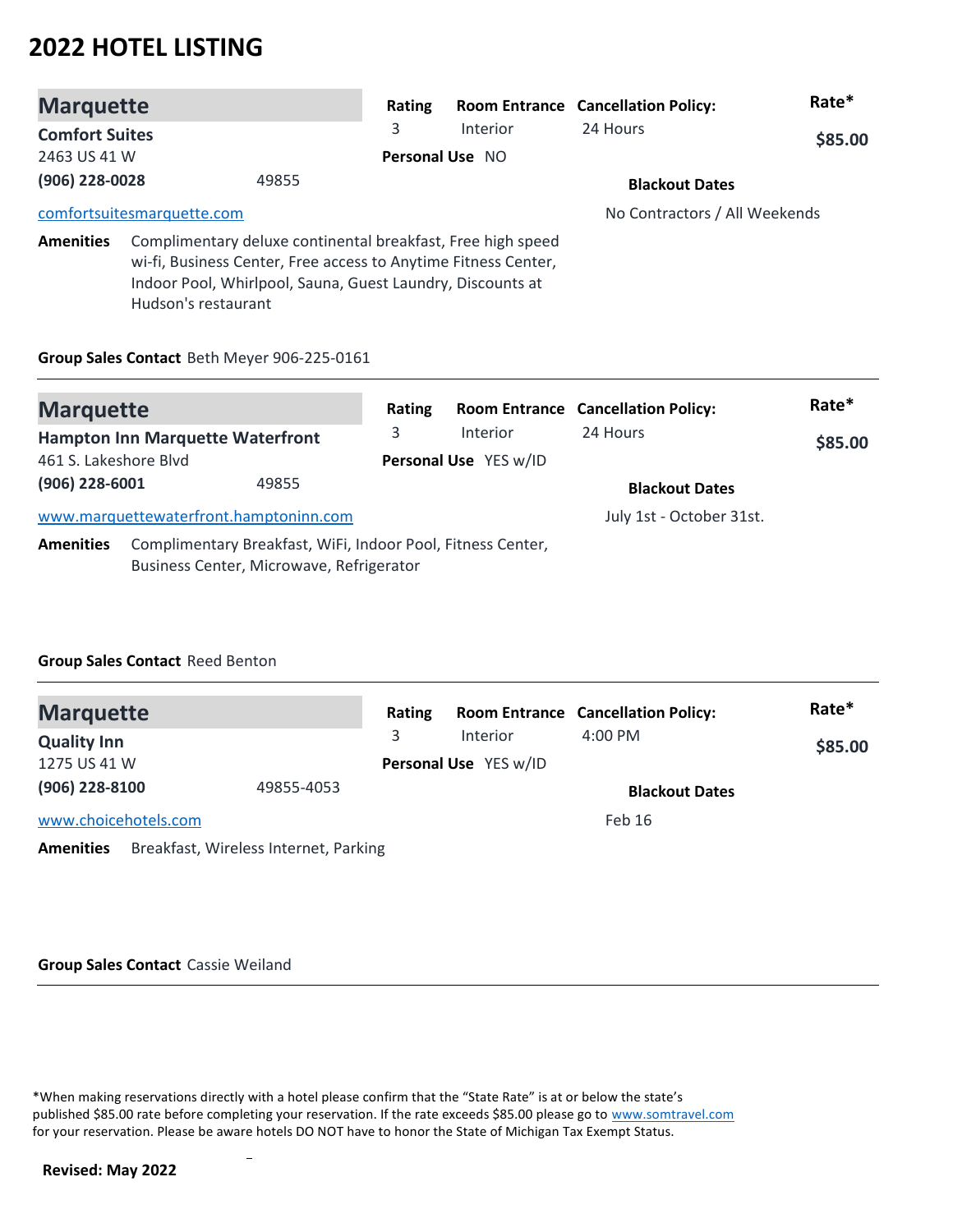# 2022 HOTEL LISTING

## Marquette

**Comfort Suites**
2463 US 41 W
**(906) 228-0028** 49855
[comfortsuitesmarquette.com](comfortsuitesmarquette.com)

| Rating | Room Entrance | Cancellation Policy: | Rate* |
|---|---|---|---|
| 3 | Interior | 24 Hours | **$85.00** |

**Personal Use** NO

**Blackout Dates**
No Contractors / All Weekends

**Amenities** Complimentary deluxe continental breakfast, Free high speed wi-fi, Business Center, Free access to Anytime Fitness Center, Indoor Pool, Whirlpool, Sauna, Guest Laundry, Discounts at Hudson's restaurant

**Group Sales Contact** Beth Meyer 906-225-0161

---

## Marquette

**Hampton Inn Marquette Waterfront**
461 S. Lakeshore Blvd
**(906) 228-6001** 49855
[www.marquettewaterfront.hamptoninn.com](www.marquettewaterfront.hamptoninn.com)

| Rating | Room Entrance | Cancellation Policy: | Rate* |
|---|---|---|---|
| 3 | Interior | 24 Hours | **$85.00** |

**Personal Use** YES w/ID

**Blackout Dates**
July 1st - October 31st.

**Amenities** Complimentary Breakfast, WiFi, Indoor Pool, Fitness Center, Business Center, Microwave, Refrigerator

**Group Sales Contact** Reed Benton

---

## Marquette

**Quality Inn**
1275 US 41 W
**(906) 228-8100** 49855-4053
[www.choicehotels.com](www.choicehotels.com)

| Rating | Room Entrance | Cancellation Policy: | Rate* |
|---|---|---|---|
| 3 | Interior | 4:00 PM | **$85.00** |

**Personal Use** YES w/ID

**Blackout Dates**
Feb 16

**Amenities** Breakfast, Wireless Internet, Parking

**Group Sales Contact** Cassie Weiland

---

*When making reservations directly with a hotel please confirm that the "State Rate" is at or below the state's published $85.00 rate before completing your reservation. If the rate exceeds $85.00 please go to [www.somtravel.com](www.somtravel.com) for your reservation. Please be aware hotels DO NOT have to honor the State of Michigan Tax Exempt Status.

**Revised: May 2022**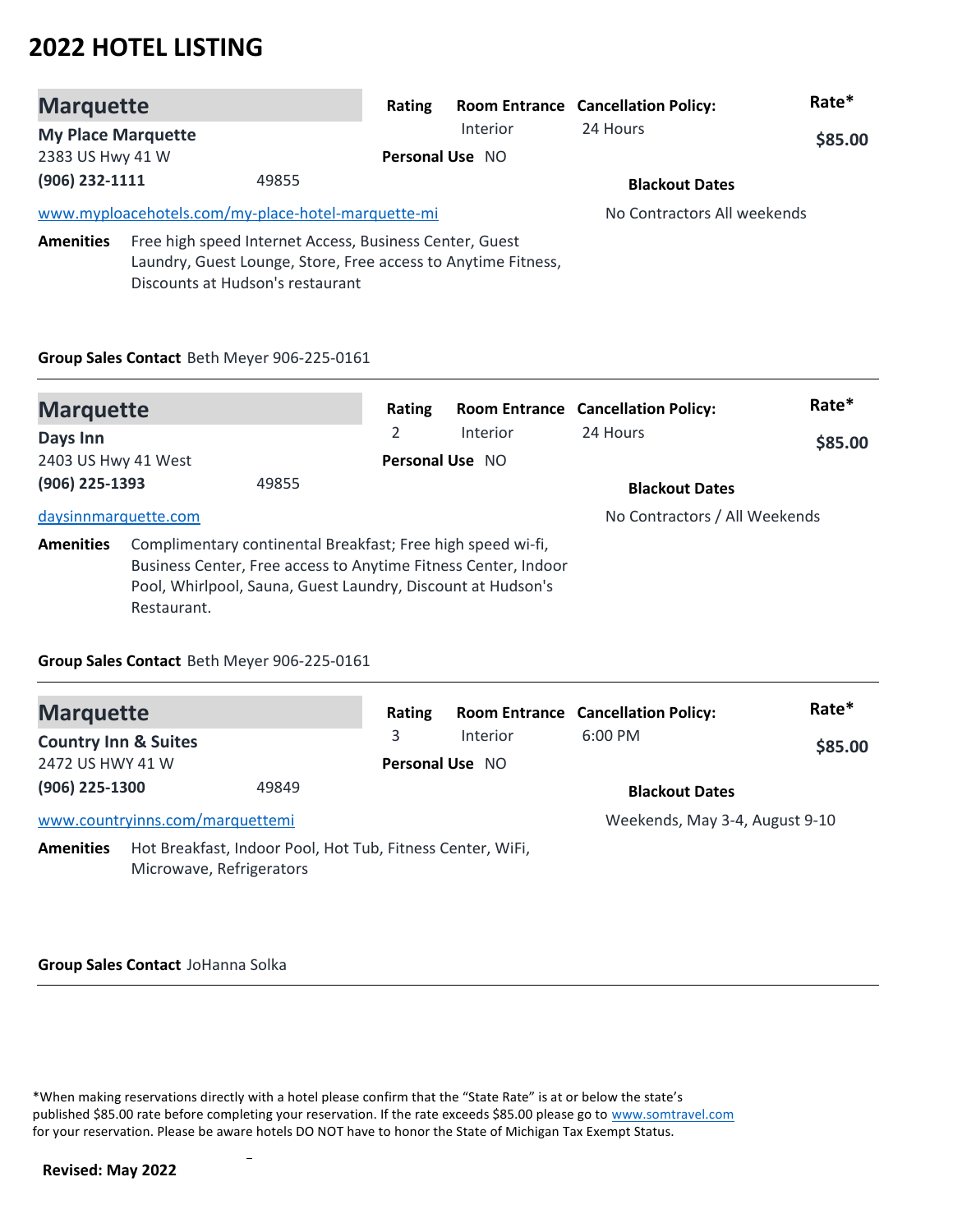# 2022 HOTEL LISTING

## Marquette

**My Place Marquette**
2383 US Hwy 41 W
**(906) 232-1111** 49855

www.myploacehotels.com/my-place-hotel-marquette-mi

| Rating | Room Entrance | Cancellation Policy: | Rate* |
|---|---|---|---|
| | Interior | 24 Hours | **$85.00** |

**Personal Use** NO

**Blackout Dates**
No Contractors All weekends

**Amenities** Free high speed Internet Access, Business Center, Guest Laundry, Guest Lounge, Store, Free access to Anytime Fitness, Discounts at Hudson's restaurant

**Group Sales Contact** Beth Meyer 906-225-0161

---

## Marquette

**Days Inn**
2403 US Hwy 41 West
**(906) 225-1393** 49855

daysinnmarquette.com

| Rating | Room Entrance | Cancellation Policy: | Rate* |
|---|---|---|---|
| 2 | Interior | 24 Hours | **$85.00** |

**Personal Use** NO

**Blackout Dates**
No Contractors / All Weekends

**Amenities** Complimentary continental Breakfast; Free high speed wi-fi, Business Center, Free access to Anytime Fitness Center, Indoor Pool, Whirlpool, Sauna, Guest Laundry, Discount at Hudson's Restaurant.

**Group Sales Contact** Beth Meyer 906-225-0161

---

## Marquette

**Country Inn & Suites**
2472 US HWY 41 W
**(906) 225-1300** 49849

www.countryinns.com/marquettemi

| Rating | Room Entrance | Cancellation Policy: | Rate* |
|---|---|---|---|
| 3 | Interior | 6:00 PM | **$85.00** |

**Personal Use** NO

**Blackout Dates**
Weekends, May 3-4, August 9-10

**Amenities** Hot Breakfast, Indoor Pool, Hot Tub, Fitness Center, WiFi, Microwave, Refrigerators

**Group Sales Contact** JoHanna Solka

---

*When making reservations directly with a hotel please confirm that the "State Rate" is at or below the state's published $85.00 rate before completing your reservation. If the rate exceeds $85.00 please go to www.somtravel.com for your reservation. Please be aware hotels DO NOT have to honor the State of Michigan Tax Exempt Status.

**Revised: May 2022**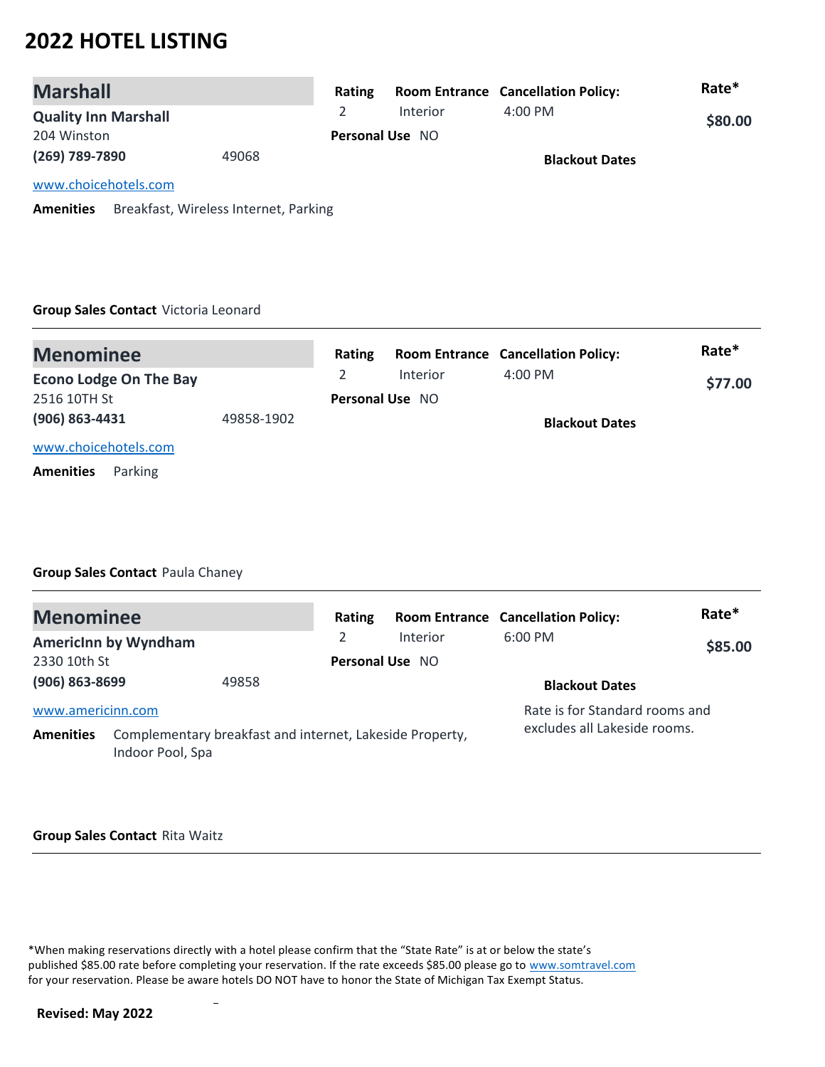# 2022 HOTEL LISTING

## Marshall

**Quality Inn Marshall**
204 Winston
**(269) 789-7890** 49068
www.choicehotels.com

| Rating | Room Entrance | Cancellation Policy: | Rate* |
|---|---|---|---|
| 2 | Interior | 4:00 PM | **$80.00** |

**Personal Use** NO

**Blackout Dates**

**Amenities** Breakfast, Wireless Internet, Parking

**Group Sales Contact** Victoria Leonard

---

## Menominee

**Econo Lodge On The Bay**
2516 10TH St
**(906) 863-4431** 49858-1902
www.choicehotels.com

| Rating | Room Entrance | Cancellation Policy: | Rate* |
|---|---|---|---|
| 2 | Interior | 4:00 PM | **$77.00** |

**Personal Use** NO

**Blackout Dates**

**Amenities** Parking

**Group Sales Contact** Paula Chaney

---

## Menominee

**AmericInn by Wyndham**
2330 10th St
**(906) 863-8699** 49858
www.americinn.com

| Rating | Room Entrance | Cancellation Policy: | Rate* |
|---|---|---|---|
| 2 | Interior | 6:00 PM | **$85.00** |

**Personal Use** NO

**Blackout Dates**

Rate is for Standard rooms and excludes all Lakeside rooms.

**Amenities** Complementary breakfast and internet, Lakeside Property, Indoor Pool, Spa

**Group Sales Contact** Rita Waitz

---

*When making reservations directly with a hotel please confirm that the "State Rate" is at or below the state's published $85.00 rate before completing your reservation. If the rate exceeds $85.00 please go to www.somtravel.com for your reservation. Please be aware hotels DO NOT have to honor the State of Michigan Tax Exempt Status.

**Revised: May 2022**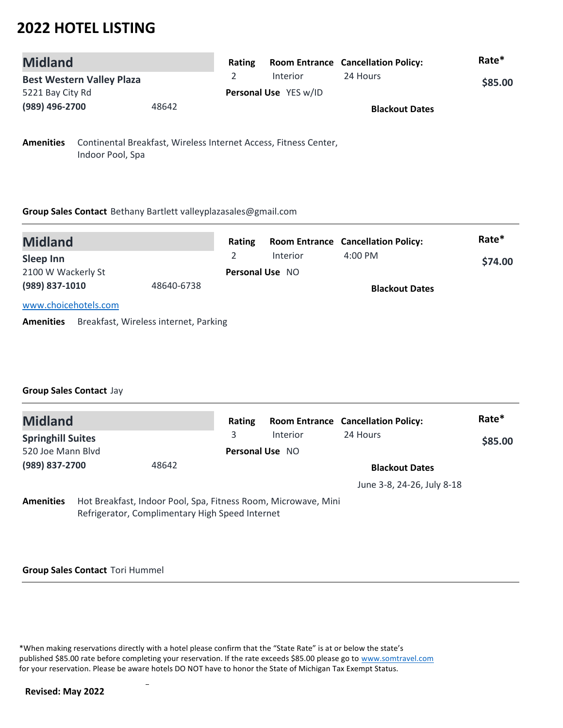# 2022 HOTEL LISTING

## Midland

**Best Western Valley Plaza**
5221 Bay City Rd
**(989) 496-2700** 48642

| Rating | Room Entrance | Cancellation Policy: | Rate* |
|---|---|---|---|
| 2 | Interior | 24 Hours | **$85.00** |

**Personal Use** YES w/ID

**Blackout Dates**

**Amenities** Continental Breakfast, Wireless Internet Access, Fitness Center, Indoor Pool, Spa

**Group Sales Contact** Bethany Bartlett valleyplazasales@gmail.com

---

## Midland

**Sleep Inn**
2100 W Wackerly St
**(989) 837-1010** 48640-6738

| Rating | Room Entrance | Cancellation Policy: | Rate* |
|---|---|---|---|
| 2 | Interior | 4:00 PM | **$74.00** |

**Personal Use** NO

**Blackout Dates**

www.choicehotels.com

**Amenities** Breakfast, Wireless internet, Parking

**Group Sales Contact** Jay

---

## Midland

**Springhill Suites**
520 Joe Mann Blvd
**(989) 837-2700** 48642

| Rating | Room Entrance | Cancellation Policy: | Rate* |
|---|---|---|---|
| 3 | Interior | 24 Hours | **$85.00** |

**Personal Use** NO

**Blackout Dates**

June 3-8, 24-26, July 8-18

**Amenities** Hot Breakfast, Indoor Pool, Spa, Fitness Room, Microwave, Mini Refrigerator, Complimentary High Speed Internet

**Group Sales Contact** Tori Hummel

---

*When making reservations directly with a hotel please confirm that the "State Rate" is at or below the state's published $85.00 rate before completing your reservation. If the rate exceeds $85.00 please go to www.somtravel.com for your reservation. Please be aware hotels DO NOT have to honor the State of Michigan Tax Exempt Status.

**Revised: May 2022**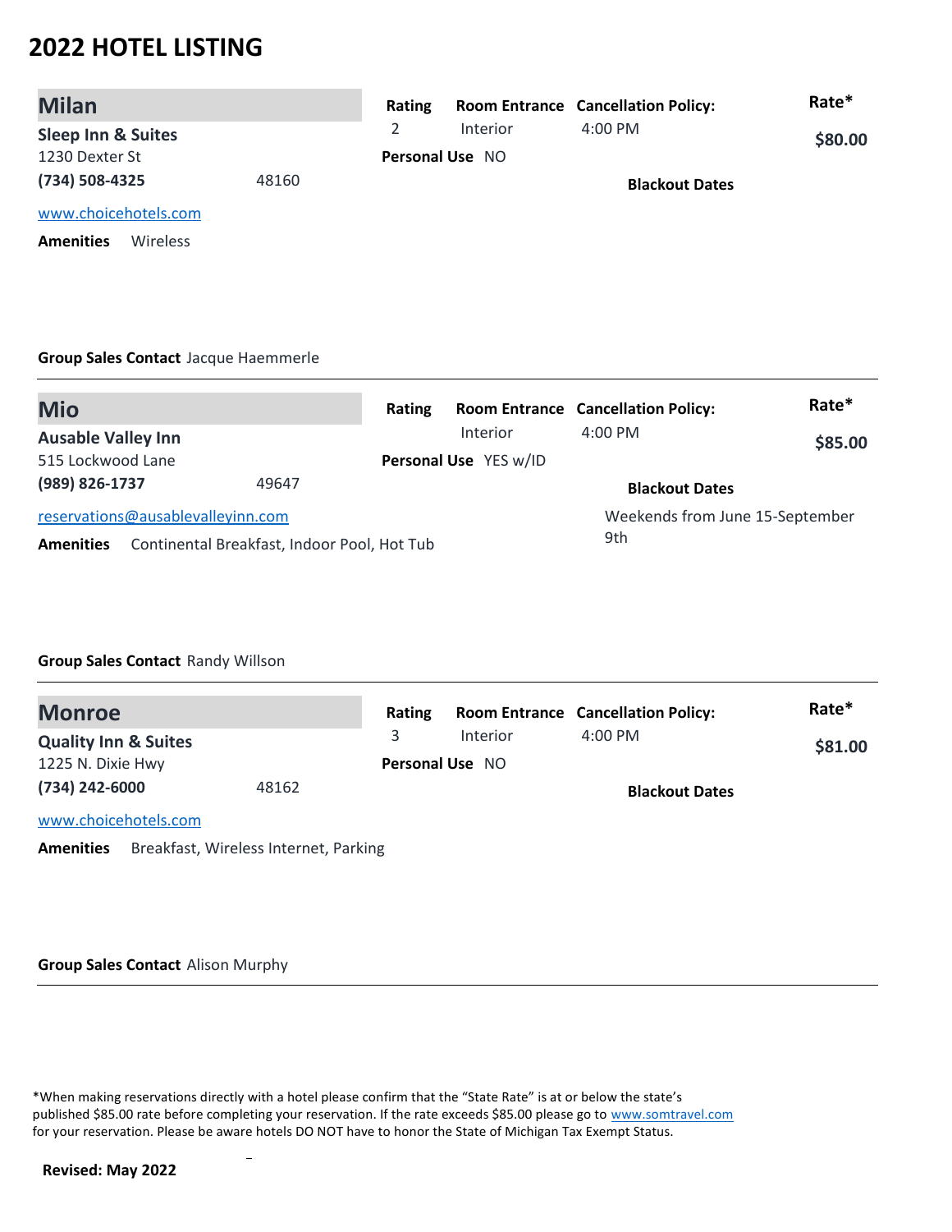# 2022 HOTEL LISTING

## Milan

**Sleep Inn & Suites**
1230 Dexter St
**(734) 508-4325** 48160
www.choicehotels.com
**Amenities** Wireless

| Rating | Room Entrance | Cancellation Policy: | Rate* |
|---|---|---|---|
| 2 | Interior | 4:00 PM | **$80.00** |

**Personal Use** NO

**Blackout Dates**

**Group Sales Contact** Jacque Haemmerle

---

## Mio

**Ausable Valley Inn**
515 Lockwood Lane
**(989) 826-1737** 49647
reservations@ausablevalleyinn.com
**Amenities** Continental Breakfast, Indoor Pool, Hot Tub

| Rating | Room Entrance | Cancellation Policy: | Rate* |
|---|---|---|---|
| | Interior | 4:00 PM | **$85.00** |

**Personal Use** YES w/ID

**Blackout Dates**
Weekends from June 15-September 9th

**Group Sales Contact** Randy Willson

---

## Monroe

**Quality Inn & Suites**
1225 N. Dixie Hwy
**(734) 242-6000** 48162
www.choicehotels.com
**Amenities** Breakfast, Wireless Internet, Parking

| Rating | Room Entrance | Cancellation Policy: | Rate* |
|---|---|---|---|
| 3 | Interior | 4:00 PM | **$81.00** |

**Personal Use** NO

**Blackout Dates**

**Group Sales Contact** Alison Murphy

---

*When making reservations directly with a hotel please confirm that the "State Rate" is at or below the state's published $85.00 rate before completing your reservation. If the rate exceeds $85.00 please go to www.somtravel.com for your reservation. Please be aware hotels DO NOT have to honor the State of Michigan Tax Exempt Status.

**Revised: May 2022**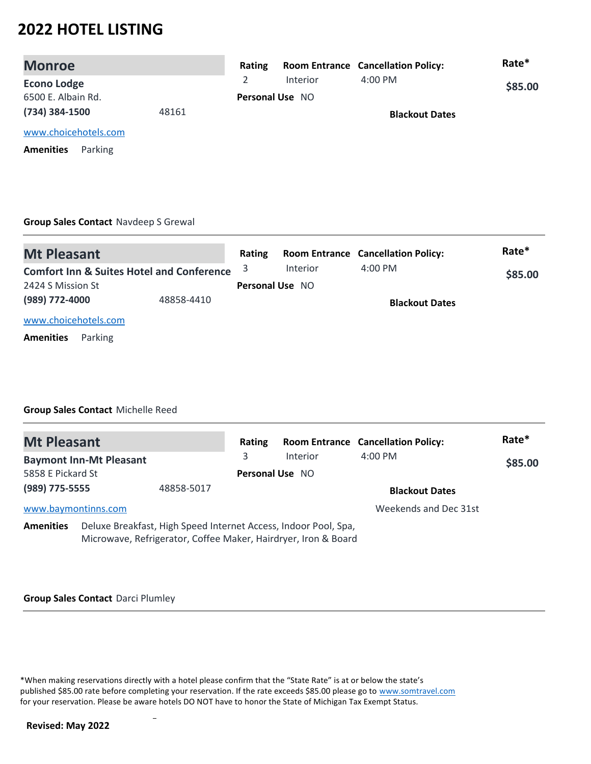# 2022 HOTEL LISTING

## Monroe

**Econo Lodge**
6500 E. Albain Rd.
**(734) 384-1500** 48161
www.choicehotels.com

| Rating | Room Entrance | Cancellation Policy: | Rate* |
|---|---|---|---|
| 2 | Interior | 4:00 PM | $85.00 |

**Personal Use** NO

**Blackout Dates**

**Amenities** Parking

**Group Sales Contact** Navdeep S Grewal

---

## Mt Pleasant

**Comfort Inn & Suites Hotel and Conference**
2424 S Mission St
**(989) 772-4000** 48858-4410
www.choicehotels.com

| Rating | Room Entrance | Cancellation Policy: | Rate* |
|---|---|---|---|
| 3 | Interior | 4:00 PM | $85.00 |

**Personal Use** NO

**Blackout Dates**

**Amenities** Parking

**Group Sales Contact** Michelle Reed

---

## Mt Pleasant

**Baymont Inn-Mt Pleasant**
5858 E Pickard St
**(989) 775-5555** 48858-5017
www.baymontinns.com

| Rating | Room Entrance | Cancellation Policy: | Rate* |
|---|---|---|---|
| 3 | Interior | 4:00 PM | $85.00 |

**Personal Use** NO

**Blackout Dates**
Weekends and Dec 31st

**Amenities** Deluxe Breakfast, High Speed Internet Access, Indoor Pool, Spa, Microwave, Refrigerator, Coffee Maker, Hairdryer, Iron & Board

**Group Sales Contact** Darci Plumley

---

*When making reservations directly with a hotel please confirm that the "State Rate" is at or below the state's published $85.00 rate before completing your reservation. If the rate exceeds $85.00 please go to www.somtravel.com for your reservation. Please be aware hotels DO NOT have to honor the State of Michigan Tax Exempt Status.

**Revised: May 2022**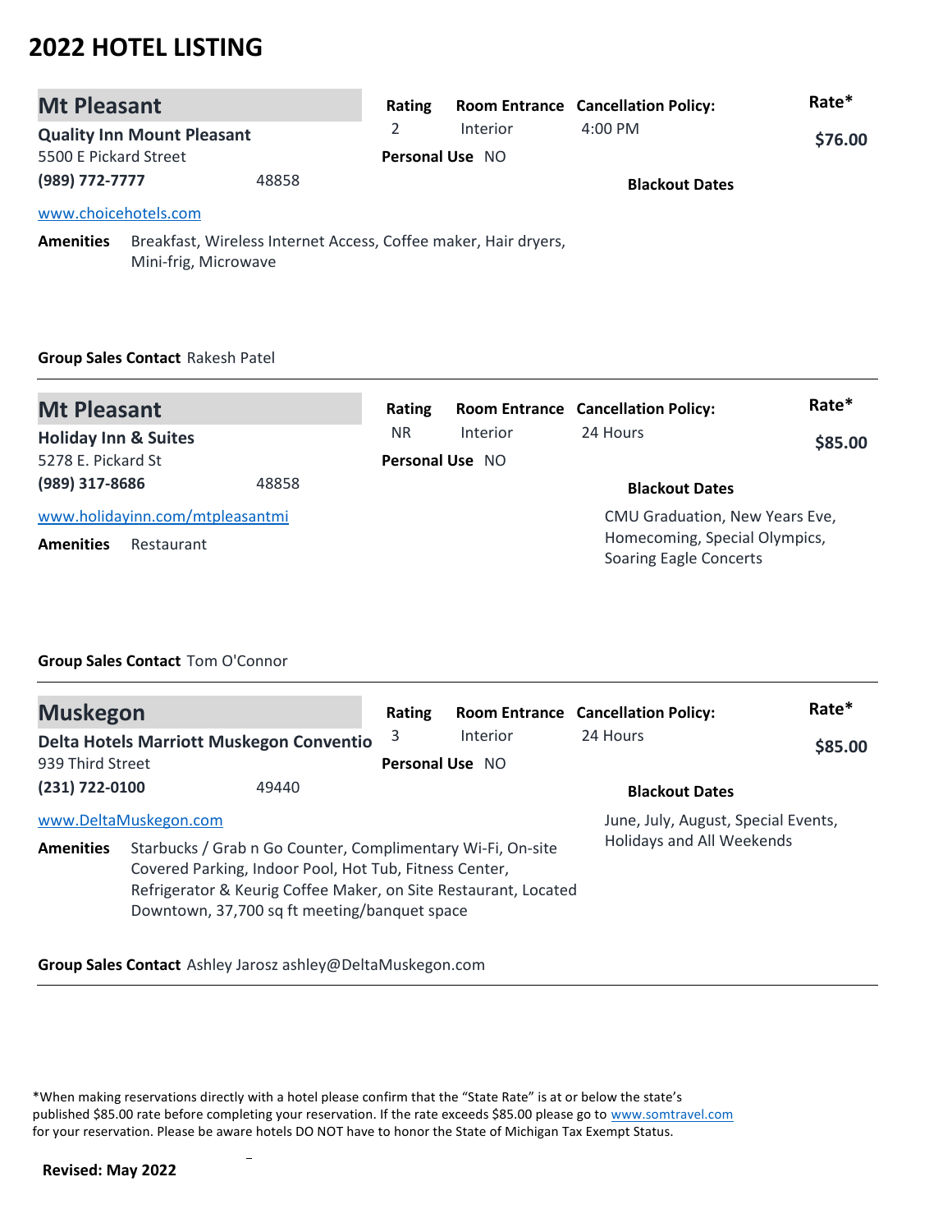# 2022 HOTEL LISTING

## Mt Pleasant

**Quality Inn Mount Pleasant**
5500 E Pickard Street
**(989) 772-7777** 48858

www.choicehotels.com

| Rating | Room Entrance | Cancellation Policy: | Rate* |
|---|---|---|---|
| 2 | Interior | 4:00 PM | **$76.00** |

**Personal Use** NO

**Blackout Dates**

**Amenities** Breakfast, Wireless Internet Access, Coffee maker, Hair dryers, Mini-frig, Microwave

**Group Sales Contact** Rakesh Patel

---

## Mt Pleasant

**Holiday Inn & Suites**
5278 E. Pickard St
**(989) 317-8686** 48858

www.holidayinn.com/mtpleasantmi

| Rating | Room Entrance | Cancellation Policy: | Rate* |
|---|---|---|---|
| NR | Interior | 24 Hours | **$85.00** |

**Personal Use** NO

**Blackout Dates**
CMU Graduation, New Years Eve, Homecoming, Special Olympics, Soaring Eagle Concerts

**Amenities** Restaurant

**Group Sales Contact** Tom O'Connor

---

## Muskegon

**Delta Hotels Marriott Muskegon Conventio**
939 Third Street
**(231) 722-0100** 49440

www.DeltaMuskegon.com

| Rating | Room Entrance | Cancellation Policy: | Rate* |
|---|---|---|---|
| 3 | Interior | 24 Hours | **$85.00** |

**Personal Use** NO

**Blackout Dates**
June, July, August, Special Events, Holidays and All Weekends

**Amenities** Starbucks / Grab n Go Counter, Complimentary Wi-Fi, On-site Covered Parking, Indoor Pool, Hot Tub, Fitness Center, Refrigerator & Keurig Coffee Maker, on Site Restaurant, Located Downtown, 37,700 sq ft meeting/banquet space

**Group Sales Contact** Ashley Jarosz ashley@DeltaMuskegon.com

---

*When making reservations directly with a hotel please confirm that the "State Rate" is at or below the state's published $85.00 rate before completing your reservation. If the rate exceeds $85.00 please go to www.somtravel.com for your reservation. Please be aware hotels DO NOT have to honor the State of Michigan Tax Exempt Status.

**Revised: May 2022**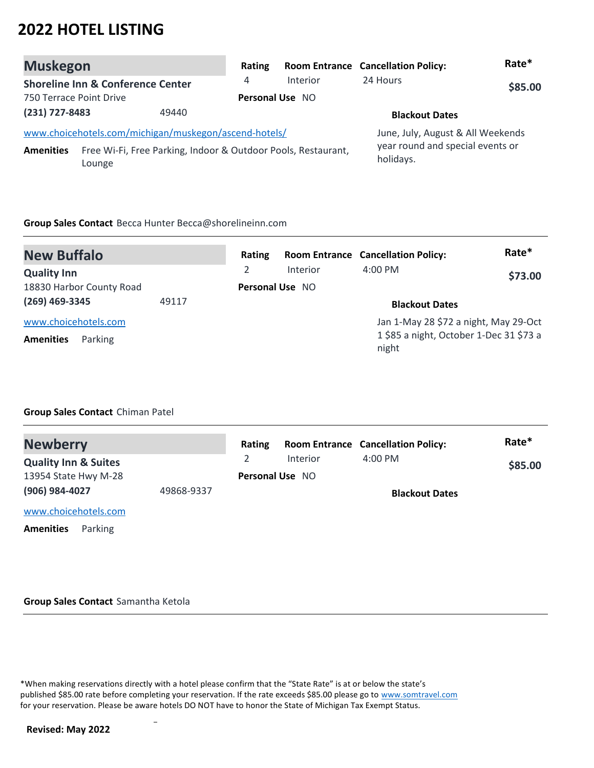# 2022 HOTEL LISTING

## Muskegon

**Shoreline Inn & Conference Center**
750 Terrace Point Drive
**(231) 727-8483** 49440

www.choicehotels.com/michigan/muskegon/ascend-hotels/

**Amenities** Free Wi-Fi, Free Parking, Indoor & Outdoor Pools, Restaurant, Lounge

| Rating | Room Entrance | Cancellation Policy: | Rate* |
|---|---|---|---|
| 4 | Interior | 24 Hours | **$85.00** |

**Personal Use** NO

**Blackout Dates**

June, July, August & All Weekends year round and special events or holidays.

**Group Sales Contact** Becca Hunter Becca@shorelineinn.com

---

## New Buffalo

**Quality Inn**
18830 Harbor County Road
**(269) 469-3345** 49117

www.choicehotels.com

**Amenities** Parking

| Rating | Room Entrance | Cancellation Policy: | Rate* |
|---|---|---|---|
| 2 | Interior | 4:00 PM | **$73.00** |

**Personal Use** NO

**Blackout Dates**

Jan 1-May 28 $72 a night, May 29-Oct 1 $85 a night, October 1-Dec 31 $73 a night

**Group Sales Contact** Chiman Patel

---

## Newberry

**Quality Inn & Suites**
13954 State Hwy M-28
**(906) 984-4027** 49868-9337

www.choicehotels.com

**Amenities** Parking

| Rating | Room Entrance | Cancellation Policy: | Rate* |
|---|---|---|---|
| 2 | Interior | 4:00 PM | **$85.00** |

**Personal Use** NO

**Blackout Dates**

**Group Sales Contact** Samantha Ketola

---

*When making reservations directly with a hotel please confirm that the "State Rate" is at or below the state's published $85.00 rate before completing your reservation. If the rate exceeds $85.00 please go to www.somtravel.com for your reservation. Please be aware hotels DO NOT have to honor the State of Michigan Tax Exempt Status.

**Revised: May 2022**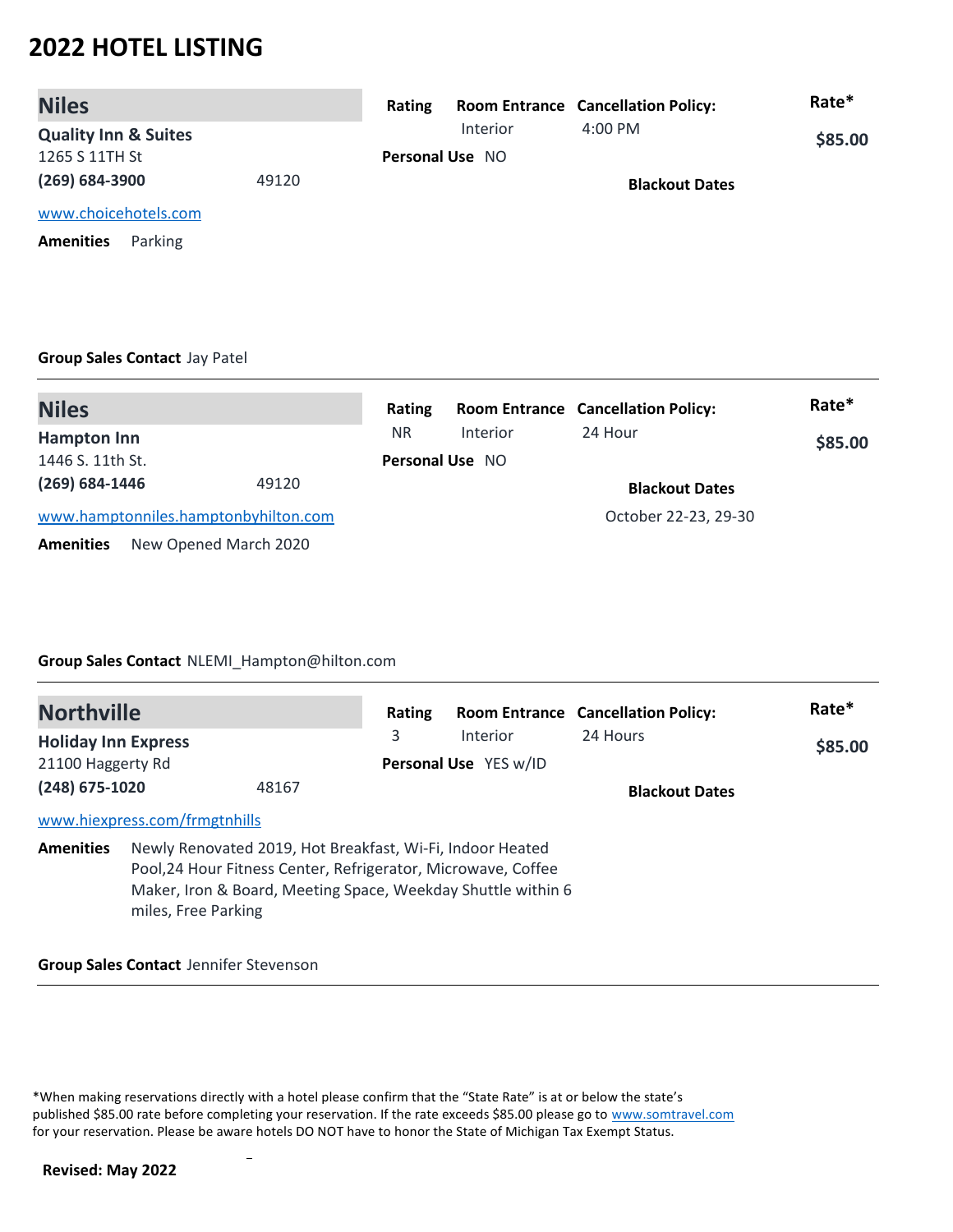# 2022 HOTEL LISTING

## Niles

**Quality Inn & Suites**
1265 S 11TH St
**(269) 684-3900** 49120
www.choicehotels.com

**Amenities** Parking

**Rating**
**Room Entrance** Interior
**Cancellation Policy:** 4:00 PM
**Personal Use** NO
**Rate*** **$85.00**
**Blackout Dates**

**Group Sales Contact** Jay Patel

---

## Niles

**Hampton Inn**
1446 S. 11th St.
**(269) 684-1446** 49120
www.hamptonniles.hamptonbyhilton.com

**Amenities** New Opened March 2020

**Rating** NR
**Room Entrance** Interior
**Cancellation Policy:** 24 Hour
**Personal Use** NO
**Rate*** **$85.00**
**Blackout Dates** October 22-23, 29-30

**Group Sales Contact** NLEMI_Hampton@hilton.com

---

## Northville

**Holiday Inn Express**
21100 Haggerty Rd
**(248) 675-1020** 48167
www.hiexpress.com/frmgtnhills

**Amenities** Newly Renovated 2019, Hot Breakfast, Wi-Fi, Indoor Heated Pool,24 Hour Fitness Center, Refrigerator, Microwave, Coffee Maker, Iron & Board, Meeting Space, Weekday Shuttle within 6 miles, Free Parking

**Rating** 3
**Room Entrance** Interior
**Cancellation Policy:** 24 Hours
**Personal Use** YES w/ID
**Rate*** **$85.00**
**Blackout Dates**

**Group Sales Contact** Jennifer Stevenson

---

*When making reservations directly with a hotel please confirm that the "State Rate" is at or below the state's published $85.00 rate before completing your reservation. If the rate exceeds $85.00 please go to www.somtravel.com for your reservation. Please be aware hotels DO NOT have to honor the State of Michigan Tax Exempt Status.

**Revised: May 2022**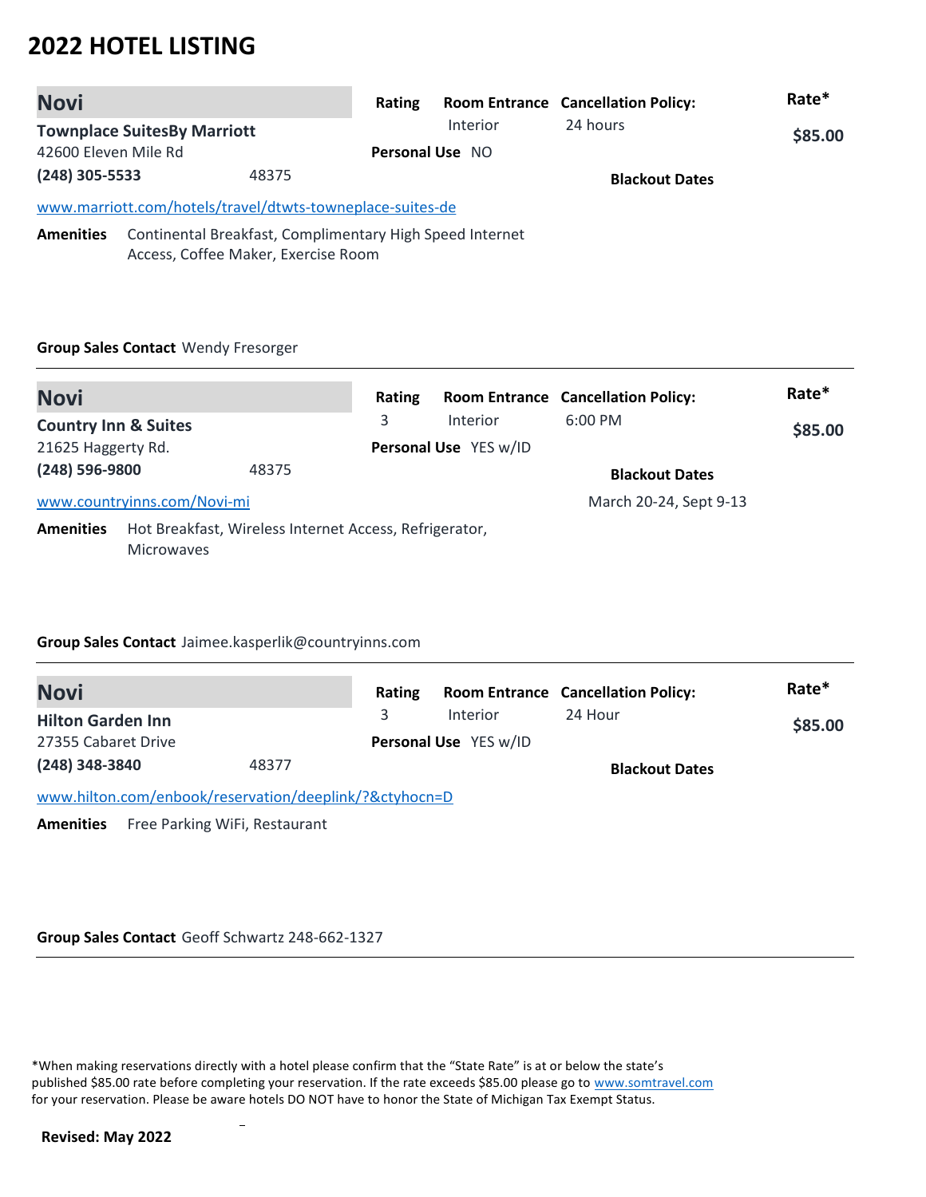# 2022 HOTEL LISTING

## Novi

**Townplace SuitesBy Marriott**
42600 Eleven Mile Rd
**(248) 305-5533** 48375

www.marriott.com/hotels/travel/dtwts-towneplace-suites-de

| Rating | Room Entrance | Cancellation Policy: | Rate* |
|---|---|---|---|
| | Interior | 24 hours | $85.00 |

**Personal Use** NO

**Blackout Dates**

**Amenities** Continental Breakfast, Complimentary High Speed Internet Access, Coffee Maker, Exercise Room

**Group Sales Contact** Wendy Fresorger

---

## Novi

**Country Inn & Suites**
21625 Haggerty Rd.
**(248) 596-9800** 48375

www.countryinns.com/Novi-mi

| Rating | Room Entrance | Cancellation Policy: | Rate* |
|---|---|---|---|
| 3 | Interior | 6:00 PM | $85.00 |

**Personal Use** YES w/ID

**Blackout Dates**
March 20-24, Sept 9-13

**Amenities** Hot Breakfast, Wireless Internet Access, Refrigerator, Microwaves

**Group Sales Contact** Jaimee.kasperlik@countryinns.com

---

## Novi

**Hilton Garden Inn**
27355 Cabaret Drive
**(248) 348-3840** 48377

www.hilton.com/enbook/reservation/deeplink/?&ctyhocn=D

| Rating | Room Entrance | Cancellation Policy: | Rate* |
|---|---|---|---|
| 3 | Interior | 24 Hour | $85.00 |

**Personal Use** YES w/ID

**Blackout Dates**

**Amenities** Free Parking WiFi, Restaurant

**Group Sales Contact** Geoff Schwartz 248-662-1327

---

*When making reservations directly with a hotel please confirm that the "State Rate" is at or below the state's published $85.00 rate before completing your reservation. If the rate exceeds $85.00 please go to www.somtravel.com for your reservation. Please be aware hotels DO NOT have to honor the State of Michigan Tax Exempt Status.

**Revised: May 2022**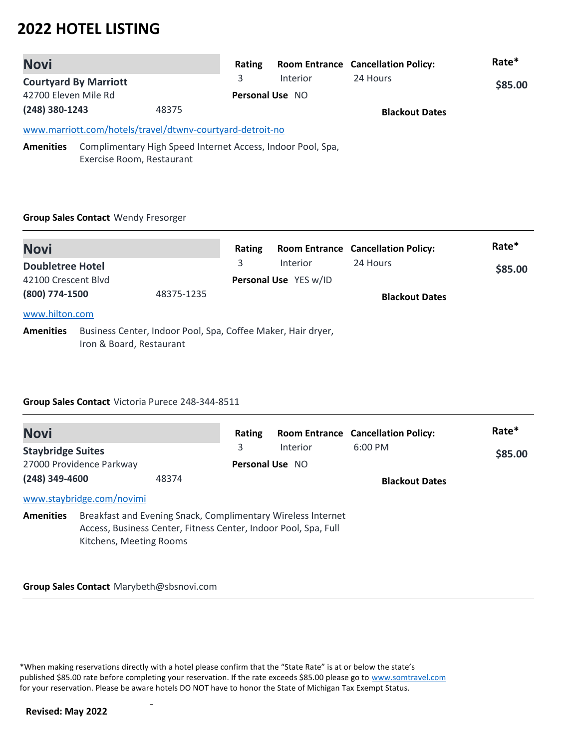# 2022 HOTEL LISTING

## Novi

**Courtyard By Marriott**
42700 Eleven Mile Rd
**(248) 380-1243** 48375

**Rating** 3
**Room Entrance** Interior
**Cancellation Policy:** 24 Hours
**Personal Use** NO
**Blackout Dates**
**Rate*** **$85.00**

www.marriott.com/hotels/travel/dtwnv-courtyard-detroit-no

**Amenities** Complimentary High Speed Internet Access, Indoor Pool, Spa, Exercise Room, Restaurant

**Group Sales Contact** Wendy Fresorger

---

## Novi

**Doubletree Hotel**
42100 Crescent Blvd
**(800) 774-1500** 48375-1235

**Rating** 3
**Room Entrance** Interior
**Cancellation Policy:** 24 Hours
**Personal Use** YES w/ID
**Blackout Dates**
**Rate*** **$85.00**

www.hilton.com

**Amenities** Business Center, Indoor Pool, Spa, Coffee Maker, Hair dryer, Iron & Board, Restaurant

**Group Sales Contact** Victoria Purece 248-344-8511

---

## Novi

**Staybridge Suites**
27000 Providence Parkway
**(248) 349-4600** 48374

**Rating** 3
**Room Entrance** Interior
**Cancellation Policy:** 6:00 PM
**Personal Use** NO
**Blackout Dates**
**Rate*** **$85.00**

www.staybridge.com/novimi

**Amenities** Breakfast and Evening Snack, Complimentary Wireless Internet Access, Business Center, Fitness Center, Indoor Pool, Spa, Full Kitchens, Meeting Rooms

**Group Sales Contact** Marybeth@sbsnovi.com

---

*When making reservations directly with a hotel please confirm that the "State Rate" is at or below the state's published $85.00 rate before completing your reservation. If the rate exceeds $85.00 please go to www.somtravel.com for your reservation. Please be aware hotels DO NOT have to honor the State of Michigan Tax Exempt Status.

**Revised: May 2022**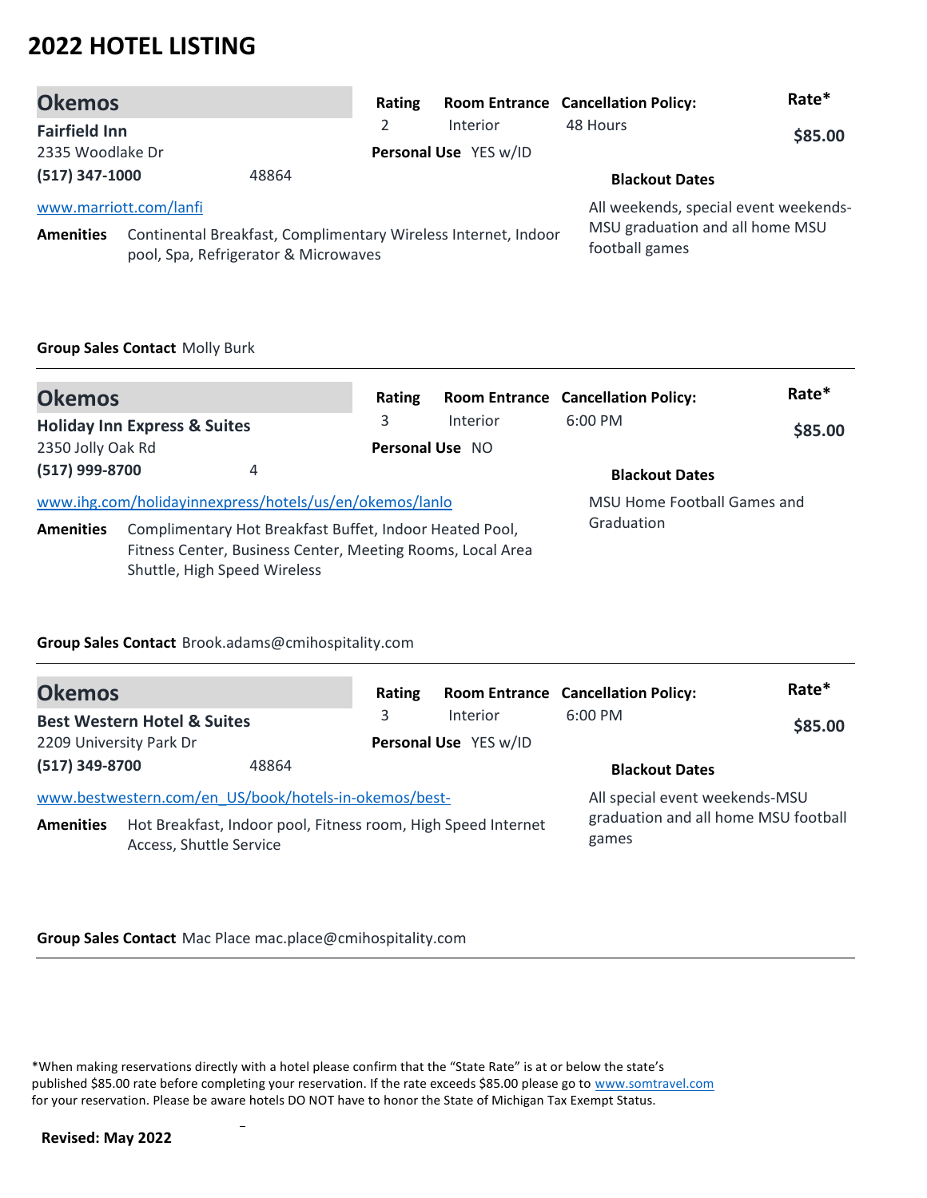# 2022 HOTEL LISTING

## Okemos

**Fairfield Inn**
2335 Woodlake Dr
**(517) 347-1000** 48864

| Rating | Room Entrance | Cancellation Policy: | Rate* |
|---|---|---|---|
| 2 | Interior | 48 Hours | **$85.00** |

**Personal Use** YES w/ID

[www.marriott.com/lanfi](www.marriott.com/lanfi)

**Amenities** Continental Breakfast, Complimentary Wireless Internet, Indoor pool, Spa, Refrigerator & Microwaves

**Blackout Dates**
All weekends, special event weekends-MSU graduation and all home MSU football games

**Group Sales Contact** Molly Burk

---

## Okemos

**Holiday Inn Express & Suites**
2350 Jolly Oak Rd
**(517) 999-8700** 4

| Rating | Room Entrance | Cancellation Policy: | Rate* |
|---|---|---|---|
| 3 | Interior | 6:00 PM | **$85.00** |

**Personal Use** NO

[www.ihg.com/holidayinnexpress/hotels/us/en/okemos/lanlo](www.ihg.com/holidayinnexpress/hotels/us/en/okemos/lanlo)

**Amenities** Complimentary Hot Breakfast Buffet, Indoor Heated Pool, Fitness Center, Business Center, Meeting Rooms, Local Area Shuttle, High Speed Wireless

**Blackout Dates**
MSU Home Football Games and Graduation

**Group Sales Contact** Brook.adams@cmihospitality.com

---

## Okemos

**Best Western Hotel & Suites**
2209 University Park Dr
**(517) 349-8700** 48864

| Rating | Room Entrance | Cancellation Policy: | Rate* |
|---|---|---|---|
| 3 | Interior | 6:00 PM | **$85.00** |

**Personal Use** YES w/ID

[www.bestwestern.com/en_US/book/hotels-in-okemos/best-](www.bestwestern.com/en_US/book/hotels-in-okemos/best-)

**Amenities** Hot Breakfast, Indoor pool, Fitness room, High Speed Internet Access, Shuttle Service

**Blackout Dates**
All special event weekends-MSU graduation and all home MSU football games

**Group Sales Contact** Mac Place mac.place@cmihospitality.com

---

*When making reservations directly with a hotel please confirm that the "State Rate" is at or below the state's published $85.00 rate before completing your reservation. If the rate exceeds $85.00 please go to [www.somtravel.com](www.somtravel.com) for your reservation. Please be aware hotels DO NOT have to honor the State of Michigan Tax Exempt Status.

**Revised: May 2022**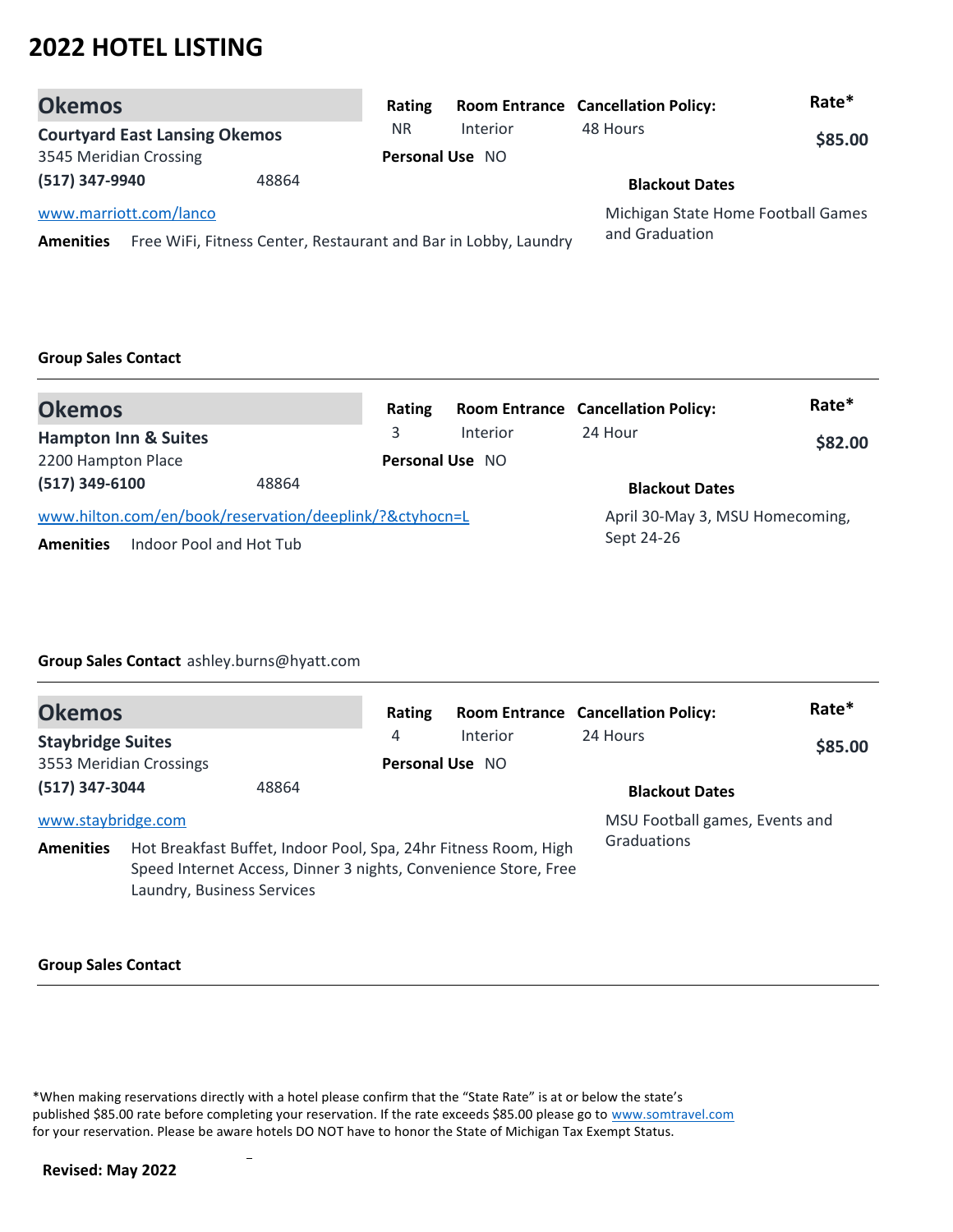# 2022 HOTEL LISTING

## Okemos

**Courtyard East Lansing Okemos**
3545 Meridian Crossing
**(517) 347-9940** 48864

www.marriott.com/lanco

| Rating | Room Entrance | Cancellation Policy: | Rate* |
|---|---|---|---|
| NR | Interior | 48 Hours | **$85.00** |

**Personal Use** NO

**Blackout Dates**

Michigan State Home Football Games and Graduation

**Amenities** Free WiFi, Fitness Center, Restaurant and Bar in Lobby, Laundry

**Group Sales Contact**

---

## Okemos

**Hampton Inn & Suites**
2200 Hampton Place
**(517) 349-6100** 48864

www.hilton.com/en/book/reservation/deeplink/?&ctyhocn=L

| Rating | Room Entrance | Cancellation Policy: | Rate* |
|---|---|---|---|
| 3 | Interior | 24 Hour | **$82.00** |

**Personal Use** NO

**Blackout Dates**

April 30-May 3, MSU Homecoming, Sept 24-26

**Amenities** Indoor Pool and Hot Tub

**Group Sales Contact** ashley.burns@hyatt.com

---

## Okemos

**Staybridge Suites**
3553 Meridian Crossings
**(517) 347-3044** 48864

www.staybridge.com

| Rating | Room Entrance | Cancellation Policy: | Rate* |
|---|---|---|---|
| 4 | Interior | 24 Hours | **$85.00** |

**Personal Use** NO

**Blackout Dates**

MSU Football games, Events and Graduations

**Amenities** Hot Breakfast Buffet, Indoor Pool, Spa, 24hr Fitness Room, High Speed Internet Access, Dinner 3 nights, Convenience Store, Free Laundry, Business Services

**Group Sales Contact**

---

*When making reservations directly with a hotel please confirm that the "State Rate" is at or below the state's published $85.00 rate before completing your reservation. If the rate exceeds $85.00 please go to www.somtravel.com for your reservation. Please be aware hotels DO NOT have to honor the State of Michigan Tax Exempt Status.

**Revised: May 2022**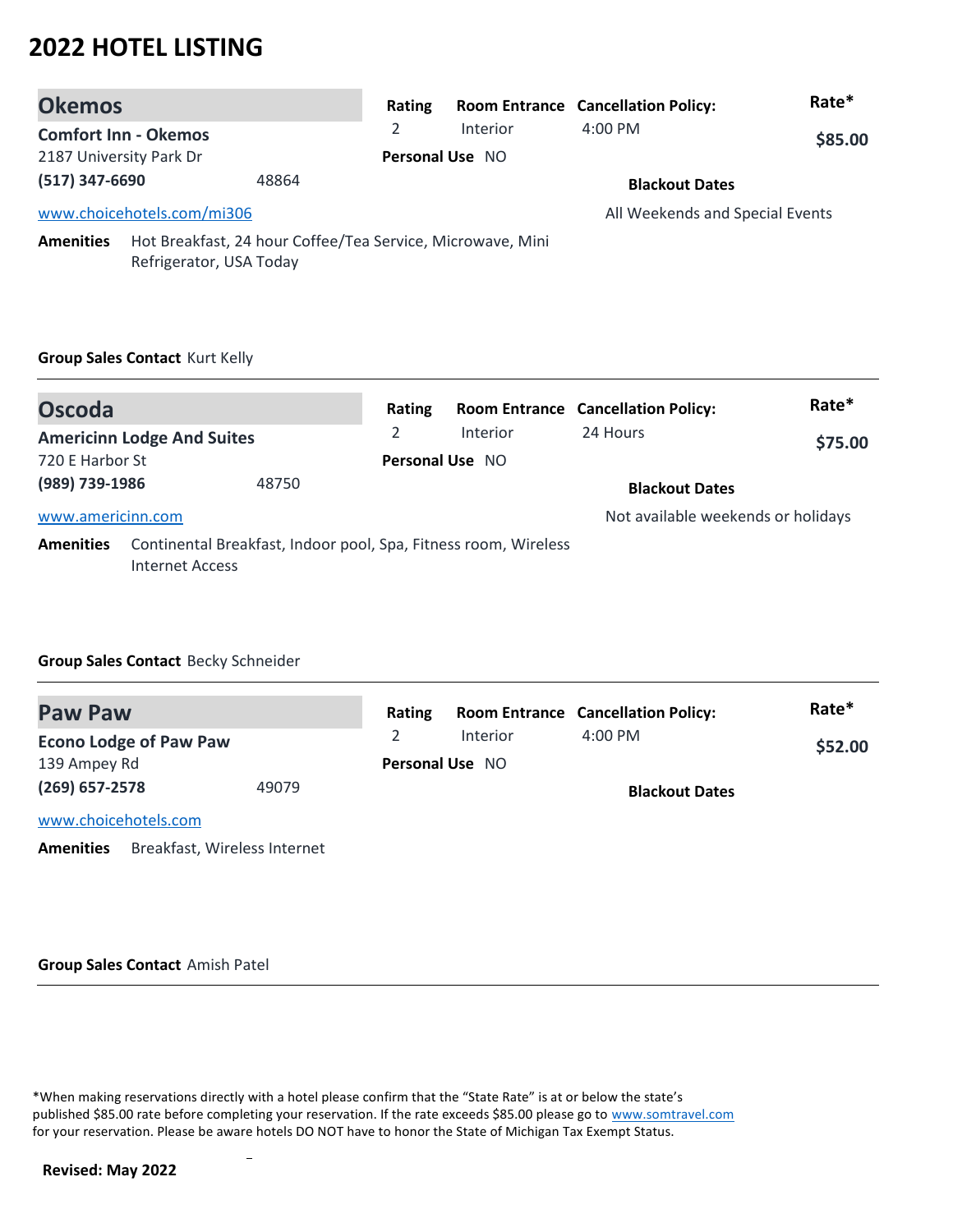# 2022 HOTEL LISTING

## Okemos

**Comfort Inn - Okemos**
2187 University Park Dr
**(517) 347-6690** 48864
www.choicehotels.com/mi306

| Rating | Room Entrance | Cancellation Policy: | Rate* |
|---|---|---|---|
| 2 | Interior | 4:00 PM | **$85.00** |

**Personal Use** NO

**Blackout Dates**
All Weekends and Special Events

**Amenities** Hot Breakfast, 24 hour Coffee/Tea Service, Microwave, Mini Refrigerator, USA Today

**Group Sales Contact** Kurt Kelly

---

## Oscoda

**Americinn Lodge And Suites**
720 E Harbor St
**(989) 739-1986** 48750
www.americinn.com

| Rating | Room Entrance | Cancellation Policy: | Rate* |
|---|---|---|---|
| 2 | Interior | 24 Hours | **$75.00** |

**Personal Use** NO

**Blackout Dates**
Not available weekends or holidays

**Amenities** Continental Breakfast, Indoor pool, Spa, Fitness room, Wireless Internet Access

**Group Sales Contact** Becky Schneider

---

## Paw Paw

**Econo Lodge of Paw Paw**
139 Ampey Rd
**(269) 657-2578** 49079
www.choicehotels.com

| Rating | Room Entrance | Cancellation Policy: | Rate* |
|---|---|---|---|
| 2 | Interior | 4:00 PM | **$52.00** |

**Personal Use** NO

**Blackout Dates**

**Amenities** Breakfast, Wireless Internet

**Group Sales Contact** Amish Patel

---

*When making reservations directly with a hotel please confirm that the "State Rate" is at or below the state's published $85.00 rate before completing your reservation. If the rate exceeds $85.00 please go to www.somtravel.com for your reservation. Please be aware hotels DO NOT have to honor the State of Michigan Tax Exempt Status.

**Revised: May 2022**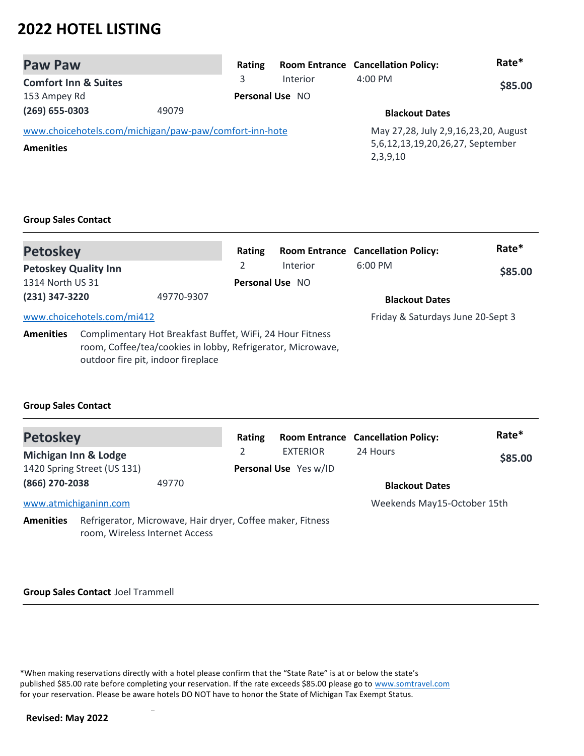# 2022 HOTEL LISTING

## Paw Paw

**Comfort Inn & Suites**
153 Ampey Rd
**(269) 655-0303** 49079

www.choicehotels.com/michigan/paw-paw/comfort-inn-hote

| Rating | Room Entrance | Cancellation Policy: | Rate* |
|---|---|---|---|
| 3 | Interior | 4:00 PM | $85.00 |

**Personal Use** NO

**Blackout Dates**

May 27,28, July 2,9,16,23,20, August 5,6,12,13,19,20,26,27, September 2,3,9,10

**Amenities**

**Group Sales Contact**

---

## Petoskey

**Petoskey Quality Inn**
1314 North US 31
**(231) 347-3220** 49770-9307

www.choicehotels.com/mi412

| Rating | Room Entrance | Cancellation Policy: | Rate* |
|---|---|---|---|
| 2 | Interior | 6:00 PM | $85.00 |

**Personal Use** NO

**Blackout Dates**

Friday & Saturdays June 20-Sept 3

**Amenities** Complimentary Hot Breakfast Buffet, WiFi, 24 Hour Fitness room, Coffee/tea/cookies in lobby, Refrigerator, Microwave, outdoor fire pit, indoor fireplace

**Group Sales Contact**

---

## Petoskey

**Michigan Inn & Lodge**
1420 Spring Street (US 131)
**(866) 270-2038** 49770

www.atmichiganinn.com

| Rating | Room Entrance | Cancellation Policy: | Rate* |
|---|---|---|---|
| 2 | EXTERIOR | 24 Hours | $85.00 |

**Personal Use** Yes w/ID

**Blackout Dates**

Weekends May15-October 15th

**Amenities** Refrigerator, Microwave, Hair dryer, Coffee maker, Fitness room, Wireless Internet Access

**Group Sales Contact** Joel Trammell

---

*When making reservations directly with a hotel please confirm that the "State Rate" is at or below the state's published $85.00 rate before completing your reservation. If the rate exceeds $85.00 please go to www.somtravel.com for your reservation. Please be aware hotels DO NOT have to honor the State of Michigan Tax Exempt Status.

**Revised: May 2022**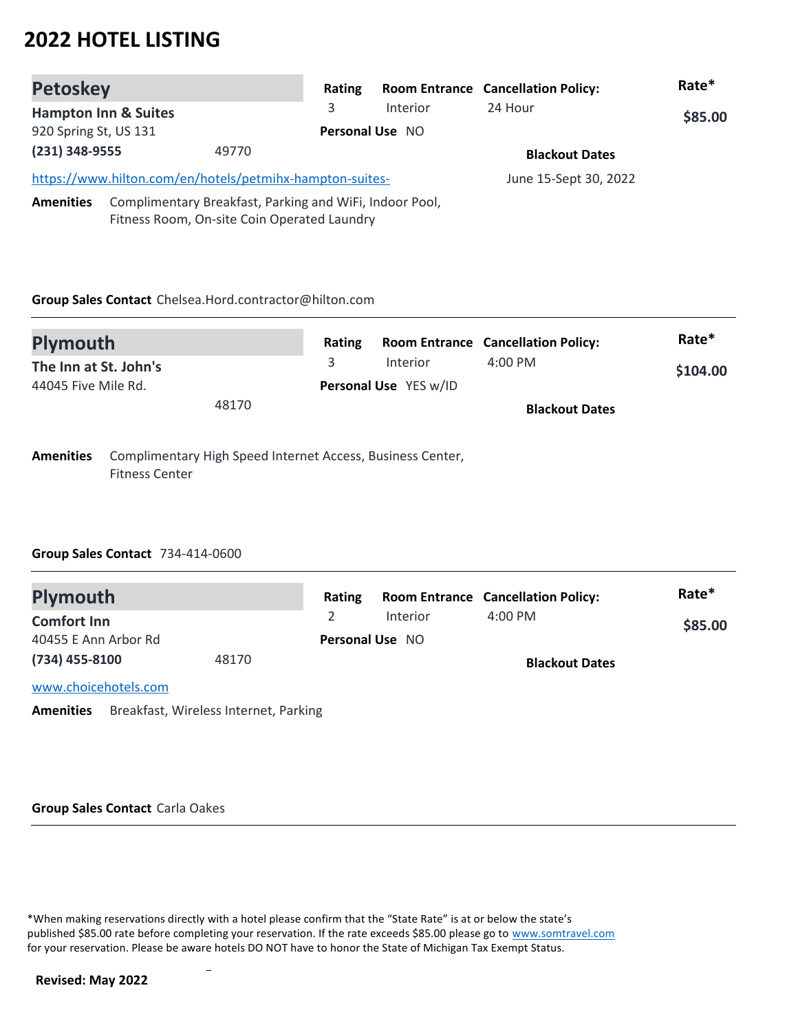# 2022 HOTEL LISTING

## Petoskey

**Hampton Inn & Suites**
920 Spring St, US 131
**(231) 348-9555** 49770
https://www.hilton.com/en/hotels/petmihx-hampton-suites-

| Rating | Room Entrance | Cancellation Policy: | Rate* |
|---|---|---|---|
| 3 | Interior | 24 Hour | **$85.00** |

**Personal Use** NO

**Blackout Dates**
June 15-Sept 30, 2022

**Amenities** Complimentary Breakfast, Parking and WiFi, Indoor Pool, Fitness Room, On-site Coin Operated Laundry

**Group Sales Contact** Chelsea.Hord.contractor@hilton.com

---

## Plymouth

**The Inn at St. John's**
44045 Five Mile Rd.
48170

| Rating | Room Entrance | Cancellation Policy: | Rate* |
|---|---|---|---|
| 3 | Interior | 4:00 PM | **$104.00** |

**Personal Use** YES w/ID

**Blackout Dates**

**Amenities** Complimentary High Speed Internet Access, Business Center, Fitness Center

**Group Sales Contact** 734-414-0600

---

## Plymouth

**Comfort Inn**
40455 E Ann Arbor Rd
**(734) 455-8100** 48170
www.choicehotels.com

| Rating | Room Entrance | Cancellation Policy: | Rate* |
|---|---|---|---|
| 2 | Interior | 4:00 PM | **$85.00** |

**Personal Use** NO

**Blackout Dates**

**Amenities** Breakfast, Wireless Internet, Parking

**Group Sales Contact** Carla Oakes

---

*When making reservations directly with a hotel please confirm that the "State Rate" is at or below the state's published $85.00 rate before completing your reservation. If the rate exceeds $85.00 please go to www.somtravel.com for your reservation. Please be aware hotels DO NOT have to honor the State of Michigan Tax Exempt Status.

**Revised: May 2022**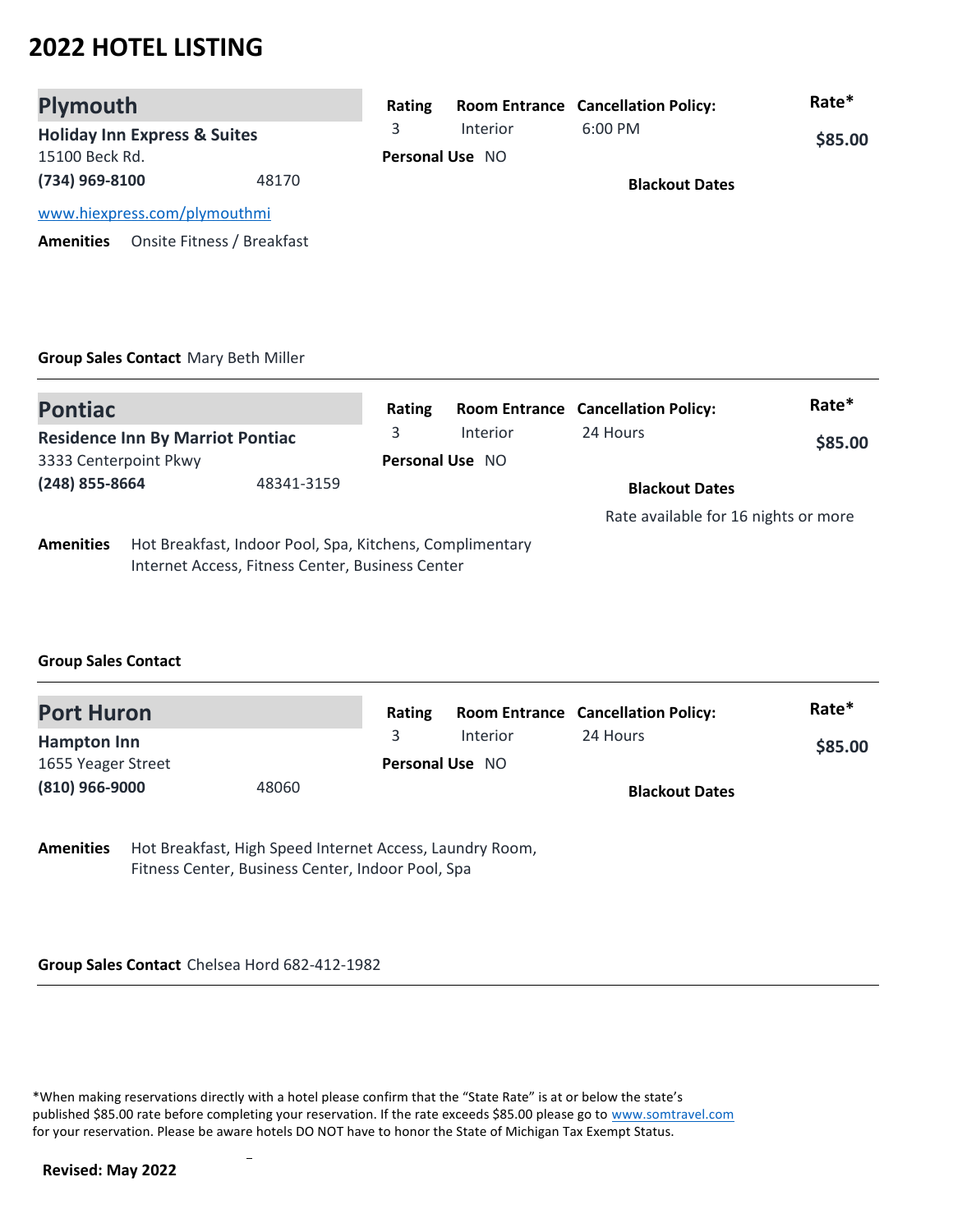# 2022 HOTEL LISTING

## Plymouth

**Holiday Inn Express & Suites**
15100 Beck Rd.
**(734) 969-8100** 48170

www.hiexpress.com/plymouthmi

| Rating | Room Entrance | Cancellation Policy: | Rate* |
|---|---|---|---|
| 3 | Interior | 6:00 PM | $85.00 |

**Personal Use** NO

**Blackout Dates**

**Amenities** Onsite Fitness / Breakfast

**Group Sales Contact** Mary Beth Miller

---

## Pontiac

**Residence Inn By Marriot Pontiac**
3333 Centerpoint Pkwy
**(248) 855-8664** 48341-3159

| Rating | Room Entrance | Cancellation Policy: | Rate* |
|---|---|---|---|
| 3 | Interior | 24 Hours | $85.00 |

**Personal Use** NO

**Blackout Dates**

Rate available for 16 nights or more

**Amenities** Hot Breakfast, Indoor Pool, Spa, Kitchens, Complimentary Internet Access, Fitness Center, Business Center

**Group Sales Contact**

---

## Port Huron

**Hampton Inn**
1655 Yeager Street
**(810) 966-9000** 48060

| Rating | Room Entrance | Cancellation Policy: | Rate* |
|---|---|---|---|
| 3 | Interior | 24 Hours | $85.00 |

**Personal Use** NO

**Blackout Dates**

**Amenities** Hot Breakfast, High Speed Internet Access, Laundry Room, Fitness Center, Business Center, Indoor Pool, Spa

**Group Sales Contact** Chelsea Hord 682-412-1982

---

*When making reservations directly with a hotel please confirm that the "State Rate" is at or below the state's published $85.00 rate before completing your reservation. If the rate exceeds $85.00 please go to www.somtravel.com for your reservation. Please be aware hotels DO NOT have to honor the State of Michigan Tax Exempt Status.

**Revised: May 2022**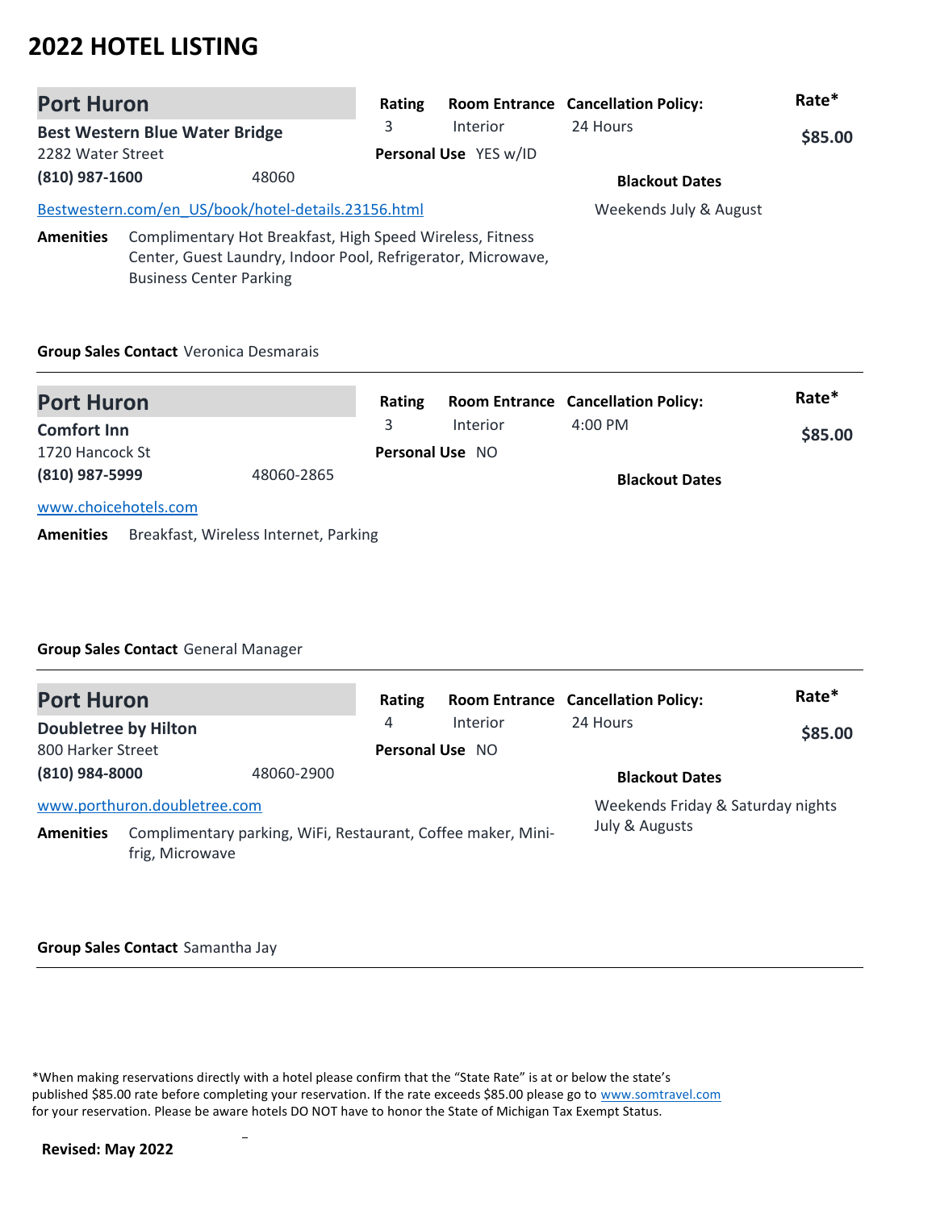# 2022 HOTEL LISTING

## Port Huron

**Best Western Blue Water Bridge**
2282 Water Street
**(810) 987-1600** 48060

[Bestwestern.com/en_US/book/hotel-details.23156.html](Bestwestern.com/en_US/book/hotel-details.23156.html)

| Rating | Room Entrance | Cancellation Policy: | Rate* |
|---|---|---|---|
| 3 | Interior | 24 Hours | $85.00 |

**Personal Use** YES w/ID

**Blackout Dates**
Weekends July & August

**Amenities** Complimentary Hot Breakfast, High Speed Wireless, Fitness Center, Guest Laundry, Indoor Pool, Refrigerator, Microwave, Business Center Parking

**Group Sales Contact** Veronica Desmarais

---

## Port Huron

**Comfort Inn**
1720 Hancock St
**(810) 987-5999** 48060-2865

[www.choicehotels.com](www.choicehotels.com)

| Rating | Room Entrance | Cancellation Policy: | Rate* |
|---|---|---|---|
| 3 | Interior | 4:00 PM | $85.00 |

**Personal Use** NO

**Blackout Dates**

**Amenities** Breakfast, Wireless Internet, Parking

**Group Sales Contact** General Manager

---

## Port Huron

**Doubletree by Hilton**
800 Harker Street
**(810) 984-8000** 48060-2900

[www.porthuron.doubletree.com](www.porthuron.doubletree.com)

| Rating | Room Entrance | Cancellation Policy: | Rate* |
|---|---|---|---|
| 4 | Interior | 24 Hours | $85.00 |

**Personal Use** NO

**Blackout Dates**
Weekends Friday & Saturday nights July & Augusts

**Amenities** Complimentary parking, WiFi, Restaurant, Coffee maker, Mini-frig, Microwave

**Group Sales Contact** Samantha Jay

---

*When making reservations directly with a hotel please confirm that the "State Rate" is at or below the state's published $85.00 rate before completing your reservation. If the rate exceeds $85.00 please go to [www.somtravel.com](www.somtravel.com) for your reservation. Please be aware hotels DO NOT have to honor the State of Michigan Tax Exempt Status.

**Revised: May 2022**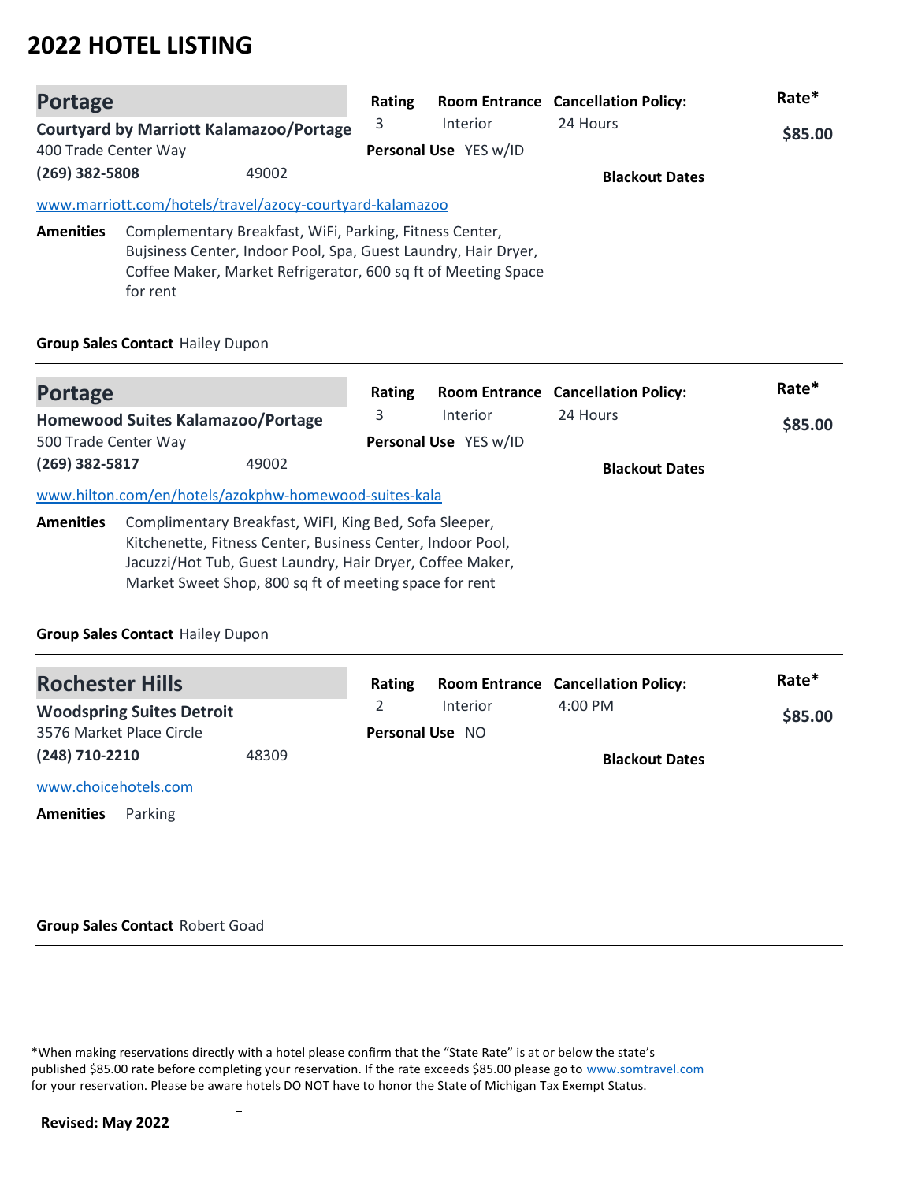# 2022 HOTEL LISTING

## Portage

**Courtyard by Marriott Kalamazoo/Portage**
400 Trade Center Way
**(269) 382-5808** 49002

| Rating | Room Entrance | Cancellation Policy: | Rate* |
|---|---|---|---|
| 3 | Interior | 24 Hours | **$85.00** |

**Personal Use** YES w/ID

**Blackout Dates**

www.marriott.com/hotels/travel/azocy-courtyard-kalamazoo

**Amenities** Complementary Breakfast, WiFi, Parking, Fitness Center, Bujsiness Center, Indoor Pool, Spa, Guest Laundry, Hair Dryer, Coffee Maker, Market Refrigerator, 600 sq ft of Meeting Space for rent

**Group Sales Contact** Hailey Dupon

---

## Portage

**Homewood Suites Kalamazoo/Portage**
500 Trade Center Way
**(269) 382-5817** 49002

| Rating | Room Entrance | Cancellation Policy: | Rate* |
|---|---|---|---|
| 3 | Interior | 24 Hours | **$85.00** |

**Personal Use** YES w/ID

**Blackout Dates**

www.hilton.com/en/hotels/azokphw-homewood-suites-kala

**Amenities** Complimentary Breakfast, WiFI, King Bed, Sofa Sleeper, Kitchenette, Fitness Center, Business Center, Indoor Pool, Jacuzzi/Hot Tub, Guest Laundry, Hair Dryer, Coffee Maker, Market Sweet Shop, 800 sq ft of meeting space for rent

**Group Sales Contact** Hailey Dupon

---

## Rochester Hills

**Woodspring Suites Detroit**
3576 Market Place Circle
**(248) 710-2210** 48309

| Rating | Room Entrance | Cancellation Policy: | Rate* |
|---|---|---|---|
| 2 | Interior | 4:00 PM | **$85.00** |

**Personal Use** NO

**Blackout Dates**

www.choicehotels.com

**Amenities** Parking

**Group Sales Contact** Robert Goad

---

*When making reservations directly with a hotel please confirm that the "State Rate" is at or below the state's published $85.00 rate before completing your reservation. If the rate exceeds $85.00 please go to www.somtravel.com for your reservation. Please be aware hotels DO NOT have to honor the State of Michigan Tax Exempt Status.

**Revised: May 2022**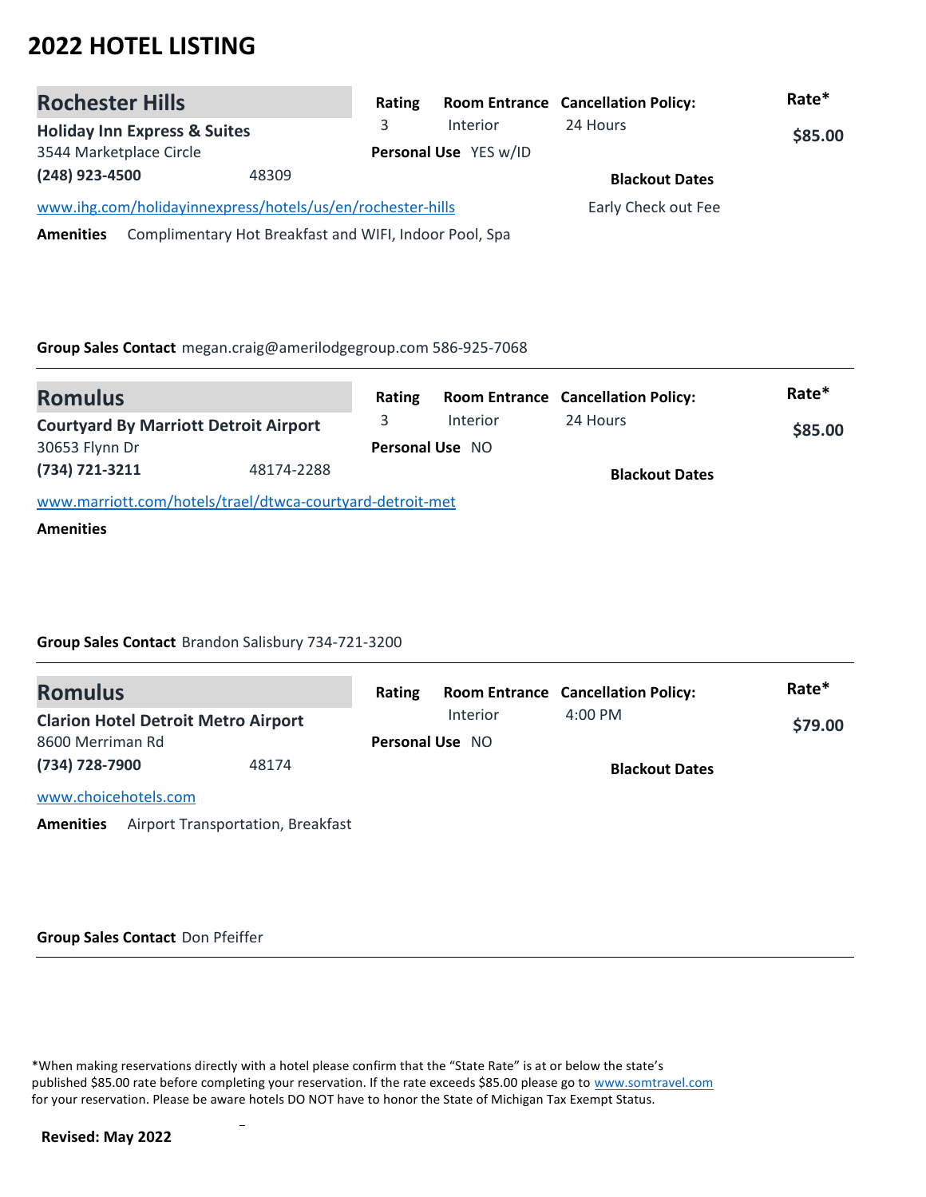# 2022 HOTEL LISTING

## Rochester Hills

**Holiday Inn Express & Suites**
3544 Marketplace Circle
**(248) 923-4500** 48309

| Rating | Room Entrance | Cancellation Policy: | Rate* |
|---|---|---|---|
| 3 | Interior | 24 Hours | **$85.00** |

**Personal Use** YES w/ID

**Blackout Dates**
Early Check out Fee

www.ihg.com/holidayinnexpress/hotels/us/en/rochester-hills

**Amenities** Complimentary Hot Breakfast and WIFI, Indoor Pool, Spa

**Group Sales Contact** megan.craig@amerilodgegroup.com 586-925-7068

---

## Romulus

**Courtyard By Marriott Detroit Airport**
30653 Flynn Dr
**(734) 721-3211** 48174-2288

| Rating | Room Entrance | Cancellation Policy: | Rate* |
|---|---|---|---|
| 3 | Interior | 24 Hours | **$85.00** |

**Personal Use** NO

**Blackout Dates**

www.marriott.com/hotels/trael/dtwca-courtyard-detroit-met

**Amenities**

**Group Sales Contact** Brandon Salisbury 734-721-3200

---

## Romulus

**Clarion Hotel Detroit Metro Airport**
8600 Merriman Rd
**(734) 728-7900** 48174

| Rating | Room Entrance | Cancellation Policy: | Rate* |
|---|---|---|---|
| | Interior | 4:00 PM | **$79.00** |

**Personal Use** NO

**Blackout Dates**

www.choicehotels.com

**Amenities** Airport Transportation, Breakfast

**Group Sales Contact** Don Pfeiffer

---

*When making reservations directly with a hotel please confirm that the "State Rate" is at or below the state's published $85.00 rate before completing your reservation. If the rate exceeds $85.00 please go to www.somtravel.com for your reservation. Please be aware hotels DO NOT have to honor the State of Michigan Tax Exempt Status.

**Revised: May 2022**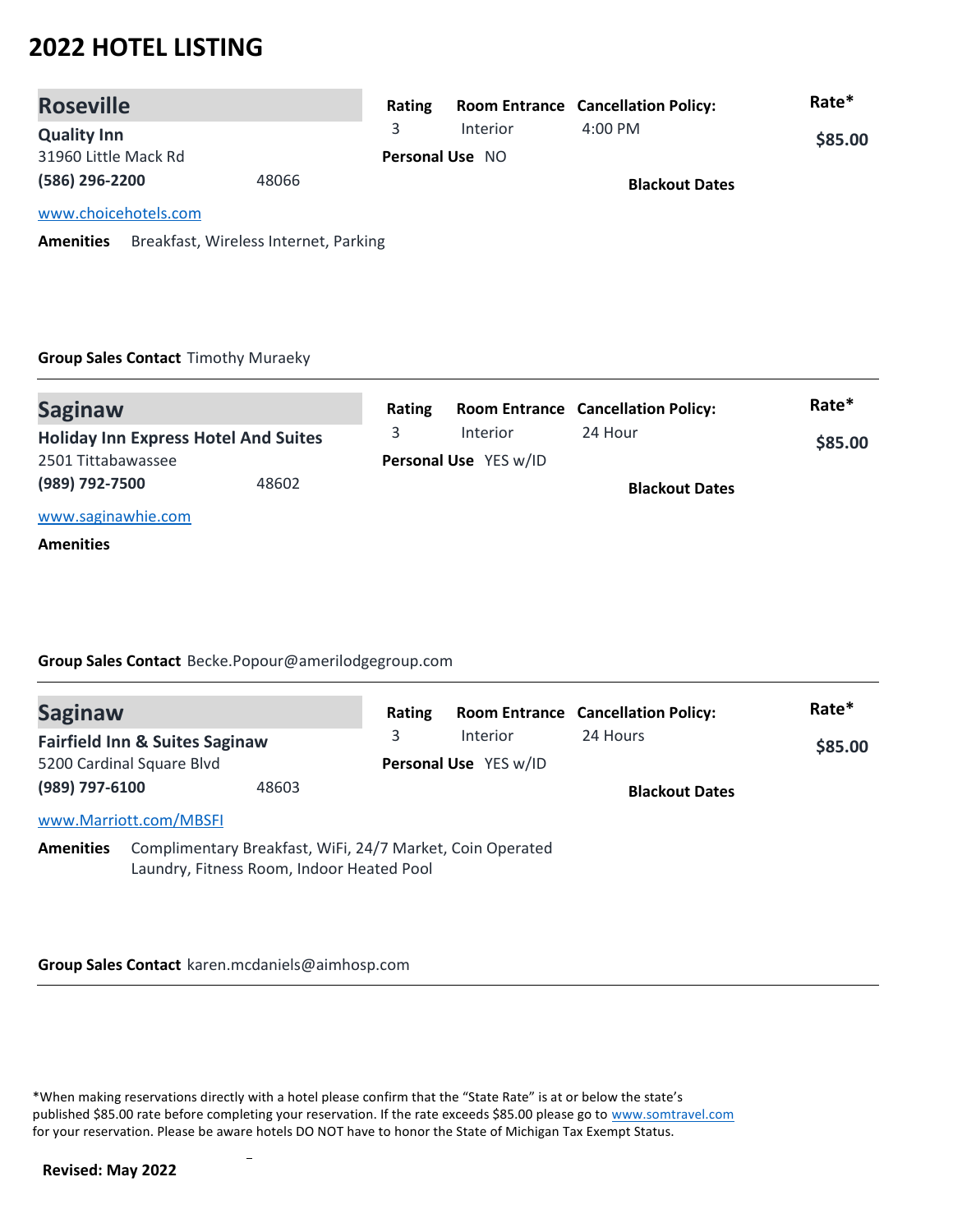# 2022 HOTEL LISTING

## Roseville

**Quality Inn**
31960 Little Mack Rd
**(586) 296-2200** 48066
www.choicehotels.com

**Rating** 3
**Room Entrance** Interior
**Cancellation Policy:** 4:00 PM
**Personal Use** NO
**Rate*** **$85.00**
**Blackout Dates**

**Amenities** Breakfast, Wireless Internet, Parking

**Group Sales Contact** Timothy Muraeky

---

## Saginaw

**Holiday Inn Express Hotel And Suites**
2501 Tittabawassee
**(989) 792-7500** 48602
www.saginawhie.com

**Rating** 3
**Room Entrance** Interior
**Cancellation Policy:** 24 Hour
**Personal Use** YES w/ID
**Rate*** **$85.00**
**Blackout Dates**

**Amenities**

**Group Sales Contact** Becke.Popour@amerilodgegroup.com

---

## Saginaw

**Fairfield Inn & Suites Saginaw**
5200 Cardinal Square Blvd
**(989) 797-6100** 48603
www.Marriott.com/MBSFI

**Rating** 3
**Room Entrance** Interior
**Cancellation Policy:** 24 Hours
**Personal Use** YES w/ID
**Rate*** **$85.00**
**Blackout Dates**

**Amenities** Complimentary Breakfast, WiFi, 24/7 Market, Coin Operated Laundry, Fitness Room, Indoor Heated Pool

**Group Sales Contact** karen.mcdaniels@aimhosp.com

---

*When making reservations directly with a hotel please confirm that the "State Rate" is at or below the state's published $85.00 rate before completing your reservation. If the rate exceeds $85.00 please go to www.somtravel.com for your reservation. Please be aware hotels DO NOT have to honor the State of Michigan Tax Exempt Status.

**Revised: May 2022**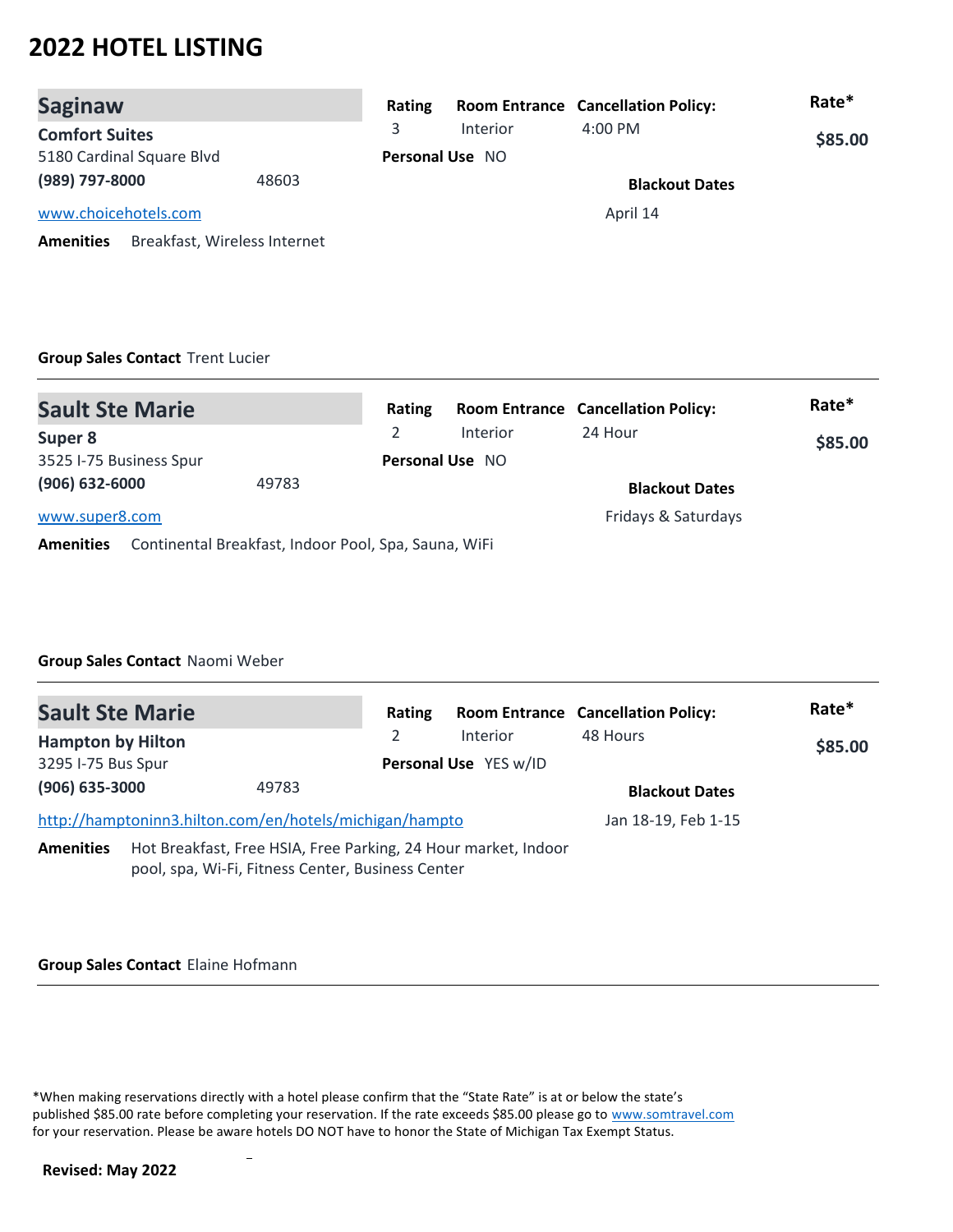# 2022 HOTEL LISTING

## Saginaw

**Comfort Suites**
5180 Cardinal Square Blvd
**(989) 797-8000** 48603
www.choicehotels.com

**Amenities** Breakfast, Wireless Internet

| Rating | Room Entrance | Cancellation Policy: | Rate* |
|---|---|---|---|
| 3 | Interior | 4:00 PM | $85.00 |

**Personal Use** NO

**Blackout Dates**
April 14

**Group Sales Contact** Trent Lucier

---

## Sault Ste Marie

**Super 8**
3525 I-75 Business Spur
**(906) 632-6000** 49783
www.super8.com

**Amenities** Continental Breakfast, Indoor Pool, Spa, Sauna, WiFi

| Rating | Room Entrance | Cancellation Policy: | Rate* |
|---|---|---|---|
| 2 | Interior | 24 Hour | $85.00 |

**Personal Use** NO

**Blackout Dates**
Fridays & Saturdays

**Group Sales Contact** Naomi Weber

---

## Sault Ste Marie

**Hampton by Hilton**
3295 I-75 Bus Spur
**(906) 635-3000** 49783
http://hamptoninn3.hilton.com/en/hotels/michigan/hampto

**Amenities** Hot Breakfast, Free HSIA, Free Parking, 24 Hour market, Indoor pool, spa, Wi-Fi, Fitness Center, Business Center

| Rating | Room Entrance | Cancellation Policy: | Rate* |
|---|---|---|---|
| 2 | Interior | 48 Hours | $85.00 |

**Personal Use** YES w/ID

**Blackout Dates**
Jan 18-19, Feb 1-15

**Group Sales Contact** Elaine Hofmann

---

*When making reservations directly with a hotel please confirm that the "State Rate" is at or below the state's published $85.00 rate before completing your reservation. If the rate exceeds $85.00 please go to www.somtravel.com for your reservation. Please be aware hotels DO NOT have to honor the State of Michigan Tax Exempt Status.

**Revised: May 2022**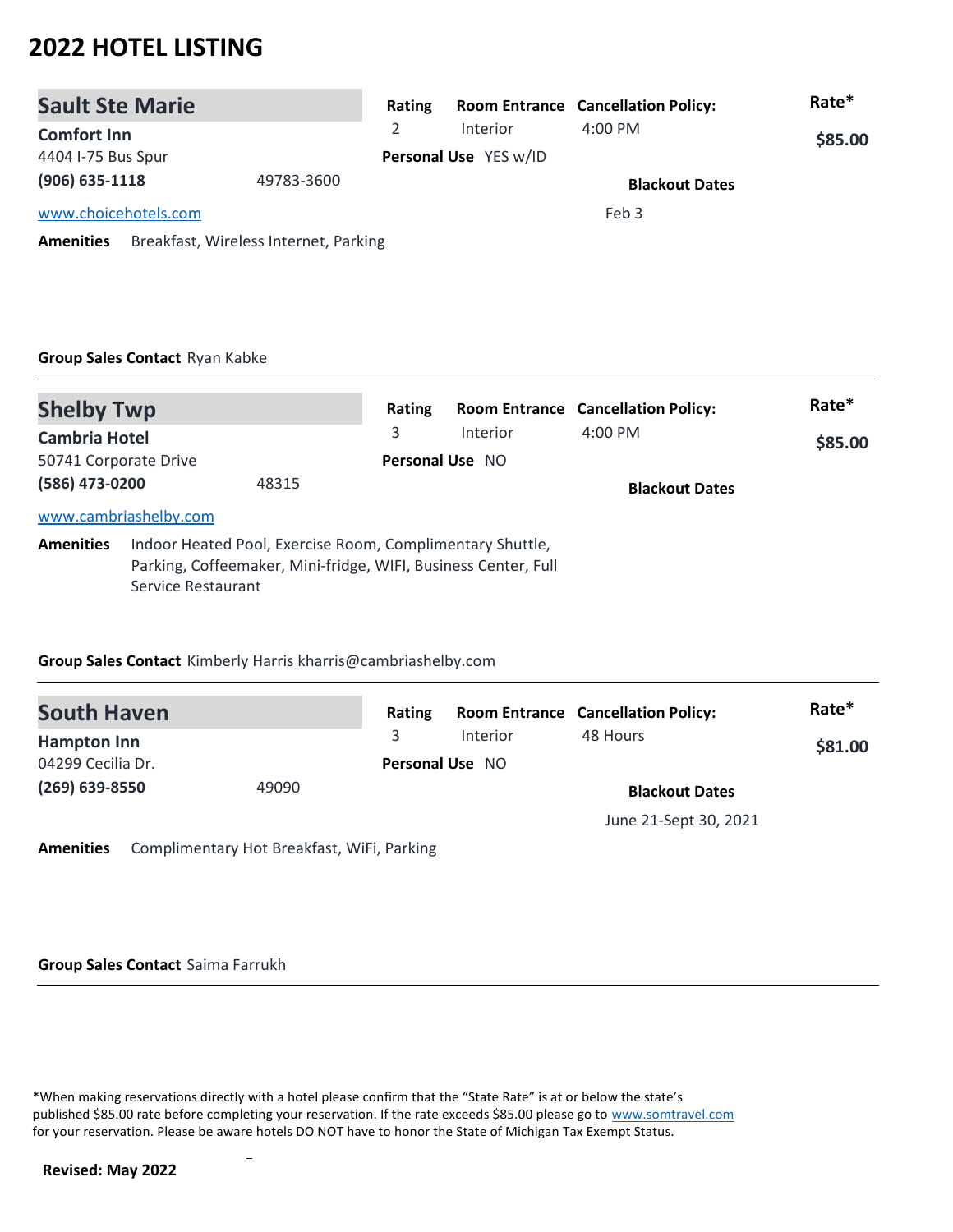# 2022 HOTEL LISTING

## Sault Ste Marie

**Comfort Inn**
4404 I-75 Bus Spur
**(906) 635-1118** 49783-3600
www.choicehotels.com

**Rating** 2
**Room Entrance** Interior
**Cancellation Policy:** 4:00 PM
**Personal Use** YES w/ID
**Rate*** **$85.00**

**Blackout Dates**
Feb 3

**Amenities** Breakfast, Wireless Internet, Parking

**Group Sales Contact** Ryan Kabke

---

## Shelby Twp

**Cambria Hotel**
50741 Corporate Drive
**(586) 473-0200** 48315
www.cambriashelby.com

**Rating** 3
**Room Entrance** Interior
**Cancellation Policy:** 4:00 PM
**Personal Use** NO
**Rate*** **$85.00**

**Blackout Dates**

**Amenities** Indoor Heated Pool, Exercise Room, Complimentary Shuttle, Parking, Coffeemaker, Mini-fridge, WIFI, Business Center, Full Service Restaurant

**Group Sales Contact** Kimberly Harris kharris@cambriashelby.com

---

## South Haven

**Hampton Inn**
04299 Cecilia Dr.
**(269) 639-8550** 49090

**Rating** 3
**Room Entrance** Interior
**Cancellation Policy:** 48 Hours
**Personal Use** NO
**Rate*** **$81.00**

**Blackout Dates**
June 21-Sept 30, 2021

**Amenities** Complimentary Hot Breakfast, WiFi, Parking

**Group Sales Contact** Saima Farrukh

---

*When making reservations directly with a hotel please confirm that the "State Rate" is at or below the state's published $85.00 rate before completing your reservation. If the rate exceeds $85.00 please go to www.somtravel.com for your reservation. Please be aware hotels DO NOT have to honor the State of Michigan Tax Exempt Status.

**Revised: May 2022**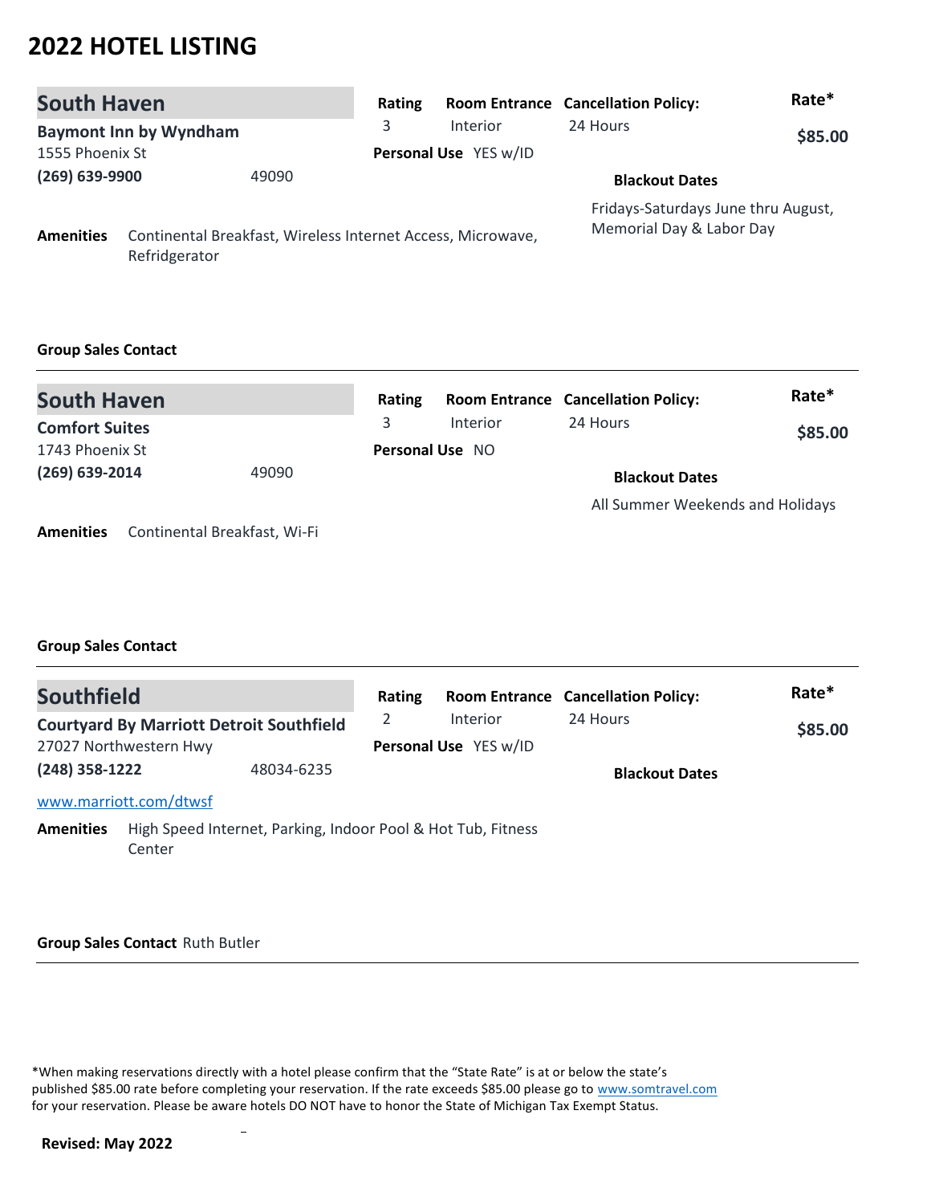# 2022 HOTEL LISTING

## South Haven

**Baymont Inn by Wyndham**
1555 Phoenix St
**(269) 639-9900** 49090

| Rating | Room Entrance | Cancellation Policy: | Rate* |
|---|---|---|---|
| 3 | Interior | 24 Hours | **$85.00** |

**Personal Use** YES w/ID

**Blackout Dates**
Fridays-Saturdays June thru August, Memorial Day & Labor Day

**Amenities** Continental Breakfast, Wireless Internet Access, Microwave, Refridgerator

**Group Sales Contact**

---

## South Haven

**Comfort Suites**
1743 Phoenix St
**(269) 639-2014** 49090

| Rating | Room Entrance | Cancellation Policy: | Rate* |
|---|---|---|---|
| 3 | Interior | 24 Hours | **$85.00** |

**Personal Use** NO

**Blackout Dates**
All Summer Weekends and Holidays

**Amenities** Continental Breakfast, Wi-Fi

**Group Sales Contact**

---

## Southfield

**Courtyard By Marriott Detroit Southfield**
27027 Northwestern Hwy
**(248) 358-1222** 48034-6235
www.marriott.com/dtwsf

| Rating | Room Entrance | Cancellation Policy: | Rate* |
|---|---|---|---|
| 2 | Interior | 24 Hours | **$85.00** |

**Personal Use** YES w/ID

**Blackout Dates**

**Amenities** High Speed Internet, Parking, Indoor Pool & Hot Tub, Fitness Center

**Group Sales Contact** Ruth Butler

---

*When making reservations directly with a hotel please confirm that the "State Rate" is at or below the state's published $85.00 rate before completing your reservation. If the rate exceeds $85.00 please go to www.somtravel.com for your reservation. Please be aware hotels DO NOT have to honor the State of Michigan Tax Exempt Status.

**Revised: May 2022**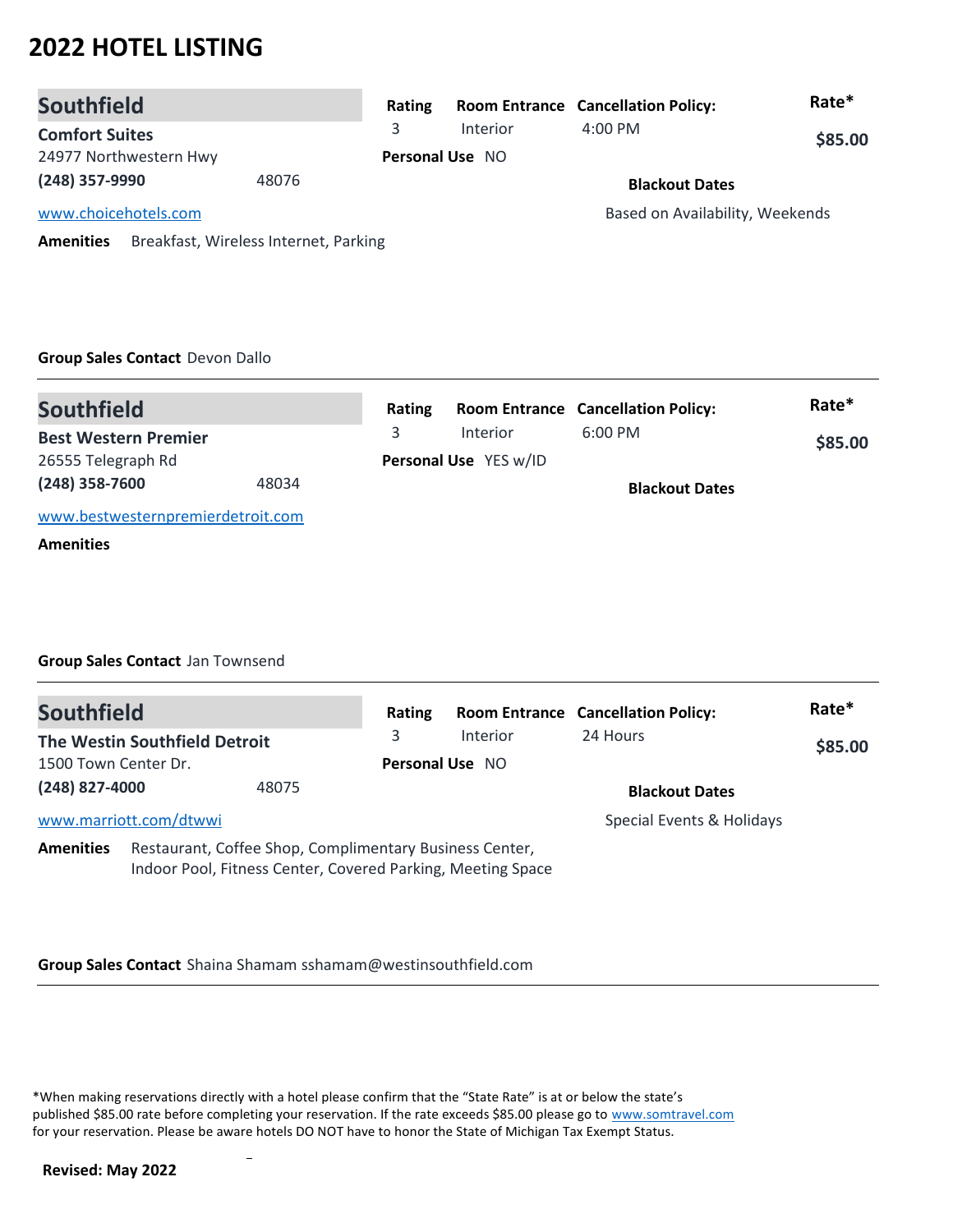# 2022 HOTEL LISTING

## Southfield

**Comfort Suites**
24977 Northwestern Hwy
**(248) 357-9990** 48076
www.choicehotels.com

| Rating | Room Entrance | Cancellation Policy: | Rate* |
|---|---|---|---|
| 3 | Interior | 4:00 PM | **$85.00** |

**Personal Use** NO

**Blackout Dates**
Based on Availability, Weekends

**Amenities** Breakfast, Wireless Internet, Parking

**Group Sales Contact** Devon Dallo

---

## Southfield

**Best Western Premier**
26555 Telegraph Rd
**(248) 358-7600** 48034
www.bestwesternpremierdetroit.com

| Rating | Room Entrance | Cancellation Policy: | Rate* |
|---|---|---|---|
| 3 | Interior | 6:00 PM | **$85.00** |

**Personal Use** YES w/ID

**Blackout Dates**

**Amenities**

**Group Sales Contact** Jan Townsend

---

## Southfield

**The Westin Southfield Detroit**
1500 Town Center Dr.
**(248) 827-4000** 48075
www.marriott.com/dtwwi

| Rating | Room Entrance | Cancellation Policy: | Rate* |
|---|---|---|---|
| 3 | Interior | 24 Hours | **$85.00** |

**Personal Use** NO

**Blackout Dates**
Special Events & Holidays

**Amenities** Restaurant, Coffee Shop, Complimentary Business Center, Indoor Pool, Fitness Center, Covered Parking, Meeting Space

**Group Sales Contact** Shaina Shamam sshamam@westinsouthfield.com

---

*When making reservations directly with a hotel please confirm that the "State Rate" is at or below the state's published $85.00 rate before completing your reservation. If the rate exceeds $85.00 please go to www.somtravel.com for your reservation. Please be aware hotels DO NOT have to honor the State of Michigan Tax Exempt Status.

**Revised: May 2022**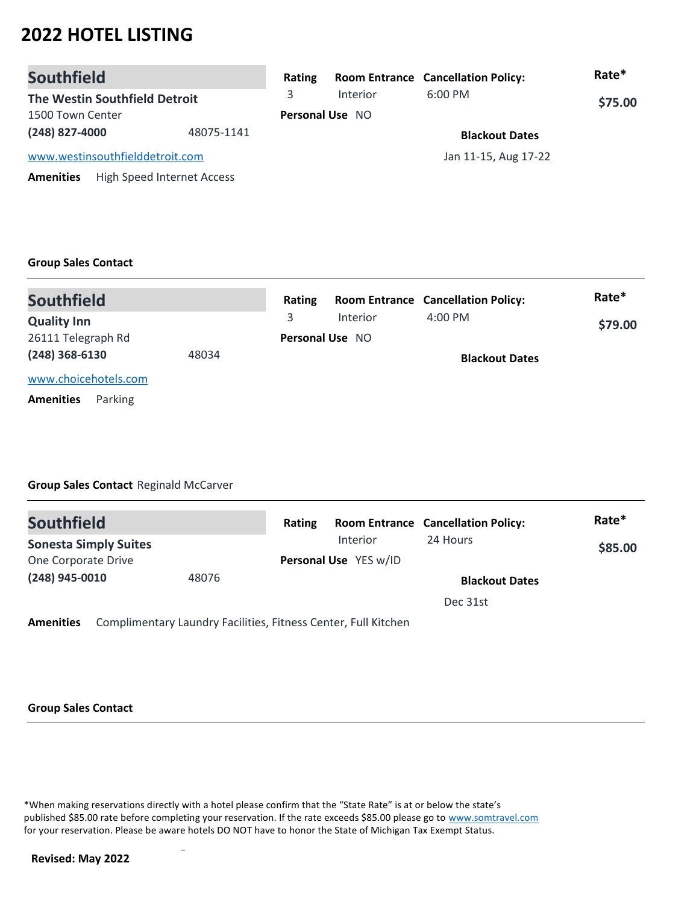# 2022 HOTEL LISTING

## Southfield

**The Westin Southfield Detroit**
1500 Town Center
**(248) 827-4000** 48075-1141
www.westinsouthfielddetroit.com

| Rating | Room Entrance | Cancellation Policy: | Rate* |
|---|---|---|---|
| 3 | Interior | 6:00 PM | **$75.00** |

**Personal Use** NO

**Blackout Dates**
Jan 11-15, Aug 17-22

**Amenities** High Speed Internet Access

**Group Sales Contact**

---

## Southfield

**Quality Inn**
26111 Telegraph Rd
**(248) 368-6130** 48034
www.choicehotels.com

| Rating | Room Entrance | Cancellation Policy: | Rate* |
|---|---|---|---|
| 3 | Interior | 4:00 PM | **$79.00** |

**Personal Use** NO

**Blackout Dates**

**Amenities** Parking

**Group Sales Contact** Reginald McCarver

---

## Southfield

**Sonesta Simply Suites**
One Corporate Drive
**(248) 945-0010** 48076

| Rating | Room Entrance | Cancellation Policy: | Rate* |
|---|---|---|---|
| | Interior | 24 Hours | **$85.00** |

**Personal Use** YES w/ID

**Blackout Dates**
Dec 31st

**Amenities** Complimentary Laundry Facilities, Fitness Center, Full Kitchen

**Group Sales Contact**

---

*When making reservations directly with a hotel please confirm that the "State Rate" is at or below the state's published $85.00 rate before completing your reservation. If the rate exceeds $85.00 please go to www.somtravel.com for your reservation. Please be aware hotels DO NOT have to honor the State of Michigan Tax Exempt Status.

**Revised: May 2022**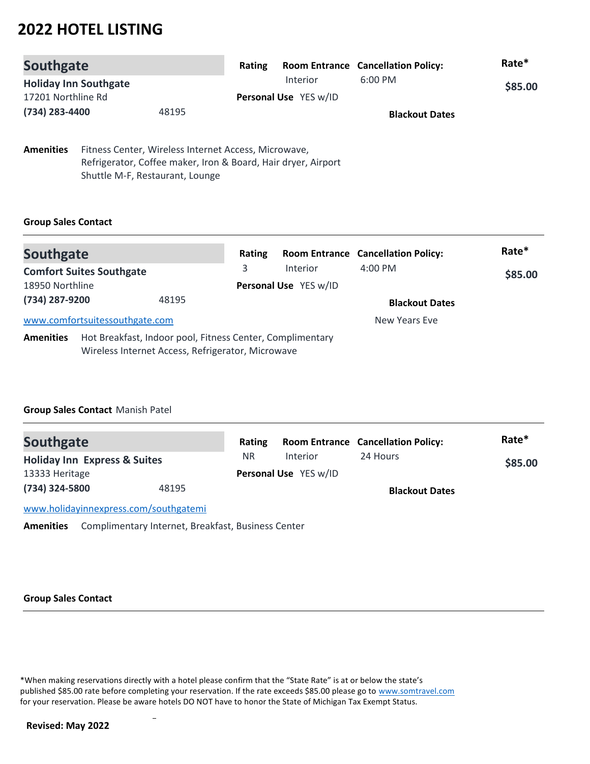# 2022 HOTEL LISTING

## Southgate

**Holiday Inn Southgate**
17201 Northline Rd
**(734) 283-4400** 48195

| Rating | Room Entrance | Cancellation Policy: | Rate* |
|---|---|---|---|
| | Interior | 6:00 PM | **$85.00** |

**Personal Use** YES w/ID

**Blackout Dates**

**Amenities** Fitness Center, Wireless Internet Access, Microwave, Refrigerator, Coffee maker, Iron & Board, Hair dryer, Airport Shuttle M-F, Restaurant, Lounge

**Group Sales Contact**

---

## Southgate

**Comfort Suites Southgate**
18950 Northline
**(734) 287-9200** 48195
www.comfortsuitessouthgate.com

| Rating | Room Entrance | Cancellation Policy: | Rate* |
|---|---|---|---|
| 3 | Interior | 4:00 PM | **$85.00** |

**Personal Use** YES w/ID

**Blackout Dates**
New Years Eve

**Amenities** Hot Breakfast, Indoor pool, Fitness Center, Complimentary Wireless Internet Access, Refrigerator, Microwave

**Group Sales Contact** Manish Patel

---

## Southgate

**Holiday Inn Express & Suites**
13333 Heritage
**(734) 324-5800** 48195
www.holidayinnexpress.com/southgatemi

| Rating | Room Entrance | Cancellation Policy: | Rate* |
|---|---|---|---|
| NR | Interior | 24 Hours | **$85.00** |

**Personal Use** YES w/ID

**Blackout Dates**

**Amenities** Complimentary Internet, Breakfast, Business Center

**Group Sales Contact**

---

*When making reservations directly with a hotel please confirm that the "State Rate" is at or below the state's published $85.00 rate before completing your reservation. If the rate exceeds $85.00 please go to www.somtravel.com for your reservation. Please be aware hotels DO NOT have to honor the State of Michigan Tax Exempt Status.

**Revised: May 2022**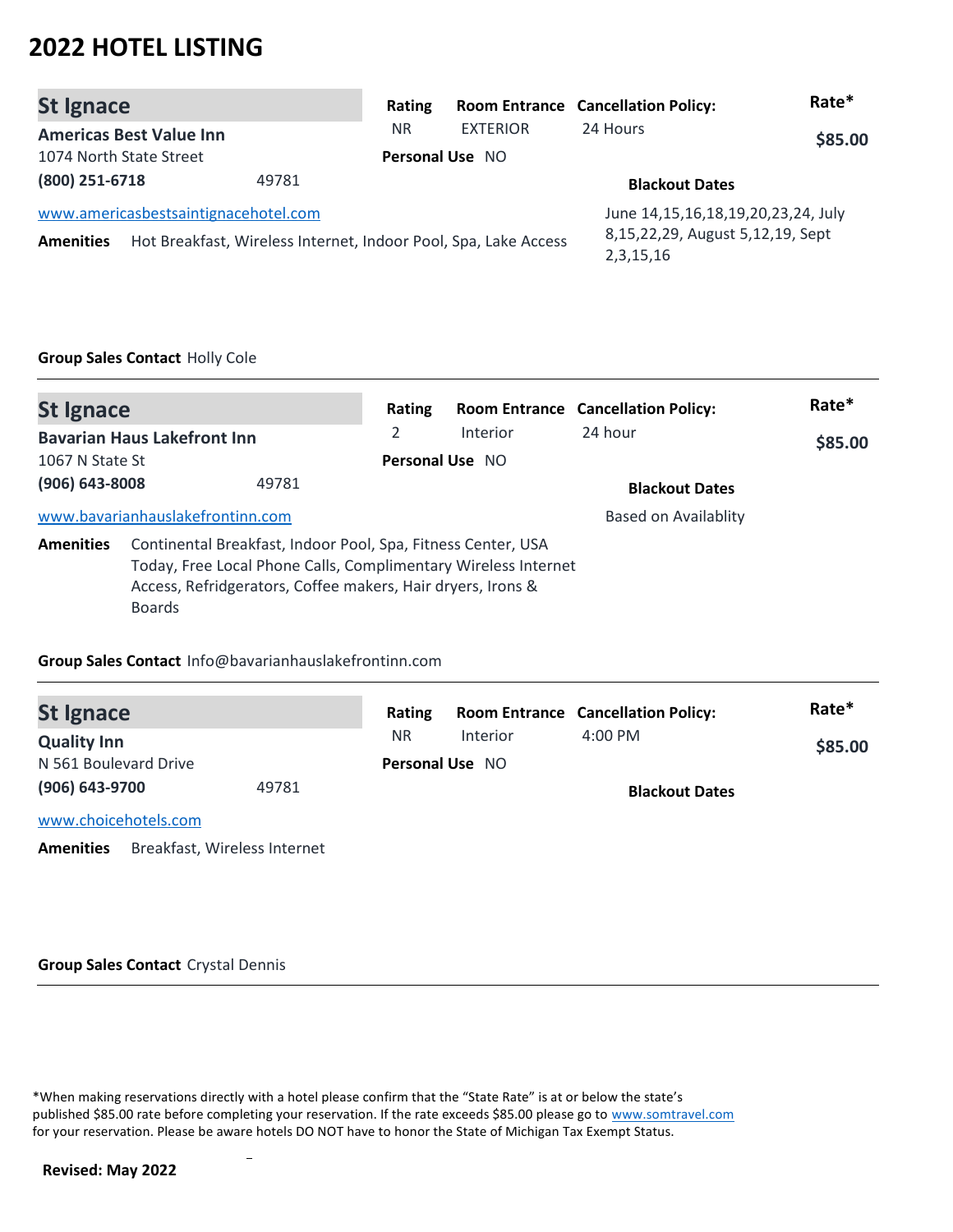# 2022 HOTEL LISTING

## St Ignace

**Americas Best Value Inn**
1074 North State Street
**(800) 251-6718** 49781
www.americasbestsaintignacehotel.com

| Rating | Room Entrance | Cancellation Policy: | Rate* |
|---|---|---|---|
| NR | EXTERIOR | 24 Hours | $85.00 |

**Personal Use** NO

**Blackout Dates**
June 14,15,16,18,19,20,23,24, July 8,15,22,29, August 5,12,19, Sept 2,3,15,16

**Amenities** Hot Breakfast, Wireless Internet, Indoor Pool, Spa, Lake Access

**Group Sales Contact** Holly Cole

---

## St Ignace

**Bavarian Haus Lakefront Inn**
1067 N State St
**(906) 643-8008** 49781
www.bavarianhauslakefrontinn.com

| Rating | Room Entrance | Cancellation Policy: | Rate* |
|---|---|---|---|
| 2 | Interior | 24 hour | $85.00 |

**Personal Use** NO

**Blackout Dates**
Based on Availablity

**Amenities** Continental Breakfast, Indoor Pool, Spa, Fitness Center, USA Today, Free Local Phone Calls, Complimentary Wireless Internet Access, Refridgerators, Coffee makers, Hair dryers, Irons & Boards

**Group Sales Contact** Info@bavarianhauslakefrontinn.com

---

## St Ignace

**Quality Inn**
N 561 Boulevard Drive
**(906) 643-9700** 49781
www.choicehotels.com

| Rating | Room Entrance | Cancellation Policy: | Rate* |
|---|---|---|---|
| NR | Interior | 4:00 PM | $85.00 |

**Personal Use** NO

**Blackout Dates**

**Amenities** Breakfast, Wireless Internet

**Group Sales Contact** Crystal Dennis

---

*When making reservations directly with a hotel please confirm that the "State Rate" is at or below the state's published $85.00 rate before completing your reservation. If the rate exceeds $85.00 please go to www.somtravel.com for your reservation. Please be aware hotels DO NOT have to honor the State of Michigan Tax Exempt Status.

**Revised: May 2022**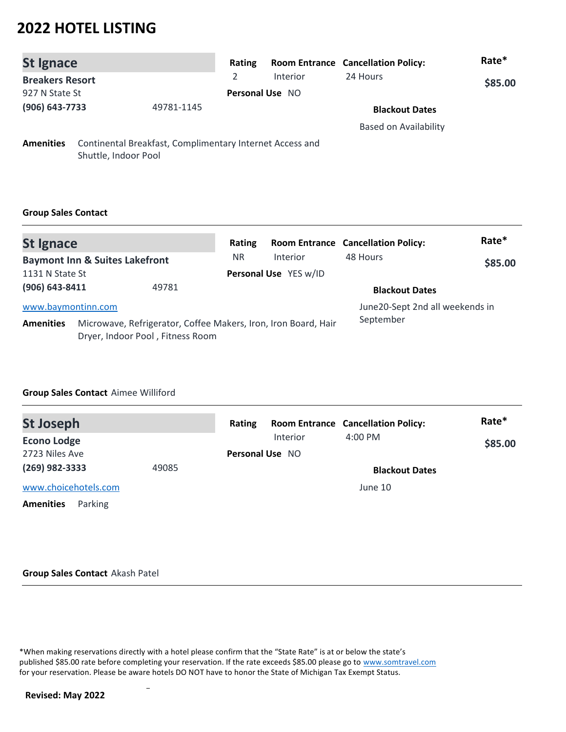# 2022 HOTEL LISTING

## St Ignace

**Breakers Resort**
927 N State St
**(906) 643-7733** 49781-1145

| Rating | Room Entrance | Cancellation Policy: | Rate* |
|---|---|---|---|
| 2 | Interior | 24 Hours | $85.00 |

**Personal Use** NO

**Blackout Dates**
Based on Availability

**Amenities** Continental Breakfast, Complimentary Internet Access and Shuttle, Indoor Pool

**Group Sales Contact**

---

## St Ignace

**Baymont Inn & Suites Lakefront**
1131 N State St
**(906) 643-8411** 49781
www.baymontinn.com

| Rating | Room Entrance | Cancellation Policy: | Rate* |
|---|---|---|---|
| NR | Interior | 48 Hours | $85.00 |

**Personal Use** YES w/ID

**Blackout Dates**
June20-Sept 2nd all weekends in September

**Amenities** Microwave, Refrigerator, Coffee Makers, Iron, Iron Board, Hair Dryer, Indoor Pool , Fitness Room

**Group Sales Contact** Aimee Williford

---

## St Joseph

**Econo Lodge**
2723 Niles Ave
**(269) 982-3333** 49085
www.choicehotels.com

| Rating | Room Entrance | Cancellation Policy: | Rate* |
|---|---|---|---|
| | Interior | 4:00 PM | $85.00 |

**Personal Use** NO

**Blackout Dates**
June 10

**Amenities** Parking

**Group Sales Contact** Akash Patel

---

*When making reservations directly with a hotel please confirm that the "State Rate" is at or below the state's published $85.00 rate before completing your reservation. If the rate exceeds $85.00 please go to www.somtravel.com for your reservation. Please be aware hotels DO NOT have to honor the State of Michigan Tax Exempt Status.

**Revised: May 2022**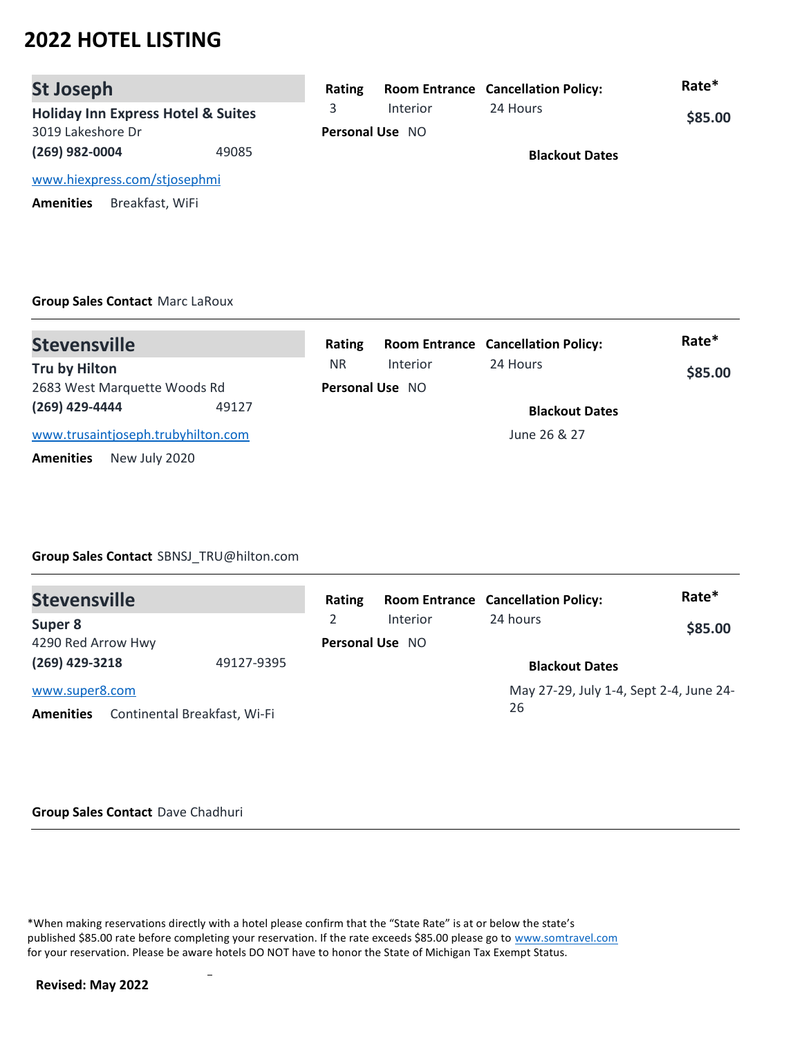# 2022 HOTEL LISTING

## St Joseph

**Holiday Inn Express Hotel & Suites**
3019 Lakeshore Dr
**(269) 982-0004** 49085

www.hiexpress.com/stjosephmi

**Amenities** Breakfast, WiFi

| Rating | Room Entrance | Cancellation Policy: | Rate* |
|---|---|---|---|
| 3 | Interior | 24 Hours | $85.00 |

**Personal Use** NO

**Blackout Dates**

**Group Sales Contact** Marc LaRoux

---

## Stevensville

**Tru by Hilton**
2683 West Marquette Woods Rd
**(269) 429-4444** 49127

www.trusaintjoseph.trubyhilton.com

**Amenities** New July 2020

| Rating | Room Entrance | Cancellation Policy: | Rate* |
|---|---|---|---|
| NR | Interior | 24 Hours | $85.00 |

**Personal Use** NO

**Blackout Dates**
June 26 & 27

**Group Sales Contact** SBNSJ_TRU@hilton.com

---

## Stevensville

**Super 8**
4290 Red Arrow Hwy
**(269) 429-3218** 49127-9395

www.super8.com

**Amenities** Continental Breakfast, Wi-Fi

| Rating | Room Entrance | Cancellation Policy: | Rate* |
|---|---|---|---|
| 2 | Interior | 24 hours | $85.00 |

**Personal Use** NO

**Blackout Dates**
May 27-29, July 1-4, Sept 2-4, June 24-26

**Group Sales Contact** Dave Chadhuri

---

*When making reservations directly with a hotel please confirm that the "State Rate" is at or below the state's published $85.00 rate before completing your reservation. If the rate exceeds $85.00 please go to www.somtravel.com for your reservation. Please be aware hotels DO NOT have to honor the State of Michigan Tax Exempt Status.

**Revised: May 2022**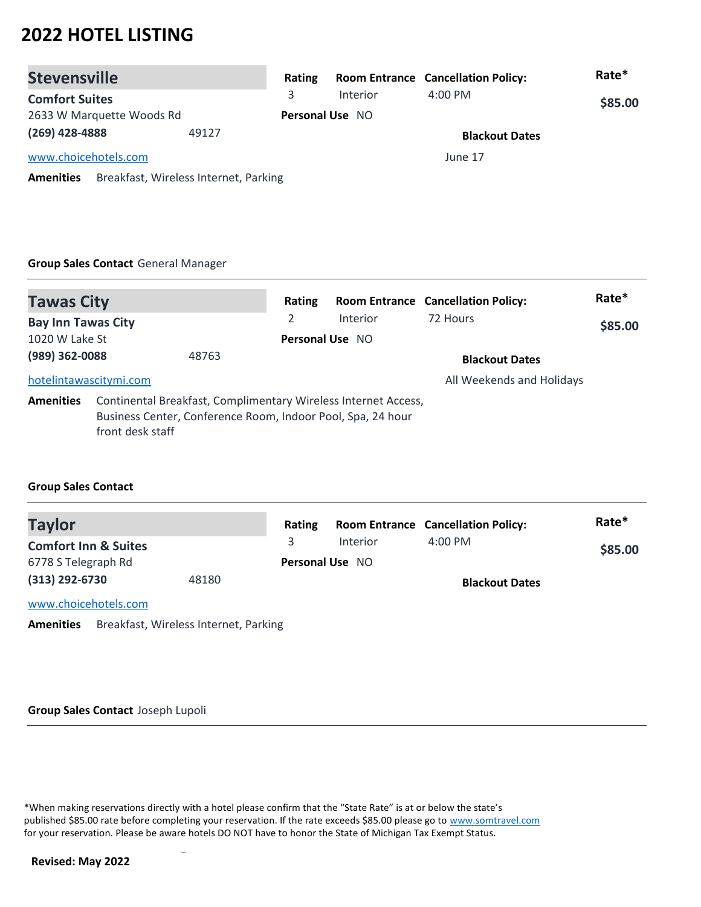# 2022 HOTEL LISTING

## Stevensville

**Comfort Suites**
2633 W Marquette Woods Rd
**(269) 428-4888** 49127
www.choicehotels.com

| Rating | Room Entrance | Cancellation Policy: | Rate* |
|---|---|---|---|
| 3 | Interior | 4:00 PM | **$85.00** |

**Personal Use** NO

**Blackout Dates**
June 17

**Amenities** Breakfast, Wireless Internet, Parking

**Group Sales Contact** General Manager

---

## Tawas City

**Bay Inn Tawas City**
1020 W Lake St
**(989) 362-0088** 48763
hotelintawascitymi.com

| Rating | Room Entrance | Cancellation Policy: | Rate* |
|---|---|---|---|
| 2 | Interior | 72 Hours | **$85.00** |

**Personal Use** NO

**Blackout Dates**
All Weekends and Holidays

**Amenities** Continental Breakfast, Complimentary Wireless Internet Access, Business Center, Conference Room, Indoor Pool, Spa, 24 hour front desk staff

**Group Sales Contact**

---

## Taylor

**Comfort Inn & Suites**
6778 S Telegraph Rd
**(313) 292-6730** 48180
www.choicehotels.com

| Rating | Room Entrance | Cancellation Policy: | Rate* |
|---|---|---|---|
| 3 | Interior | 4:00 PM | **$85.00** |

**Personal Use** NO

**Blackout Dates**

**Amenities** Breakfast, Wireless Internet, Parking

**Group Sales Contact** Joseph Lupoli

---

*When making reservations directly with a hotel please confirm that the "State Rate" is at or below the state's published $85.00 rate before completing your reservation. If the rate exceeds $85.00 please go to www.somtravel.com for your reservation. Please be aware hotels DO NOT have to honor the State of Michigan Tax Exempt Status.

**Revised: May 2022**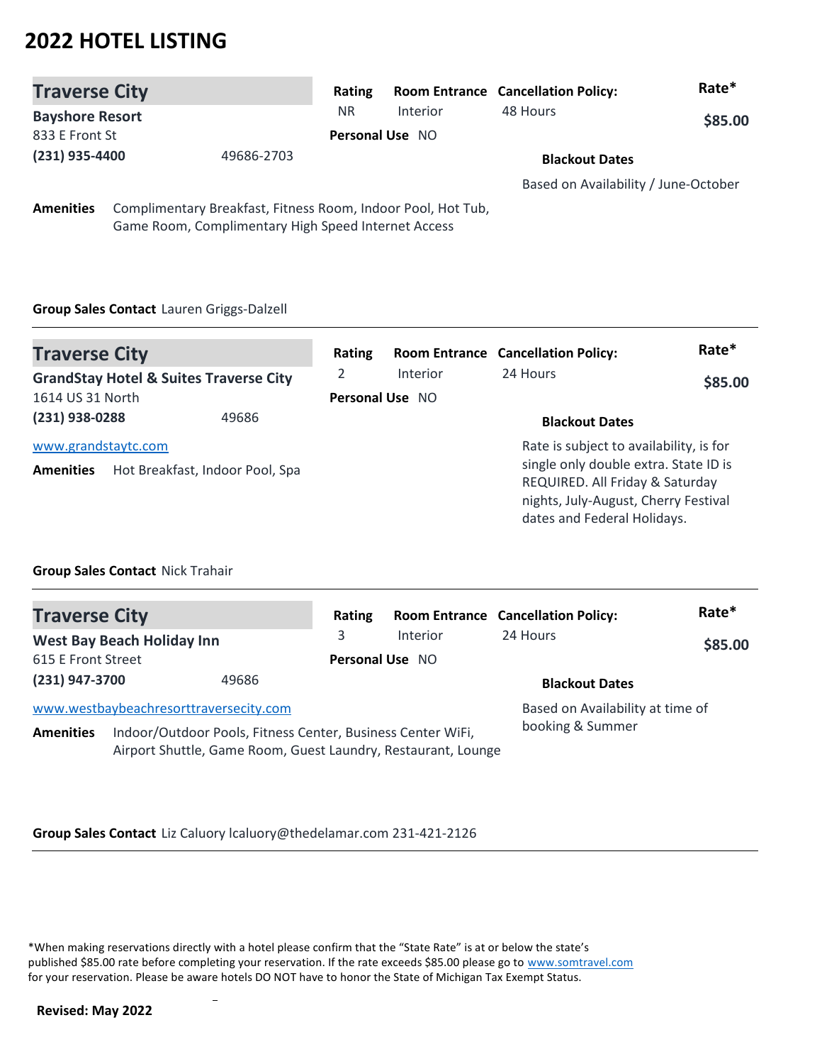# 2022 HOTEL LISTING

## Traverse City

**Bayshore Resort**
833 E Front St
**(231) 935-4400** 49686-2703

| Rating | Room Entrance | Cancellation Policy: | Rate* |
|---|---|---|---|
| NR | Interior | 48 Hours | **$85.00** |

**Personal Use** NO

**Blackout Dates**

Based on Availability / June-October

**Amenities** Complimentary Breakfast, Fitness Room, Indoor Pool, Hot Tub, Game Room, Complimentary High Speed Internet Access

**Group Sales Contact** Lauren Griggs-Dalzell

---

## Traverse City

**GrandStay Hotel & Suites Traverse City**
1614 US 31 North
**(231) 938-0288** 49686

[www.grandstaytc.com](http://www.grandstaytc.com)

| Rating | Room Entrance | Cancellation Policy: | Rate* |
|---|---|---|---|
| 2 | Interior | 24 Hours | **$85.00** |

**Personal Use** NO

**Blackout Dates**

Rate is subject to availability, is for single only double extra. State ID is REQUIRED. All Friday & Saturday nights, July-August, Cherry Festival dates and Federal Holidays.

**Amenities** Hot Breakfast, Indoor Pool, Spa

**Group Sales Contact** Nick Trahair

---

## Traverse City

**West Bay Beach Holiday Inn**
615 E Front Street
**(231) 947-3700** 49686

[www.westbaybeachresorttraversecity.com](http://www.westbaybeachresorttraversecity.com)

| Rating | Room Entrance | Cancellation Policy: | Rate* |
|---|---|---|---|
| 3 | Interior | 24 Hours | **$85.00** |

**Personal Use** NO

**Blackout Dates**

Based on Availability at time of booking & Summer

**Amenities** Indoor/Outdoor Pools, Fitness Center, Business Center WiFi, Airport Shuttle, Game Room, Guest Laundry, Restaurant, Lounge

**Group Sales Contact** Liz Caluory lcaluory@thedelamar.com 231-421-2126

---

*When making reservations directly with a hotel please confirm that the "State Rate" is at or below the state's published $85.00 rate before completing your reservation. If the rate exceeds $85.00 please go to [www.somtravel.com](http://www.somtravel.com) for your reservation. Please be aware hotels DO NOT have to honor the State of Michigan Tax Exempt Status.

**Revised: May 2022**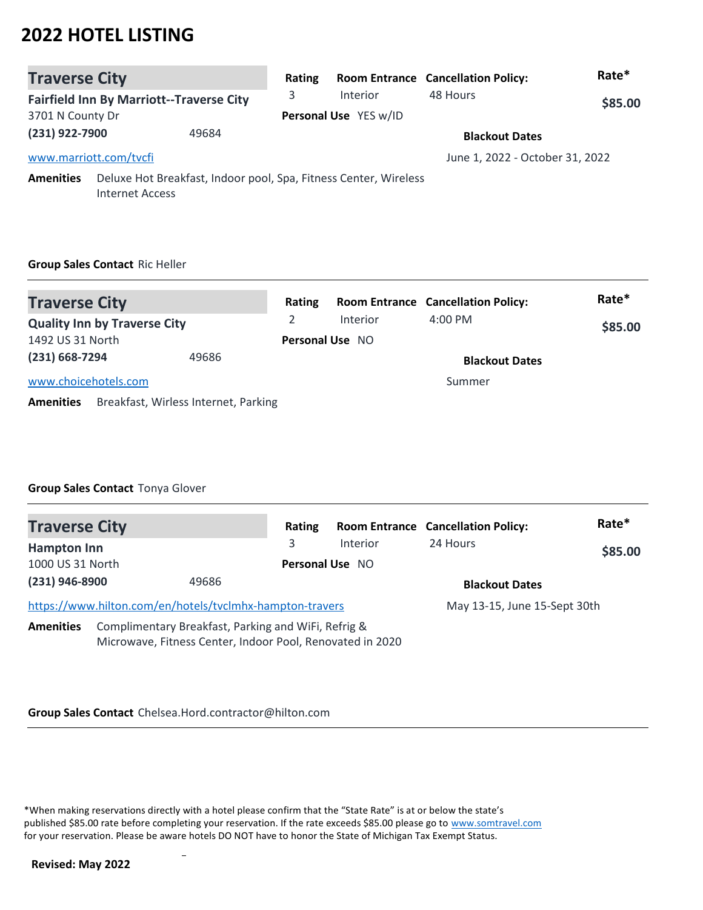# 2022 HOTEL LISTING

## Traverse City

**Fairfield Inn By Marriott--Traverse City**
3701 N County Dr
**(231) 922-7900** 49684
www.marriott.com/tvcfi

| Rating | Room Entrance | Cancellation Policy: | Rate* |
|---|---|---|---|
| 3 | Interior | 48 Hours | **$85.00** |

**Personal Use** YES w/ID

**Blackout Dates**
June 1, 2022 - October 31, 2022

**Amenities** Deluxe Hot Breakfast, Indoor pool, Spa, Fitness Center, Wireless Internet Access

**Group Sales Contact** Ric Heller

---

## Traverse City

**Quality Inn by Traverse City**
1492 US 31 North
**(231) 668-7294** 49686
www.choicehotels.com

| Rating | Room Entrance | Cancellation Policy: | Rate* |
|---|---|---|---|
| 2 | Interior | 4:00 PM | **$85.00** |

**Personal Use** NO

**Blackout Dates**
Summer

**Amenities** Breakfast, Wirless Internet, Parking

**Group Sales Contact** Tonya Glover

---

## Traverse City

**Hampton Inn**
1000 US 31 North
**(231) 946-8900** 49686
https://www.hilton.com/en/hotels/tvclmhx-hampton-travers

| Rating | Room Entrance | Cancellation Policy: | Rate* |
|---|---|---|---|
| 3 | Interior | 24 Hours | **$85.00** |

**Personal Use** NO

**Blackout Dates**
May 13-15, June 15-Sept 30th

**Amenities** Complimentary Breakfast, Parking and WiFi, Refrig & Microwave, Fitness Center, Indoor Pool, Renovated in 2020

**Group Sales Contact** Chelsea.Hord.contractor@hilton.com

---

*When making reservations directly with a hotel please confirm that the "State Rate" is at or below the state's published $85.00 rate before completing your reservation. If the rate exceeds $85.00 please go to www.somtravel.com for your reservation. Please be aware hotels DO NOT have to honor the State of Michigan Tax Exempt Status.

**Revised: May 2022**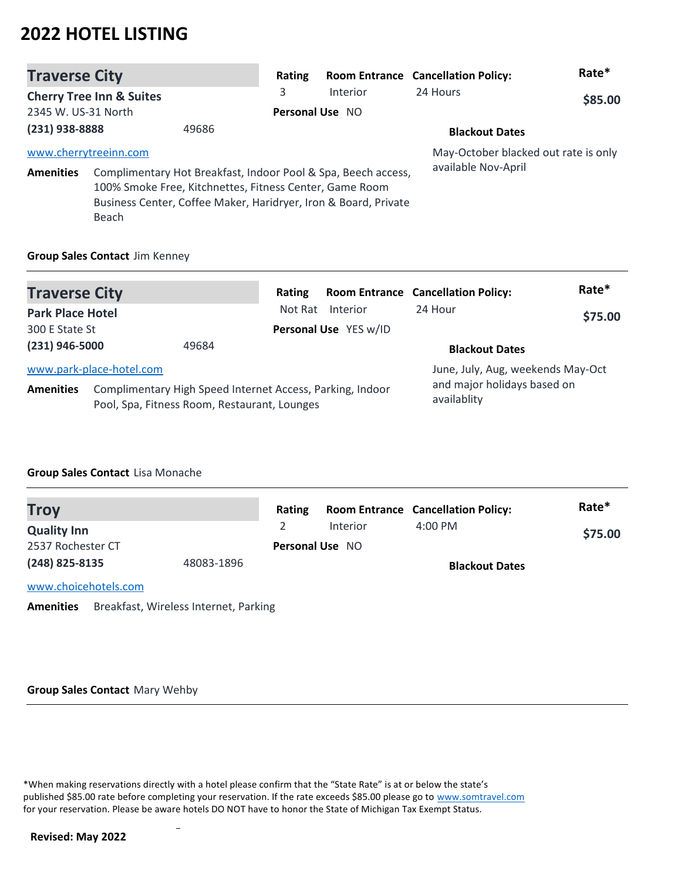# 2022 HOTEL LISTING

## Traverse City

**Cherry Tree Inn & Suites**
2345 W. US-31 North
**(231) 938-8888** 49686
www.cherrytreeinn.com

| Rating | Room Entrance | Cancellation Policy: | Rate* |
|---|---|---|---|
| 3 | Interior | 24 Hours | $85.00 |

**Personal Use** NO

**Blackout Dates**
May-October blacked out rate is only available Nov-April

**Amenities** Complimentary Hot Breakfast, Indoor Pool & Spa, Beech access, 100% Smoke Free, Kitchnettes, Fitness Center, Game Room Business Center, Coffee Maker, Haridryer, Iron & Board, Private Beach

**Group Sales Contact** Jim Kenney

---

## Traverse City

**Park Place Hotel**
300 E State St
**(231) 946-5000** 49684
www.park-place-hotel.com

| Rating | Room Entrance | Cancellation Policy: | Rate* |
|---|---|---|---|
| Not Rat | Interior | 24 Hour | $75.00 |

**Personal Use** YES w/ID

**Blackout Dates**
June, July, Aug, weekends May-Oct and major holidays based on availablity

**Amenities** Complimentary High Speed Internet Access, Parking, Indoor Pool, Spa, Fitness Room, Restaurant, Lounges

**Group Sales Contact** Lisa Monache

---

## Troy

**Quality Inn**
2537 Rochester CT
**(248) 825-8135** 48083-1896
www.choicehotels.com

| Rating | Room Entrance | Cancellation Policy: | Rate* |
|---|---|---|---|
| 2 | Interior | 4:00 PM | $75.00 |

**Personal Use** NO

**Blackout Dates**

**Amenities** Breakfast, Wireless Internet, Parking

**Group Sales Contact** Mary Wehby

---

*When making reservations directly with a hotel please confirm that the "State Rate" is at or below the state's published $85.00 rate before completing your reservation. If the rate exceeds $85.00 please go to www.somtravel.com for your reservation. Please be aware hotels DO NOT have to honor the State of Michigan Tax Exempt Status.

**Revised: May 2022**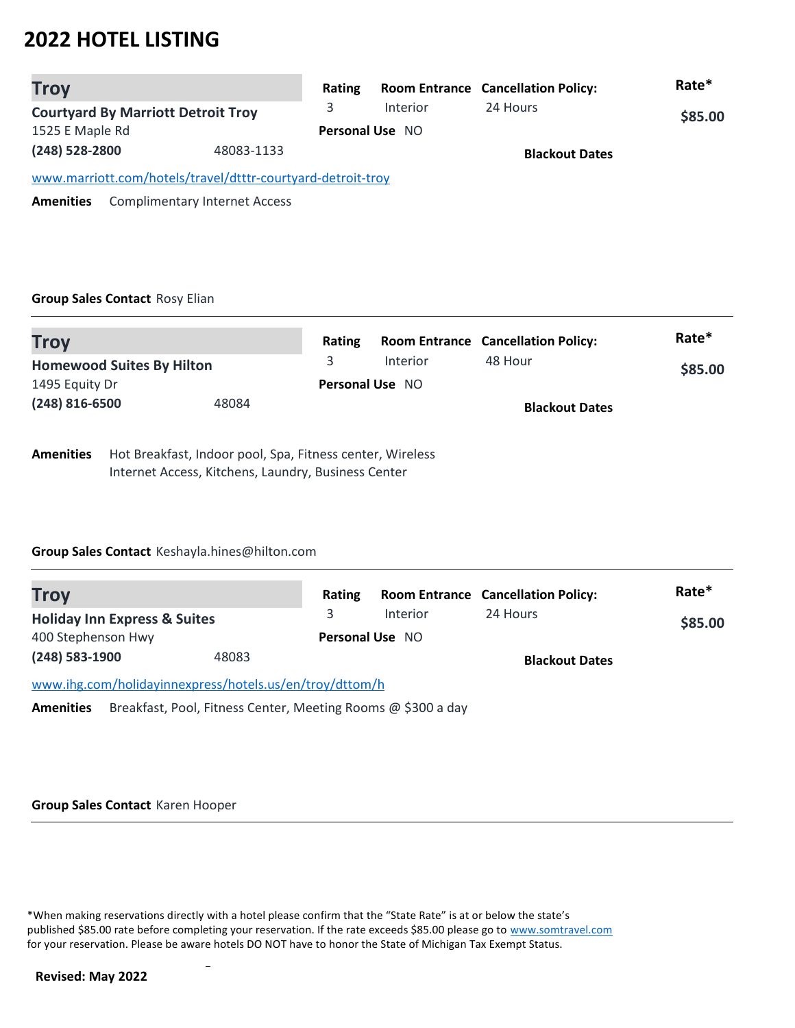# 2022 HOTEL LISTING

## Troy

**Courtyard By Marriott Detroit Troy**
1525 E Maple Rd
**(248) 528-2800** 48083-1133

| Rating | Room Entrance | Cancellation Policy: | Rate* |
|---|---|---|---|
| 3 | Interior | 24 Hours | $85.00 |

**Personal Use** NO

**Blackout Dates**

www.marriott.com/hotels/travel/dtttr-courtyard-detroit-troy

**Amenities** Complimentary Internet Access

**Group Sales Contact** Rosy Elian

---

## Troy

**Homewood Suites By Hilton**
1495 Equity Dr
**(248) 816-6500** 48084

| Rating | Room Entrance | Cancellation Policy: | Rate* |
|---|---|---|---|
| 3 | Interior | 48 Hour | $85.00 |

**Personal Use** NO

**Blackout Dates**

**Amenities** Hot Breakfast, Indoor pool, Spa, Fitness center, Wireless Internet Access, Kitchens, Laundry, Business Center

**Group Sales Contact** Keshayla.hines@hilton.com

---

## Troy

**Holiday Inn Express & Suites**
400 Stephenson Hwy
**(248) 583-1900** 48083

| Rating | Room Entrance | Cancellation Policy: | Rate* |
|---|---|---|---|
| 3 | Interior | 24 Hours | $85.00 |

**Personal Use** NO

**Blackout Dates**

www.ihg.com/holidayinnexpress/hotels.us/en/troy/dttom/h

**Amenities** Breakfast, Pool, Fitness Center, Meeting Rooms @ $300 a day

**Group Sales Contact** Karen Hooper

---

*When making reservations directly with a hotel please confirm that the "State Rate" is at or below the state's published $85.00 rate before completing your reservation. If the rate exceeds $85.00 please go to www.somtravel.com for your reservation. Please be aware hotels DO NOT have to honor the State of Michigan Tax Exempt Status.

**Revised: May 2022**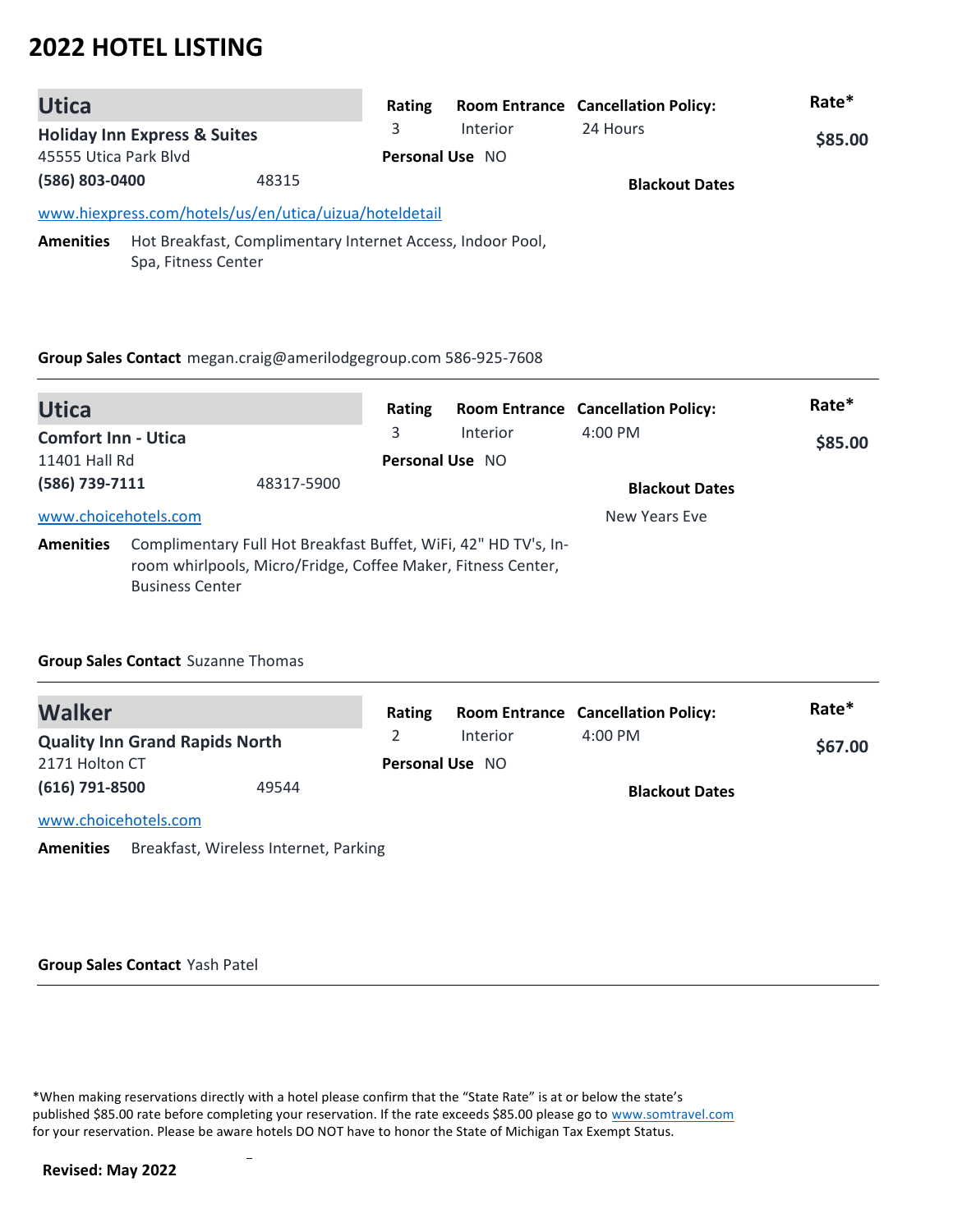# 2022 HOTEL LISTING

## Utica

**Holiday Inn Express & Suites**
45555 Utica Park Blvd
**(586) 803-0400** 48315

| Rating | Room Entrance | Cancellation Policy: | Rate* |
|---|---|---|---|
| 3 | Interior | 24 Hours | **$85.00** |

**Personal Use** NO

**Blackout Dates**

www.hiexpress.com/hotels/us/en/utica/uizua/hoteldetail

**Amenities** Hot Breakfast, Complimentary Internet Access, Indoor Pool, Spa, Fitness Center

**Group Sales Contact** megan.craig@amerilodgegroup.com 586-925-7608

---

## Utica

**Comfort Inn - Utica**
11401 Hall Rd
**(586) 739-7111** 48317-5900

| Rating | Room Entrance | Cancellation Policy: | Rate* |
|---|---|---|---|
| 3 | Interior | 4:00 PM | **$85.00** |

**Personal Use** NO

**Blackout Dates**
New Years Eve

www.choicehotels.com

**Amenities** Complimentary Full Hot Breakfast Buffet, WiFi, 42" HD TV's, In-room whirlpools, Micro/Fridge, Coffee Maker, Fitness Center, Business Center

**Group Sales Contact** Suzanne Thomas

---

## Walker

**Quality Inn Grand Rapids North**
2171 Holton CT
**(616) 791-8500** 49544

| Rating | Room Entrance | Cancellation Policy: | Rate* |
|---|---|---|---|
| 2 | Interior | 4:00 PM | **$67.00** |

**Personal Use** NO

**Blackout Dates**

www.choicehotels.com

**Amenities** Breakfast, Wireless Internet, Parking

**Group Sales Contact** Yash Patel

---

*When making reservations directly with a hotel please confirm that the "State Rate" is at or below the state's published $85.00 rate before completing your reservation. If the rate exceeds $85.00 please go to www.somtravel.com for your reservation. Please be aware hotels DO NOT have to honor the State of Michigan Tax Exempt Status.

**Revised: May 2022**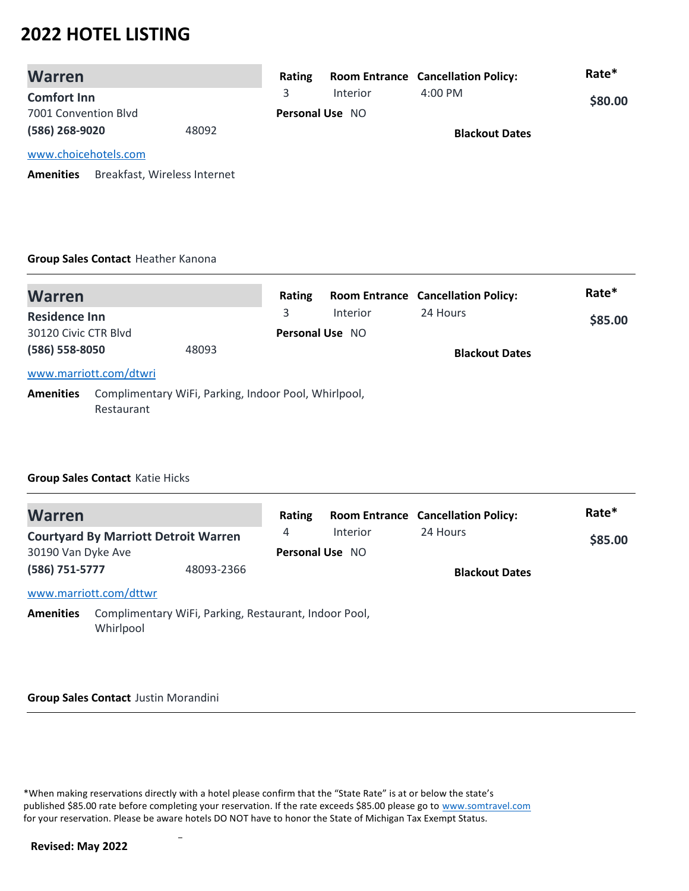# 2022 HOTEL LISTING

## Warren

**Comfort Inn**
7001 Convention Blvd
**(586) 268-9020** 48092
www.choicehotels.com

| Rating | Room Entrance | Cancellation Policy: | Rate* |
|---|---|---|---|
| 3 | Interior | 4:00 PM | **$80.00** |

**Personal Use** NO

**Blackout Dates**

**Amenities** Breakfast, Wireless Internet

**Group Sales Contact** Heather Kanona

---

## Warren

**Residence Inn**
30120 Civic CTR Blvd
**(586) 558-8050** 48093
www.marriott.com/dtwri

| Rating | Room Entrance | Cancellation Policy: | Rate* |
|---|---|---|---|
| 3 | Interior | 24 Hours | **$85.00** |

**Personal Use** NO

**Blackout Dates**

**Amenities** Complimentary WiFi, Parking, Indoor Pool, Whirlpool, Restaurant

**Group Sales Contact** Katie Hicks

---

## Warren

**Courtyard By Marriott Detroit Warren**
30190 Van Dyke Ave
**(586) 751-5777** 48093-2366
www.marriott.com/dttwr

| Rating | Room Entrance | Cancellation Policy: | Rate* |
|---|---|---|---|
| 4 | Interior | 24 Hours | **$85.00** |

**Personal Use** NO

**Blackout Dates**

**Amenities** Complimentary WiFi, Parking, Restaurant, Indoor Pool, Whirlpool

**Group Sales Contact** Justin Morandini

---

*When making reservations directly with a hotel please confirm that the "State Rate" is at or below the state's published $85.00 rate before completing your reservation. If the rate exceeds $85.00 please go to www.somtravel.com for your reservation. Please be aware hotels DO NOT have to honor the State of Michigan Tax Exempt Status.

**Revised: May 2022**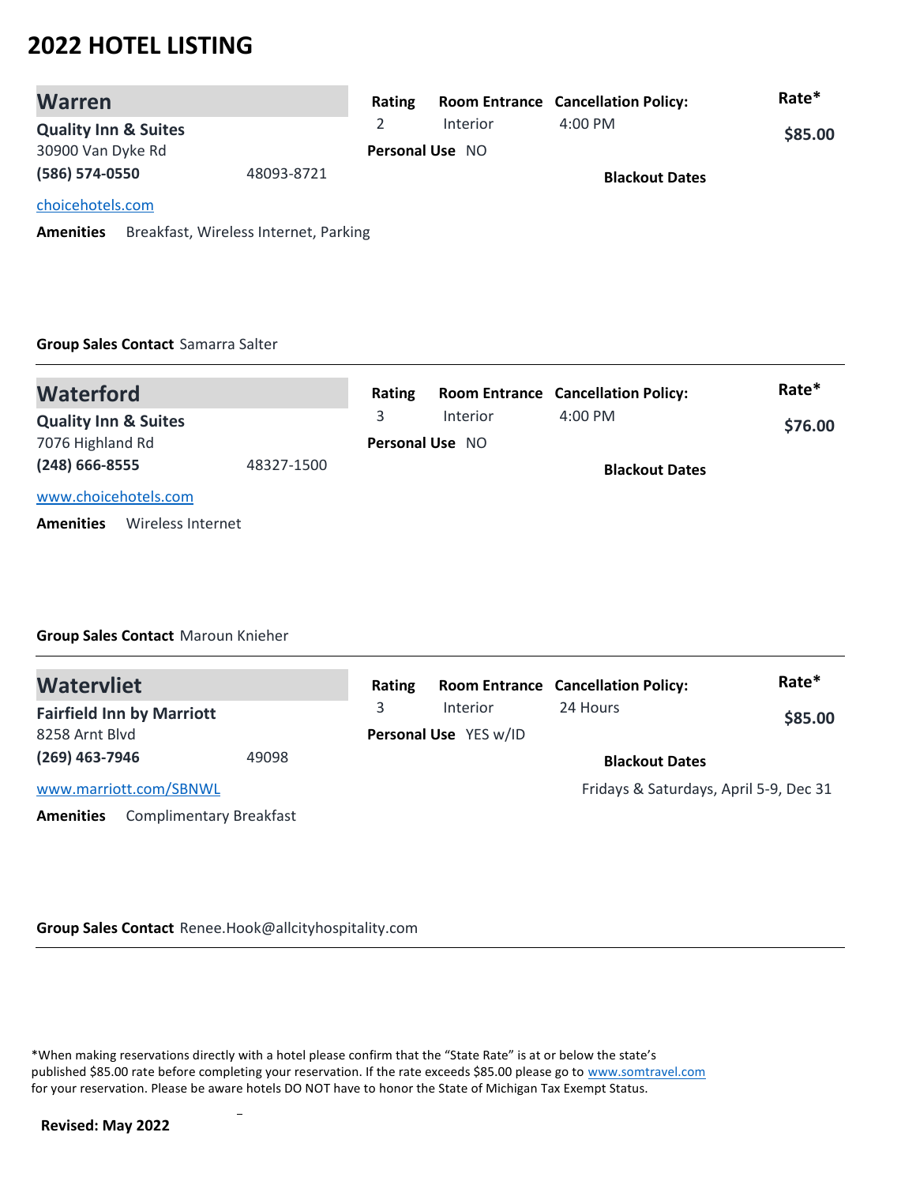# 2022 HOTEL LISTING

## Warren

**Quality Inn & Suites**
30900 Van Dyke Rd
**(586) 574-0550** 48093-8721

[choicehotels.com](choicehotels.com)

**Amenities** Breakfast, Wireless Internet, Parking

| Rating | Room Entrance | Cancellation Policy: | Rate* |
|---|---|---|---|
| 2 | Interior | 4:00 PM | $85.00 |

**Personal Use** NO

**Blackout Dates**

**Group Sales Contact** Samarra Salter

---

## Waterford

**Quality Inn & Suites**
7076 Highland Rd
**(248) 666-8555** 48327-1500

[www.choicehotels.com](www.choicehotels.com)

**Amenities** Wireless Internet

| Rating | Room Entrance | Cancellation Policy: | Rate* |
|---|---|---|---|
| 3 | Interior | 4:00 PM | $76.00 |

**Personal Use** NO

**Blackout Dates**

**Group Sales Contact** Maroun Knieher

---

## Watervliet

**Fairfield Inn by Marriott**
8258 Arnt Blvd
**(269) 463-7946** 49098

[www.marriott.com/SBNWL](www.marriott.com/SBNWL)

**Amenities** Complimentary Breakfast

| Rating | Room Entrance | Cancellation Policy: | Rate* |
|---|---|---|---|
| 3 | Interior | 24 Hours | $85.00 |

**Personal Use** YES w/ID

**Blackout Dates**

Fridays & Saturdays, April 5-9, Dec 31

**Group Sales Contact** Renee.Hook@allcityhospitality.com

---

*When making reservations directly with a hotel please confirm that the "State Rate" is at or below the state's published $85.00 rate before completing your reservation. If the rate exceeds $85.00 please go to [www.somtravel.com](www.somtravel.com) for your reservation. Please be aware hotels DO NOT have to honor the State of Michigan Tax Exempt Status.

**Revised: May 2022**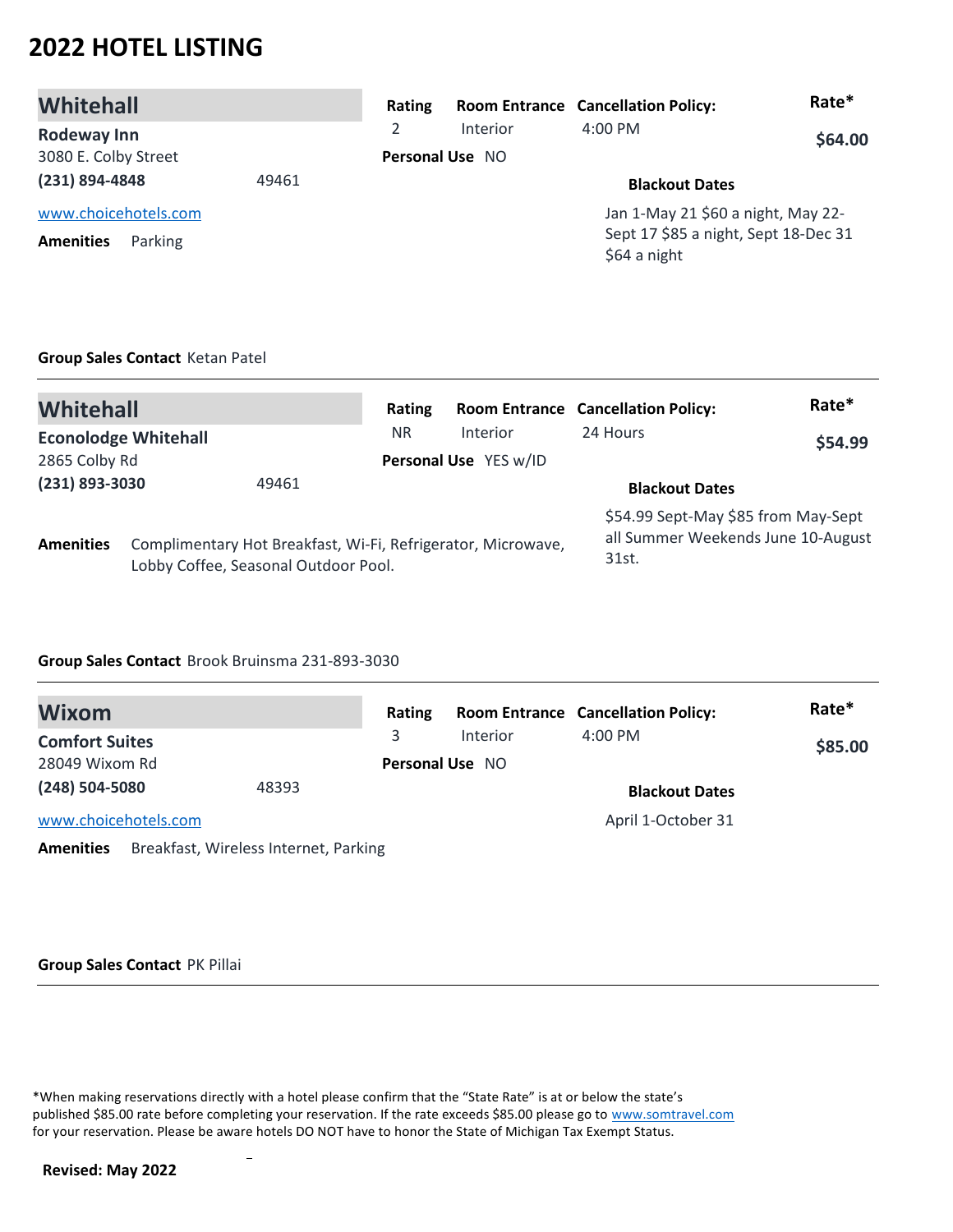# 2022 HOTEL LISTING

## Whitehall

**Rodeway Inn**
3080 E. Colby Street
**(231) 894-4848** 49461
www.choicehotels.com

**Amenities** Parking

| Rating | Room Entrance | Cancellation Policy: | Rate* |
|---|---|---|---|
| 2 | Interior | 4:00 PM | **$64.00** |

**Personal Use** NO

**Blackout Dates**

Jan 1-May 21 $60 a night, May 22-Sept 17 $85 a night, Sept 18-Dec 31 $64 a night

**Group Sales Contact** Ketan Patel

---

## Whitehall

**Econolodge Whitehall**
2865 Colby Rd
**(231) 893-3030** 49461

**Amenities** Complimentary Hot Breakfast, Wi-Fi, Refrigerator, Microwave, Lobby Coffee, Seasonal Outdoor Pool.

| Rating | Room Entrance | Cancellation Policy: | Rate* |
|---|---|---|---|
| NR | Interior | 24 Hours | **$54.99** |

**Personal Use** YES w/ID

**Blackout Dates**

$54.99 Sept-May $85 from May-Sept all Summer Weekends June 10-August 31st.

**Group Sales Contact** Brook Bruinsma 231-893-3030

---

## Wixom

**Comfort Suites**
28049 Wixom Rd
**(248) 504-5080** 48393
www.choicehotels.com

**Amenities** Breakfast, Wireless Internet, Parking

| Rating | Room Entrance | Cancellation Policy: | Rate* |
|---|---|---|---|
| 3 | Interior | 4:00 PM | **$85.00** |

**Personal Use** NO

**Blackout Dates**

April 1-October 31

**Group Sales Contact** PK Pillai

---

*When making reservations directly with a hotel please confirm that the "State Rate" is at or below the state's published $85.00 rate before completing your reservation. If the rate exceeds $85.00 please go to www.somtravel.com for your reservation. Please be aware hotels DO NOT have to honor the State of Michigan Tax Exempt Status.

**Revised: May 2022**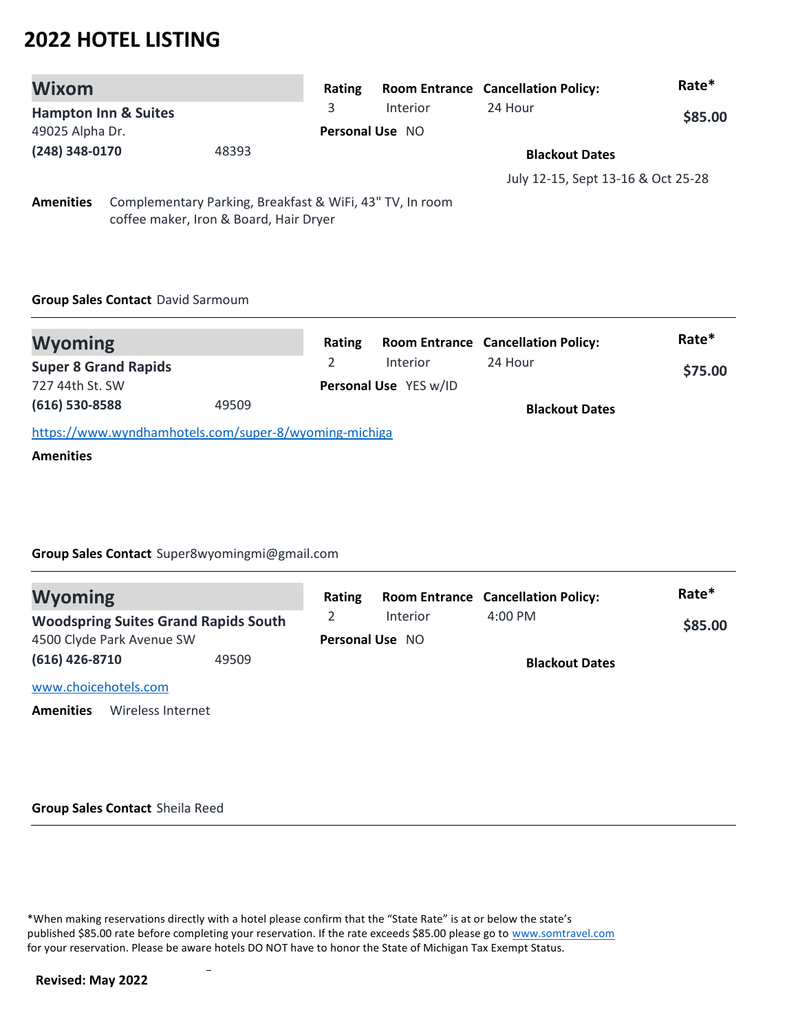# 2022 HOTEL LISTING

## Wixom

**Hampton Inn & Suites**
49025 Alpha Dr.
**(248) 348-0170** 48393

| Rating | Room Entrance | Cancellation Policy: | Rate* |
|---|---|---|---|
| 3 | Interior | 24 Hour | **$85.00** |

**Personal Use** NO

**Blackout Dates**
July 12-15, Sept 13-16 & Oct 25-28

**Amenities** Complementary Parking, Breakfast & WiFi, 43" TV, In room coffee maker, Iron & Board, Hair Dryer

**Group Sales Contact** David Sarmoum

---

## Wyoming

**Super 8 Grand Rapids**
727 44th St. SW
**(616) 530-8588** 49509

| Rating | Room Entrance | Cancellation Policy: | Rate* |
|---|---|---|---|
| 2 | Interior | 24 Hour | **$75.00** |

**Personal Use** YES w/ID

**Blackout Dates**

https://www.wyndhamhotels.com/super-8/wyoming-michiga

**Amenities**

**Group Sales Contact** Super8wyomingmi@gmail.com

---

## Wyoming

**Woodspring Suites Grand Rapids South**
4500 Clyde Park Avenue SW
**(616) 426-8710** 49509

| Rating | Room Entrance | Cancellation Policy: | Rate* |
|---|---|---|---|
| 2 | Interior | 4:00 PM | **$85.00** |

**Personal Use** NO

**Blackout Dates**

www.choicehotels.com

**Amenities** Wireless Internet

**Group Sales Contact** Sheila Reed

---

*When making reservations directly with a hotel please confirm that the "State Rate" is at or below the state's published $85.00 rate before completing your reservation. If the rate exceeds $85.00 please go to www.somtravel.com for your reservation. Please be aware hotels DO NOT have to honor the State of Michigan Tax Exempt Status.

**Revised: May 2022**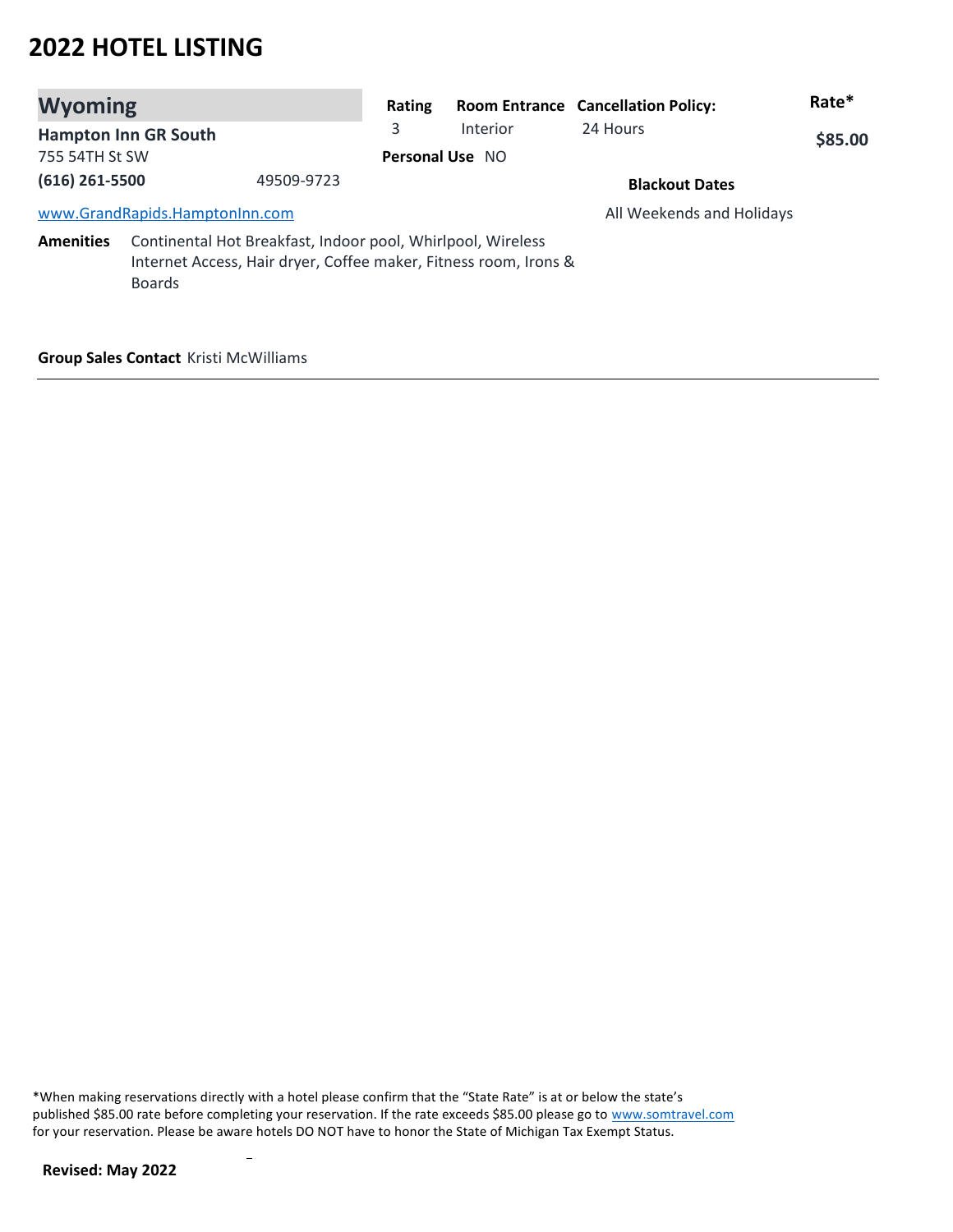# 2022 HOTEL LISTING

## Wyoming

**Hampton Inn GR South**
755 54TH St SW
**(616) 261-5500** 49509-9723
www.GrandRapids.HamptonInn.com

| Rating | Room Entrance | Cancellation Policy: | Rate* |
|---|---|---|---|
| 3 | Interior | 24 Hours | **$85.00** |

**Personal Use** NO

**Blackout Dates**
All Weekends and Holidays

**Amenities** Continental Hot Breakfast, Indoor pool, Whirlpool, Wireless Internet Access, Hair dryer, Coffee maker, Fitness room, Irons & Boards

**Group Sales Contact** Kristi McWilliams

---

*When making reservations directly with a hotel please confirm that the "State Rate" is at or below the state's published $85.00 rate before completing your reservation. If the rate exceeds $85.00 please go to www.somtravel.com for your reservation. Please be aware hotels DO NOT have to honor the State of Michigan Tax Exempt Status.

**Revised: May 2022**